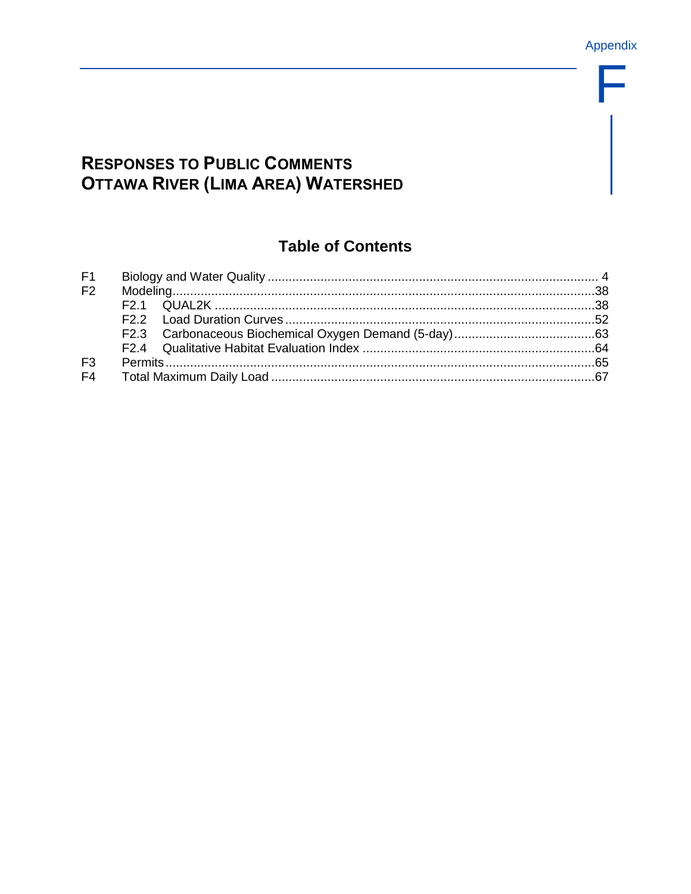Appendix

# F

# Responses to Public Comments
# Ottawa River (Lima Area) Watershed

## Table of Contents

| | | |
|---|---|---|
| F1 | Biology and Water Quality | 4 |
| F2 | Modeling | 38 |
| | F2.1 QUAL2K | 38 |
| | F2.2 Load Duration Curves | 52 |
| | F2.3 Carbonaceous Biochemical Oxygen Demand (5-day) | 63 |
| | F2.4 Qualitative Habitat Evaluation Index | 64 |
| F3 | Permits | 65 |
| F4 | Total Maximum Daily Load | 67 |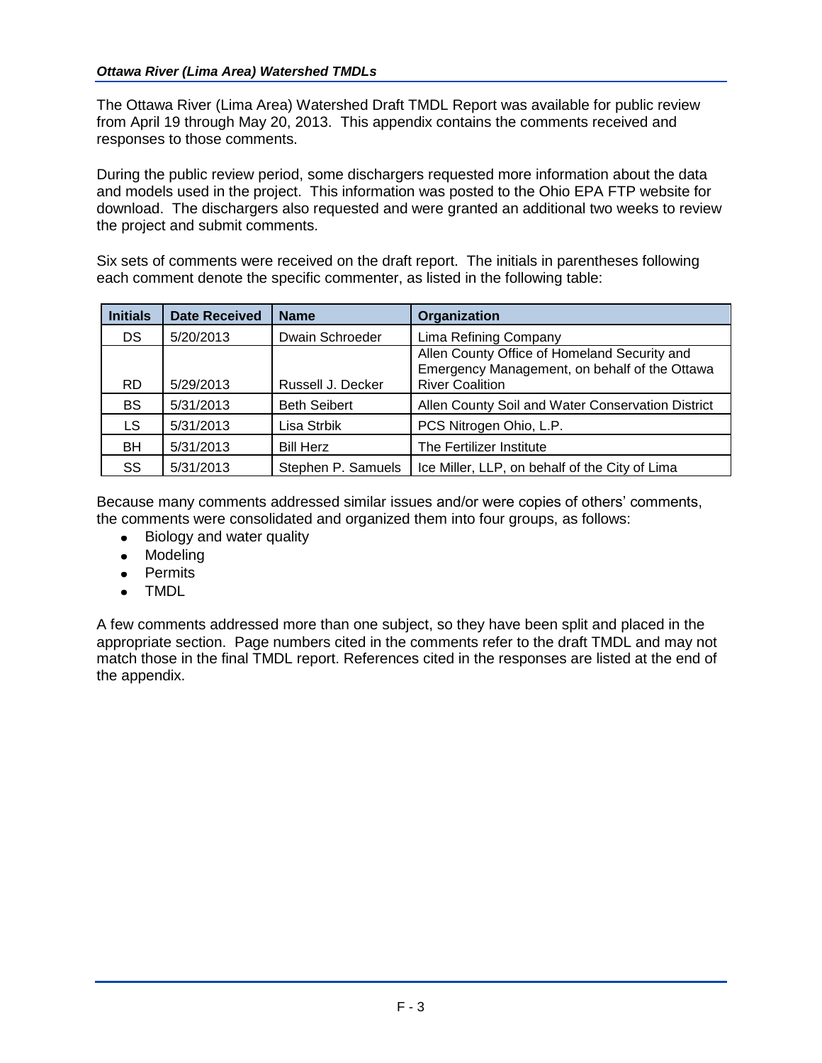The Ottawa River (Lima Area) Watershed Draft TMDL Report was available for public review from April 19 through May 20, 2013. This appendix contains the comments received and responses to those comments.

During the public review period, some dischargers requested more information about the data and models used in the project. This information was posted to the Ohio EPA FTP website for download. The dischargers also requested and were granted an additional two weeks to review the project and submit comments.

Six sets of comments were received on the draft report. The initials in parentheses following each comment denote the specific commenter, as listed in the following table:

| Initials | Date Received | Name | Organization |
|---|---|---|---|
| DS | 5/20/2013 | Dwain Schroeder | Lima Refining Company |
| RD | 5/29/2013 | Russell J. Decker | Allen County Office of Homeland Security and Emergency Management, on behalf of the Ottawa River Coalition |
| BS | 5/31/2013 | Beth Seibert | Allen County Soil and Water Conservation District |
| LS | 5/31/2013 | Lisa Strbik | PCS Nitrogen Ohio, L.P. |
| BH | 5/31/2013 | Bill Herz | The Fertilizer Institute |
| SS | 5/31/2013 | Stephen P. Samuels | Ice Miller, LLP, on behalf of the City of Lima |

Because many comments addressed similar issues and/or were copies of others' comments, the comments were consolidated and organized them into four groups, as follows:

- Biology and water quality
- Modeling
- Permits
- TMDL

A few comments addressed more than one subject, so they have been split and placed in the appropriate section. Page numbers cited in the comments refer to the draft TMDL and may not match those in the final TMDL report. References cited in the responses are listed at the end of the appendix.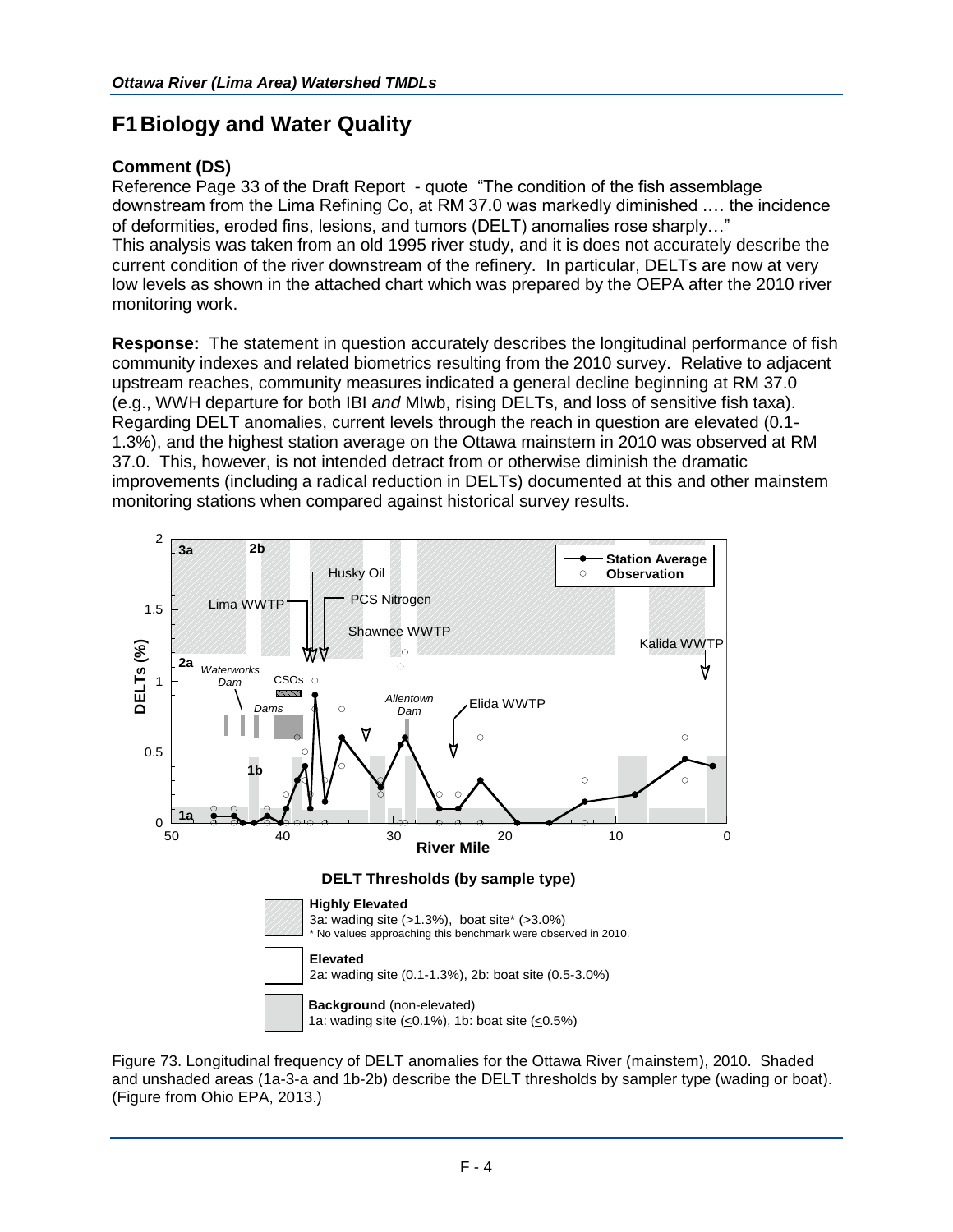# F1 Biology and Water Quality

**Comment (DS)**

Reference Page 33 of the Draft Report - quote "The condition of the fish assemblage downstream from the Lima Refining Co, at RM 37.0 was markedly diminished …. the incidence of deformities, eroded fins, lesions, and tumors (DELT) anomalies rose sharply…"

This analysis was taken from an old 1995 river study, and it is does not accurately describe the current condition of the river downstream of the refinery. In particular, DELTs are now at very low levels as shown in the attached chart which was prepared by the OEPA after the 2010 river monitoring work.

**Response:** The statement in question accurately describes the longitudinal performance of fish community indexes and related biometrics resulting from the 2010 survey. Relative to adjacent upstream reaches, community measures indicated a general decline beginning at RM 37.0 (e.g., WWH departure for both IBI *and* MIwb, rising DELTs, and loss of sensitive fish taxa). Regarding DELT anomalies, current levels through the reach in question are elevated (0.1-1.3%), and the highest station average on the Ottawa mainstem in 2010 was observed at RM 37.0. This, however, is not intended detract from or otherwise diminish the dramatic improvements (including a radical reduction in DELTs) documented at this and other mainstem monitoring stations when compared against historical survey results.

**DELT Thresholds (by sample type)**

**Highly Elevated**
3a: wading site (>1.3%), boat site* (>3.0%)
\* No values approaching this benchmark were observed in 2010.

**Elevated**
2a: wading site (0.1-1.3%), 2b: boat site (0.5-3.0%)

**Background** (non-elevated)
1a: wading site (≤0.1%), 1b: boat site (≤0.5%)

Figure 73. Longitudinal frequency of DELT anomalies for the Ottawa River (mainstem), 2010. Shaded and unshaded areas (1a-3-a and 1b-2b) describe the DELT thresholds by sampler type (wading or boat). (Figure from Ohio EPA, 2013.)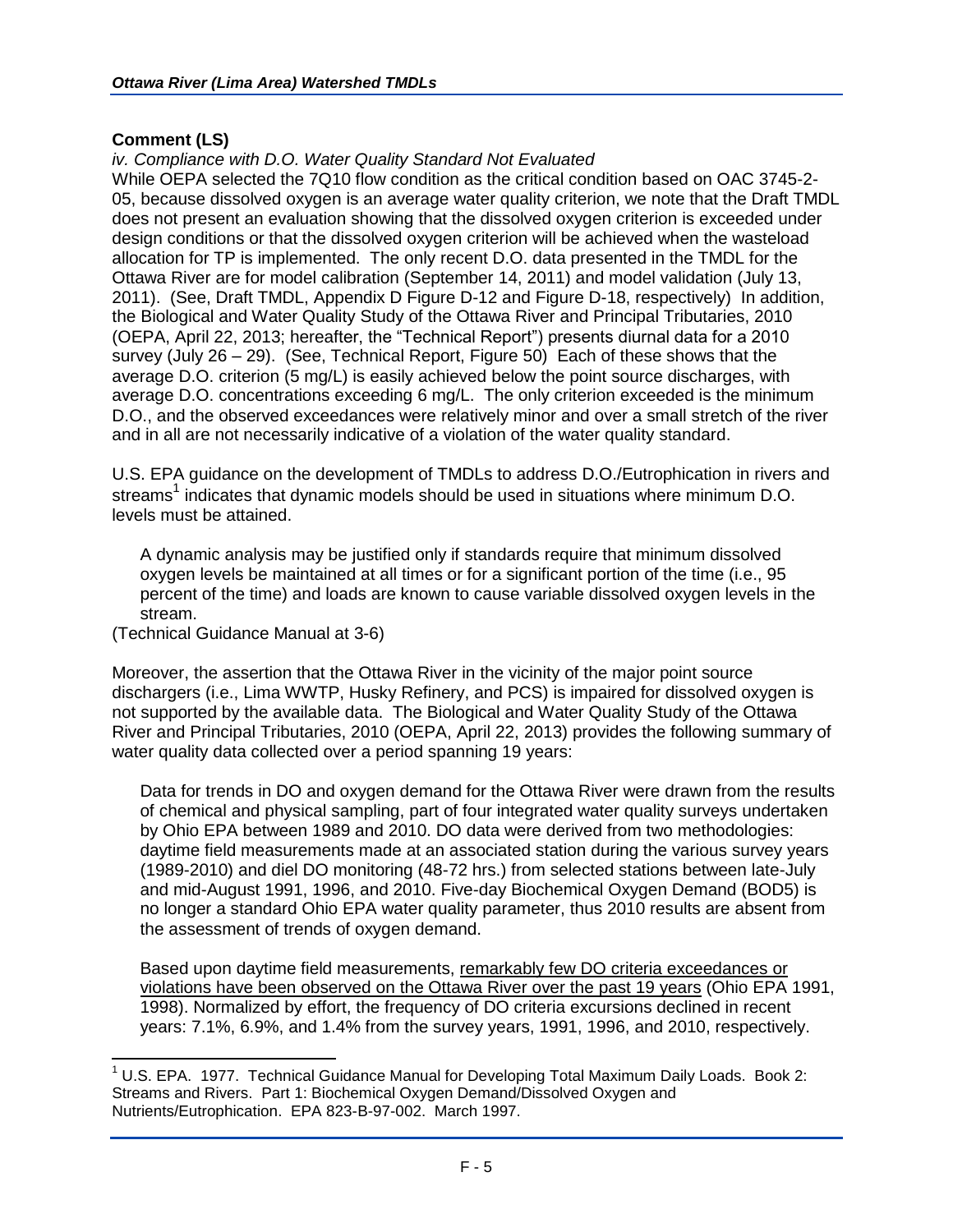**Comment (LS)**

*iv. Compliance with D.O. Water Quality Standard Not Evaluated*

While OEPA selected the 7Q10 flow condition as the critical condition based on OAC 3745-2-05, because dissolved oxygen is an average water quality criterion, we note that the Draft TMDL does not present an evaluation showing that the dissolved oxygen criterion is exceeded under design conditions or that the dissolved oxygen criterion will be achieved when the wasteload allocation for TP is implemented. The only recent D.O. data presented in the TMDL for the Ottawa River are for model calibration (September 14, 2011) and model validation (July 13, 2011). (See, Draft TMDL, Appendix D Figure D-12 and Figure D-18, respectively) In addition, the Biological and Water Quality Study of the Ottawa River and Principal Tributaries, 2010 (OEPA, April 22, 2013; hereafter, the "Technical Report") presents diurnal data for a 2010 survey (July 26 – 29). (See, Technical Report, Figure 50) Each of these shows that the average D.O. criterion (5 mg/L) is easily achieved below the point source discharges, with average D.O. concentrations exceeding 6 mg/L. The only criterion exceeded is the minimum D.O., and the observed exceedances were relatively minor and over a small stretch of the river and in all are not necessarily indicative of a violation of the water quality standard.

U.S. EPA guidance on the development of TMDLs to address D.O./Eutrophication in rivers and streams[1] indicates that dynamic models should be used in situations where minimum D.O. levels must be attained.

> A dynamic analysis may be justified only if standards require that minimum dissolved oxygen levels be maintained at all times or for a significant portion of the time (i.e., 95 percent of the time) and loads are known to cause variable dissolved oxygen levels in the stream.

(Technical Guidance Manual at 3-6)

Moreover, the assertion that the Ottawa River in the vicinity of the major point source dischargers (i.e., Lima WWTP, Husky Refinery, and PCS) is impaired for dissolved oxygen is not supported by the available data. The Biological and Water Quality Study of the Ottawa River and Principal Tributaries, 2010 (OEPA, April 22, 2013) provides the following summary of water quality data collected over a period spanning 19 years:

> Data for trends in DO and oxygen demand for the Ottawa River were drawn from the results of chemical and physical sampling, part of four integrated water quality surveys undertaken by Ohio EPA between 1989 and 2010. DO data were derived from two methodologies: daytime field measurements made at an associated station during the various survey years (1989-2010) and diel DO monitoring (48-72 hrs.) from selected stations between late-July and mid-August 1991, 1996, and 2010. Five-day Biochemical Oxygen Demand (BOD5) is no longer a standard Ohio EPA water quality parameter, thus 2010 results are absent from the assessment of trends of oxygen demand.
>
> Based upon daytime field measurements, <u>remarkably few DO criteria exceedances or violations have been observed on the Ottawa River over the past 19 years</u> (Ohio EPA 1991, 1998). Normalized by effort, the frequency of DO criteria excursions declined in recent years: 7.1%, 6.9%, and 1.4% from the survey years, 1991, 1996, and 2010, respectively.

---

[1] U.S. EPA. 1977. Technical Guidance Manual for Developing Total Maximum Daily Loads. Book 2: Streams and Rivers. Part 1: Biochemical Oxygen Demand/Dissolved Oxygen and Nutrients/Eutrophication. EPA 823-B-97-002. March 1997.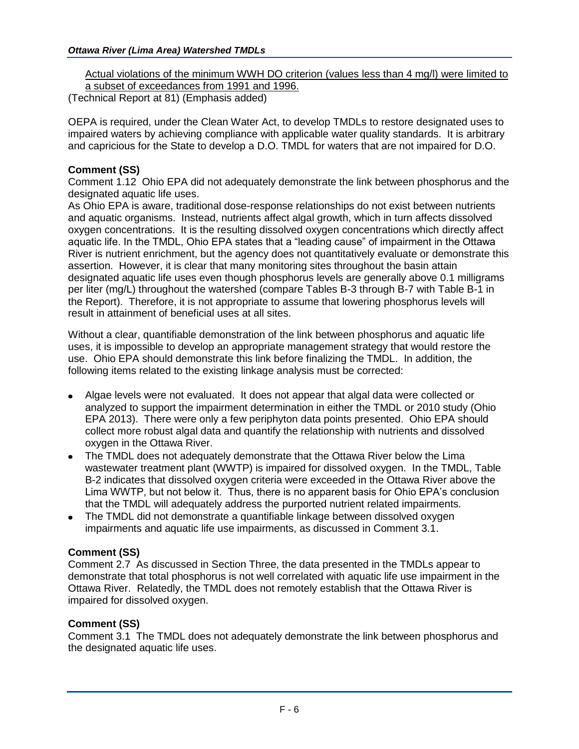Actual violations of the minimum WWH DO criterion (values less than 4 mg/l) were limited to a subset of exceedances from 1991 and 1996.

(Technical Report at 81) (Emphasis added)

OEPA is required, under the Clean Water Act, to develop TMDLs to restore designated uses to impaired waters by achieving compliance with applicable water quality standards. It is arbitrary and capricious for the State to develop a D.O. TMDL for waters that are not impaired for D.O.

**Comment (SS)**

Comment 1.12 Ohio EPA did not adequately demonstrate the link between phosphorus and the designated aquatic life uses.

As Ohio EPA is aware, traditional dose-response relationships do not exist between nutrients and aquatic organisms. Instead, nutrients affect algal growth, which in turn affects dissolved oxygen concentrations. It is the resulting dissolved oxygen concentrations which directly affect aquatic life. In the TMDL, Ohio EPA states that a "leading cause" of impairment in the Ottawa River is nutrient enrichment, but the agency does not quantitatively evaluate or demonstrate this assertion. However, it is clear that many monitoring sites throughout the basin attain designated aquatic life uses even though phosphorus levels are generally above 0.1 milligrams per liter (mg/L) throughout the watershed (compare Tables B-3 through B-7 with Table B-1 in the Report). Therefore, it is not appropriate to assume that lowering phosphorus levels will result in attainment of beneficial uses at all sites.

Without a clear, quantifiable demonstration of the link between phosphorus and aquatic life uses, it is impossible to develop an appropriate management strategy that would restore the use. Ohio EPA should demonstrate this link before finalizing the TMDL. In addition, the following items related to the existing linkage analysis must be corrected:

- Algae levels were not evaluated. It does not appear that algal data were collected or analyzed to support the impairment determination in either the TMDL or 2010 study (Ohio EPA 2013). There were only a few periphyton data points presented. Ohio EPA should collect more robust algal data and quantify the relationship with nutrients and dissolved oxygen in the Ottawa River.
- The TMDL does not adequately demonstrate that the Ottawa River below the Lima wastewater treatment plant (WWTP) is impaired for dissolved oxygen. In the TMDL, Table B-2 indicates that dissolved oxygen criteria were exceeded in the Ottawa River above the Lima WWTP, but not below it. Thus, there is no apparent basis for Ohio EPA's conclusion that the TMDL will adequately address the purported nutrient related impairments.
- The TMDL did not demonstrate a quantifiable linkage between dissolved oxygen impairments and aquatic life use impairments, as discussed in Comment 3.1.

**Comment (SS)**

Comment 2.7 As discussed in Section Three, the data presented in the TMDLs appear to demonstrate that total phosphorus is not well correlated with aquatic life use impairment in the Ottawa River. Relatedly, the TMDL does not remotely establish that the Ottawa River is impaired for dissolved oxygen.

**Comment (SS)**

Comment 3.1 The TMDL does not adequately demonstrate the link between phosphorus and the designated aquatic life uses.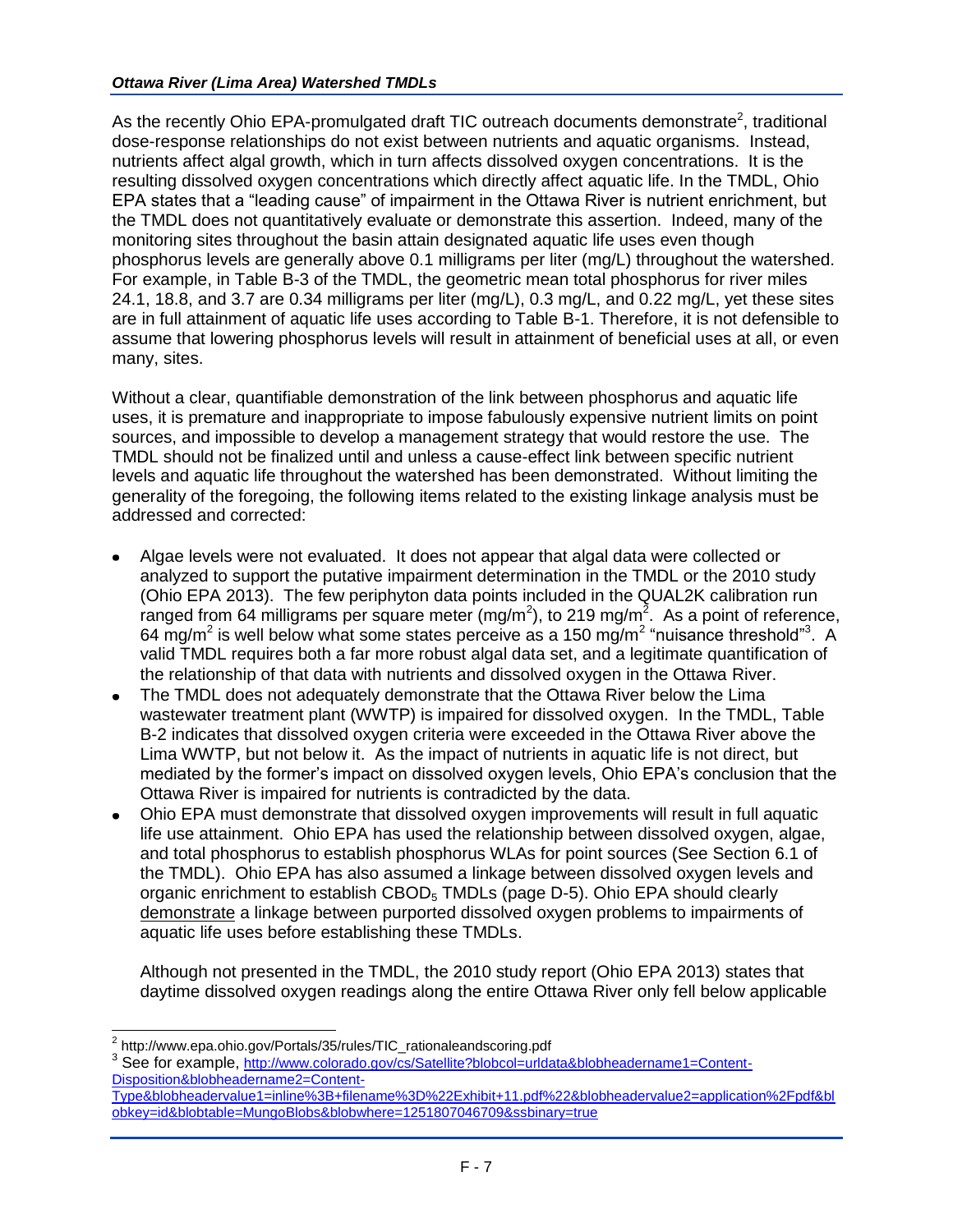As the recently Ohio EPA-promulgated draft TIC outreach documents demonstrate[2], traditional dose-response relationships do not exist between nutrients and aquatic organisms. Instead, nutrients affect algal growth, which in turn affects dissolved oxygen concentrations. It is the resulting dissolved oxygen concentrations which directly affect aquatic life. In the TMDL, Ohio EPA states that a "leading cause" of impairment in the Ottawa River is nutrient enrichment, but the TMDL does not quantitatively evaluate or demonstrate this assertion. Indeed, many of the monitoring sites throughout the basin attain designated aquatic life uses even though phosphorus levels are generally above 0.1 milligrams per liter (mg/L) throughout the watershed. For example, in Table B-3 of the TMDL, the geometric mean total phosphorus for river miles 24.1, 18.8, and 3.7 are 0.34 milligrams per liter (mg/L), 0.3 mg/L, and 0.22 mg/L, yet these sites are in full attainment of aquatic life uses according to Table B-1. Therefore, it is not defensible to assume that lowering phosphorus levels will result in attainment of beneficial uses at all, or even many, sites.

Without a clear, quantifiable demonstration of the link between phosphorus and aquatic life uses, it is premature and inappropriate to impose fabulously expensive nutrient limits on point sources, and impossible to develop a management strategy that would restore the use. The TMDL should not be finalized until and unless a cause-effect link between specific nutrient levels and aquatic life throughout the watershed has been demonstrated. Without limiting the generality of the foregoing, the following items related to the existing linkage analysis must be addressed and corrected:

- Algae levels were not evaluated. It does not appear that algal data were collected or analyzed to support the putative impairment determination in the TMDL or the 2010 study (Ohio EPA 2013). The few periphyton data points included in the QUAL2K calibration run ranged from 64 milligrams per square meter (mg/m$^2$), to 219 mg/m$^2$. As a point of reference, 64 mg/m$^2$ is well below what some states perceive as a 150 mg/m$^2$ "nuisance threshold"[3]. A valid TMDL requires both a far more robust algal data set, and a legitimate quantification of the relationship of that data with nutrients and dissolved oxygen in the Ottawa River.
- The TMDL does not adequately demonstrate that the Ottawa River below the Lima wastewater treatment plant (WWTP) is impaired for dissolved oxygen. In the TMDL, Table B-2 indicates that dissolved oxygen criteria were exceeded in the Ottawa River above the Lima WWTP, but not below it. As the impact of nutrients in aquatic life is not direct, but mediated by the former's impact on dissolved oxygen levels, Ohio EPA's conclusion that the Ottawa River is impaired for nutrients is contradicted by the data.
- Ohio EPA must demonstrate that dissolved oxygen improvements will result in full aquatic life use attainment. Ohio EPA has used the relationship between dissolved oxygen, algae, and total phosphorus to establish phosphorus WLAs for point sources (See Section 6.1 of the TMDL). Ohio EPA has also assumed a linkage between dissolved oxygen levels and organic enrichment to establish $CBOD_5$ TMDLs (page D-5). Ohio EPA should clearly demonstrate a linkage between purported dissolved oxygen problems to impairments of aquatic life uses before establishing these TMDLs.

  Although not presented in the TMDL, the 2010 study report (Ohio EPA 2013) states that daytime dissolved oxygen readings along the entire Ottawa River only fell below applicable

---

[2] http://www.epa.ohio.gov/Portals/35/rules/TIC_rationaleandscoring.pdf

[3] See for example, http://www.colorado.gov/cs/Satellite?blobcol=urldata&blobheadername1=Content-Disposition&blobheadername2=Content-Type&blobheadervalue1=inline%3B+filename%3D%22Exhibit+11.pdf%22&blobheadervalue2=application%2Fpdf&blobkey=id&blobtable=MungoBlobs&blobwhere=1251807046709&ssbinary=true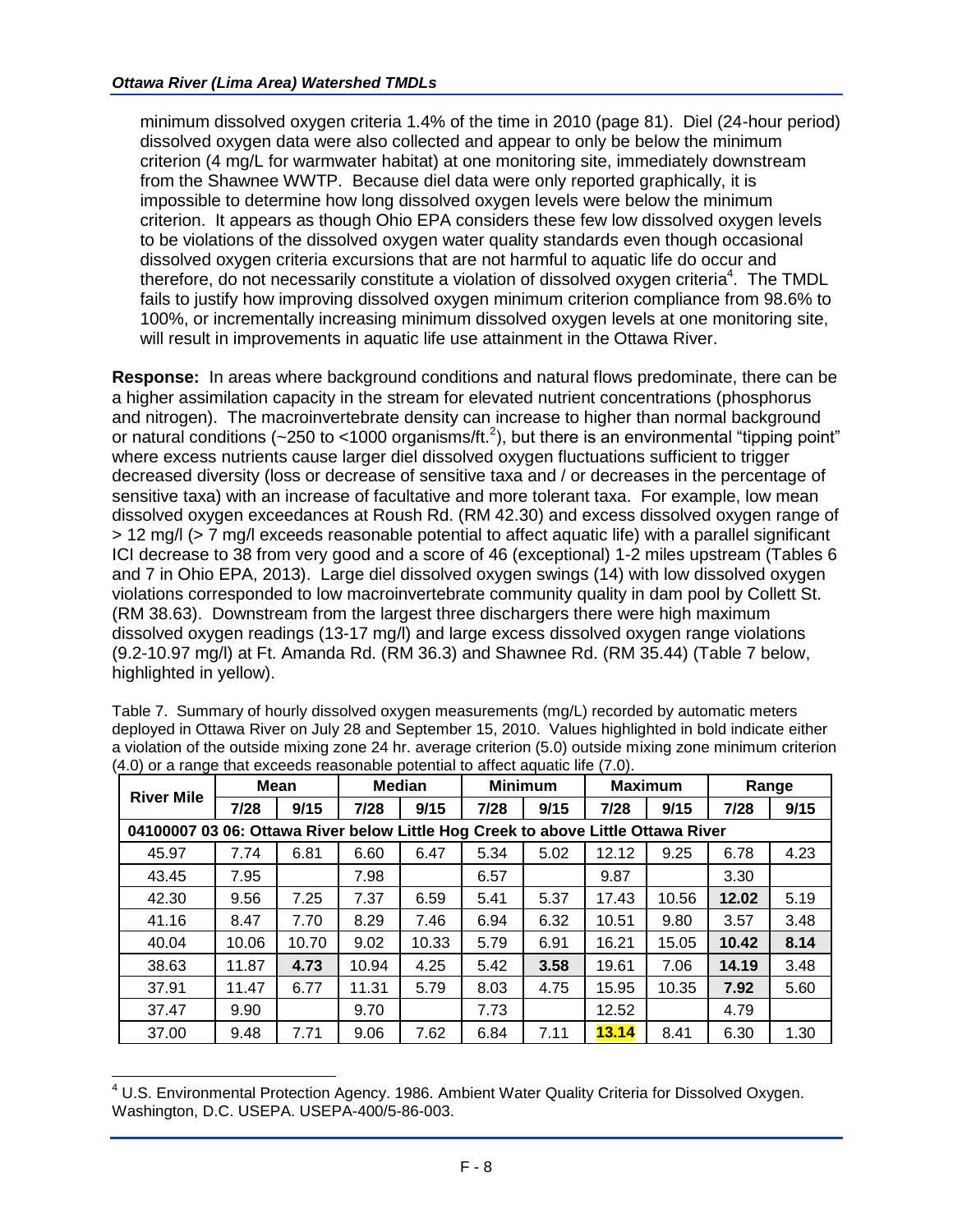minimum dissolved oxygen criteria 1.4% of the time in 2010 (page 81). Diel (24-hour period) dissolved oxygen data were also collected and appear to only be below the minimum criterion (4 mg/L for warmwater habitat) at one monitoring site, immediately downstream from the Shawnee WWTP. Because diel data were only reported graphically, it is impossible to determine how long dissolved oxygen levels were below the minimum criterion. It appears as though Ohio EPA considers these few low dissolved oxygen levels to be violations of the dissolved oxygen water quality standards even though occasional dissolved oxygen criteria excursions that are not harmful to aquatic life do occur and therefore, do not necessarily constitute a violation of dissolved oxygen criteria[4]. The TMDL fails to justify how improving dissolved oxygen minimum criterion compliance from 98.6% to 100%, or incrementally increasing minimum dissolved oxygen levels at one monitoring site, will result in improvements in aquatic life use attainment in the Ottawa River.

**Response:** In areas where background conditions and natural flows predominate, there can be a higher assimilation capacity in the stream for elevated nutrient concentrations (phosphorus and nitrogen). The macroinvertebrate density can increase to higher than normal background or natural conditions (~250 to <1000 organisms/ft.$^2$), but there is an environmental "tipping point" where excess nutrients cause larger diel dissolved oxygen fluctuations sufficient to trigger decreased diversity (loss or decrease of sensitive taxa and / or decreases in the percentage of sensitive taxa) with an increase of facultative and more tolerant taxa. For example, low mean dissolved oxygen exceedances at Roush Rd. (RM 42.30) and excess dissolved oxygen range of > 12 mg/l (> 7 mg/l exceeds reasonable potential to affect aquatic life) with a parallel significant ICI decrease to 38 from very good and a score of 46 (exceptional) 1-2 miles upstream (Tables 6 and 7 in Ohio EPA, 2013). Large diel dissolved oxygen swings (14) with low dissolved oxygen violations corresponded to low macroinvertebrate community quality in dam pool by Collett St. (RM 38.63). Downstream from the largest three dischargers there were high maximum dissolved oxygen readings (13-17 mg/l) and large excess dissolved oxygen range violations (9.2-10.97 mg/l) at Ft. Amanda Rd. (RM 36.3) and Shawnee Rd. (RM 35.44) (Table 7 below, highlighted in yellow).

Table 7. Summary of hourly dissolved oxygen measurements (mg/L) recorded by automatic meters deployed in Ottawa River on July 28 and September 15, 2010. Values highlighted in bold indicate either a violation of the outside mixing zone 24 hr. average criterion (5.0) outside mixing zone minimum criterion (4.0) or a range that exceeds reasonable potential to affect aquatic life (7.0).

| River Mile | Mean | | Median | | Minimum | | Maximum | | Range | |
|---|---|---|---|---|---|---|---|---|---|---|
| | 7/28 | 9/15 | 7/28 | 9/15 | 7/28 | 9/15 | 7/28 | 9/15 | 7/28 | 9/15 |
| **04100007 03 06: Ottawa River below Little Hog Creek to above Little Ottawa River** | | | | | | | | | | |
| 45.97 | 7.74 | 6.81 | 6.60 | 6.47 | 5.34 | 5.02 | 12.12 | 9.25 | 6.78 | 4.23 |
| 43.45 | 7.95 | | 7.98 | | 6.57 | | 9.87 | | 3.30 | |
| 42.30 | 9.56 | 7.25 | 7.37 | 6.59 | 5.41 | 5.37 | 17.43 | 10.56 | **12.02** | 5.19 |
| 41.16 | 8.47 | 7.70 | 8.29 | 7.46 | 6.94 | 6.32 | 10.51 | 9.80 | 3.57 | 3.48 |
| 40.04 | 10.06 | 10.70 | 9.02 | 10.33 | 5.79 | 6.91 | 16.21 | 15.05 | **10.42** | **8.14** |
| 38.63 | 11.87 | **4.73** | 10.94 | 4.25 | 5.42 | **3.58** | 19.61 | 7.06 | **14.19** | 3.48 |
| 37.91 | 11.47 | 6.77 | 11.31 | 5.79 | 8.03 | 4.75 | 15.95 | 10.35 | **7.92** | 5.60 |
| 37.47 | 9.90 | | 9.70 | | 7.73 | | 12.52 | | 4.79 | |
| 37.00 | 9.48 | 7.71 | 9.06 | 7.62 | 6.84 | 7.11 | **13.14** | 8.41 | 6.30 | 1.30 |

[4] U.S. Environmental Protection Agency. 1986. Ambient Water Quality Criteria for Dissolved Oxygen. Washington, D.C. USEPA. USEPA-400/5-86-003.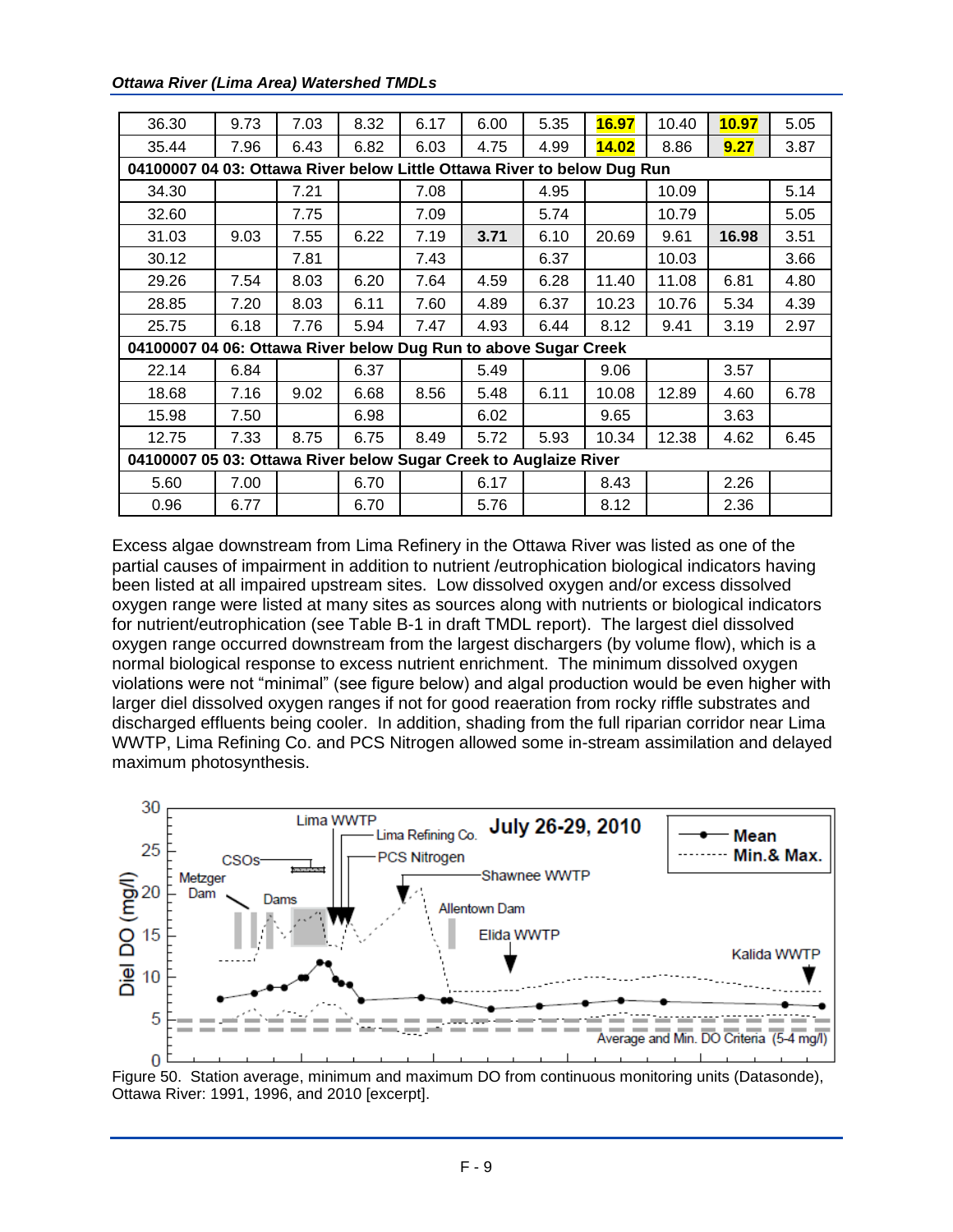| | | | | | | | | | | |
|---|---|---|---|---|---|---|---|---|---|---|
| 36.30 | 9.73 | 7.03 | 8.32 | 6.17 | 6.00 | 5.35 | **16.97** | 10.40 | **10.97** | 5.05 |
| 35.44 | 7.96 | 6.43 | 6.82 | 6.03 | 4.75 | 4.99 | **14.02** | 8.86 | **9.27** | 3.87 |
| **04100007 04 03: Ottawa River below Little Ottawa River to below Dug Run** | | | | | | | | | | |
| 34.30 | | 7.21 | | 7.08 | | 4.95 | | 10.09 | | 5.14 |
| 32.60 | | 7.75 | | 7.09 | | 5.74 | | 10.79 | | 5.05 |
| 31.03 | 9.03 | 7.55 | 6.22 | 7.19 | **3.71** | 6.10 | 20.69 | 9.61 | **16.98** | 3.51 |
| 30.12 | | 7.81 | | 7.43 | | 6.37 | | 10.03 | | 3.66 |
| 29.26 | 7.54 | 8.03 | 6.20 | 7.64 | 4.59 | 6.28 | 11.40 | 11.08 | 6.81 | 4.80 |
| 28.85 | 7.20 | 8.03 | 6.11 | 7.60 | 4.89 | 6.37 | 10.23 | 10.76 | 5.34 | 4.39 |
| 25.75 | 6.18 | 7.76 | 5.94 | 7.47 | 4.93 | 6.44 | 8.12 | 9.41 | 3.19 | 2.97 |
| **04100007 04 06: Ottawa River below Dug Run to above Sugar Creek** | | | | | | | | | | |
| 22.14 | 6.84 | | 6.37 | | 5.49 | | 9.06 | | 3.57 | |
| 18.68 | 7.16 | 9.02 | 6.68 | 8.56 | 5.48 | 6.11 | 10.08 | 12.89 | 4.60 | 6.78 |
| 15.98 | 7.50 | | 6.98 | | 6.02 | | 9.65 | | 3.63 | |
| 12.75 | 7.33 | 8.75 | 6.75 | 8.49 | 5.72 | 5.93 | 10.34 | 12.38 | 4.62 | 6.45 |
| **04100007 05 03: Ottawa River below Sugar Creek to Auglaize River** | | | | | | | | | | |
| 5.60 | 7.00 | | 6.70 | | 6.17 | | 8.43 | | 2.26 | |
| 0.96 | 6.77 | | 6.70 | | 5.76 | | 8.12 | | 2.36 | |

Excess algae downstream from Lima Refinery in the Ottawa River was listed as one of the partial causes of impairment in addition to nutrient /eutrophication biological indicators having been listed at all impaired upstream sites. Low dissolved oxygen and/or excess dissolved oxygen range were listed at many sites as sources along with nutrients or biological indicators for nutrient/eutrophication (see Table B-1 in draft TMDL report). The largest diel dissolved oxygen range occurred downstream from the largest dischargers (by volume flow), which is a normal biological response to excess nutrient enrichment. The minimum dissolved oxygen violations were not "minimal" (see figure below) and algal production would be even higher with larger diel dissolved oxygen ranges if not for good reaeration from rocky riffle substrates and discharged effluents being cooler. In addition, shading from the full riparian corridor near Lima WWTP, Lima Refining Co. and PCS Nitrogen allowed some in-stream assimilation and delayed maximum photosynthesis.

Figure 50. Station average, minimum and maximum DO from continuous monitoring units (Datasonde), Ottawa River: 1991, 1996, and 2010 [excerpt].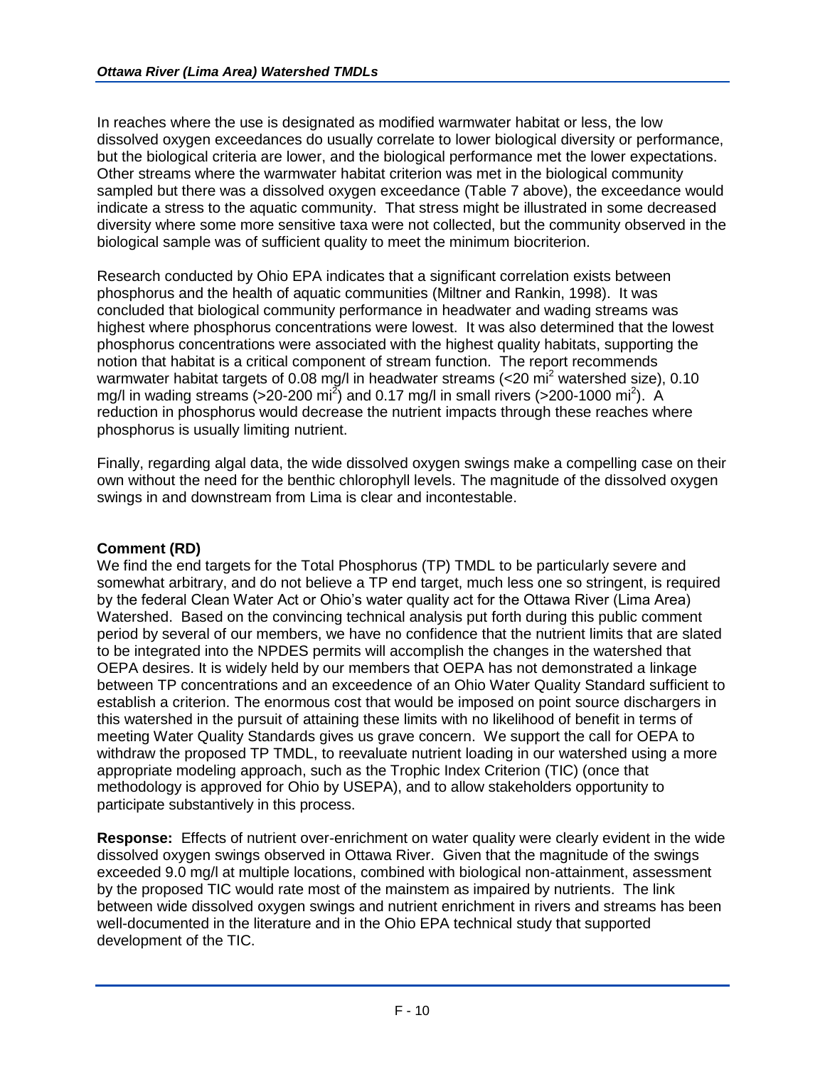In reaches where the use is designated as modified warmwater habitat or less, the low dissolved oxygen exceedances do usually correlate to lower biological diversity or performance, but the biological criteria are lower, and the biological performance met the lower expectations. Other streams where the warmwater habitat criterion was met in the biological community sampled but there was a dissolved oxygen exceedance (Table 7 above), the exceedance would indicate a stress to the aquatic community. That stress might be illustrated in some decreased diversity where some more sensitive taxa were not collected, but the community observed in the biological sample was of sufficient quality to meet the minimum biocriterion.

Research conducted by Ohio EPA indicates that a significant correlation exists between phosphorus and the health of aquatic communities (Miltner and Rankin, 1998). It was concluded that biological community performance in headwater and wading streams was highest where phosphorus concentrations were lowest. It was also determined that the lowest phosphorus concentrations were associated with the highest quality habitats, supporting the notion that habitat is a critical component of stream function. The report recommends warmwater habitat targets of 0.08 mg/l in headwater streams (<20 $mi^2$ watershed size), 0.10 mg/l in wading streams (>20-200 $mi^2$) and 0.17 mg/l in small rivers (>200-1000 $mi^2$). A reduction in phosphorus would decrease the nutrient impacts through these reaches where phosphorus is usually limiting nutrient.

Finally, regarding algal data, the wide dissolved oxygen swings make a compelling case on their own without the need for the benthic chlorophyll levels. The magnitude of the dissolved oxygen swings in and downstream from Lima is clear and incontestable.

**Comment (RD)**

We find the end targets for the Total Phosphorus (TP) TMDL to be particularly severe and somewhat arbitrary, and do not believe a TP end target, much less one so stringent, is required by the federal Clean Water Act or Ohio's water quality act for the Ottawa River (Lima Area) Watershed. Based on the convincing technical analysis put forth during this public comment period by several of our members, we have no confidence that the nutrient limits that are slated to be integrated into the NPDES permits will accomplish the changes in the watershed that OEPA desires. It is widely held by our members that OEPA has not demonstrated a linkage between TP concentrations and an exceedence of an Ohio Water Quality Standard sufficient to establish a criterion. The enormous cost that would be imposed on point source dischargers in this watershed in the pursuit of attaining these limits with no likelihood of benefit in terms of meeting Water Quality Standards gives us grave concern. We support the call for OEPA to withdraw the proposed TP TMDL, to reevaluate nutrient loading in our watershed using a more appropriate modeling approach, such as the Trophic Index Criterion (TIC) (once that methodology is approved for Ohio by USEPA), and to allow stakeholders opportunity to participate substantively in this process.

**Response:** Effects of nutrient over-enrichment on water quality were clearly evident in the wide dissolved oxygen swings observed in Ottawa River. Given that the magnitude of the swings exceeded 9.0 mg/l at multiple locations, combined with biological non-attainment, assessment by the proposed TIC would rate most of the mainstem as impaired by nutrients. The link between wide dissolved oxygen swings and nutrient enrichment in rivers and streams has been well-documented in the literature and in the Ohio EPA technical study that supported development of the TIC.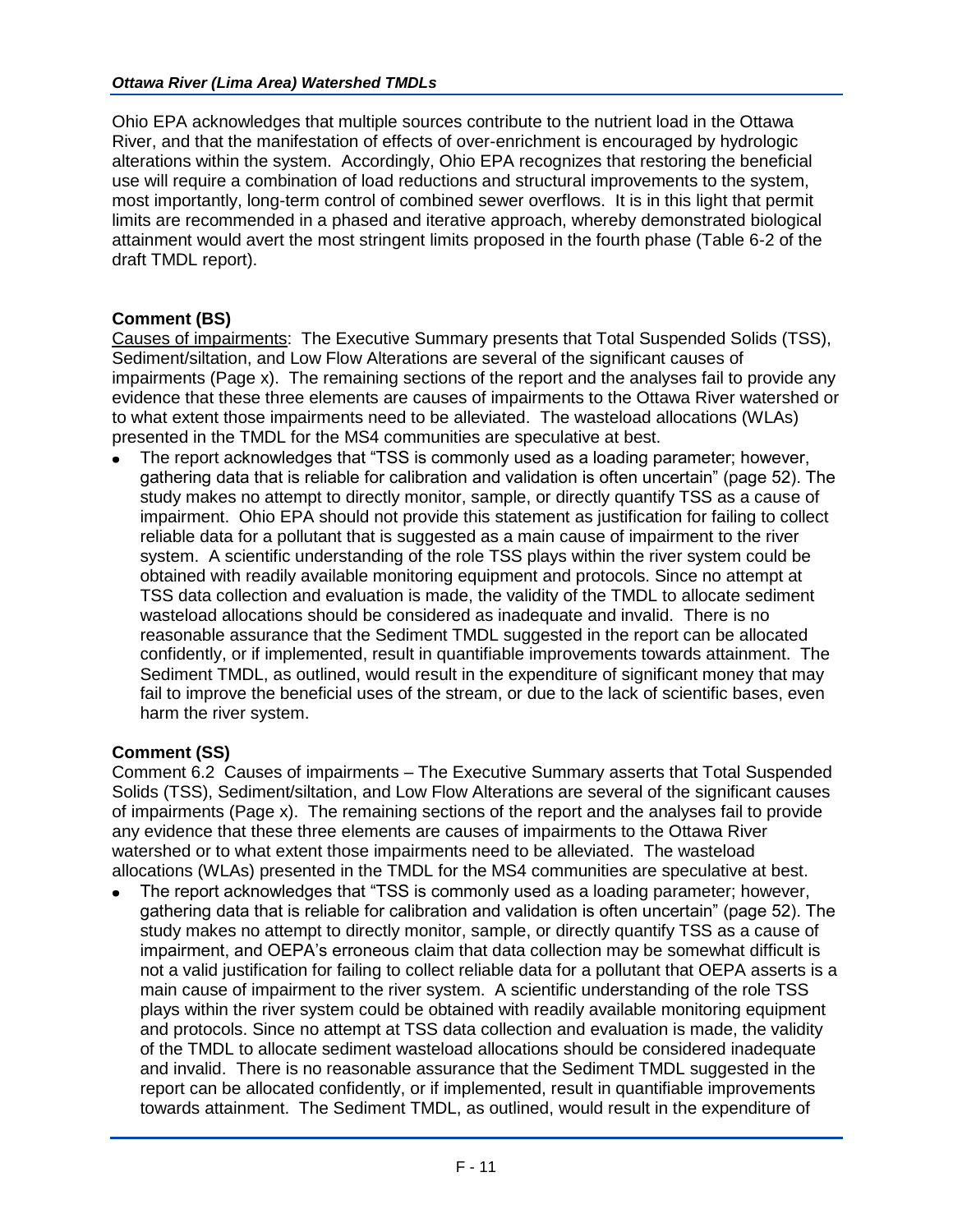Ohio EPA acknowledges that multiple sources contribute to the nutrient load in the Ottawa River, and that the manifestation of effects of over-enrichment is encouraged by hydrologic alterations within the system. Accordingly, Ohio EPA recognizes that restoring the beneficial use will require a combination of load reductions and structural improvements to the system, most importantly, long-term control of combined sewer overflows. It is in this light that permit limits are recommended in a phased and iterative approach, whereby demonstrated biological attainment would avert the most stringent limits proposed in the fourth phase (Table 6-2 of the draft TMDL report).

**Comment (BS)**

Causes of impairments: The Executive Summary presents that Total Suspended Solids (TSS), Sediment/siltation, and Low Flow Alterations are several of the significant causes of impairments (Page x). The remaining sections of the report and the analyses fail to provide any evidence that these three elements are causes of impairments to the Ottawa River watershed or to what extent those impairments need to be alleviated. The wasteload allocations (WLAs) presented in the TMDL for the MS4 communities are speculative at best.

- The report acknowledges that "TSS is commonly used as a loading parameter; however, gathering data that is reliable for calibration and validation is often uncertain" (page 52). The study makes no attempt to directly monitor, sample, or directly quantify TSS as a cause of impairment. Ohio EPA should not provide this statement as justification for failing to collect reliable data for a pollutant that is suggested as a main cause of impairment to the river system. A scientific understanding of the role TSS plays within the river system could be obtained with readily available monitoring equipment and protocols. Since no attempt at TSS data collection and evaluation is made, the validity of the TMDL to allocate sediment wasteload allocations should be considered as inadequate and invalid. There is no reasonable assurance that the Sediment TMDL suggested in the report can be allocated confidently, or if implemented, result in quantifiable improvements towards attainment. The Sediment TMDL, as outlined, would result in the expenditure of significant money that may fail to improve the beneficial uses of the stream, or due to the lack of scientific bases, even harm the river system.

**Comment (SS)**

Comment 6.2 Causes of impairments – The Executive Summary asserts that Total Suspended Solids (TSS), Sediment/siltation, and Low Flow Alterations are several of the significant causes of impairments (Page x). The remaining sections of the report and the analyses fail to provide any evidence that these three elements are causes of impairments to the Ottawa River watershed or to what extent those impairments need to be alleviated. The wasteload allocations (WLAs) presented in the TMDL for the MS4 communities are speculative at best.

- The report acknowledges that "TSS is commonly used as a loading parameter; however, gathering data that is reliable for calibration and validation is often uncertain" (page 52). The study makes no attempt to directly monitor, sample, or directly quantify TSS as a cause of impairment, and OEPA's erroneous claim that data collection may be somewhat difficult is not a valid justification for failing to collect reliable data for a pollutant that OEPA asserts is a main cause of impairment to the river system. A scientific understanding of the role TSS plays within the river system could be obtained with readily available monitoring equipment and protocols. Since no attempt at TSS data collection and evaluation is made, the validity of the TMDL to allocate sediment wasteload allocations should be considered inadequate and invalid. There is no reasonable assurance that the Sediment TMDL suggested in the report can be allocated confidently, or if implemented, result in quantifiable improvements towards attainment. The Sediment TMDL, as outlined, would result in the expenditure of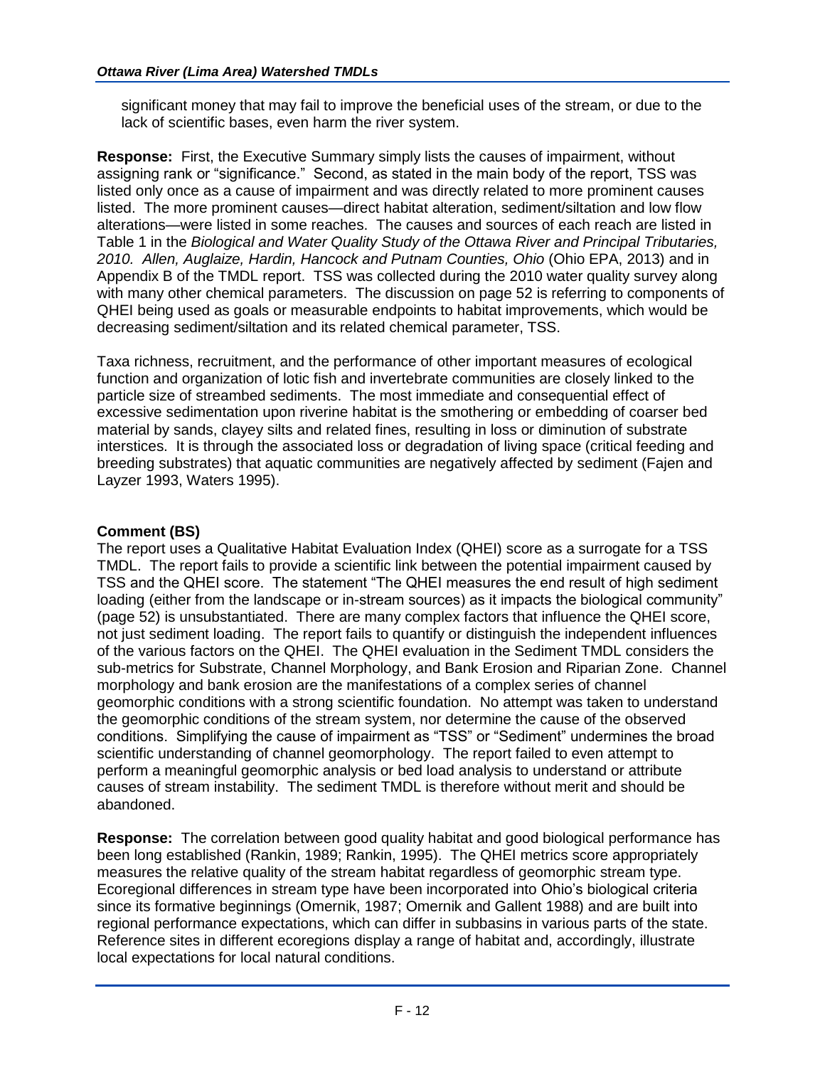significant money that may fail to improve the beneficial uses of the stream, or due to the lack of scientific bases, even harm the river system.

**Response:** First, the Executive Summary simply lists the causes of impairment, without assigning rank or "significance." Second, as stated in the main body of the report, TSS was listed only once as a cause of impairment and was directly related to more prominent causes listed. The more prominent causes—direct habitat alteration, sediment/siltation and low flow alterations—were listed in some reaches. The causes and sources of each reach are listed in Table 1 in the *Biological and Water Quality Study of the Ottawa River and Principal Tributaries, 2010. Allen, Auglaize, Hardin, Hancock and Putnam Counties, Ohio* (Ohio EPA, 2013) and in Appendix B of the TMDL report. TSS was collected during the 2010 water quality survey along with many other chemical parameters. The discussion on page 52 is referring to components of QHEI being used as goals or measurable endpoints to habitat improvements, which would be decreasing sediment/siltation and its related chemical parameter, TSS.

Taxa richness, recruitment, and the performance of other important measures of ecological function and organization of lotic fish and invertebrate communities are closely linked to the particle size of streambed sediments. The most immediate and consequential effect of excessive sedimentation upon riverine habitat is the smothering or embedding of coarser bed material by sands, clayey silts and related fines, resulting in loss or diminution of substrate interstices. It is through the associated loss or degradation of living space (critical feeding and breeding substrates) that aquatic communities are negatively affected by sediment (Fajen and Layzer 1993, Waters 1995).

**Comment (BS)**

The report uses a Qualitative Habitat Evaluation Index (QHEI) score as a surrogate for a TSS TMDL. The report fails to provide a scientific link between the potential impairment caused by TSS and the QHEI score. The statement "The QHEI measures the end result of high sediment loading (either from the landscape or in-stream sources) as it impacts the biological community" (page 52) is unsubstantiated. There are many complex factors that influence the QHEI score, not just sediment loading. The report fails to quantify or distinguish the independent influences of the various factors on the QHEI. The QHEI evaluation in the Sediment TMDL considers the sub-metrics for Substrate, Channel Morphology, and Bank Erosion and Riparian Zone. Channel morphology and bank erosion are the manifestations of a complex series of channel geomorphic conditions with a strong scientific foundation. No attempt was taken to understand the geomorphic conditions of the stream system, nor determine the cause of the observed conditions. Simplifying the cause of impairment as "TSS" or "Sediment" undermines the broad scientific understanding of channel geomorphology. The report failed to even attempt to perform a meaningful geomorphic analysis or bed load analysis to understand or attribute causes of stream instability. The sediment TMDL is therefore without merit and should be abandoned.

**Response:** The correlation between good quality habitat and good biological performance has been long established (Rankin, 1989; Rankin, 1995). The QHEI metrics score appropriately measures the relative quality of the stream habitat regardless of geomorphic stream type. Ecoregional differences in stream type have been incorporated into Ohio's biological criteria since its formative beginnings (Omernik, 1987; Omernik and Gallent 1988) and are built into regional performance expectations, which can differ in subbasins in various parts of the state. Reference sites in different ecoregions display a range of habitat and, accordingly, illustrate local expectations for local natural conditions.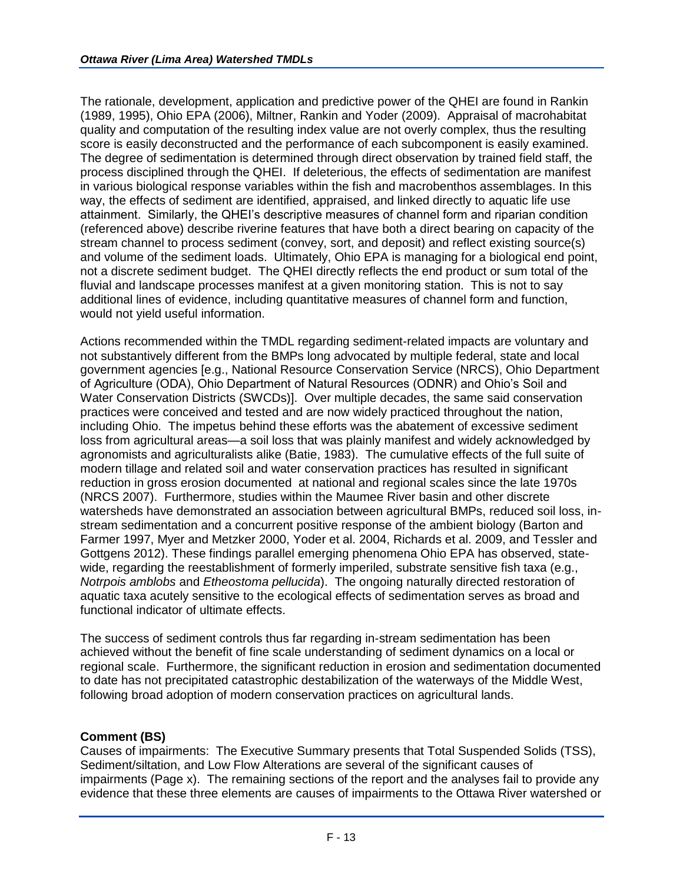The rationale, development, application and predictive power of the QHEI are found in Rankin (1989, 1995), Ohio EPA (2006), Miltner, Rankin and Yoder (2009). Appraisal of macrohabitat quality and computation of the resulting index value are not overly complex, thus the resulting score is easily deconstructed and the performance of each subcomponent is easily examined. The degree of sedimentation is determined through direct observation by trained field staff, the process disciplined through the QHEI. If deleterious, the effects of sedimentation are manifest in various biological response variables within the fish and macrobenthos assemblages. In this way, the effects of sediment are identified, appraised, and linked directly to aquatic life use attainment. Similarly, the QHEI's descriptive measures of channel form and riparian condition (referenced above) describe riverine features that have both a direct bearing on capacity of the stream channel to process sediment (convey, sort, and deposit) and reflect existing source(s) and volume of the sediment loads. Ultimately, Ohio EPA is managing for a biological end point, not a discrete sediment budget. The QHEI directly reflects the end product or sum total of the fluvial and landscape processes manifest at a given monitoring station. This is not to say additional lines of evidence, including quantitative measures of channel form and function, would not yield useful information.

Actions recommended within the TMDL regarding sediment-related impacts are voluntary and not substantively different from the BMPs long advocated by multiple federal, state and local government agencies [e.g., National Resource Conservation Service (NRCS), Ohio Department of Agriculture (ODA), Ohio Department of Natural Resources (ODNR) and Ohio's Soil and Water Conservation Districts (SWCDs)]. Over multiple decades, the same said conservation practices were conceived and tested and are now widely practiced throughout the nation, including Ohio. The impetus behind these efforts was the abatement of excessive sediment loss from agricultural areas—a soil loss that was plainly manifest and widely acknowledged by agronomists and agriculturalists alike (Batie, 1983). The cumulative effects of the full suite of modern tillage and related soil and water conservation practices has resulted in significant reduction in gross erosion documented at national and regional scales since the late 1970s (NRCS 2007). Furthermore, studies within the Maumee River basin and other discrete watersheds have demonstrated an association between agricultural BMPs, reduced soil loss, in-stream sedimentation and a concurrent positive response of the ambient biology (Barton and Farmer 1997, Myer and Metzker 2000, Yoder et al. 2004, Richards et al. 2009, and Tessler and Gottgens 2012). These findings parallel emerging phenomena Ohio EPA has observed, state-wide, regarding the reestablishment of formerly imperiled, substrate sensitive fish taxa (e.g., *Notrpois amblobs* and *Etheostoma pellucida*). The ongoing naturally directed restoration of aquatic taxa acutely sensitive to the ecological effects of sedimentation serves as broad and functional indicator of ultimate effects.

The success of sediment controls thus far regarding in-stream sedimentation has been achieved without the benefit of fine scale understanding of sediment dynamics on a local or regional scale. Furthermore, the significant reduction in erosion and sedimentation documented to date has not precipitated catastrophic destabilization of the waterways of the Middle West, following broad adoption of modern conservation practices on agricultural lands.

**Comment (BS)**

Causes of impairments: The Executive Summary presents that Total Suspended Solids (TSS), Sediment/siltation, and Low Flow Alterations are several of the significant causes of impairments (Page x). The remaining sections of the report and the analyses fail to provide any evidence that these three elements are causes of impairments to the Ottawa River watershed or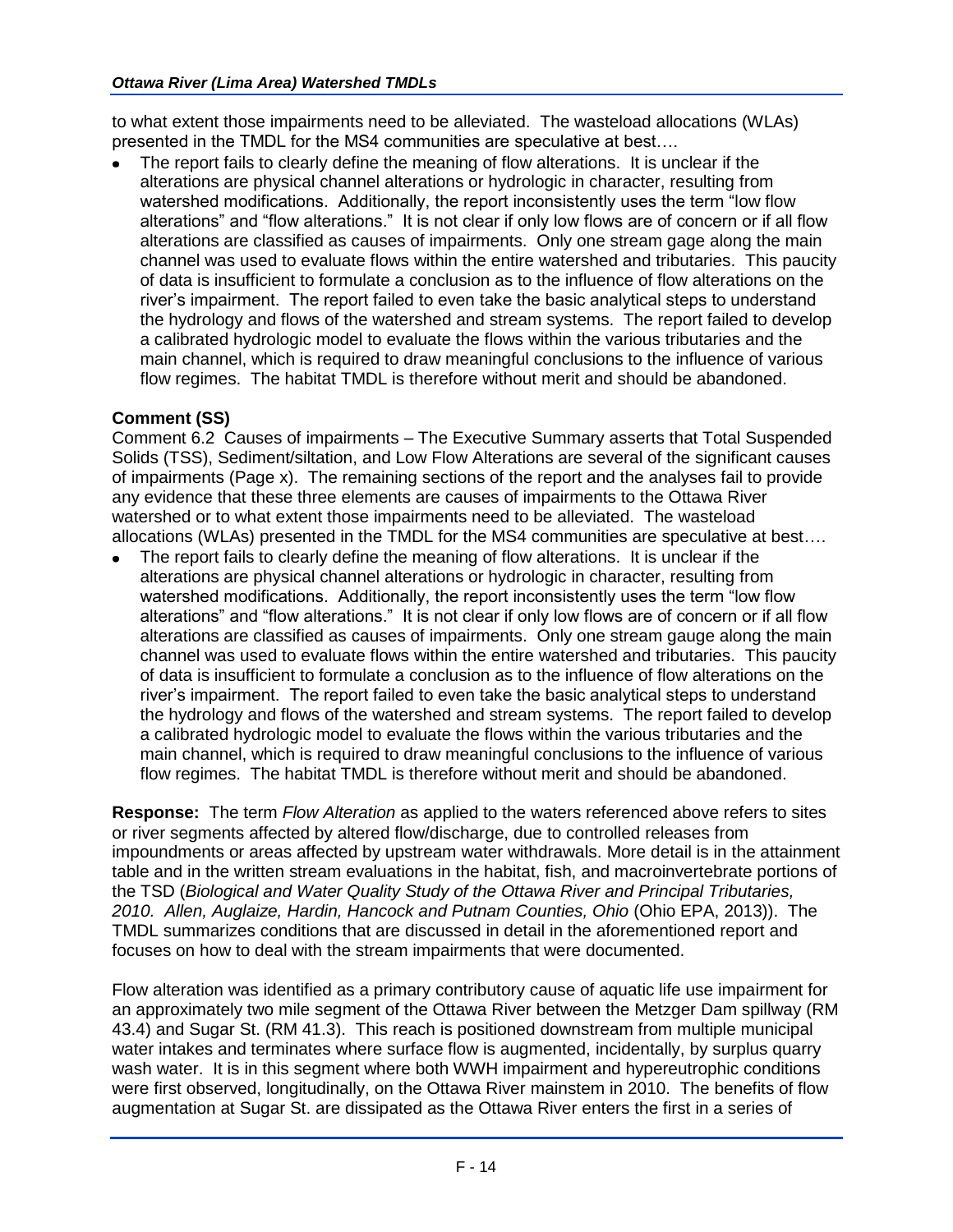to what extent those impairments need to be alleviated. The wasteload allocations (WLAs) presented in the TMDL for the MS4 communities are speculative at best….

- The report fails to clearly define the meaning of flow alterations. It is unclear if the alterations are physical channel alterations or hydrologic in character, resulting from watershed modifications. Additionally, the report inconsistently uses the term "low flow alterations" and "flow alterations." It is not clear if only low flows are of concern or if all flow alterations are classified as causes of impairments. Only one stream gage along the main channel was used to evaluate flows within the entire watershed and tributaries. This paucity of data is insufficient to formulate a conclusion as to the influence of flow alterations on the river's impairment. The report failed to even take the basic analytical steps to understand the hydrology and flows of the watershed and stream systems. The report failed to develop a calibrated hydrologic model to evaluate the flows within the various tributaries and the main channel, which is required to draw meaningful conclusions to the influence of various flow regimes. The habitat TMDL is therefore without merit and should be abandoned.

**Comment (SS)**

Comment 6.2 Causes of impairments – The Executive Summary asserts that Total Suspended Solids (TSS), Sediment/siltation, and Low Flow Alterations are several of the significant causes of impairments (Page x). The remaining sections of the report and the analyses fail to provide any evidence that these three elements are causes of impairments to the Ottawa River watershed or to what extent those impairments need to be alleviated. The wasteload allocations (WLAs) presented in the TMDL for the MS4 communities are speculative at best….

- The report fails to clearly define the meaning of flow alterations. It is unclear if the alterations are physical channel alterations or hydrologic in character, resulting from watershed modifications. Additionally, the report inconsistently uses the term "low flow alterations" and "flow alterations." It is not clear if only low flows are of concern or if all flow alterations are classified as causes of impairments. Only one stream gauge along the main channel was used to evaluate flows within the entire watershed and tributaries. This paucity of data is insufficient to formulate a conclusion as to the influence of flow alterations on the river's impairment. The report failed to even take the basic analytical steps to understand the hydrology and flows of the watershed and stream systems. The report failed to develop a calibrated hydrologic model to evaluate the flows within the various tributaries and the main channel, which is required to draw meaningful conclusions to the influence of various flow regimes. The habitat TMDL is therefore without merit and should be abandoned.

**Response:** The term *Flow Alteration* as applied to the waters referenced above refers to sites or river segments affected by altered flow/discharge, due to controlled releases from impoundments or areas affected by upstream water withdrawals. More detail is in the attainment table and in the written stream evaluations in the habitat, fish, and macroinvertebrate portions of the TSD (*Biological and Water Quality Study of the Ottawa River and Principal Tributaries, 2010. Allen, Auglaize, Hardin, Hancock and Putnam Counties, Ohio* (Ohio EPA, 2013)). The TMDL summarizes conditions that are discussed in detail in the aforementioned report and focuses on how to deal with the stream impairments that were documented.

Flow alteration was identified as a primary contributory cause of aquatic life use impairment for an approximately two mile segment of the Ottawa River between the Metzger Dam spillway (RM 43.4) and Sugar St. (RM 41.3). This reach is positioned downstream from multiple municipal water intakes and terminates where surface flow is augmented, incidentally, by surplus quarry wash water. It is in this segment where both WWH impairment and hypereutrophic conditions were first observed, longitudinally, on the Ottawa River mainstem in 2010. The benefits of flow augmentation at Sugar St. are dissipated as the Ottawa River enters the first in a series of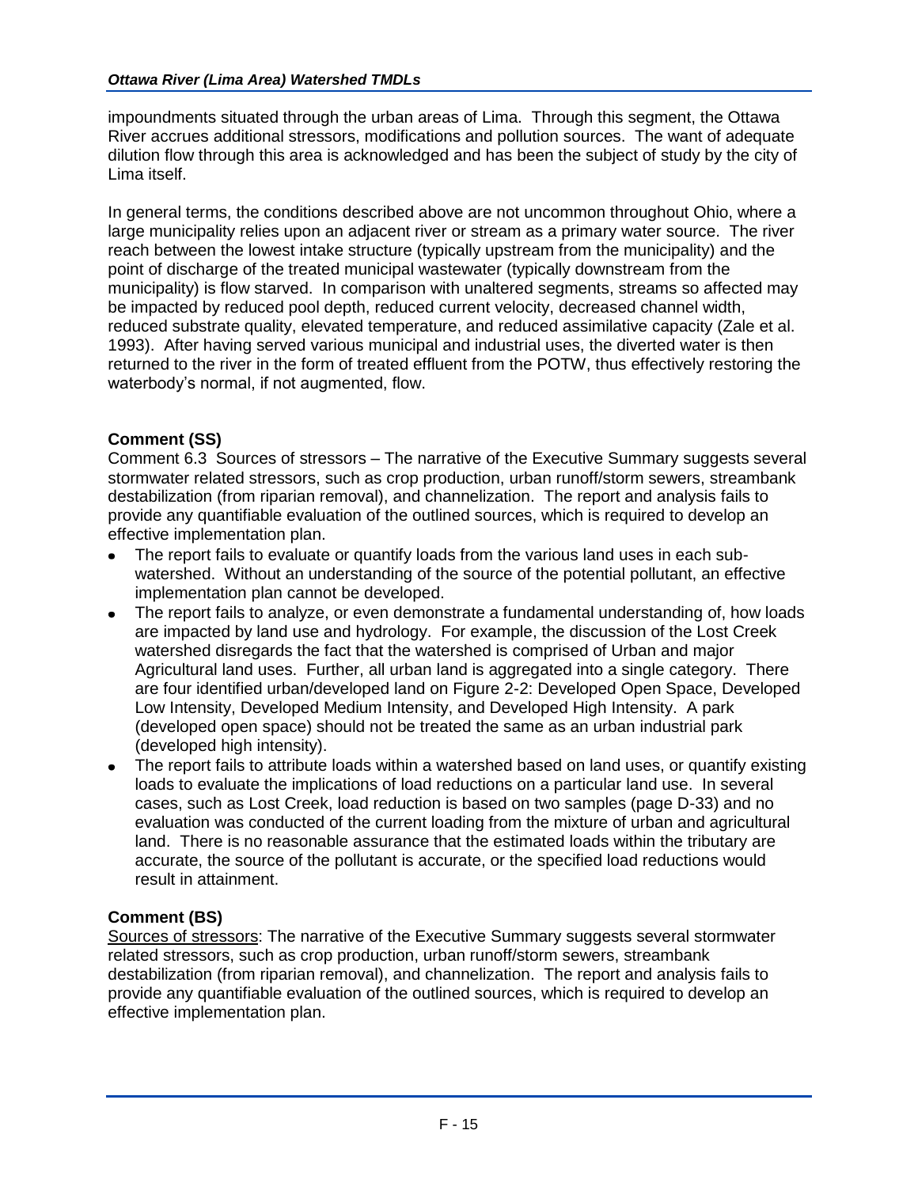impoundments situated through the urban areas of Lima. Through this segment, the Ottawa River accrues additional stressors, modifications and pollution sources. The want of adequate dilution flow through this area is acknowledged and has been the subject of study by the city of Lima itself.

In general terms, the conditions described above are not uncommon throughout Ohio, where a large municipality relies upon an adjacent river or stream as a primary water source. The river reach between the lowest intake structure (typically upstream from the municipality) and the point of discharge of the treated municipal wastewater (typically downstream from the municipality) is flow starved. In comparison with unaltered segments, streams so affected may be impacted by reduced pool depth, reduced current velocity, decreased channel width, reduced substrate quality, elevated temperature, and reduced assimilative capacity (Zale et al. 1993). After having served various municipal and industrial uses, the diverted water is then returned to the river in the form of treated effluent from the POTW, thus effectively restoring the waterbody's normal, if not augmented, flow.

**Comment (SS)**

Comment 6.3 Sources of stressors – The narrative of the Executive Summary suggests several stormwater related stressors, such as crop production, urban runoff/storm sewers, streambank destabilization (from riparian removal), and channelization. The report and analysis fails to provide any quantifiable evaluation of the outlined sources, which is required to develop an effective implementation plan.

- The report fails to evaluate or quantify loads from the various land uses in each sub-watershed. Without an understanding of the source of the potential pollutant, an effective implementation plan cannot be developed.
- The report fails to analyze, or even demonstrate a fundamental understanding of, how loads are impacted by land use and hydrology. For example, the discussion of the Lost Creek watershed disregards the fact that the watershed is comprised of Urban and major Agricultural land uses. Further, all urban land is aggregated into a single category. There are four identified urban/developed land on Figure 2-2: Developed Open Space, Developed Low Intensity, Developed Medium Intensity, and Developed High Intensity. A park (developed open space) should not be treated the same as an urban industrial park (developed high intensity).
- The report fails to attribute loads within a watershed based on land uses, or quantify existing loads to evaluate the implications of load reductions on a particular land use. In several cases, such as Lost Creek, load reduction is based on two samples (page D-33) and no evaluation was conducted of the current loading from the mixture of urban and agricultural land. There is no reasonable assurance that the estimated loads within the tributary are accurate, the source of the pollutant is accurate, or the specified load reductions would result in attainment.

**Comment (BS)**

<u>Sources of stressors</u>: The narrative of the Executive Summary suggests several stormwater related stressors, such as crop production, urban runoff/storm sewers, streambank destabilization (from riparian removal), and channelization. The report and analysis fails to provide any quantifiable evaluation of the outlined sources, which is required to develop an effective implementation plan.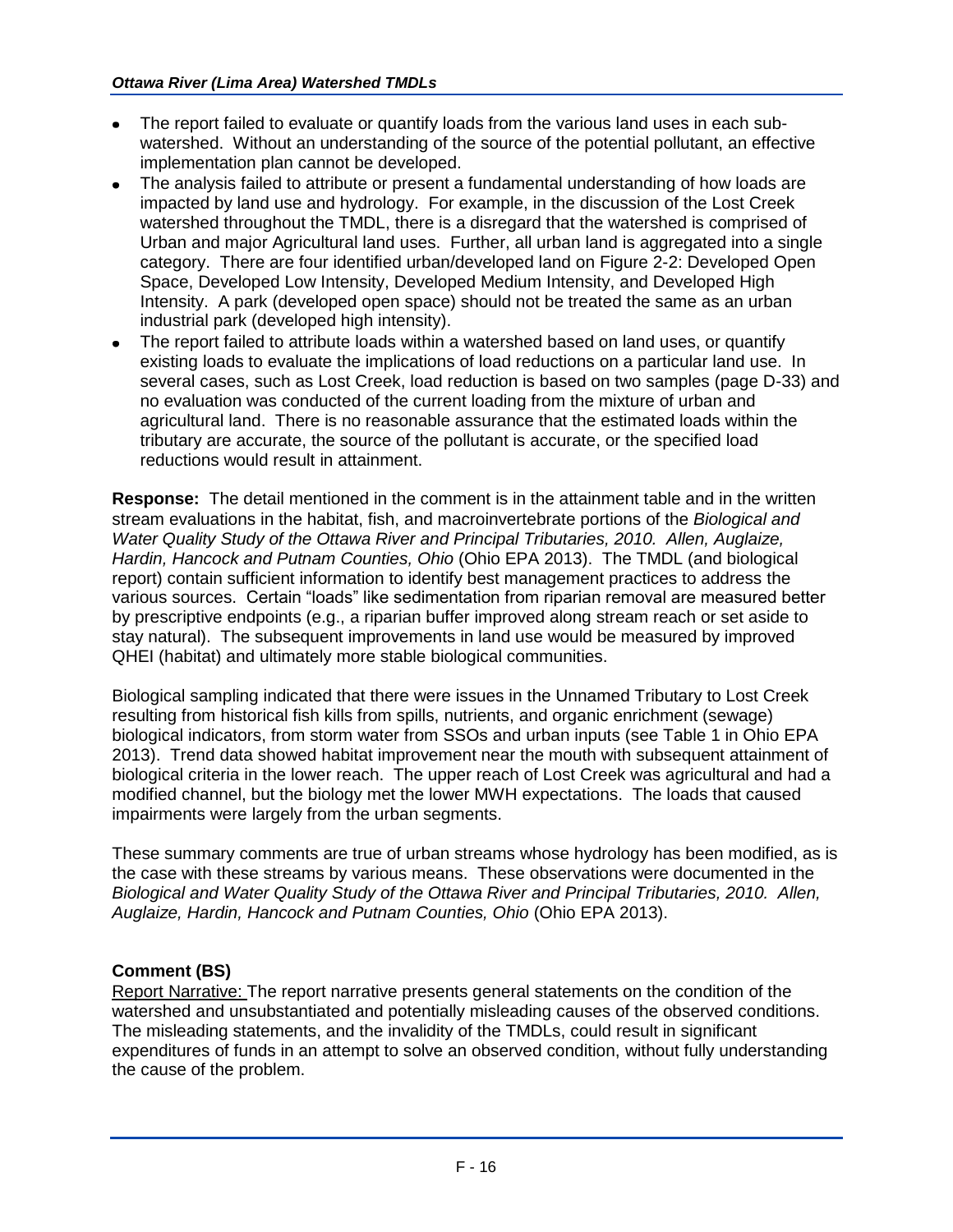- The report failed to evaluate or quantify loads from the various land uses in each sub-watershed. Without an understanding of the source of the potential pollutant, an effective implementation plan cannot be developed.
- The analysis failed to attribute or present a fundamental understanding of how loads are impacted by land use and hydrology. For example, in the discussion of the Lost Creek watershed throughout the TMDL, there is a disregard that the watershed is comprised of Urban and major Agricultural land uses. Further, all urban land is aggregated into a single category. There are four identified urban/developed land on Figure 2-2: Developed Open Space, Developed Low Intensity, Developed Medium Intensity, and Developed High Intensity. A park (developed open space) should not be treated the same as an urban industrial park (developed high intensity).
- The report failed to attribute loads within a watershed based on land uses, or quantify existing loads to evaluate the implications of load reductions on a particular land use. In several cases, such as Lost Creek, load reduction is based on two samples (page D-33) and no evaluation was conducted of the current loading from the mixture of urban and agricultural land. There is no reasonable assurance that the estimated loads within the tributary are accurate, the source of the pollutant is accurate, or the specified load reductions would result in attainment.

**Response:** The detail mentioned in the comment is in the attainment table and in the written stream evaluations in the habitat, fish, and macroinvertebrate portions of the *Biological and Water Quality Study of the Ottawa River and Principal Tributaries, 2010. Allen, Auglaize, Hardin, Hancock and Putnam Counties, Ohio* (Ohio EPA 2013). The TMDL (and biological report) contain sufficient information to identify best management practices to address the various sources. Certain "loads" like sedimentation from riparian removal are measured better by prescriptive endpoints (e.g., a riparian buffer improved along stream reach or set aside to stay natural). The subsequent improvements in land use would be measured by improved QHEI (habitat) and ultimately more stable biological communities.

Biological sampling indicated that there were issues in the Unnamed Tributary to Lost Creek resulting from historical fish kills from spills, nutrients, and organic enrichment (sewage) biological indicators, from storm water from SSOs and urban inputs (see Table 1 in Ohio EPA 2013). Trend data showed habitat improvement near the mouth with subsequent attainment of biological criteria in the lower reach. The upper reach of Lost Creek was agricultural and had a modified channel, but the biology met the lower MWH expectations. The loads that caused impairments were largely from the urban segments.

These summary comments are true of urban streams whose hydrology has been modified, as is the case with these streams by various means. These observations were documented in the *Biological and Water Quality Study of the Ottawa River and Principal Tributaries, 2010. Allen, Auglaize, Hardin, Hancock and Putnam Counties, Ohio* (Ohio EPA 2013).

**Comment (BS)**

Report Narrative: The report narrative presents general statements on the condition of the watershed and unsubstantiated and potentially misleading causes of the observed conditions. The misleading statements, and the invalidity of the TMDLs, could result in significant expenditures of funds in an attempt to solve an observed condition, without fully understanding the cause of the problem.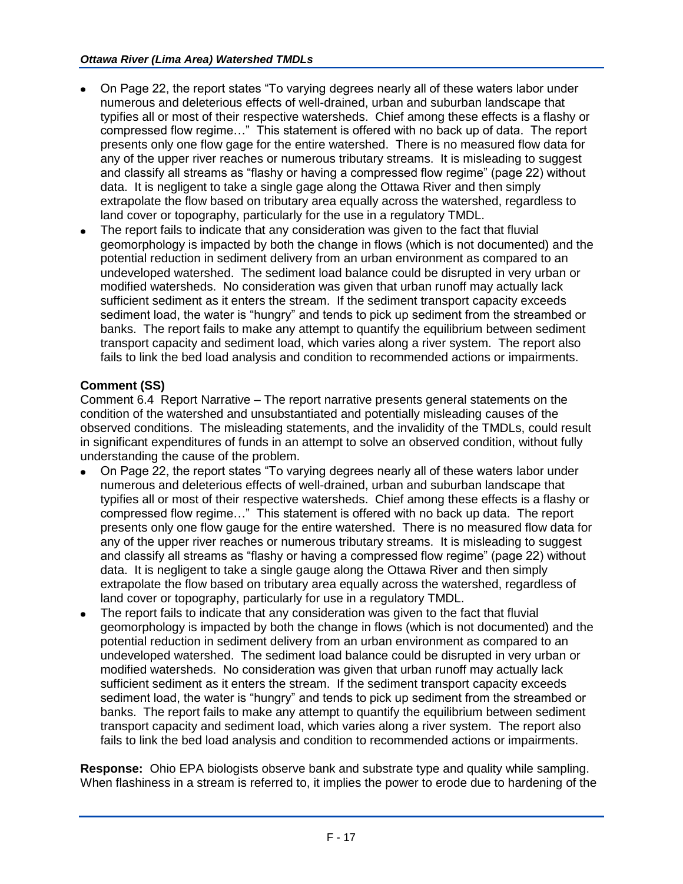- On Page 22, the report states "To varying degrees nearly all of these waters labor under numerous and deleterious effects of well-drained, urban and suburban landscape that typifies all or most of their respective watersheds. Chief among these effects is a flashy or compressed flow regime…" This statement is offered with no back up of data. The report presents only one flow gage for the entire watershed. There is no measured flow data for any of the upper river reaches or numerous tributary streams. It is misleading to suggest and classify all streams as "flashy or having a compressed flow regime" (page 22) without data. It is negligent to take a single gage along the Ottawa River and then simply extrapolate the flow based on tributary area equally across the watershed, regardless to land cover or topography, particularly for the use in a regulatory TMDL.
- The report fails to indicate that any consideration was given to the fact that fluvial geomorphology is impacted by both the change in flows (which is not documented) and the potential reduction in sediment delivery from an urban environment as compared to an undeveloped watershed. The sediment load balance could be disrupted in very urban or modified watersheds. No consideration was given that urban runoff may actually lack sufficient sediment as it enters the stream. If the sediment transport capacity exceeds sediment load, the water is "hungry" and tends to pick up sediment from the streambed or banks. The report fails to make any attempt to quantify the equilibrium between sediment transport capacity and sediment load, which varies along a river system. The report also fails to link the bed load analysis and condition to recommended actions or impairments.

**Comment (SS)**

Comment 6.4 Report Narrative – The report narrative presents general statements on the condition of the watershed and unsubstantiated and potentially misleading causes of the observed conditions. The misleading statements, and the invalidity of the TMDLs, could result in significant expenditures of funds in an attempt to solve an observed condition, without fully understanding the cause of the problem.

- On Page 22, the report states "To varying degrees nearly all of these waters labor under numerous and deleterious effects of well-drained, urban and suburban landscape that typifies all or most of their respective watersheds. Chief among these effects is a flashy or compressed flow regime…" This statement is offered with no back up data. The report presents only one flow gauge for the entire watershed. There is no measured flow data for any of the upper river reaches or numerous tributary streams. It is misleading to suggest and classify all streams as "flashy or having a compressed flow regime" (page 22) without data. It is negligent to take a single gauge along the Ottawa River and then simply extrapolate the flow based on tributary area equally across the watershed, regardless of land cover or topography, particularly for use in a regulatory TMDL.
- The report fails to indicate that any consideration was given to the fact that fluvial geomorphology is impacted by both the change in flows (which is not documented) and the potential reduction in sediment delivery from an urban environment as compared to an undeveloped watershed. The sediment load balance could be disrupted in very urban or modified watersheds. No consideration was given that urban runoff may actually lack sufficient sediment as it enters the stream. If the sediment transport capacity exceeds sediment load, the water is "hungry" and tends to pick up sediment from the streambed or banks. The report fails to make any attempt to quantify the equilibrium between sediment transport capacity and sediment load, which varies along a river system. The report also fails to link the bed load analysis and condition to recommended actions or impairments.

**Response:** Ohio EPA biologists observe bank and substrate type and quality while sampling. When flashiness in a stream is referred to, it implies the power to erode due to hardening of the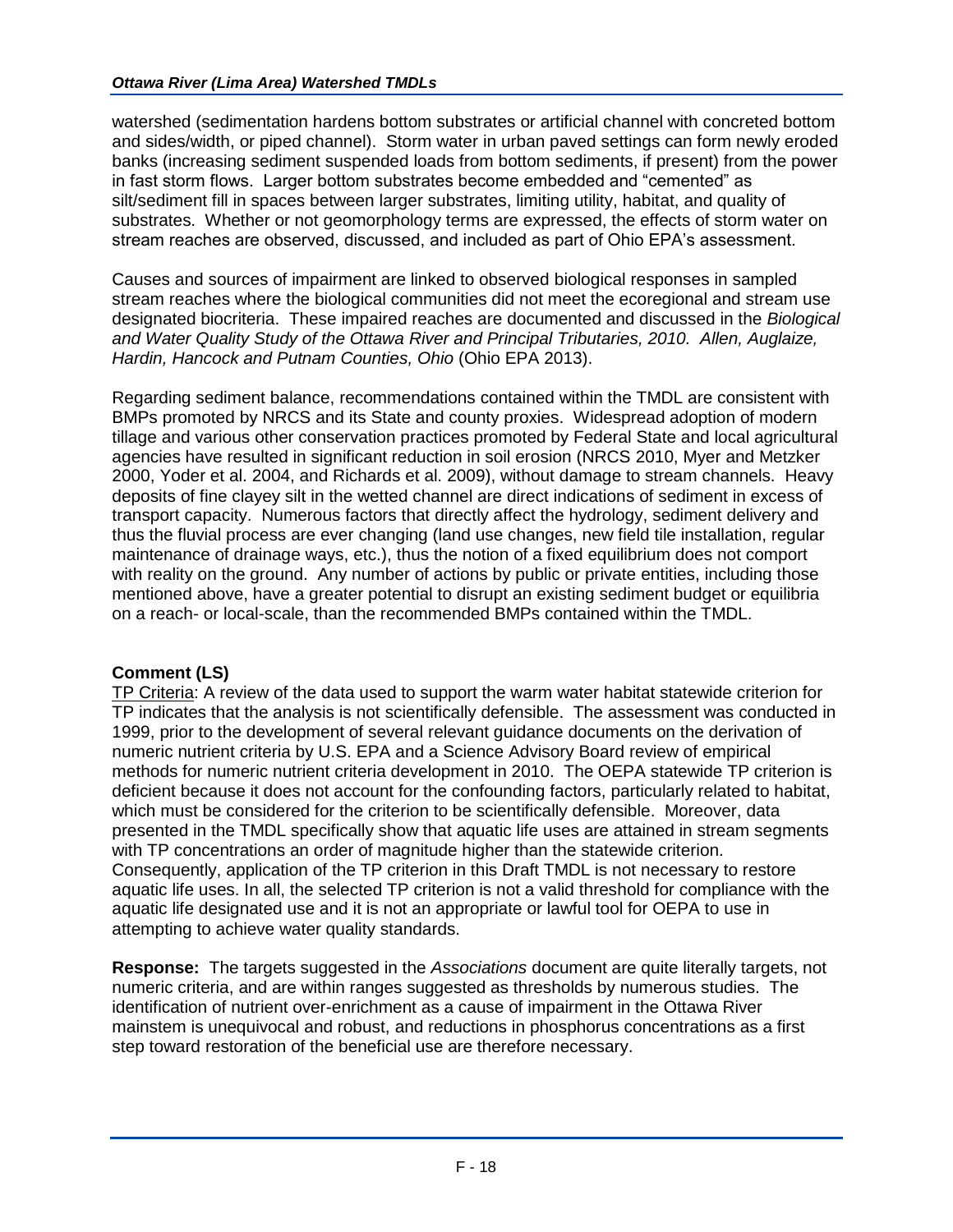watershed (sedimentation hardens bottom substrates or artificial channel with concreted bottom and sides/width, or piped channel). Storm water in urban paved settings can form newly eroded banks (increasing sediment suspended loads from bottom sediments, if present) from the power in fast storm flows. Larger bottom substrates become embedded and "cemented" as silt/sediment fill in spaces between larger substrates, limiting utility, habitat, and quality of substrates. Whether or not geomorphology terms are expressed, the effects of storm water on stream reaches are observed, discussed, and included as part of Ohio EPA's assessment.

Causes and sources of impairment are linked to observed biological responses in sampled stream reaches where the biological communities did not meet the ecoregional and stream use designated biocriteria. These impaired reaches are documented and discussed in the *Biological and Water Quality Study of the Ottawa River and Principal Tributaries, 2010. Allen, Auglaize, Hardin, Hancock and Putnam Counties, Ohio* (Ohio EPA 2013).

Regarding sediment balance, recommendations contained within the TMDL are consistent with BMPs promoted by NRCS and its State and county proxies. Widespread adoption of modern tillage and various other conservation practices promoted by Federal State and local agricultural agencies have resulted in significant reduction in soil erosion (NRCS 2010, Myer and Metzker 2000, Yoder et al. 2004, and Richards et al. 2009), without damage to stream channels. Heavy deposits of fine clayey silt in the wetted channel are direct indications of sediment in excess of transport capacity. Numerous factors that directly affect the hydrology, sediment delivery and thus the fluvial process are ever changing (land use changes, new field tile installation, regular maintenance of drainage ways, etc.), thus the notion of a fixed equilibrium does not comport with reality on the ground. Any number of actions by public or private entities, including those mentioned above, have a greater potential to disrupt an existing sediment budget or equilibria on a reach- or local-scale, than the recommended BMPs contained within the TMDL.

**Comment (LS)**

TP Criteria: A review of the data used to support the warm water habitat statewide criterion for TP indicates that the analysis is not scientifically defensible. The assessment was conducted in 1999, prior to the development of several relevant guidance documents on the derivation of numeric nutrient criteria by U.S. EPA and a Science Advisory Board review of empirical methods for numeric nutrient criteria development in 2010. The OEPA statewide TP criterion is deficient because it does not account for the confounding factors, particularly related to habitat, which must be considered for the criterion to be scientifically defensible. Moreover, data presented in the TMDL specifically show that aquatic life uses are attained in stream segments with TP concentrations an order of magnitude higher than the statewide criterion. Consequently, application of the TP criterion in this Draft TMDL is not necessary to restore aquatic life uses. In all, the selected TP criterion is not a valid threshold for compliance with the aquatic life designated use and it is not an appropriate or lawful tool for OEPA to use in attempting to achieve water quality standards.

**Response:** The targets suggested in the *Associations* document are quite literally targets, not numeric criteria, and are within ranges suggested as thresholds by numerous studies. The identification of nutrient over-enrichment as a cause of impairment in the Ottawa River mainstem is unequivocal and robust, and reductions in phosphorus concentrations as a first step toward restoration of the beneficial use are therefore necessary.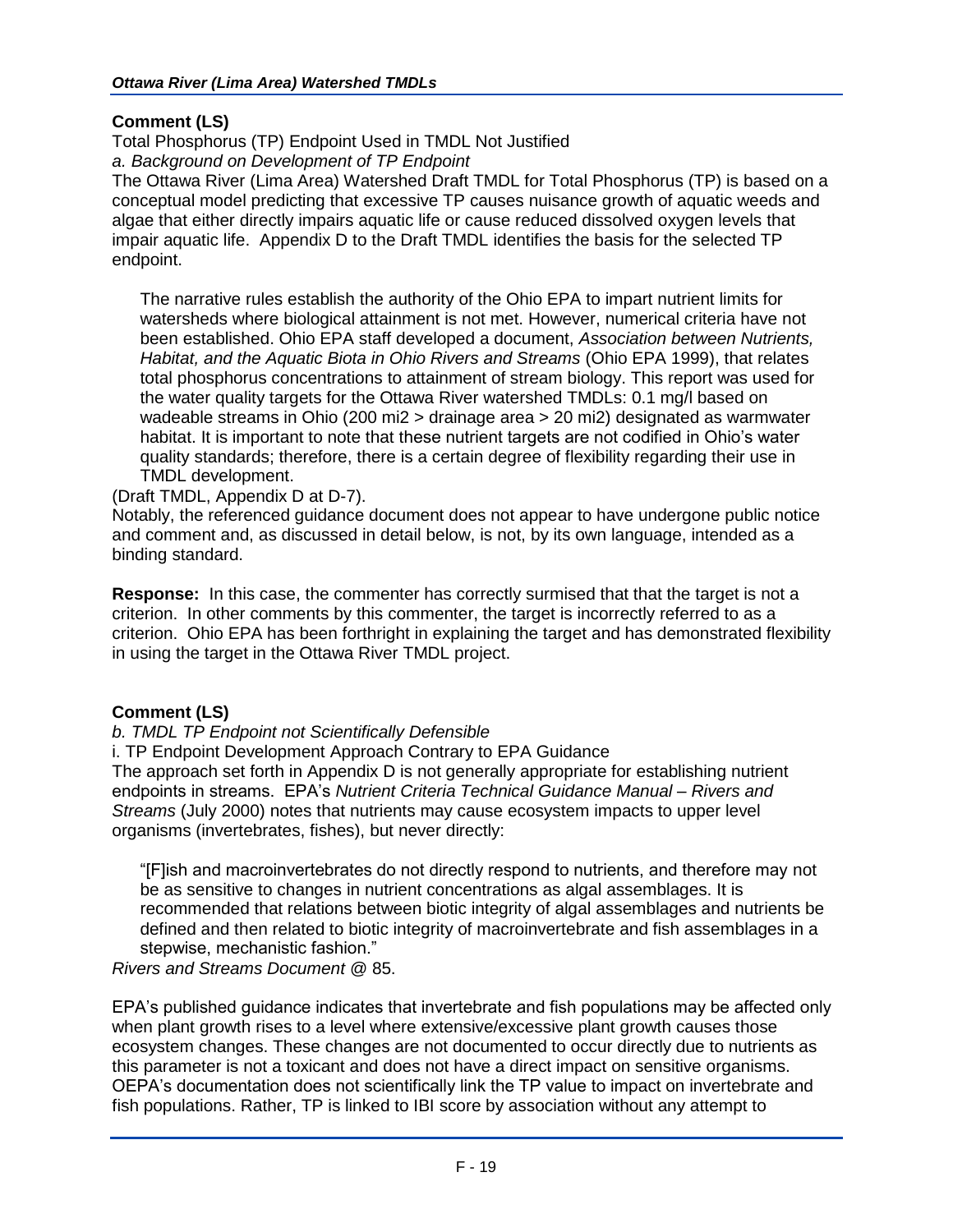**Comment (LS)**

Total Phosphorus (TP) Endpoint Used in TMDL Not Justified

*a. Background on Development of TP Endpoint*

The Ottawa River (Lima Area) Watershed Draft TMDL for Total Phosphorus (TP) is based on a conceptual model predicting that excessive TP causes nuisance growth of aquatic weeds and algae that either directly impairs aquatic life or cause reduced dissolved oxygen levels that impair aquatic life. Appendix D to the Draft TMDL identifies the basis for the selected TP endpoint.

> The narrative rules establish the authority of the Ohio EPA to impart nutrient limits for watersheds where biological attainment is not met. However, numerical criteria have not been established. Ohio EPA staff developed a document, *Association between Nutrients, Habitat, and the Aquatic Biota in Ohio Rivers and Streams* (Ohio EPA 1999), that relates total phosphorus concentrations to attainment of stream biology. This report was used for the water quality targets for the Ottawa River watershed TMDLs: 0.1 mg/l based on wadeable streams in Ohio (200 mi2 > drainage area > 20 mi2) designated as warmwater habitat. It is important to note that these nutrient targets are not codified in Ohio's water quality standards; therefore, there is a certain degree of flexibility regarding their use in TMDL development.

(Draft TMDL, Appendix D at D-7).

Notably, the referenced guidance document does not appear to have undergone public notice and comment and, as discussed in detail below, is not, by its own language, intended as a binding standard.

**Response:** In this case, the commenter has correctly surmised that that the target is not a criterion. In other comments by this commenter, the target is incorrectly referred to as a criterion. Ohio EPA has been forthright in explaining the target and has demonstrated flexibility in using the target in the Ottawa River TMDL project.

**Comment (LS)**

*b. TMDL TP Endpoint not Scientifically Defensible*

i. TP Endpoint Development Approach Contrary to EPA Guidance

The approach set forth in Appendix D is not generally appropriate for establishing nutrient endpoints in streams. EPA's *Nutrient Criteria Technical Guidance Manual – Rivers and Streams* (July 2000) notes that nutrients may cause ecosystem impacts to upper level organisms (invertebrates, fishes), but never directly:

> "[F]ish and macroinvertebrates do not directly respond to nutrients, and therefore may not be as sensitive to changes in nutrient concentrations as algal assemblages. It is recommended that relations between biotic integrity of algal assemblages and nutrients be defined and then related to biotic integrity of macroinvertebrate and fish assemblages in a stepwise, mechanistic fashion."

*Rivers and Streams Document* @ 85.

EPA's published guidance indicates that invertebrate and fish populations may be affected only when plant growth rises to a level where extensive/excessive plant growth causes those ecosystem changes. These changes are not documented to occur directly due to nutrients as this parameter is not a toxicant and does not have a direct impact on sensitive organisms. OEPA's documentation does not scientifically link the TP value to impact on invertebrate and fish populations. Rather, TP is linked to IBI score by association without any attempt to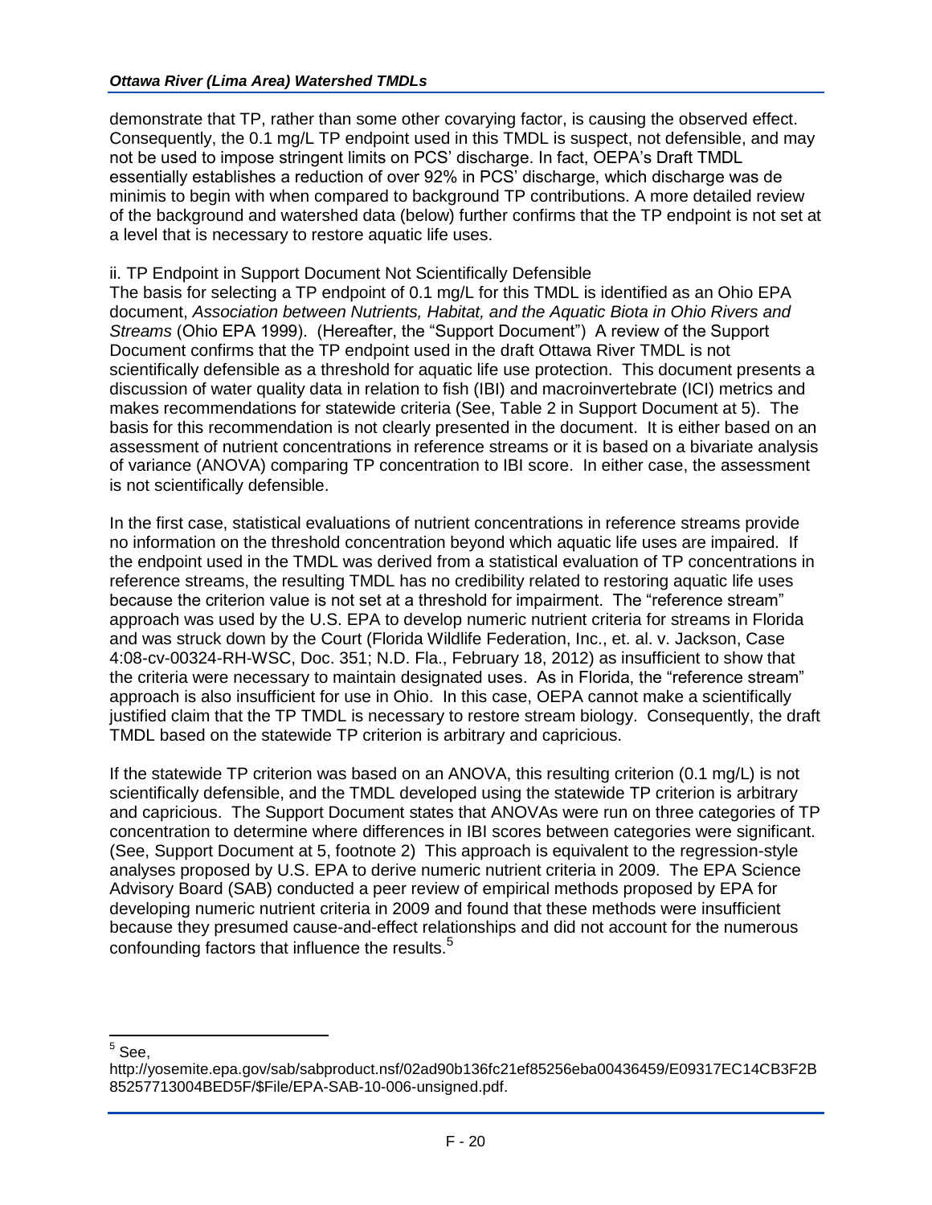demonstrate that TP, rather than some other covarying factor, is causing the observed effect. Consequently, the 0.1 mg/L TP endpoint used in this TMDL is suspect, not defensible, and may not be used to impose stringent limits on PCS' discharge. In fact, OEPA's Draft TMDL essentially establishes a reduction of over 92% in PCS' discharge, which discharge was de minimis to begin with when compared to background TP contributions. A more detailed review of the background and watershed data (below) further confirms that the TP endpoint is not set at a level that is necessary to restore aquatic life uses.

ii. TP Endpoint in Support Document Not Scientifically Defensible

The basis for selecting a TP endpoint of 0.1 mg/L for this TMDL is identified as an Ohio EPA document, *Association between Nutrients, Habitat, and the Aquatic Biota in Ohio Rivers and Streams* (Ohio EPA 1999). (Hereafter, the "Support Document") A review of the Support Document confirms that the TP endpoint used in the draft Ottawa River TMDL is not scientifically defensible as a threshold for aquatic life use protection. This document presents a discussion of water quality data in relation to fish (IBI) and macroinvertebrate (ICI) metrics and makes recommendations for statewide criteria (See, Table 2 in Support Document at 5). The basis for this recommendation is not clearly presented in the document. It is either based on an assessment of nutrient concentrations in reference streams or it is based on a bivariate analysis of variance (ANOVA) comparing TP concentration to IBI score. In either case, the assessment is not scientifically defensible.

In the first case, statistical evaluations of nutrient concentrations in reference streams provide no information on the threshold concentration beyond which aquatic life uses are impaired. If the endpoint used in the TMDL was derived from a statistical evaluation of TP concentrations in reference streams, the resulting TMDL has no credibility related to restoring aquatic life uses because the criterion value is not set at a threshold for impairment. The "reference stream" approach was used by the U.S. EPA to develop numeric nutrient criteria for streams in Florida and was struck down by the Court (Florida Wildlife Federation, Inc., et. al. v. Jackson, Case 4:08-cv-00324-RH-WSC, Doc. 351; N.D. Fla., February 18, 2012) as insufficient to show that the criteria were necessary to maintain designated uses. As in Florida, the "reference stream" approach is also insufficient for use in Ohio. In this case, OEPA cannot make a scientifically justified claim that the TP TMDL is necessary to restore stream biology. Consequently, the draft TMDL based on the statewide TP criterion is arbitrary and capricious.

If the statewide TP criterion was based on an ANOVA, this resulting criterion (0.1 mg/L) is not scientifically defensible, and the TMDL developed using the statewide TP criterion is arbitrary and capricious. The Support Document states that ANOVAs were run on three categories of TP concentration to determine where differences in IBI scores between categories were significant. (See, Support Document at 5, footnote 2) This approach is equivalent to the regression-style analyses proposed by U.S. EPA to derive numeric nutrient criteria in 2009. The EPA Science Advisory Board (SAB) conducted a peer review of empirical methods proposed by EPA for developing numeric nutrient criteria in 2009 and found that these methods were insufficient because they presumed cause-and-effect relationships and did not account for the numerous confounding factors that influence the results.[5]

---

[5] See, http://yosemite.epa.gov/sab/sabproduct.nsf/02ad90b136fc21ef85256eba00436459/E09317EC14CB3F2B85257713004BED5F/$File/EPA-SAB-10-006-unsigned.pdf.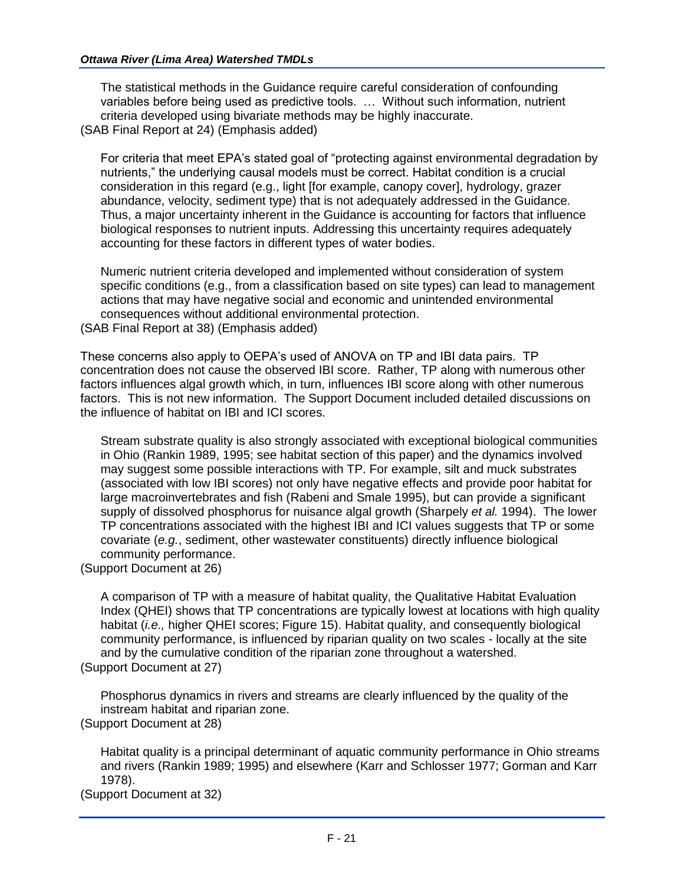> The statistical methods in the Guidance require careful consideration of confounding variables before being used as predictive tools. … Without such information, nutrient criteria developed using bivariate methods may be highly inaccurate.

(SAB Final Report at 24) (Emphasis added)

> For criteria that meet EPA's stated goal of "protecting against environmental degradation by nutrients," the underlying causal models must be correct. Habitat condition is a crucial consideration in this regard (e.g., light [for example, canopy cover], hydrology, grazer abundance, velocity, sediment type) that is not adequately addressed in the Guidance. Thus, a major uncertainty inherent in the Guidance is accounting for factors that influence biological responses to nutrient inputs. Addressing this uncertainty requires adequately accounting for these factors in different types of water bodies.
>
> Numeric nutrient criteria developed and implemented without consideration of system specific conditions (e.g., from a classification based on site types) can lead to management actions that may have negative social and economic and unintended environmental consequences without additional environmental protection.

(SAB Final Report at 38) (Emphasis added)

These concerns also apply to OEPA's used of ANOVA on TP and IBI data pairs. TP concentration does not cause the observed IBI score. Rather, TP along with numerous other factors influences algal growth which, in turn, influences IBI score along with other numerous factors. This is not new information. The Support Document included detailed discussions on the influence of habitat on IBI and ICI scores.

> Stream substrate quality is also strongly associated with exceptional biological communities in Ohio (Rankin 1989, 1995; see habitat section of this paper) and the dynamics involved may suggest some possible interactions with TP. For example, silt and muck substrates (associated with low IBI scores) not only have negative effects and provide poor habitat for large macroinvertebrates and fish (Rabeni and Smale 1995), but can provide a significant supply of dissolved phosphorus for nuisance algal growth (Sharpely *et al.* 1994). The lower TP concentrations associated with the highest IBI and ICI values suggests that TP or some covariate (*e.g.*, sediment, other wastewater constituents) directly influence biological community performance.

(Support Document at 26)

> A comparison of TP with a measure of habitat quality, the Qualitative Habitat Evaluation Index (QHEI) shows that TP concentrations are typically lowest at locations with high quality habitat (*i.e.,* higher QHEI scores; Figure 15). Habitat quality, and consequently biological community performance, is influenced by riparian quality on two scales - locally at the site and by the cumulative condition of the riparian zone throughout a watershed.

(Support Document at 27)

> Phosphorus dynamics in rivers and streams are clearly influenced by the quality of the instream habitat and riparian zone.

(Support Document at 28)

> Habitat quality is a principal determinant of aquatic community performance in Ohio streams and rivers (Rankin 1989; 1995) and elsewhere (Karr and Schlosser 1977; Gorman and Karr 1978).

(Support Document at 32)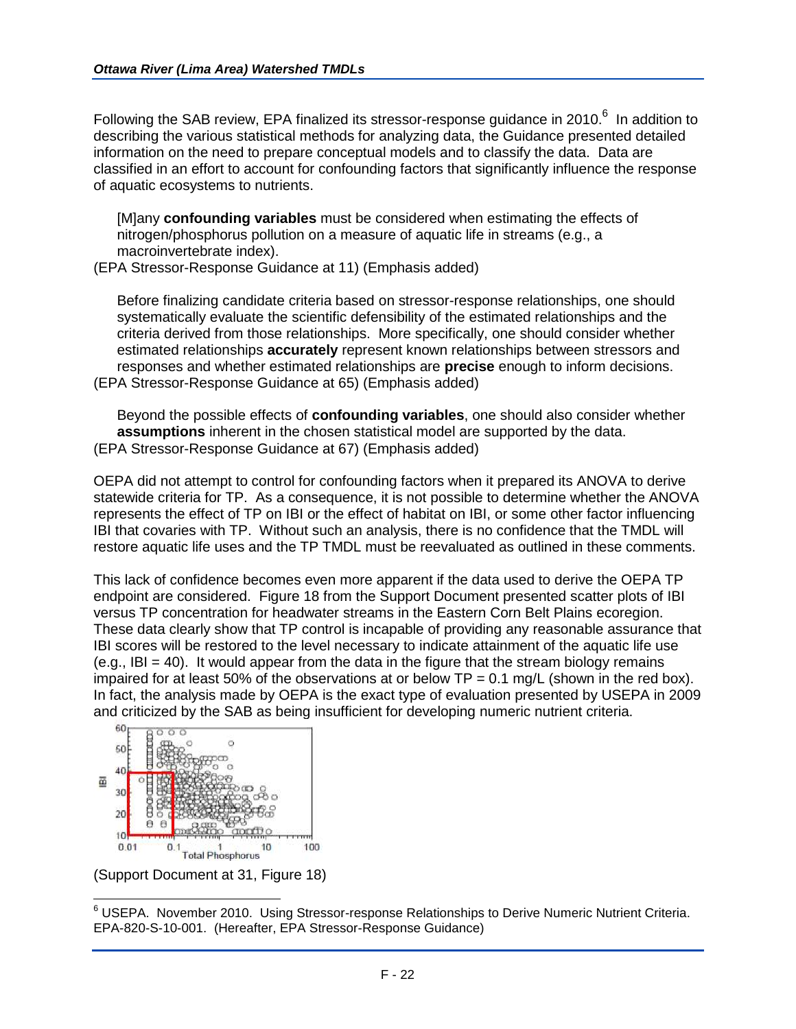Following the SAB review, EPA finalized its stressor-response guidance in 2010.[6] In addition to describing the various statistical methods for analyzing data, the Guidance presented detailed information on the need to prepare conceptual models and to classify the data. Data are classified in an effort to account for confounding factors that significantly influence the response of aquatic ecosystems to nutrients.

> [M]any **confounding variables** must be considered when estimating the effects of nitrogen/phosphorus pollution on a measure of aquatic life in streams (e.g., a macroinvertebrate index).

(EPA Stressor-Response Guidance at 11) (Emphasis added)

> Before finalizing candidate criteria based on stressor-response relationships, one should systematically evaluate the scientific defensibility of the estimated relationships and the criteria derived from those relationships. More specifically, one should consider whether estimated relationships **accurately** represent known relationships between stressors and responses and whether estimated relationships are **precise** enough to inform decisions.

(EPA Stressor-Response Guidance at 65) (Emphasis added)

> Beyond the possible effects of **confounding variables**, one should also consider whether **assumptions** inherent in the chosen statistical model are supported by the data.

(EPA Stressor-Response Guidance at 67) (Emphasis added)

OEPA did not attempt to control for confounding factors when it prepared its ANOVA to derive statewide criteria for TP. As a consequence, it is not possible to determine whether the ANOVA represents the effect of TP on IBI or the effect of habitat on IBI, or some other factor influencing IBI that covaries with TP. Without such an analysis, there is no confidence that the TMDL will restore aquatic life uses and the TP TMDL must be reevaluated as outlined in these comments.

This lack of confidence becomes even more apparent if the data used to derive the OEPA TP endpoint are considered. Figure 18 from the Support Document presented scatter plots of IBI versus TP concentration for headwater streams in the Eastern Corn Belt Plains ecoregion. These data clearly show that TP control is incapable of providing any reasonable assurance that IBI scores will be restored to the level necessary to indicate attainment of the aquatic life use (e.g., IBI = 40). It would appear from the data in the figure that the stream biology remains impaired for at least 50% of the observations at or below TP = 0.1 mg/L (shown in the red box). In fact, the analysis made by OEPA is the exact type of evaluation presented by USEPA in 2009 and criticized by the SAB as being insufficient for developing numeric nutrient criteria.

(Support Document at 31, Figure 18)

[6] USEPA. November 2010. Using Stressor-response Relationships to Derive Numeric Nutrient Criteria. EPA-820-S-10-001. (Hereafter, EPA Stressor-Response Guidance)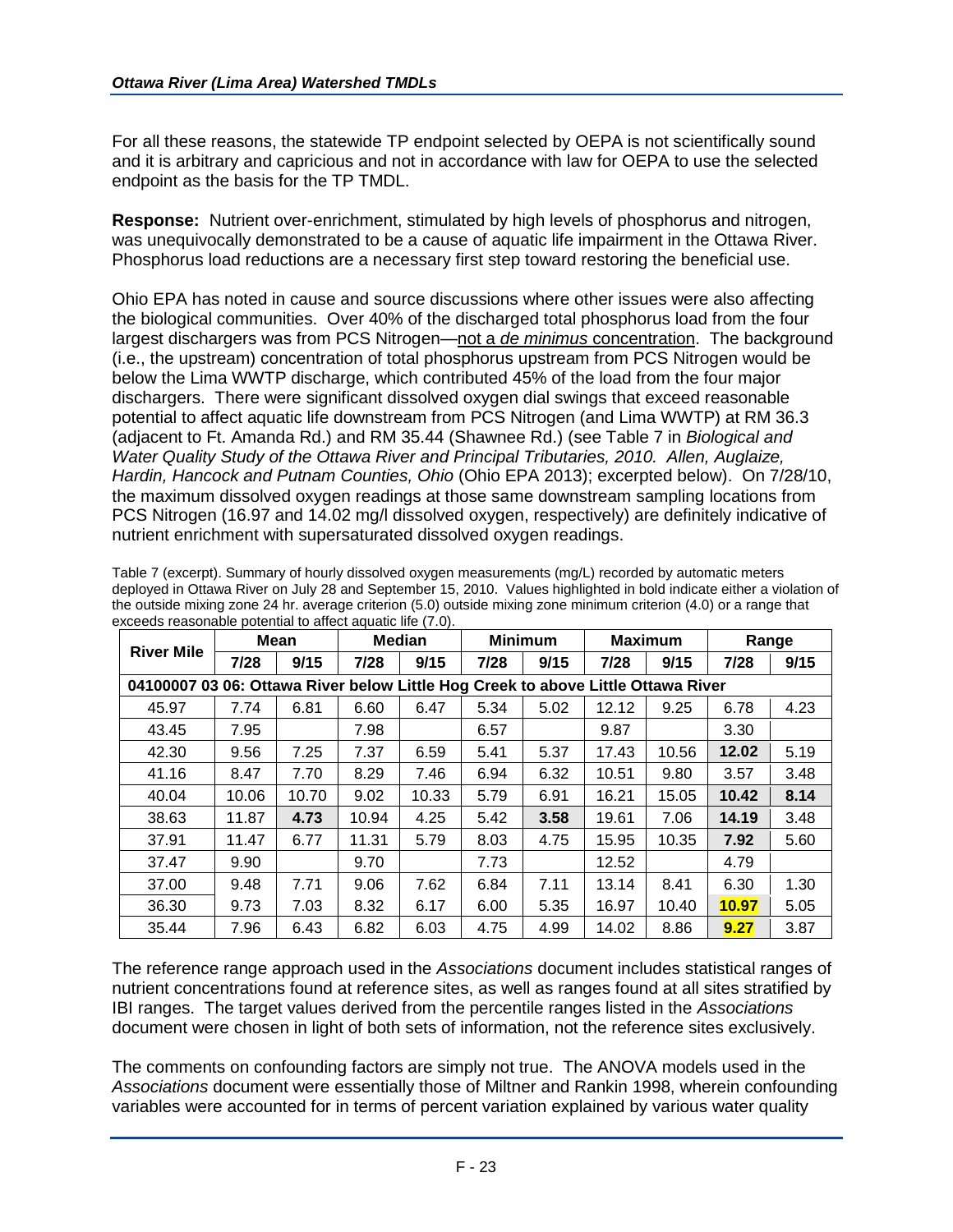For all these reasons, the statewide TP endpoint selected by OEPA is not scientifically sound and it is arbitrary and capricious and not in accordance with law for OEPA to use the selected endpoint as the basis for the TP TMDL.

**Response:** Nutrient over-enrichment, stimulated by high levels of phosphorus and nitrogen, was unequivocally demonstrated to be a cause of aquatic life impairment in the Ottawa River. Phosphorus load reductions are a necessary first step toward restoring the beneficial use.

Ohio EPA has noted in cause and source discussions where other issues were also affecting the biological communities. Over 40% of the discharged total phosphorus load from the four largest dischargers was from PCS Nitrogen—not a *de minimus* concentration. The background (i.e., the upstream) concentration of total phosphorus upstream from PCS Nitrogen would be below the Lima WWTP discharge, which contributed 45% of the load from the four major dischargers. There were significant dissolved oxygen dial swings that exceed reasonable potential to affect aquatic life downstream from PCS Nitrogen (and Lima WWTP) at RM 36.3 (adjacent to Ft. Amanda Rd.) and RM 35.44 (Shawnee Rd.) (see Table 7 in *Biological and Water Quality Study of the Ottawa River and Principal Tributaries, 2010. Allen, Auglaize, Hardin, Hancock and Putnam Counties, Ohio* (Ohio EPA 2013); excerpted below). On 7/28/10, the maximum dissolved oxygen readings at those same downstream sampling locations from PCS Nitrogen (16.97 and 14.02 mg/l dissolved oxygen, respectively) are definitely indicative of nutrient enrichment with supersaturated dissolved oxygen readings.

Table 7 (excerpt). Summary of hourly dissolved oxygen measurements (mg/L) recorded by automatic meters deployed in Ottawa River on July 28 and September 15, 2010. Values highlighted in bold indicate either a violation of the outside mixing zone 24 hr. average criterion (5.0) outside mixing zone minimum criterion (4.0) or a range that exceeds reasonable potential to affect aquatic life (7.0).

| River Mile | Mean | | Median | | Minimum | | Maximum | | Range | |
|---|---|---|---|---|---|---|---|---|---|---|
| | 7/28 | 9/15 | 7/28 | 9/15 | 7/28 | 9/15 | 7/28 | 9/15 | 7/28 | 9/15 |
| **04100007 03 06: Ottawa River below Little Hog Creek to above Little Ottawa River** | | | | | | | | | | |
| 45.97 | 7.74 | 6.81 | 6.60 | 6.47 | 5.34 | 5.02 | 12.12 | 9.25 | 6.78 | 4.23 |
| 43.45 | 7.95 | | 7.98 | | 6.57 | | 9.87 | | 3.30 | |
| 42.30 | 9.56 | 7.25 | 7.37 | 6.59 | 5.41 | 5.37 | 17.43 | 10.56 | **12.02** | 5.19 |
| 41.16 | 8.47 | 7.70 | 8.29 | 7.46 | 6.94 | 6.32 | 10.51 | 9.80 | 3.57 | 3.48 |
| 40.04 | 10.06 | 10.70 | 9.02 | 10.33 | 5.79 | 6.91 | 16.21 | 15.05 | **10.42** | **8.14** |
| 38.63 | 11.87 | **4.73** | 10.94 | 4.25 | 5.42 | **3.58** | 19.61 | 7.06 | **14.19** | 3.48 |
| 37.91 | 11.47 | 6.77 | 11.31 | 5.79 | 8.03 | 4.75 | 15.95 | 10.35 | **7.92** | 5.60 |
| 37.47 | 9.90 | | 9.70 | | 7.73 | | 12.52 | | 4.79 | |
| 37.00 | 9.48 | 7.71 | 9.06 | 7.62 | 6.84 | 7.11 | 13.14 | 8.41 | 6.30 | 1.30 |
| 36.30 | 9.73 | 7.03 | 8.32 | 6.17 | 6.00 | 5.35 | 16.97 | 10.40 | **10.97** | 5.05 |
| 35.44 | 7.96 | 6.43 | 6.82 | 6.03 | 4.75 | 4.99 | 14.02 | 8.86 | **9.27** | 3.87 |

The reference range approach used in the *Associations* document includes statistical ranges of nutrient concentrations found at reference sites, as well as ranges found at all sites stratified by IBI ranges. The target values derived from the percentile ranges listed in the *Associations* document were chosen in light of both sets of information, not the reference sites exclusively.

The comments on confounding factors are simply not true. The ANOVA models used in the *Associations* document were essentially those of Miltner and Rankin 1998, wherein confounding variables were accounted for in terms of percent variation explained by various water quality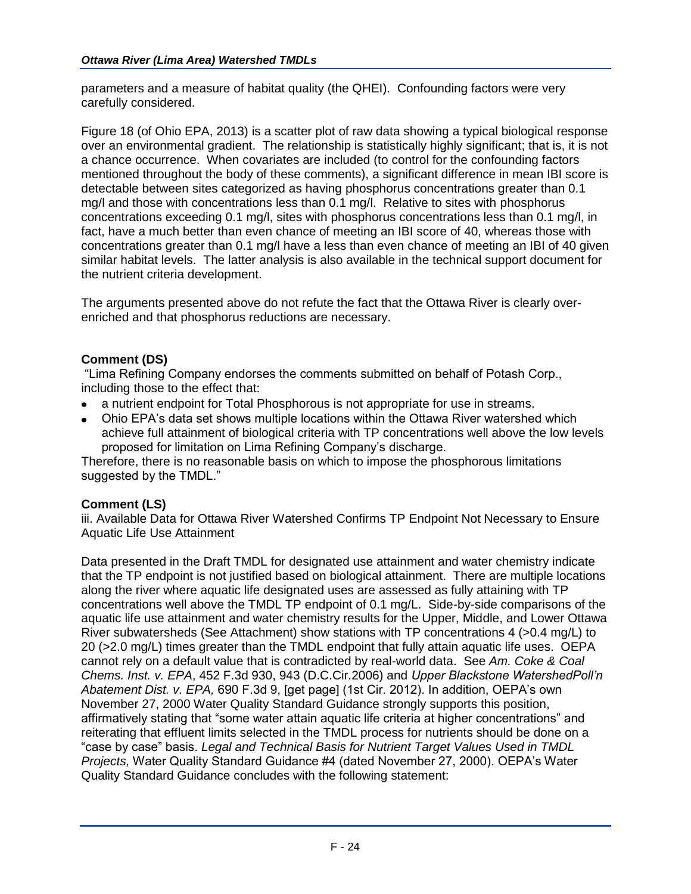parameters and a measure of habitat quality (the QHEI). Confounding factors were very carefully considered.

Figure 18 (of Ohio EPA, 2013) is a scatter plot of raw data showing a typical biological response over an environmental gradient. The relationship is statistically highly significant; that is, it is not a chance occurrence. When covariates are included (to control for the confounding factors mentioned throughout the body of these comments), a significant difference in mean IBI score is detectable between sites categorized as having phosphorus concentrations greater than 0.1 mg/l and those with concentrations less than 0.1 mg/l. Relative to sites with phosphorus concentrations exceeding 0.1 mg/l, sites with phosphorus concentrations less than 0.1 mg/l, in fact, have a much better than even chance of meeting an IBI score of 40, whereas those with concentrations greater than 0.1 mg/l have a less than even chance of meeting an IBI of 40 given similar habitat levels. The latter analysis is also available in the technical support document for the nutrient criteria development.

The arguments presented above do not refute the fact that the Ottawa River is clearly over-enriched and that phosphorus reductions are necessary.

**Comment (DS)**

"Lima Refining Company endorses the comments submitted on behalf of Potash Corp., including those to the effect that:

- a nutrient endpoint for Total Phosphorous is not appropriate for use in streams.
- Ohio EPA's data set shows multiple locations within the Ottawa River watershed which achieve full attainment of biological criteria with TP concentrations well above the low levels proposed for limitation on Lima Refining Company's discharge.

Therefore, there is no reasonable basis on which to impose the phosphorous limitations suggested by the TMDL."

**Comment (LS)**

iii. Available Data for Ottawa River Watershed Confirms TP Endpoint Not Necessary to Ensure Aquatic Life Use Attainment

Data presented in the Draft TMDL for designated use attainment and water chemistry indicate that the TP endpoint is not justified based on biological attainment. There are multiple locations along the river where aquatic life designated uses are assessed as fully attaining with TP concentrations well above the TMDL TP endpoint of 0.1 mg/L. Side-by-side comparisons of the aquatic life use attainment and water chemistry results for the Upper, Middle, and Lower Ottawa River subwatersheds (See Attachment) show stations with TP concentrations 4 (>0.4 mg/L) to 20 (>2.0 mg/L) times greater than the TMDL endpoint that fully attain aquatic life uses. OEPA cannot rely on a default value that is contradicted by real-world data. See *Am. Coke & Coal Chems. Inst. v. EPA*, 452 F.3d 930, 943 (D.C.Cir.2006) and *Upper Blackstone WatershedPoll'n Abatement Dist. v. EPA,* 690 F.3d 9, [get page] (1st Cir. 2012). In addition, OEPA's own November 27, 2000 Water Quality Standard Guidance strongly supports this position, affirmatively stating that "some water attain aquatic life criteria at higher concentrations" and reiterating that effluent limits selected in the TMDL process for nutrients should be done on a "case by case" basis. *Legal and Technical Basis for Nutrient Target Values Used in TMDL Projects,* Water Quality Standard Guidance #4 (dated November 27, 2000). OEPA's Water Quality Standard Guidance concludes with the following statement: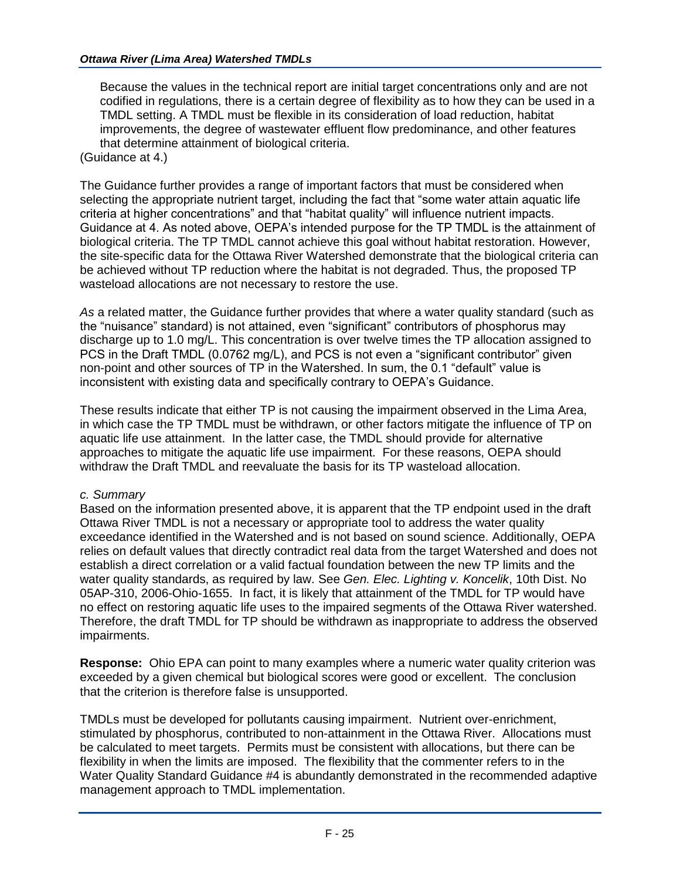> Because the values in the technical report are initial target concentrations only and are not codified in regulations, there is a certain degree of flexibility as to how they can be used in a TMDL setting. A TMDL must be flexible in its consideration of load reduction, habitat improvements, the degree of wastewater effluent flow predominance, and other features that determine attainment of biological criteria.

(Guidance at 4.)

The Guidance further provides a range of important factors that must be considered when selecting the appropriate nutrient target, including the fact that "some water attain aquatic life criteria at higher concentrations" and that "habitat quality" will influence nutrient impacts. Guidance at 4. As noted above, OEPA's intended purpose for the TP TMDL is the attainment of biological criteria. The TP TMDL cannot achieve this goal without habitat restoration. However, the site-specific data for the Ottawa River Watershed demonstrate that the biological criteria can be achieved without TP reduction where the habitat is not degraded. Thus, the proposed TP wasteload allocations are not necessary to restore the use.

*As* a related matter, the Guidance further provides that where a water quality standard (such as the "nuisance" standard) is not attained, even "significant" contributors of phosphorus may discharge up to 1.0 mg/L. This concentration is over twelve times the TP allocation assigned to PCS in the Draft TMDL (0.0762 mg/L), and PCS is not even a "significant contributor" given non-point and other sources of TP in the Watershed. In sum, the 0.1 "default" value is inconsistent with existing data and specifically contrary to OEPA's Guidance.

These results indicate that either TP is not causing the impairment observed in the Lima Area, in which case the TP TMDL must be withdrawn, or other factors mitigate the influence of TP on aquatic life use attainment. In the latter case, the TMDL should provide for alternative approaches to mitigate the aquatic life use impairment. For these reasons, OEPA should withdraw the Draft TMDL and reevaluate the basis for its TP wasteload allocation.

*c. Summary*

Based on the information presented above, it is apparent that the TP endpoint used in the draft Ottawa River TMDL is not a necessary or appropriate tool to address the water quality exceedance identified in the Watershed and is not based on sound science. Additionally, OEPA relies on default values that directly contradict real data from the target Watershed and does not establish a direct correlation or a valid factual foundation between the new TP limits and the water quality standards, as required by law. See *Gen. Elec. Lighting v. Koncelik*, 10th Dist. No 05AP-310, 2006-Ohio-1655. In fact, it is likely that attainment of the TMDL for TP would have no effect on restoring aquatic life uses to the impaired segments of the Ottawa River watershed. Therefore, the draft TMDL for TP should be withdrawn as inappropriate to address the observed impairments.

**Response:** Ohio EPA can point to many examples where a numeric water quality criterion was exceeded by a given chemical but biological scores were good or excellent. The conclusion that the criterion is therefore false is unsupported.

TMDLs must be developed for pollutants causing impairment. Nutrient over-enrichment, stimulated by phosphorus, contributed to non-attainment in the Ottawa River. Allocations must be calculated to meet targets. Permits must be consistent with allocations, but there can be flexibility in when the limits are imposed. The flexibility that the commenter refers to in the Water Quality Standard Guidance #4 is abundantly demonstrated in the recommended adaptive management approach to TMDL implementation.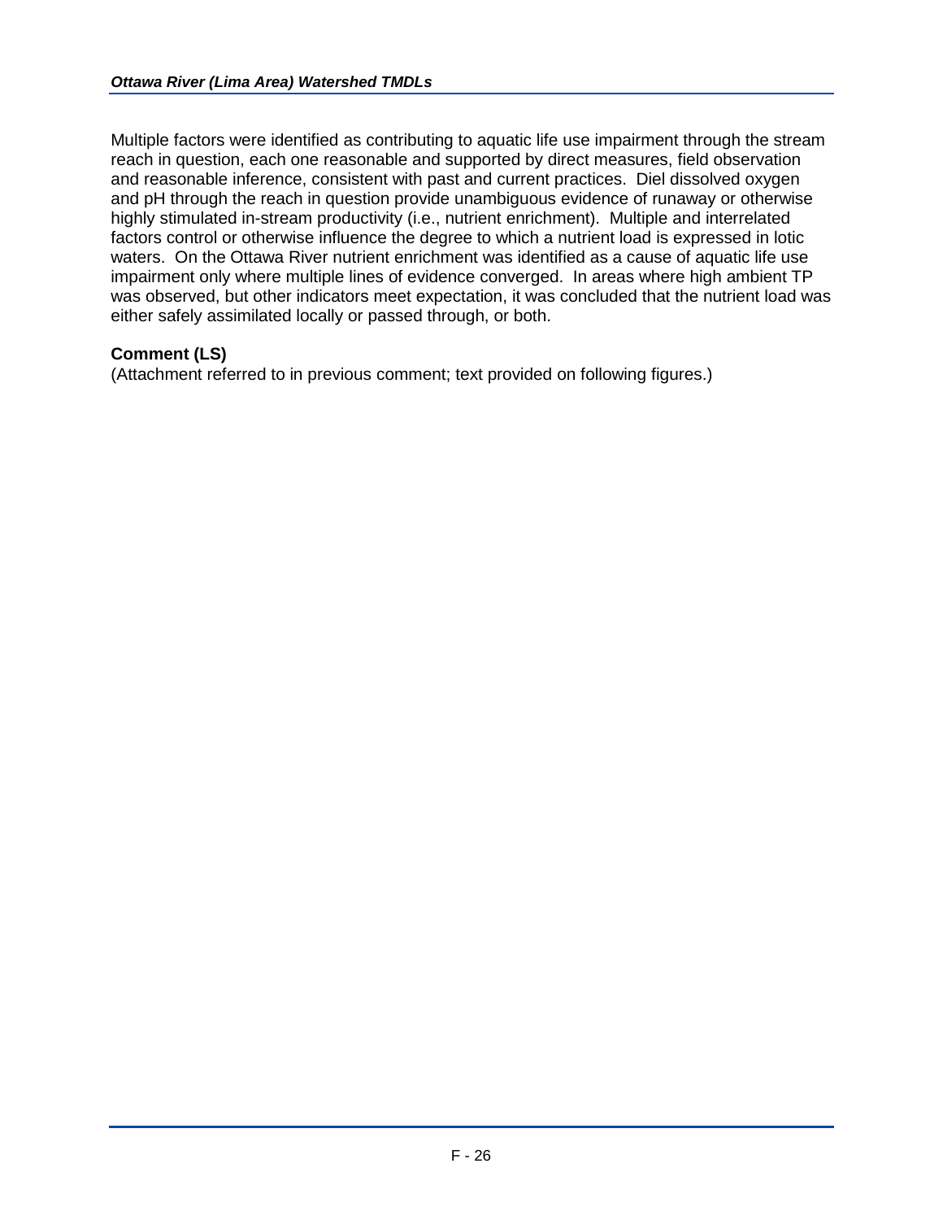Multiple factors were identified as contributing to aquatic life use impairment through the stream reach in question, each one reasonable and supported by direct measures, field observation and reasonable inference, consistent with past and current practices. Diel dissolved oxygen and pH through the reach in question provide unambiguous evidence of runaway or otherwise highly stimulated in-stream productivity (i.e., nutrient enrichment). Multiple and interrelated factors control or otherwise influence the degree to which a nutrient load is expressed in lotic waters. On the Ottawa River nutrient enrichment was identified as a cause of aquatic life use impairment only where multiple lines of evidence converged. In areas where high ambient TP was observed, but other indicators meet expectation, it was concluded that the nutrient load was either safely assimilated locally or passed through, or both.

**Comment (LS)**

(Attachment referred to in previous comment; text provided on following figures.)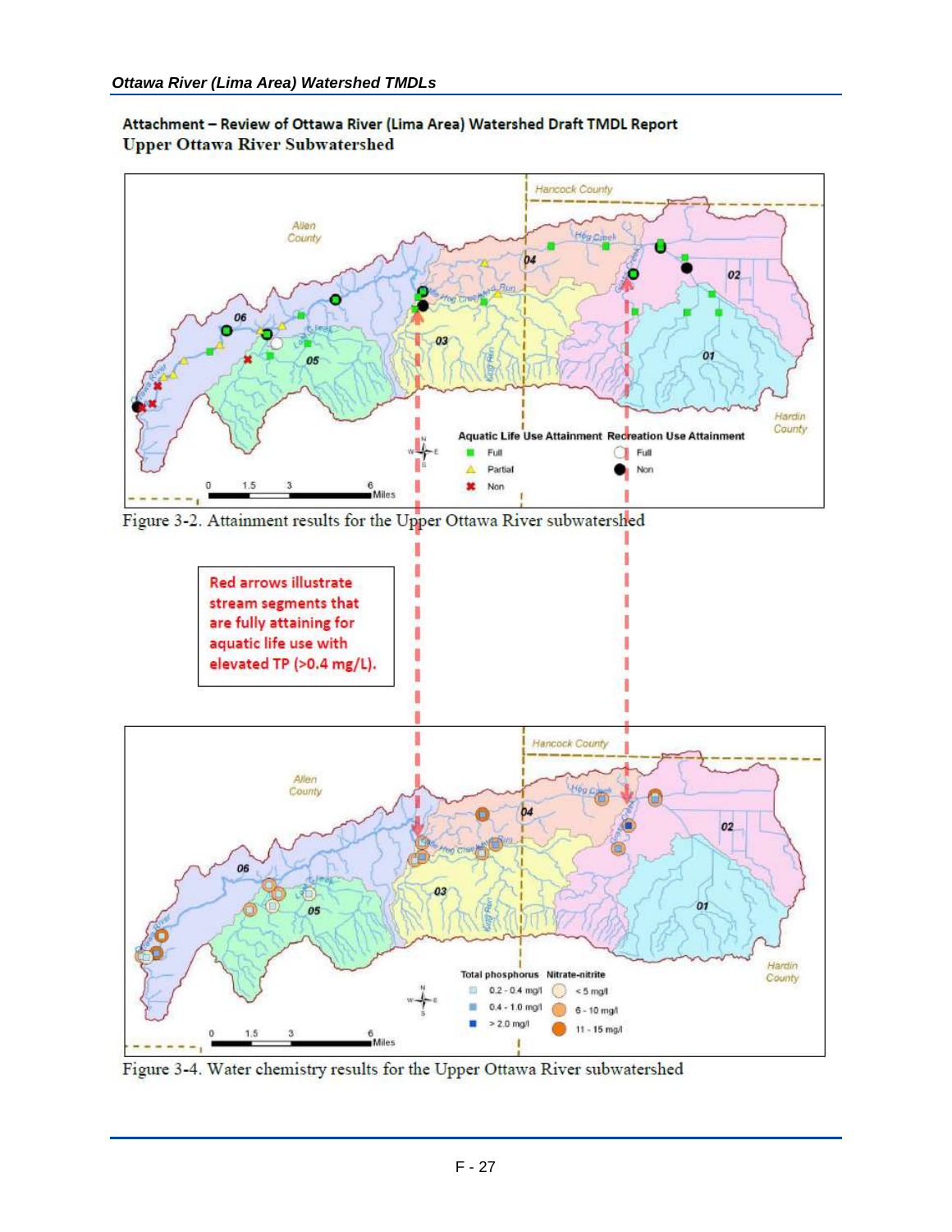**Attachment – Review of Ottawa River (Lima Area) Watershed Draft TMDL Report**
**Upper Ottawa River Subwatershed**

Figure 3-2. Attainment results for the Upper Ottawa River subwatershed

Red arrows illustrate stream segments that are fully attaining for aquatic life use with elevated TP (>0.4 mg/L).

Figure 3-4. Water chemistry results for the Upper Ottawa River subwatershed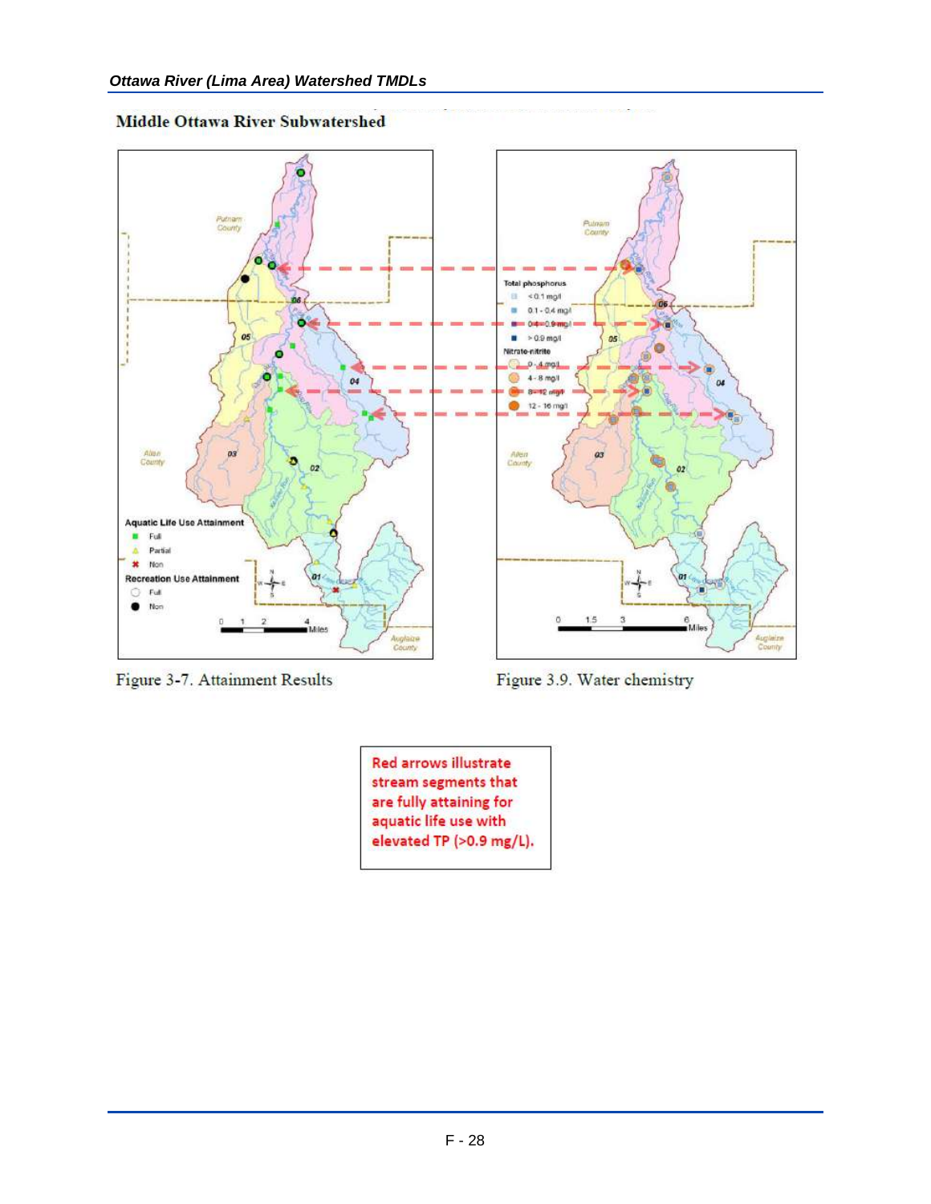## Middle Ottawa River Subwatershed

Figure 3-7. Attainment Results

Figure 3.9. Water chemistry

Red arrows illustrate stream segments that are fully attaining for aquatic life use with elevated TP (>0.9 mg/L).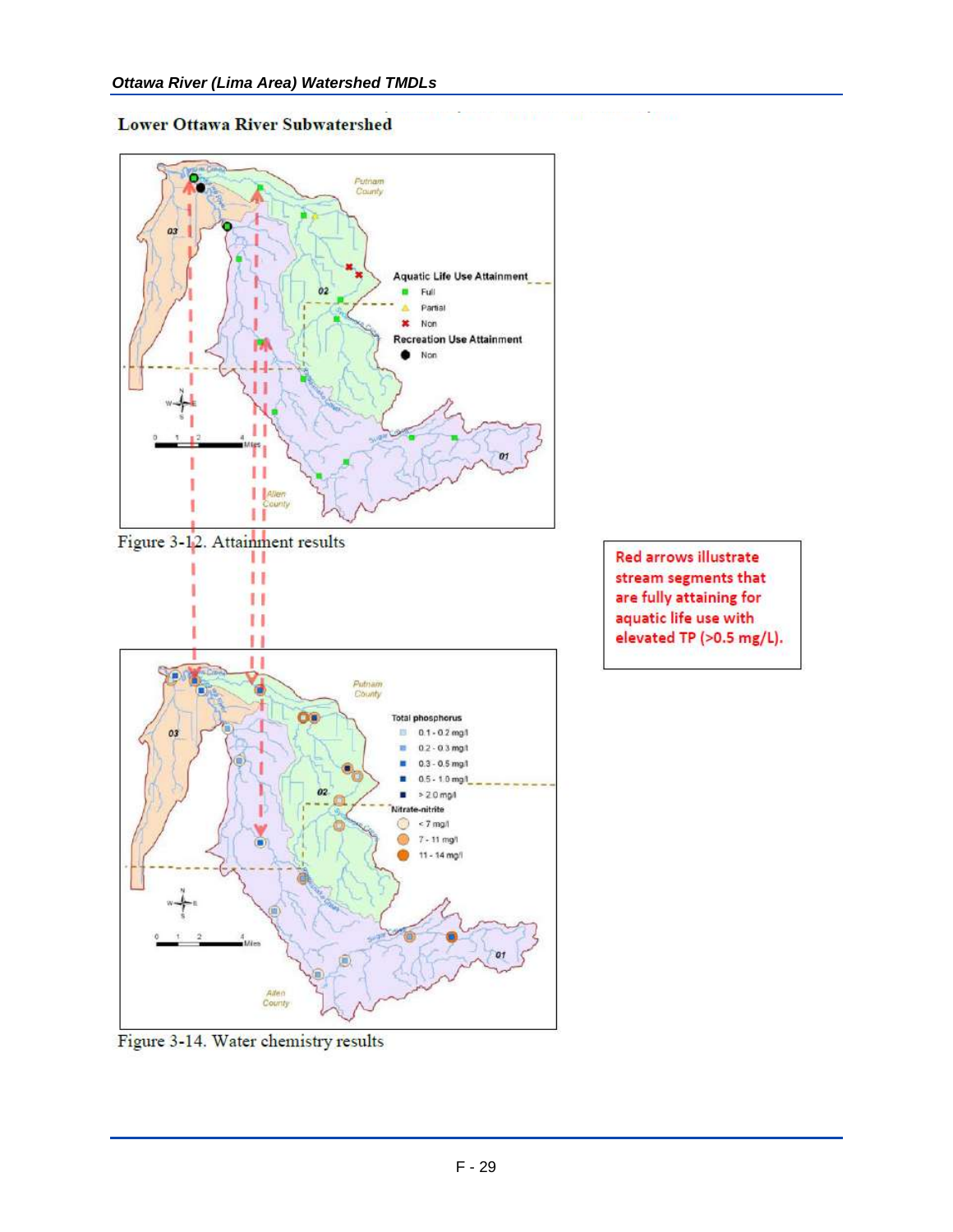## Lower Ottawa River Subwatershed

Figure 3-12. Attainment results

Red arrows illustrate stream segments that are fully attaining for aquatic life use with elevated TP (>0.5 mg/L).

Figure 3-14. Water chemistry results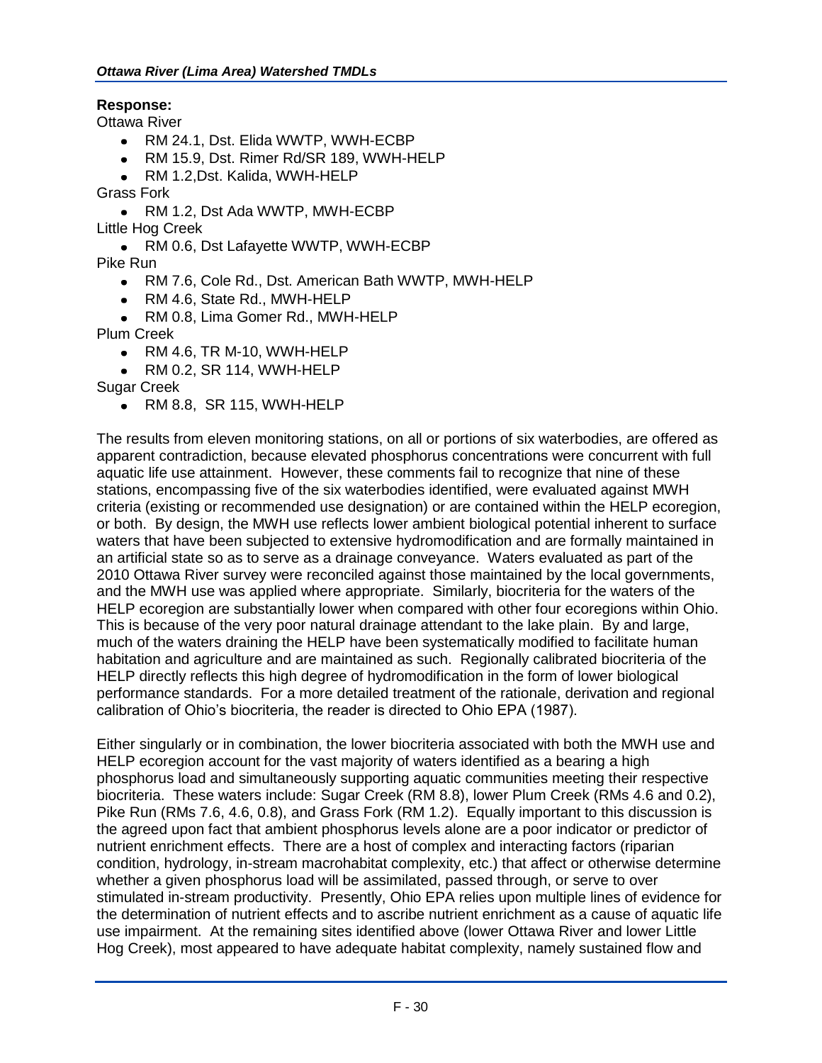**Response:**

Ottawa River

- RM 24.1, Dst. Elida WWTP, WWH-ECBP
- RM 15.9, Dst. Rimer Rd/SR 189, WWH-HELP
- RM 1.2,Dst. Kalida, WWH-HELP

Grass Fork

- RM 1.2, Dst Ada WWTP, MWH-ECBP

Little Hog Creek

- RM 0.6, Dst Lafayette WWTP, WWH-ECBP

Pike Run

- RM 7.6, Cole Rd., Dst. American Bath WWTP, MWH-HELP
- RM 4.6, State Rd., MWH-HELP
- RM 0.8, Lima Gomer Rd., MWH-HELP

Plum Creek

- RM 4.6, TR M-10, WWH-HELP
- RM 0.2, SR 114, WWH-HELP

Sugar Creek

- RM 8.8, SR 115, WWH-HELP

The results from eleven monitoring stations, on all or portions of six waterbodies, are offered as apparent contradiction, because elevated phosphorus concentrations were concurrent with full aquatic life use attainment. However, these comments fail to recognize that nine of these stations, encompassing five of the six waterbodies identified, were evaluated against MWH criteria (existing or recommended use designation) or are contained within the HELP ecoregion, or both. By design, the MWH use reflects lower ambient biological potential inherent to surface waters that have been subjected to extensive hydromodification and are formally maintained in an artificial state so as to serve as a drainage conveyance. Waters evaluated as part of the 2010 Ottawa River survey were reconciled against those maintained by the local governments, and the MWH use was applied where appropriate. Similarly, biocriteria for the waters of the HELP ecoregion are substantially lower when compared with other four ecoregions within Ohio. This is because of the very poor natural drainage attendant to the lake plain. By and large, much of the waters draining the HELP have been systematically modified to facilitate human habitation and agriculture and are maintained as such. Regionally calibrated biocriteria of the HELP directly reflects this high degree of hydromodification in the form of lower biological performance standards. For a more detailed treatment of the rationale, derivation and regional calibration of Ohio's biocriteria, the reader is directed to Ohio EPA (1987).

Either singularly or in combination, the lower biocriteria associated with both the MWH use and HELP ecoregion account for the vast majority of waters identified as a bearing a high phosphorus load and simultaneously supporting aquatic communities meeting their respective biocriteria. These waters include: Sugar Creek (RM 8.8), lower Plum Creek (RMs 4.6 and 0.2), Pike Run (RMs 7.6, 4.6, 0.8), and Grass Fork (RM 1.2). Equally important to this discussion is the agreed upon fact that ambient phosphorus levels alone are a poor indicator or predictor of nutrient enrichment effects. There are a host of complex and interacting factors (riparian condition, hydrology, in-stream macrohabitat complexity, etc.) that affect or otherwise determine whether a given phosphorus load will be assimilated, passed through, or serve to over stimulated in-stream productivity. Presently, Ohio EPA relies upon multiple lines of evidence for the determination of nutrient effects and to ascribe nutrient enrichment as a cause of aquatic life use impairment. At the remaining sites identified above (lower Ottawa River and lower Little Hog Creek), most appeared to have adequate habitat complexity, namely sustained flow and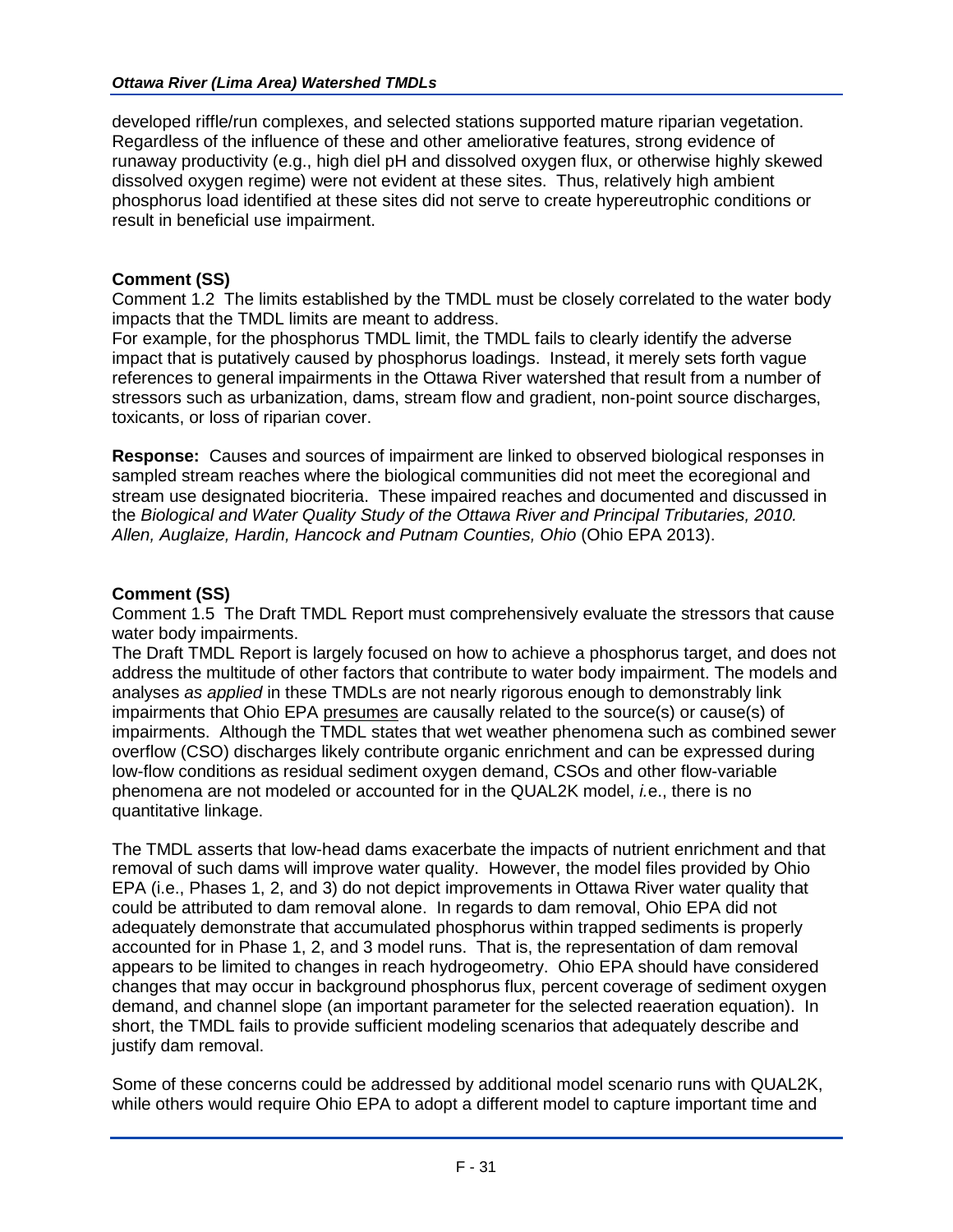developed riffle/run complexes, and selected stations supported mature riparian vegetation. Regardless of the influence of these and other ameliorative features, strong evidence of runaway productivity (e.g., high diel pH and dissolved oxygen flux, or otherwise highly skewed dissolved oxygen regime) were not evident at these sites. Thus, relatively high ambient phosphorus load identified at these sites did not serve to create hypereutrophic conditions or result in beneficial use impairment.

**Comment (SS)**
Comment 1.2 The limits established by the TMDL must be closely correlated to the water body impacts that the TMDL limits are meant to address.
For example, for the phosphorus TMDL limit, the TMDL fails to clearly identify the adverse impact that is putatively caused by phosphorus loadings. Instead, it merely sets forth vague references to general impairments in the Ottawa River watershed that result from a number of stressors such as urbanization, dams, stream flow and gradient, non-point source discharges, toxicants, or loss of riparian cover.

**Response:** Causes and sources of impairment are linked to observed biological responses in sampled stream reaches where the biological communities did not meet the ecoregional and stream use designated biocriteria. These impaired reaches and documented and discussed in the *Biological and Water Quality Study of the Ottawa River and Principal Tributaries, 2010. Allen, Auglaize, Hardin, Hancock and Putnam Counties, Ohio* (Ohio EPA 2013).

**Comment (SS)**
Comment 1.5 The Draft TMDL Report must comprehensively evaluate the stressors that cause water body impairments.
The Draft TMDL Report is largely focused on how to achieve a phosphorus target, and does not address the multitude of other factors that contribute to water body impairment. The models and analyses *as applied* in these TMDLs are not nearly rigorous enough to demonstrably link impairments that Ohio EPA <u>presumes</u> are causally related to the source(s) or cause(s) of impairments. Although the TMDL states that wet weather phenomena such as combined sewer overflow (CSO) discharges likely contribute organic enrichment and can be expressed during low-flow conditions as residual sediment oxygen demand, CSOs and other flow-variable phenomena are not modeled or accounted for in the QUAL2K model, *i.*e., there is no quantitative linkage.

The TMDL asserts that low-head dams exacerbate the impacts of nutrient enrichment and that removal of such dams will improve water quality. However, the model files provided by Ohio EPA (i.e., Phases 1, 2, and 3) do not depict improvements in Ottawa River water quality that could be attributed to dam removal alone. In regards to dam removal, Ohio EPA did not adequately demonstrate that accumulated phosphorus within trapped sediments is properly accounted for in Phase 1, 2, and 3 model runs. That is, the representation of dam removal appears to be limited to changes in reach hydrogeometry. Ohio EPA should have considered changes that may occur in background phosphorus flux, percent coverage of sediment oxygen demand, and channel slope (an important parameter for the selected reaeration equation). In short, the TMDL fails to provide sufficient modeling scenarios that adequately describe and justify dam removal.

Some of these concerns could be addressed by additional model scenario runs with QUAL2K, while others would require Ohio EPA to adopt a different model to capture important time and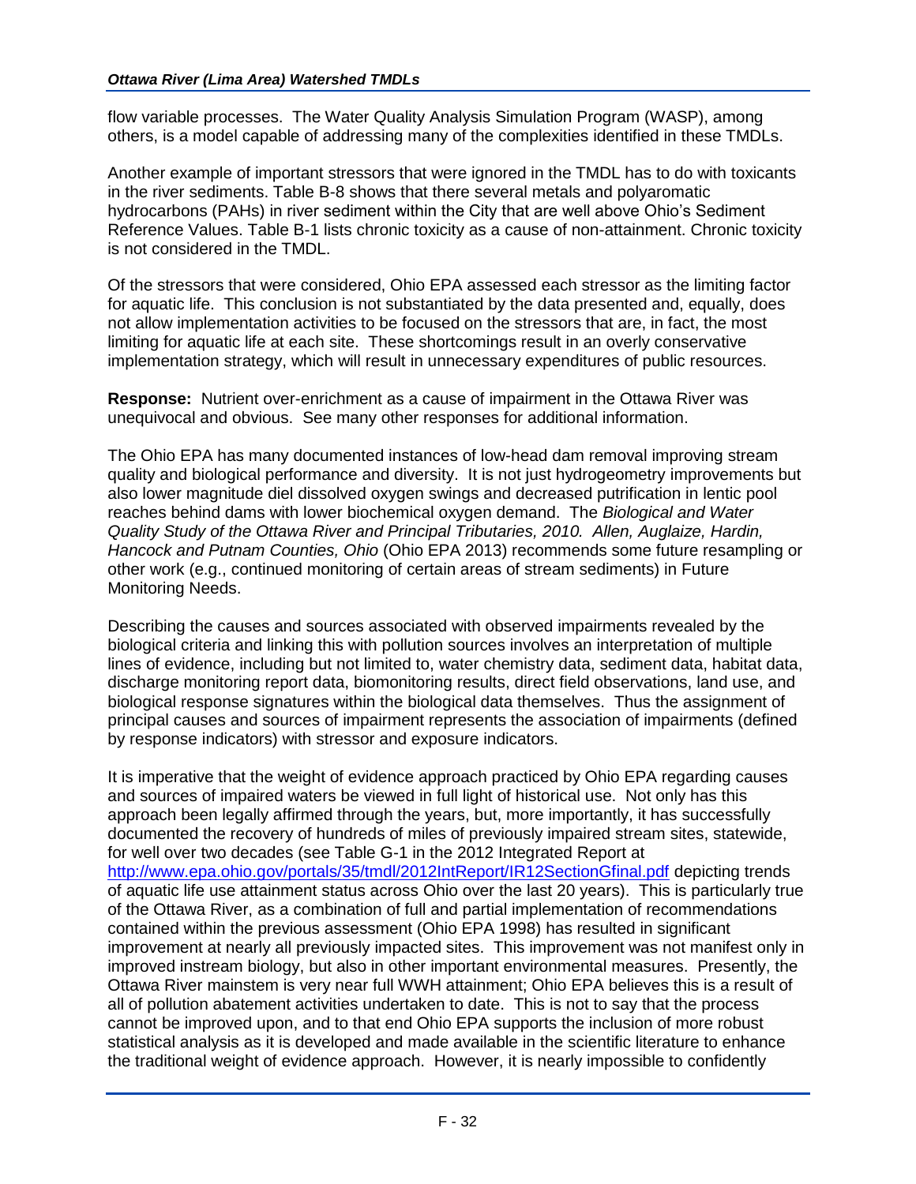flow variable processes. The Water Quality Analysis Simulation Program (WASP), among others, is a model capable of addressing many of the complexities identified in these TMDLs.

Another example of important stressors that were ignored in the TMDL has to do with toxicants in the river sediments. Table B-8 shows that there several metals and polyaromatic hydrocarbons (PAHs) in river sediment within the City that are well above Ohio's Sediment Reference Values. Table B-1 lists chronic toxicity as a cause of non-attainment. Chronic toxicity is not considered in the TMDL.

Of the stressors that were considered, Ohio EPA assessed each stressor as the limiting factor for aquatic life. This conclusion is not substantiated by the data presented and, equally, does not allow implementation activities to be focused on the stressors that are, in fact, the most limiting for aquatic life at each site. These shortcomings result in an overly conservative implementation strategy, which will result in unnecessary expenditures of public resources.

**Response:** Nutrient over-enrichment as a cause of impairment in the Ottawa River was unequivocal and obvious. See many other responses for additional information.

The Ohio EPA has many documented instances of low-head dam removal improving stream quality and biological performance and diversity. It is not just hydrogeometry improvements but also lower magnitude diel dissolved oxygen swings and decreased putrification in lentic pool reaches behind dams with lower biochemical oxygen demand. The *Biological and Water Quality Study of the Ottawa River and Principal Tributaries, 2010. Allen, Auglaize, Hardin, Hancock and Putnam Counties, Ohio* (Ohio EPA 2013) recommends some future resampling or other work (e.g., continued monitoring of certain areas of stream sediments) in Future Monitoring Needs.

Describing the causes and sources associated with observed impairments revealed by the biological criteria and linking this with pollution sources involves an interpretation of multiple lines of evidence, including but not limited to, water chemistry data, sediment data, habitat data, discharge monitoring report data, biomonitoring results, direct field observations, land use, and biological response signatures within the biological data themselves. Thus the assignment of principal causes and sources of impairment represents the association of impairments (defined by response indicators) with stressor and exposure indicators.

It is imperative that the weight of evidence approach practiced by Ohio EPA regarding causes and sources of impaired waters be viewed in full light of historical use. Not only has this approach been legally affirmed through the years, but, more importantly, it has successfully documented the recovery of hundreds of miles of previously impaired stream sites, statewide, for well over two decades (see Table G-1 in the 2012 Integrated Report at http://www.epa.ohio.gov/portals/35/tmdl/2012IntReport/IR12SectionGfinal.pdf depicting trends of aquatic life use attainment status across Ohio over the last 20 years). This is particularly true of the Ottawa River, as a combination of full and partial implementation of recommendations contained within the previous assessment (Ohio EPA 1998) has resulted in significant improvement at nearly all previously impacted sites. This improvement was not manifest only in improved instream biology, but also in other important environmental measures. Presently, the Ottawa River mainstem is very near full WWH attainment; Ohio EPA believes this is a result of all of pollution abatement activities undertaken to date. This is not to say that the process cannot be improved upon, and to that end Ohio EPA supports the inclusion of more robust statistical analysis as it is developed and made available in the scientific literature to enhance the traditional weight of evidence approach. However, it is nearly impossible to confidently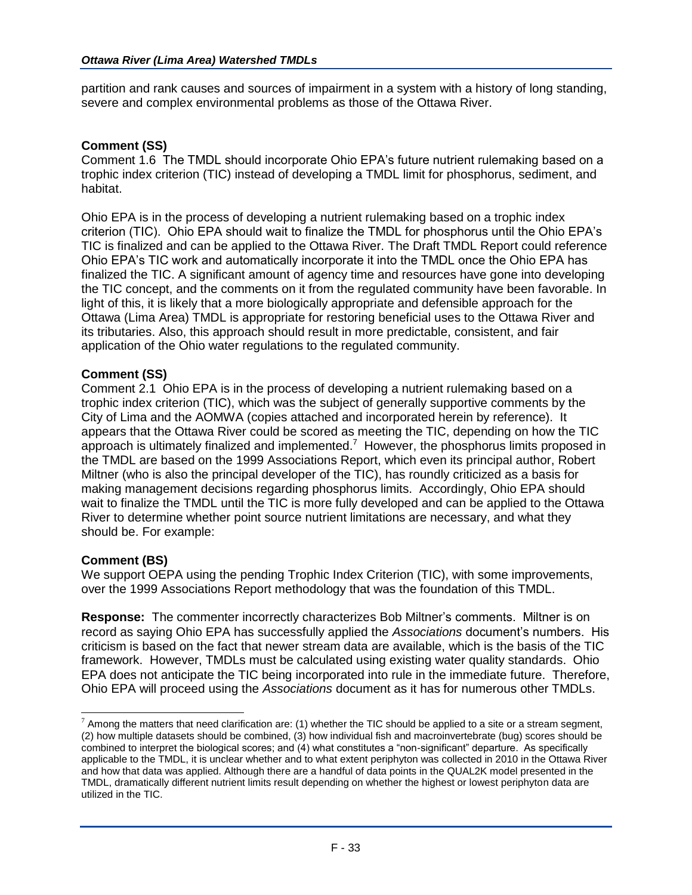partition and rank causes and sources of impairment in a system with a history of long standing, severe and complex environmental problems as those of the Ottawa River.

**Comment (SS)**

Comment 1.6 The TMDL should incorporate Ohio EPA's future nutrient rulemaking based on a trophic index criterion (TIC) instead of developing a TMDL limit for phosphorus, sediment, and habitat.

Ohio EPA is in the process of developing a nutrient rulemaking based on a trophic index criterion (TIC). Ohio EPA should wait to finalize the TMDL for phosphorus until the Ohio EPA's TIC is finalized and can be applied to the Ottawa River. The Draft TMDL Report could reference Ohio EPA's TIC work and automatically incorporate it into the TMDL once the Ohio EPA has finalized the TIC. A significant amount of agency time and resources have gone into developing the TIC concept, and the comments on it from the regulated community have been favorable. In light of this, it is likely that a more biologically appropriate and defensible approach for the Ottawa (Lima Area) TMDL is appropriate for restoring beneficial uses to the Ottawa River and its tributaries. Also, this approach should result in more predictable, consistent, and fair application of the Ohio water regulations to the regulated community.

**Comment (SS)**

Comment 2.1 Ohio EPA is in the process of developing a nutrient rulemaking based on a trophic index criterion (TIC), which was the subject of generally supportive comments by the City of Lima and the AOMWA (copies attached and incorporated herein by reference). It appears that the Ottawa River could be scored as meeting the TIC, depending on how the TIC approach is ultimately finalized and implemented.[7] However, the phosphorus limits proposed in the TMDL are based on the 1999 Associations Report, which even its principal author, Robert Miltner (who is also the principal developer of the TIC), has roundly criticized as a basis for making management decisions regarding phosphorus limits. Accordingly, Ohio EPA should wait to finalize the TMDL until the TIC is more fully developed and can be applied to the Ottawa River to determine whether point source nutrient limitations are necessary, and what they should be. For example:

**Comment (BS)**

We support OEPA using the pending Trophic Index Criterion (TIC), with some improvements, over the 1999 Associations Report methodology that was the foundation of this TMDL.

**Response:** The commenter incorrectly characterizes Bob Miltner's comments. Miltner is on record as saying Ohio EPA has successfully applied the *Associations* document's numbers. His criticism is based on the fact that newer stream data are available, which is the basis of the TIC framework. However, TMDLs must be calculated using existing water quality standards. Ohio EPA does not anticipate the TIC being incorporated into rule in the immediate future. Therefore, Ohio EPA will proceed using the *Associations* document as it has for numerous other TMDLs.

[7] Among the matters that need clarification are: (1) whether the TIC should be applied to a site or a stream segment, (2) how multiple datasets should be combined, (3) how individual fish and macroinvertebrate (bug) scores should be combined to interpret the biological scores; and (4) what constitutes a "non-significant" departure. As specifically applicable to the TMDL, it is unclear whether and to what extent periphyton was collected in 2010 in the Ottawa River and how that data was applied. Although there are a handful of data points in the QUAL2K model presented in the TMDL, dramatically different nutrient limits result depending on whether the highest or lowest periphyton data are utilized in the TIC.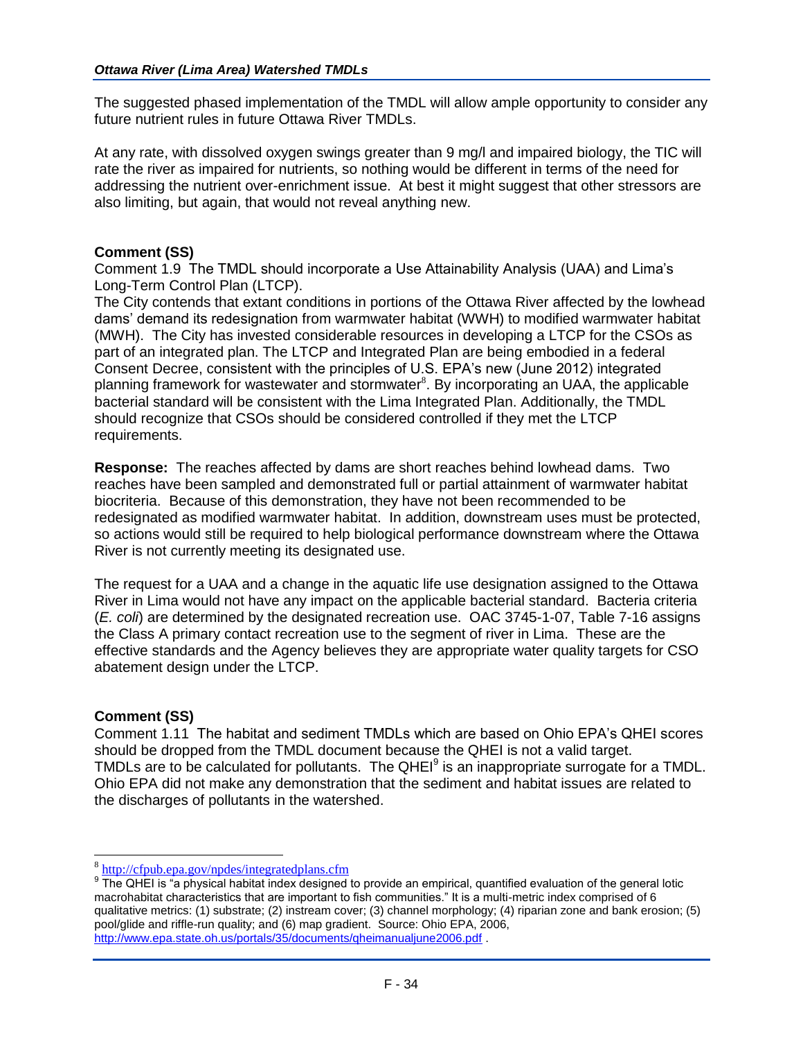The suggested phased implementation of the TMDL will allow ample opportunity to consider any future nutrient rules in future Ottawa River TMDLs.

At any rate, with dissolved oxygen swings greater than 9 mg/l and impaired biology, the TIC will rate the river as impaired for nutrients, so nothing would be different in terms of the need for addressing the nutrient over-enrichment issue. At best it might suggest that other stressors are also limiting, but again, that would not reveal anything new.

**Comment (SS)**
Comment 1.9 The TMDL should incorporate a Use Attainability Analysis (UAA) and Lima's Long-Term Control Plan (LTCP).
The City contends that extant conditions in portions of the Ottawa River affected by the lowhead dams' demand its redesignation from warmwater habitat (WWH) to modified warmwater habitat (MWH). The City has invested considerable resources in developing a LTCP for the CSOs as part of an integrated plan. The LTCP and Integrated Plan are being embodied in a federal Consent Decree, consistent with the principles of U.S. EPA's new (June 2012) integrated planning framework for wastewater and stormwater[8]. By incorporating an UAA, the applicable bacterial standard will be consistent with the Lima Integrated Plan. Additionally, the TMDL should recognize that CSOs should be considered controlled if they met the LTCP requirements.

**Response:** The reaches affected by dams are short reaches behind lowhead dams. Two reaches have been sampled and demonstrated full or partial attainment of warmwater habitat biocriteria. Because of this demonstration, they have not been recommended to be redesignated as modified warmwater habitat. In addition, downstream uses must be protected, so actions would still be required to help biological performance downstream where the Ottawa River is not currently meeting its designated use.

The request for a UAA and a change in the aquatic life use designation assigned to the Ottawa River in Lima would not have any impact on the applicable bacterial standard. Bacteria criteria (*E. coli*) are determined by the designated recreation use. OAC 3745-1-07, Table 7-16 assigns the Class A primary contact recreation use to the segment of river in Lima. These are the effective standards and the Agency believes they are appropriate water quality targets for CSO abatement design under the LTCP.

**Comment (SS)**
Comment 1.11 The habitat and sediment TMDLs which are based on Ohio EPA's QHEI scores should be dropped from the TMDL document because the QHEI is not a valid target.
TMDLs are to be calculated for pollutants. The QHEI[9] is an inappropriate surrogate for a TMDL. Ohio EPA did not make any demonstration that the sediment and habitat issues are related to the discharges of pollutants in the watershed.

---

[8] http://cfpub.epa.gov/npdes/integratedplans.cfm

[9] The QHEI is "a physical habitat index designed to provide an empirical, quantified evaluation of the general lotic macrohabitat characteristics that are important to fish communities." It is a multi-metric index comprised of 6 qualitative metrics: (1) substrate; (2) instream cover; (3) channel morphology; (4) riparian zone and bank erosion; (5) pool/glide and riffle-run quality; and (6) map gradient. Source: Ohio EPA, 2006, http://www.epa.state.oh.us/portals/35/documents/qheimanualjune2006.pdf .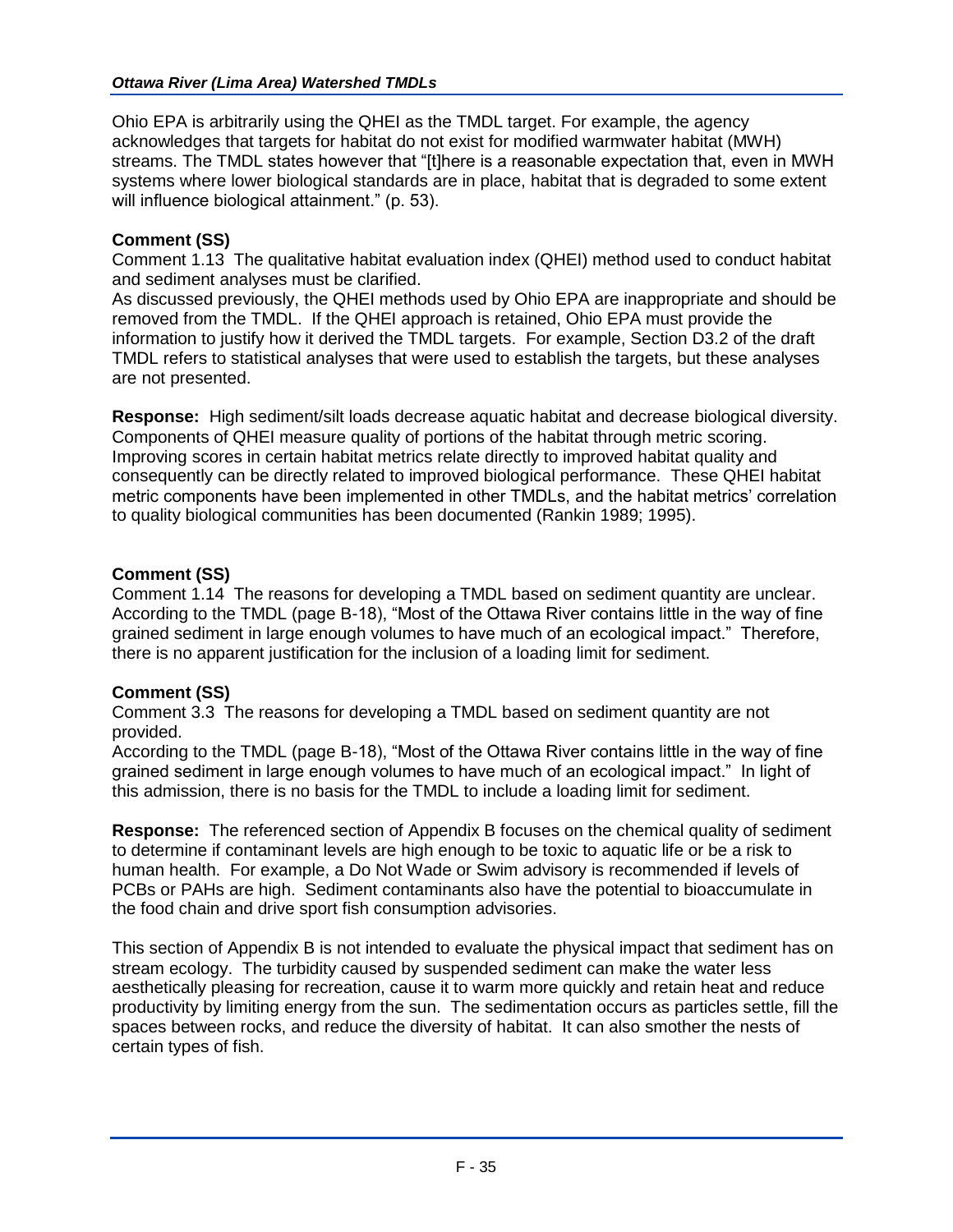Ohio EPA is arbitrarily using the QHEI as the TMDL target. For example, the agency acknowledges that targets for habitat do not exist for modified warmwater habitat (MWH) streams. The TMDL states however that "[t]here is a reasonable expectation that, even in MWH systems where lower biological standards are in place, habitat that is degraded to some extent will influence biological attainment." (p. 53).

**Comment (SS)**

Comment 1.13 The qualitative habitat evaluation index (QHEI) method used to conduct habitat and sediment analyses must be clarified.

As discussed previously, the QHEI methods used by Ohio EPA are inappropriate and should be removed from the TMDL. If the QHEI approach is retained, Ohio EPA must provide the information to justify how it derived the TMDL targets. For example, Section D3.2 of the draft TMDL refers to statistical analyses that were used to establish the targets, but these analyses are not presented.

**Response:** High sediment/silt loads decrease aquatic habitat and decrease biological diversity. Components of QHEI measure quality of portions of the habitat through metric scoring. Improving scores in certain habitat metrics relate directly to improved habitat quality and consequently can be directly related to improved biological performance. These QHEI habitat metric components have been implemented in other TMDLs, and the habitat metrics' correlation to quality biological communities has been documented (Rankin 1989; 1995).

**Comment (SS)**

Comment 1.14 The reasons for developing a TMDL based on sediment quantity are unclear. According to the TMDL (page B-18), "Most of the Ottawa River contains little in the way of fine grained sediment in large enough volumes to have much of an ecological impact." Therefore, there is no apparent justification for the inclusion of a loading limit for sediment.

**Comment (SS)**

Comment 3.3 The reasons for developing a TMDL based on sediment quantity are not provided.

According to the TMDL (page B-18), "Most of the Ottawa River contains little in the way of fine grained sediment in large enough volumes to have much of an ecological impact." In light of this admission, there is no basis for the TMDL to include a loading limit for sediment.

**Response:** The referenced section of Appendix B focuses on the chemical quality of sediment to determine if contaminant levels are high enough to be toxic to aquatic life or be a risk to human health. For example, a Do Not Wade or Swim advisory is recommended if levels of PCBs or PAHs are high. Sediment contaminants also have the potential to bioaccumulate in the food chain and drive sport fish consumption advisories.

This section of Appendix B is not intended to evaluate the physical impact that sediment has on stream ecology. The turbidity caused by suspended sediment can make the water less aesthetically pleasing for recreation, cause it to warm more quickly and retain heat and reduce productivity by limiting energy from the sun. The sedimentation occurs as particles settle, fill the spaces between rocks, and reduce the diversity of habitat. It can also smother the nests of certain types of fish.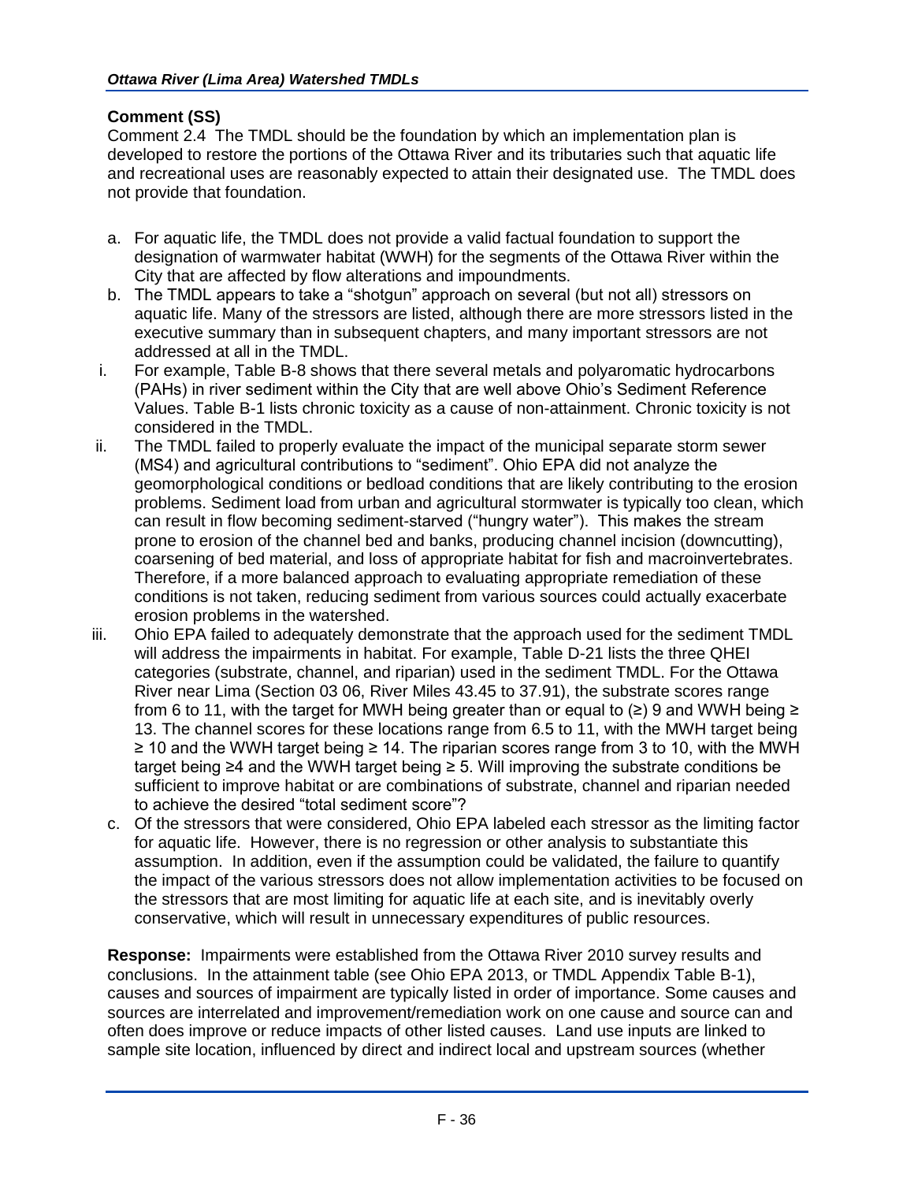**Comment (SS)**

Comment 2.4 The TMDL should be the foundation by which an implementation plan is developed to restore the portions of the Ottawa River and its tributaries such that aquatic life and recreational uses are reasonably expected to attain their designated use. The TMDL does not provide that foundation.

a. For aquatic life, the TMDL does not provide a valid factual foundation to support the designation of warmwater habitat (WWH) for the segments of the Ottawa River within the City that are affected by flow alterations and impoundments.
b. The TMDL appears to take a "shotgun" approach on several (but not all) stressors on aquatic life. Many of the stressors are listed, although there are more stressors listed in the executive summary than in subsequent chapters, and many important stressors are not addressed at all in the TMDL.

i. For example, Table B-8 shows that there several metals and polyaromatic hydrocarbons (PAHs) in river sediment within the City that are well above Ohio's Sediment Reference Values. Table B-1 lists chronic toxicity as a cause of non-attainment. Chronic toxicity is not considered in the TMDL.
ii. The TMDL failed to properly evaluate the impact of the municipal separate storm sewer (MS4) and agricultural contributions to "sediment". Ohio EPA did not analyze the geomorphological conditions or bedload conditions that are likely contributing to the erosion problems. Sediment load from urban and agricultural stormwater is typically too clean, which can result in flow becoming sediment-starved ("hungry water"). This makes the stream prone to erosion of the channel bed and banks, producing channel incision (downcutting), coarsening of bed material, and loss of appropriate habitat for fish and macroinvertebrates. Therefore, if a more balanced approach to evaluating appropriate remediation of these conditions is not taken, reducing sediment from various sources could actually exacerbate erosion problems in the watershed.
iii. Ohio EPA failed to adequately demonstrate that the approach used for the sediment TMDL will address the impairments in habitat. For example, Table D-21 lists the three QHEI categories (substrate, channel, and riparian) used in the sediment TMDL. For the Ottawa River near Lima (Section 03 06, River Miles 43.45 to 37.91), the substrate scores range from 6 to 11, with the target for MWH being greater than or equal to (≥) 9 and WWH being ≥ 13. The channel scores for these locations range from 6.5 to 11, with the MWH target being ≥ 10 and the WWH target being ≥ 14. The riparian scores range from 3 to 10, with the MWH target being ≥4 and the WWH target being ≥ 5. Will improving the substrate conditions be sufficient to improve habitat or are combinations of substrate, channel and riparian needed to achieve the desired "total sediment score"?

c. Of the stressors that were considered, Ohio EPA labeled each stressor as the limiting factor for aquatic life. However, there is no regression or other analysis to substantiate this assumption. In addition, even if the assumption could be validated, the failure to quantify the impact of the various stressors does not allow implementation activities to be focused on the stressors that are most limiting for aquatic life at each site, and is inevitably overly conservative, which will result in unnecessary expenditures of public resources.

**Response:** Impairments were established from the Ottawa River 2010 survey results and conclusions. In the attainment table (see Ohio EPA 2013, or TMDL Appendix Table B-1), causes and sources of impairment are typically listed in order of importance. Some causes and sources are interrelated and improvement/remediation work on one cause and source can and often does improve or reduce impacts of other listed causes. Land use inputs are linked to sample site location, influenced by direct and indirect local and upstream sources (whether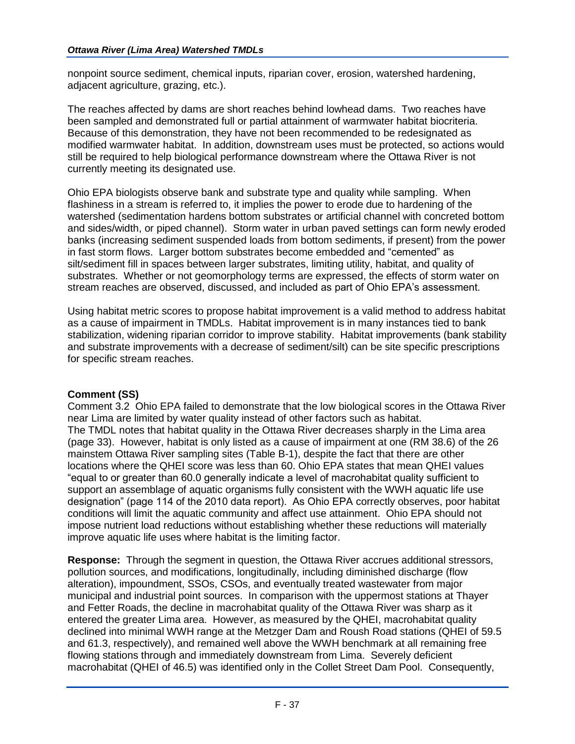nonpoint source sediment, chemical inputs, riparian cover, erosion, watershed hardening, adjacent agriculture, grazing, etc.).

The reaches affected by dams are short reaches behind lowhead dams. Two reaches have been sampled and demonstrated full or partial attainment of warmwater habitat biocriteria. Because of this demonstration, they have not been recommended to be redesignated as modified warmwater habitat. In addition, downstream uses must be protected, so actions would still be required to help biological performance downstream where the Ottawa River is not currently meeting its designated use.

Ohio EPA biologists observe bank and substrate type and quality while sampling. When flashiness in a stream is referred to, it implies the power to erode due to hardening of the watershed (sedimentation hardens bottom substrates or artificial channel with concreted bottom and sides/width, or piped channel). Storm water in urban paved settings can form newly eroded banks (increasing sediment suspended loads from bottom sediments, if present) from the power in fast storm flows. Larger bottom substrates become embedded and "cemented" as silt/sediment fill in spaces between larger substrates, limiting utility, habitat, and quality of substrates. Whether or not geomorphology terms are expressed, the effects of storm water on stream reaches are observed, discussed, and included as part of Ohio EPA's assessment.

Using habitat metric scores to propose habitat improvement is a valid method to address habitat as a cause of impairment in TMDLs. Habitat improvement is in many instances tied to bank stabilization, widening riparian corridor to improve stability. Habitat improvements (bank stability and substrate improvements with a decrease of sediment/silt) can be site specific prescriptions for specific stream reaches.

**Comment (SS)**

Comment 3.2 Ohio EPA failed to demonstrate that the low biological scores in the Ottawa River near Lima are limited by water quality instead of other factors such as habitat.
The TMDL notes that habitat quality in the Ottawa River decreases sharply in the Lima area (page 33). However, habitat is only listed as a cause of impairment at one (RM 38.6) of the 26 mainstem Ottawa River sampling sites (Table B-1), despite the fact that there are other locations where the QHEI score was less than 60. Ohio EPA states that mean QHEI values "equal to or greater than 60.0 generally indicate a level of macrohabitat quality sufficient to support an assemblage of aquatic organisms fully consistent with the WWH aquatic life use designation" (page 114 of the 2010 data report). As Ohio EPA correctly observes, poor habitat conditions will limit the aquatic community and affect use attainment. Ohio EPA should not impose nutrient load reductions without establishing whether these reductions will materially improve aquatic life uses where habitat is the limiting factor.

**Response:** Through the segment in question, the Ottawa River accrues additional stressors, pollution sources, and modifications, longitudinally, including diminished discharge (flow alteration), impoundment, SSOs, CSOs, and eventually treated wastewater from major municipal and industrial point sources. In comparison with the uppermost stations at Thayer and Fetter Roads, the decline in macrohabitat quality of the Ottawa River was sharp as it entered the greater Lima area. However, as measured by the QHEI, macrohabitat quality declined into minimal WWH range at the Metzger Dam and Roush Road stations (QHEI of 59.5 and 61.3, respectively), and remained well above the WWH benchmark at all remaining free flowing stations through and immediately downstream from Lima. Severely deficient macrohabitat (QHEI of 46.5) was identified only in the Collet Street Dam Pool. Consequently,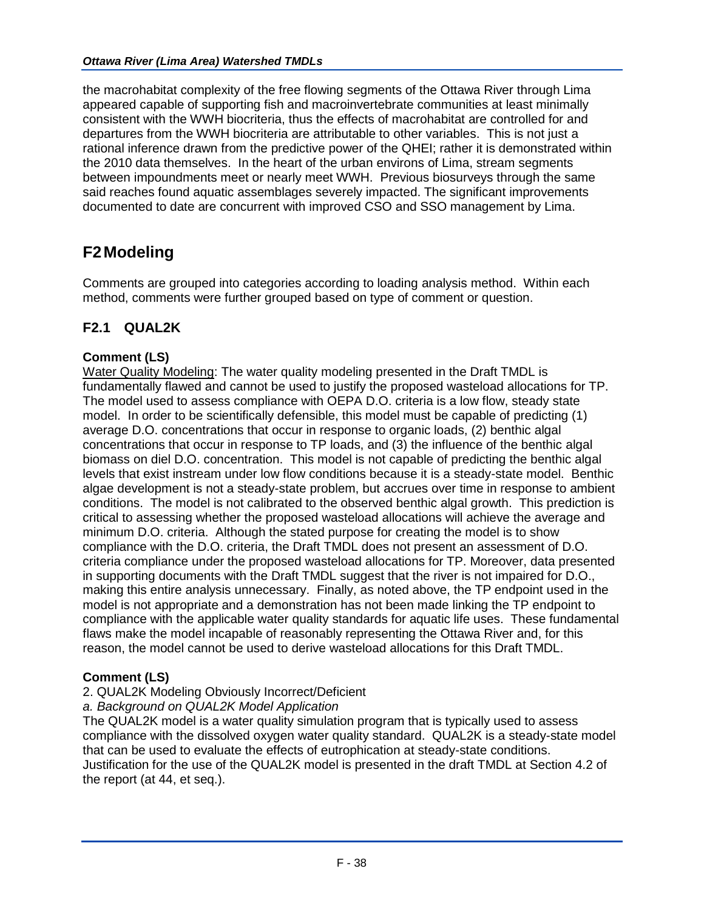the macrohabitat complexity of the free flowing segments of the Ottawa River through Lima appeared capable of supporting fish and macroinvertebrate communities at least minimally consistent with the WWH biocriteria, thus the effects of macrohabitat are controlled for and departures from the WWH biocriteria are attributable to other variables. This is not just a rational inference drawn from the predictive power of the QHEI; rather it is demonstrated within the 2010 data themselves. In the heart of the urban environs of Lima, stream segments between impoundments meet or nearly meet WWH. Previous biosurveys through the same said reaches found aquatic assemblages severely impacted. The significant improvements documented to date are concurrent with improved CSO and SSO management by Lima.

# F2 Modeling

Comments are grouped into categories according to loading analysis method. Within each method, comments were further grouped based on type of comment or question.

## F2.1 QUAL2K

**Comment (LS)**

Water Quality Modeling: The water quality modeling presented in the Draft TMDL is fundamentally flawed and cannot be used to justify the proposed wasteload allocations for TP. The model used to assess compliance with OEPA D.O. criteria is a low flow, steady state model. In order to be scientifically defensible, this model must be capable of predicting (1) average D.O. concentrations that occur in response to organic loads, (2) benthic algal concentrations that occur in response to TP loads, and (3) the influence of the benthic algal biomass on diel D.O. concentration. This model is not capable of predicting the benthic algal levels that exist instream under low flow conditions because it is a steady-state model. Benthic algae development is not a steady-state problem, but accrues over time in response to ambient conditions. The model is not calibrated to the observed benthic algal growth. This prediction is critical to assessing whether the proposed wasteload allocations will achieve the average and minimum D.O. criteria. Although the stated purpose for creating the model is to show compliance with the D.O. criteria, the Draft TMDL does not present an assessment of D.O. criteria compliance under the proposed wasteload allocations for TP. Moreover, data presented in supporting documents with the Draft TMDL suggest that the river is not impaired for D.O., making this entire analysis unnecessary. Finally, as noted above, the TP endpoint used in the model is not appropriate and a demonstration has not been made linking the TP endpoint to compliance with the applicable water quality standards for aquatic life uses. These fundamental flaws make the model incapable of reasonably representing the Ottawa River and, for this reason, the model cannot be used to derive wasteload allocations for this Draft TMDL.

**Comment (LS)**

2. QUAL2K Modeling Obviously Incorrect/Deficient

*a. Background on QUAL2K Model Application*

The QUAL2K model is a water quality simulation program that is typically used to assess compliance with the dissolved oxygen water quality standard. QUAL2K is a steady-state model that can be used to evaluate the effects of eutrophication at steady-state conditions. Justification for the use of the QUAL2K model is presented in the draft TMDL at Section 4.2 of the report (at 44, et seq.).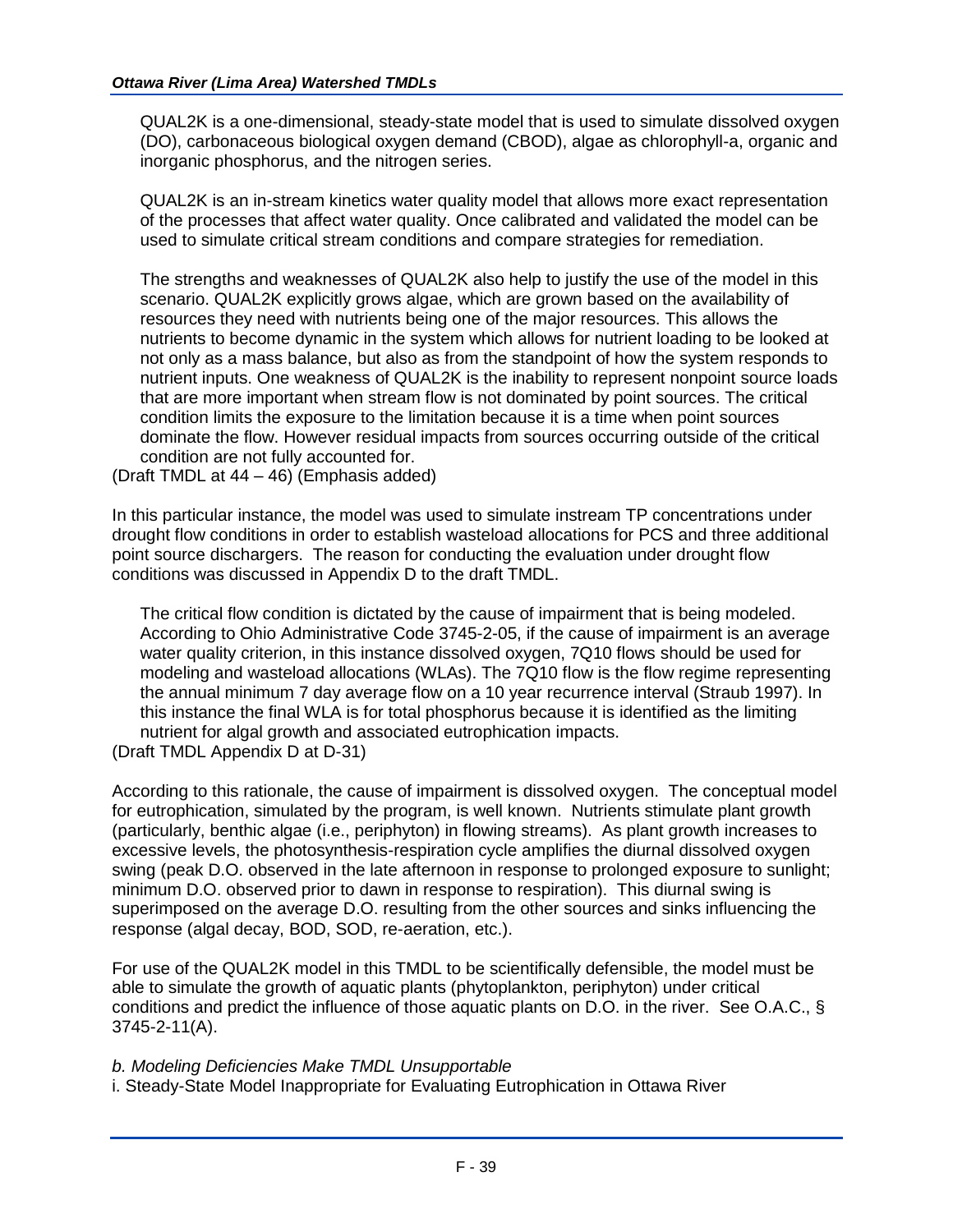> QUAL2K is a one-dimensional, steady-state model that is used to simulate dissolved oxygen (DO), carbonaceous biological oxygen demand (CBOD), algae as chlorophyll-a, organic and inorganic phosphorus, and the nitrogen series.
>
> QUAL2K is an in-stream kinetics water quality model that allows more exact representation of the processes that affect water quality. Once calibrated and validated the model can be used to simulate critical stream conditions and compare strategies for remediation.
>
> The strengths and weaknesses of QUAL2K also help to justify the use of the model in this scenario. QUAL2K explicitly grows algae, which are grown based on the availability of resources they need with nutrients being one of the major resources. This allows the nutrients to become dynamic in the system which allows for nutrient loading to be looked at not only as a mass balance, but also as from the standpoint of how the system responds to nutrient inputs. One weakness of QUAL2K is the inability to represent nonpoint source loads that are more important when stream flow is not dominated by point sources. The critical condition limits the exposure to the limitation because it is a time when point sources dominate the flow. However residual impacts from sources occurring outside of the critical condition are not fully accounted for.

(Draft TMDL at 44 – 46) (Emphasis added)

In this particular instance, the model was used to simulate instream TP concentrations under drought flow conditions in order to establish wasteload allocations for PCS and three additional point source dischargers. The reason for conducting the evaluation under drought flow conditions was discussed in Appendix D to the draft TMDL.

> The critical flow condition is dictated by the cause of impairment that is being modeled. According to Ohio Administrative Code 3745-2-05, if the cause of impairment is an average water quality criterion, in this instance dissolved oxygen, 7Q10 flows should be used for modeling and wasteload allocations (WLAs). The 7Q10 flow is the flow regime representing the annual minimum 7 day average flow on a 10 year recurrence interval (Straub 1997). In this instance the final WLA is for total phosphorus because it is identified as the limiting nutrient for algal growth and associated eutrophication impacts.

(Draft TMDL Appendix D at D-31)

According to this rationale, the cause of impairment is dissolved oxygen. The conceptual model for eutrophication, simulated by the program, is well known. Nutrients stimulate plant growth (particularly, benthic algae (i.e., periphyton) in flowing streams). As plant growth increases to excessive levels, the photosynthesis-respiration cycle amplifies the diurnal dissolved oxygen swing (peak D.O. observed in the late afternoon in response to prolonged exposure to sunlight; minimum D.O. observed prior to dawn in response to respiration). This diurnal swing is superimposed on the average D.O. resulting from the other sources and sinks influencing the response (algal decay, BOD, SOD, re-aeration, etc.).

For use of the QUAL2K model in this TMDL to be scientifically defensible, the model must be able to simulate the growth of aquatic plants (phytoplankton, periphyton) under critical conditions and predict the influence of those aquatic plants on D.O. in the river. See O.A.C., § 3745-2-11(A).

*b. Modeling Deficiencies Make TMDL Unsupportable*

i. Steady-State Model Inappropriate for Evaluating Eutrophication in Ottawa River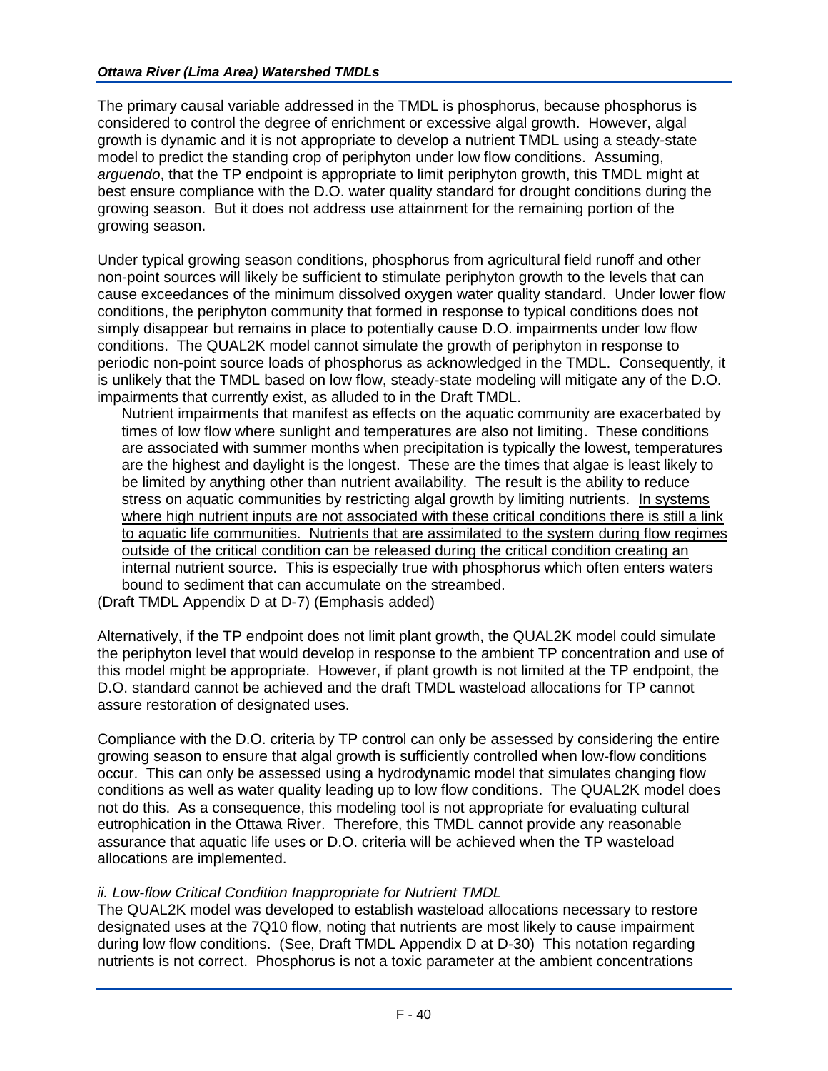The primary causal variable addressed in the TMDL is phosphorus, because phosphorus is considered to control the degree of enrichment or excessive algal growth. However, algal growth is dynamic and it is not appropriate to develop a nutrient TMDL using a steady-state model to predict the standing crop of periphyton under low flow conditions. Assuming, *arguendo*, that the TP endpoint is appropriate to limit periphyton growth, this TMDL might at best ensure compliance with the D.O. water quality standard for drought conditions during the growing season. But it does not address use attainment for the remaining portion of the growing season.

Under typical growing season conditions, phosphorus from agricultural field runoff and other non-point sources will likely be sufficient to stimulate periphyton growth to the levels that can cause exceedances of the minimum dissolved oxygen water quality standard. Under lower flow conditions, the periphyton community that formed in response to typical conditions does not simply disappear but remains in place to potentially cause D.O. impairments under low flow conditions. The QUAL2K model cannot simulate the growth of periphyton in response to periodic non-point source loads of phosphorus as acknowledged in the TMDL. Consequently, it is unlikely that the TMDL based on low flow, steady-state modeling will mitigate any of the D.O. impairments that currently exist, as alluded to in the Draft TMDL.

> Nutrient impairments that manifest as effects on the aquatic community are exacerbated by times of low flow where sunlight and temperatures are also not limiting. These conditions are associated with summer months when precipitation is typically the lowest, temperatures are the highest and daylight is the longest. These are the times that algae is least likely to be limited by anything other than nutrient availability. The result is the ability to reduce stress on aquatic communities by restricting algal growth by limiting nutrients. <u>In systems where high nutrient inputs are not associated with these critical conditions there is still a link to aquatic life communities. Nutrients that are assimilated to the system during flow regimes outside of the critical condition can be released during the critical condition creating an internal nutrient source.</u> This is especially true with phosphorus which often enters waters bound to sediment that can accumulate on the streambed.

(Draft TMDL Appendix D at D-7) (Emphasis added)

Alternatively, if the TP endpoint does not limit plant growth, the QUAL2K model could simulate the periphyton level that would develop in response to the ambient TP concentration and use of this model might be appropriate. However, if plant growth is not limited at the TP endpoint, the D.O. standard cannot be achieved and the draft TMDL wasteload allocations for TP cannot assure restoration of designated uses.

Compliance with the D.O. criteria by TP control can only be assessed by considering the entire growing season to ensure that algal growth is sufficiently controlled when low-flow conditions occur. This can only be assessed using a hydrodynamic model that simulates changing flow conditions as well as water quality leading up to low flow conditions. The QUAL2K model does not do this. As a consequence, this modeling tool is not appropriate for evaluating cultural eutrophication in the Ottawa River. Therefore, this TMDL cannot provide any reasonable assurance that aquatic life uses or D.O. criteria will be achieved when the TP wasteload allocations are implemented.

*ii. Low-flow Critical Condition Inappropriate for Nutrient TMDL*

The QUAL2K model was developed to establish wasteload allocations necessary to restore designated uses at the 7Q10 flow, noting that nutrients are most likely to cause impairment during low flow conditions. (See, Draft TMDL Appendix D at D-30) This notation regarding nutrients is not correct. Phosphorus is not a toxic parameter at the ambient concentrations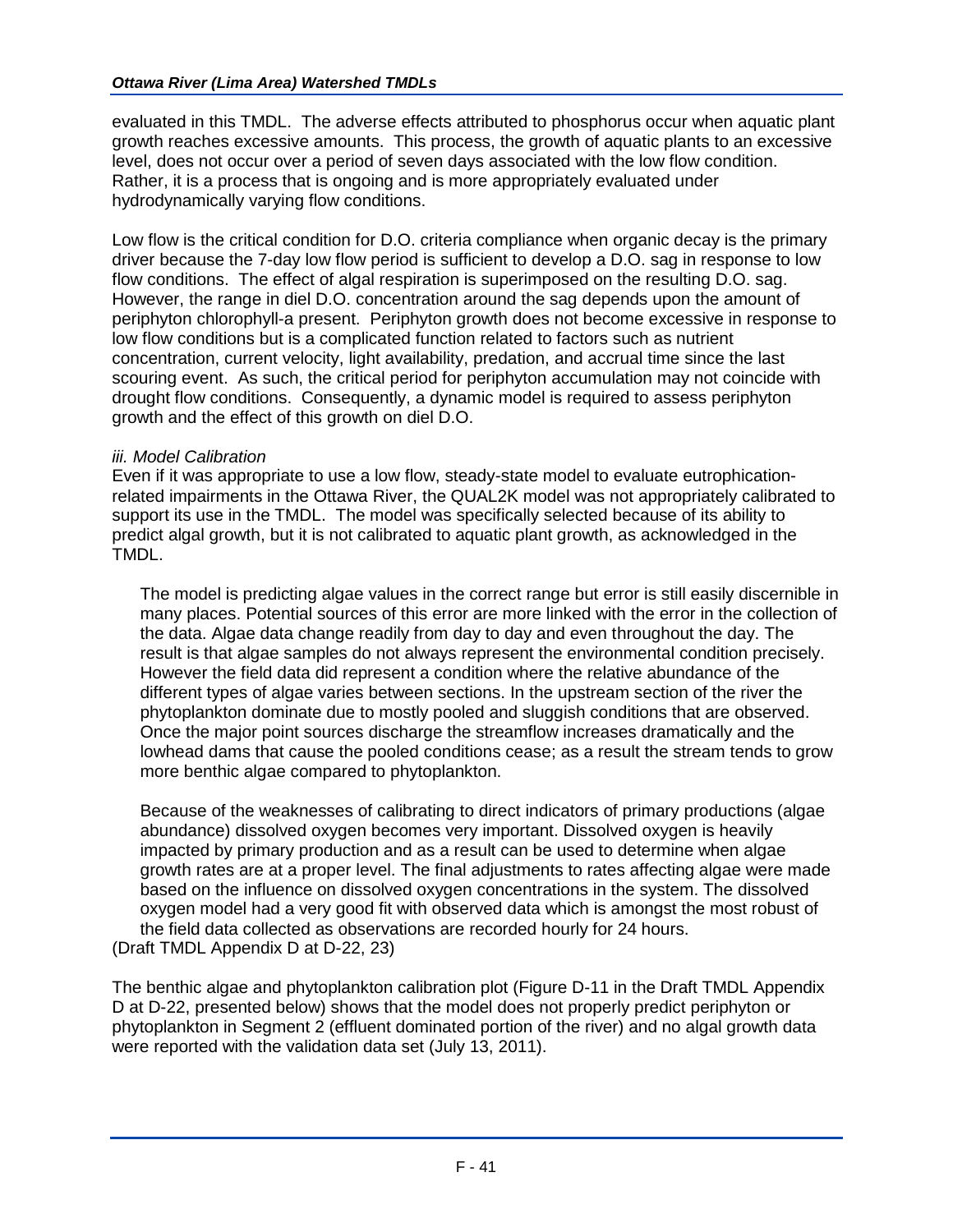evaluated in this TMDL. The adverse effects attributed to phosphorus occur when aquatic plant growth reaches excessive amounts. This process, the growth of aquatic plants to an excessive level, does not occur over a period of seven days associated with the low flow condition. Rather, it is a process that is ongoing and is more appropriately evaluated under hydrodynamically varying flow conditions.

Low flow is the critical condition for D.O. criteria compliance when organic decay is the primary driver because the 7-day low flow period is sufficient to develop a D.O. sag in response to low flow conditions. The effect of algal respiration is superimposed on the resulting D.O. sag. However, the range in diel D.O. concentration around the sag depends upon the amount of periphyton chlorophyll-a present. Periphyton growth does not become excessive in response to low flow conditions but is a complicated function related to factors such as nutrient concentration, current velocity, light availability, predation, and accrual time since the last scouring event. As such, the critical period for periphyton accumulation may not coincide with drought flow conditions. Consequently, a dynamic model is required to assess periphyton growth and the effect of this growth on diel D.O.

*iii. Model Calibration*

Even if it was appropriate to use a low flow, steady-state model to evaluate eutrophication-related impairments in the Ottawa River, the QUAL2K model was not appropriately calibrated to support its use in the TMDL. The model was specifically selected because of its ability to predict algal growth, but it is not calibrated to aquatic plant growth, as acknowledged in the TMDL.

> The model is predicting algae values in the correct range but error is still easily discernible in many places. Potential sources of this error are more linked with the error in the collection of the data. Algae data change readily from day to day and even throughout the day. The result is that algae samples do not always represent the environmental condition precisely. However the field data did represent a condition where the relative abundance of the different types of algae varies between sections. In the upstream section of the river the phytoplankton dominate due to mostly pooled and sluggish conditions that are observed. Once the major point sources discharge the streamflow increases dramatically and the lowhead dams that cause the pooled conditions cease; as a result the stream tends to grow more benthic algae compared to phytoplankton.
>
> Because of the weaknesses of calibrating to direct indicators of primary productions (algae abundance) dissolved oxygen becomes very important. Dissolved oxygen is heavily impacted by primary production and as a result can be used to determine when algae growth rates are at a proper level. The final adjustments to rates affecting algae were made based on the influence on dissolved oxygen concentrations in the system. The dissolved oxygen model had a very good fit with observed data which is amongst the most robust of the field data collected as observations are recorded hourly for 24 hours.

(Draft TMDL Appendix D at D-22, 23)

The benthic algae and phytoplankton calibration plot (Figure D-11 in the Draft TMDL Appendix D at D-22, presented below) shows that the model does not properly predict periphyton or phytoplankton in Segment 2 (effluent dominated portion of the river) and no algal growth data were reported with the validation data set (July 13, 2011).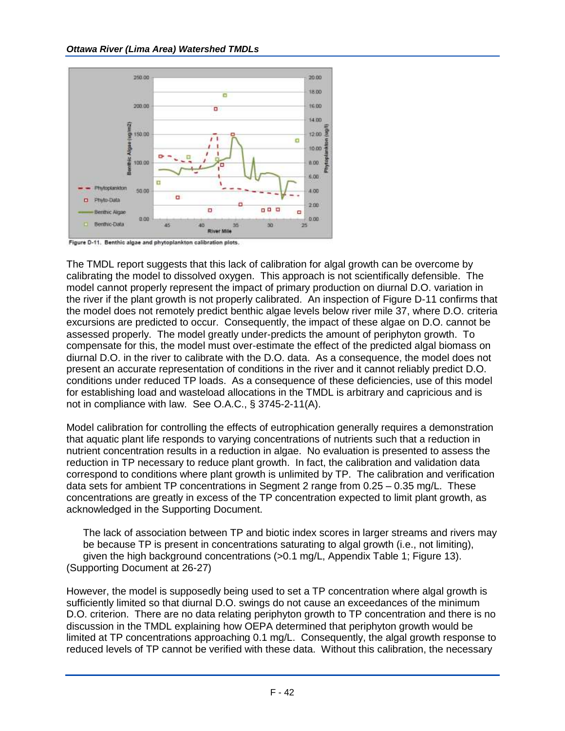Figure D-11. Benthic algae and phytoplankton calibration plots.

The TMDL report suggests that this lack of calibration for algal growth can be overcome by calibrating the model to dissolved oxygen. This approach is not scientifically defensible. The model cannot properly represent the impact of primary production on diurnal D.O. variation in the river if the plant growth is not properly calibrated. An inspection of Figure D-11 confirms that the model does not remotely predict benthic algae levels below river mile 37, where D.O. criteria excursions are predicted to occur. Consequently, the impact of these algae on D.O. cannot be assessed properly. The model greatly under-predicts the amount of periphyton growth. To compensate for this, the model must over-estimate the effect of the predicted algal biomass on diurnal D.O. in the river to calibrate with the D.O. data. As a consequence, the model does not present an accurate representation of conditions in the river and it cannot reliably predict D.O. conditions under reduced TP loads. As a consequence of these deficiencies, use of this model for establishing load and wasteload allocations in the TMDL is arbitrary and capricious and is not in compliance with law. See O.A.C., § 3745-2-11(A).

Model calibration for controlling the effects of eutrophication generally requires a demonstration that aquatic plant life responds to varying concentrations of nutrients such that a reduction in nutrient concentration results in a reduction in algae. No evaluation is presented to assess the reduction in TP necessary to reduce plant growth. In fact, the calibration and validation data correspond to conditions where plant growth is unlimited by TP. The calibration and verification data sets for ambient TP concentrations in Segment 2 range from 0.25 – 0.35 mg/L. These concentrations are greatly in excess of the TP concentration expected to limit plant growth, as acknowledged in the Supporting Document.

> The lack of association between TP and biotic index scores in larger streams and rivers may be because TP is present in concentrations saturating to algal growth (i.e., not limiting), given the high background concentrations (>0.1 mg/L, Appendix Table 1; Figure 13).

(Supporting Document at 26-27)

However, the model is supposedly being used to set a TP concentration where algal growth is sufficiently limited so that diurnal D.O. swings do not cause an exceedances of the minimum D.O. criterion. There are no data relating periphyton growth to TP concentration and there is no discussion in the TMDL explaining how OEPA determined that periphyton growth would be limited at TP concentrations approaching 0.1 mg/L. Consequently, the algal growth response to reduced levels of TP cannot be verified with these data. Without this calibration, the necessary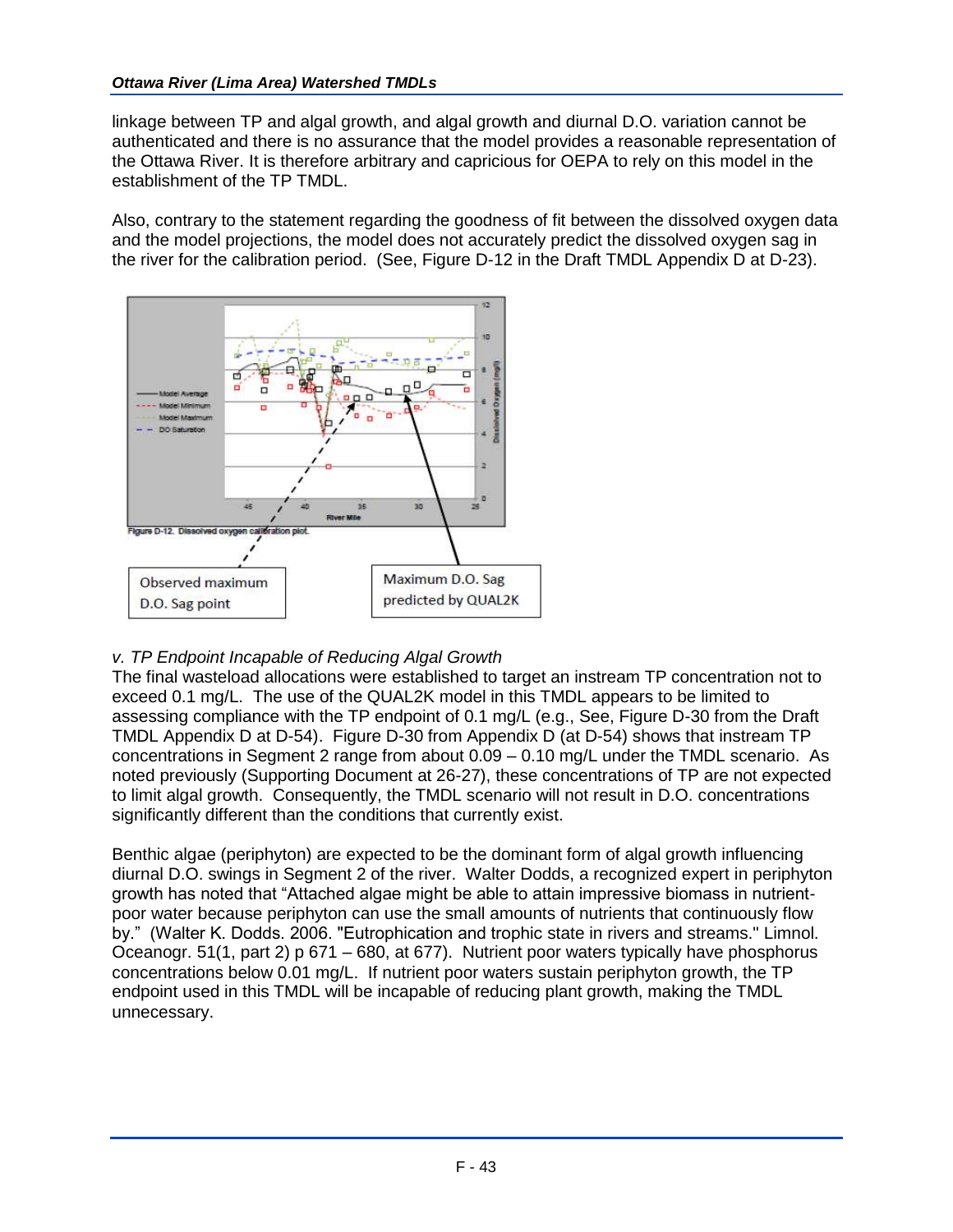linkage between TP and algal growth, and algal growth and diurnal D.O. variation cannot be authenticated and there is no assurance that the model provides a reasonable representation of the Ottawa River. It is therefore arbitrary and capricious for OEPA to rely on this model in the establishment of the TP TMDL.

Also, contrary to the statement regarding the goodness of fit between the dissolved oxygen data and the model projections, the model does not accurately predict the dissolved oxygen sag in the river for the calibration period. (See, Figure D-12 in the Draft TMDL Appendix D at D-23).

Figure D-12. Dissolved oxygen calibration plot.

Observed maximum D.O. Sag point

Maximum D.O. Sag predicted by QUAL2K

*v. TP Endpoint Incapable of Reducing Algal Growth*

The final wasteload allocations were established to target an instream TP concentration not to exceed 0.1 mg/L. The use of the QUAL2K model in this TMDL appears to be limited to assessing compliance with the TP endpoint of 0.1 mg/L (e.g., See, Figure D-30 from the Draft TMDL Appendix D at D-54). Figure D-30 from Appendix D (at D-54) shows that instream TP concentrations in Segment 2 range from about 0.09 – 0.10 mg/L under the TMDL scenario. As noted previously (Supporting Document at 26-27), these concentrations of TP are not expected to limit algal growth. Consequently, the TMDL scenario will not result in D.O. concentrations significantly different than the conditions that currently exist.

Benthic algae (periphyton) are expected to be the dominant form of algal growth influencing diurnal D.O. swings in Segment 2 of the river. Walter Dodds, a recognized expert in periphyton growth has noted that "Attached algae might be able to attain impressive biomass in nutrient-poor water because periphyton can use the small amounts of nutrients that continuously flow by." (Walter K. Dodds. 2006. "Eutrophication and trophic state in rivers and streams." Limnol. Oceanogr. 51(1, part 2) p 671 – 680, at 677). Nutrient poor waters typically have phosphorus concentrations below 0.01 mg/L. If nutrient poor waters sustain periphyton growth, the TP endpoint used in this TMDL will be incapable of reducing plant growth, making the TMDL unnecessary.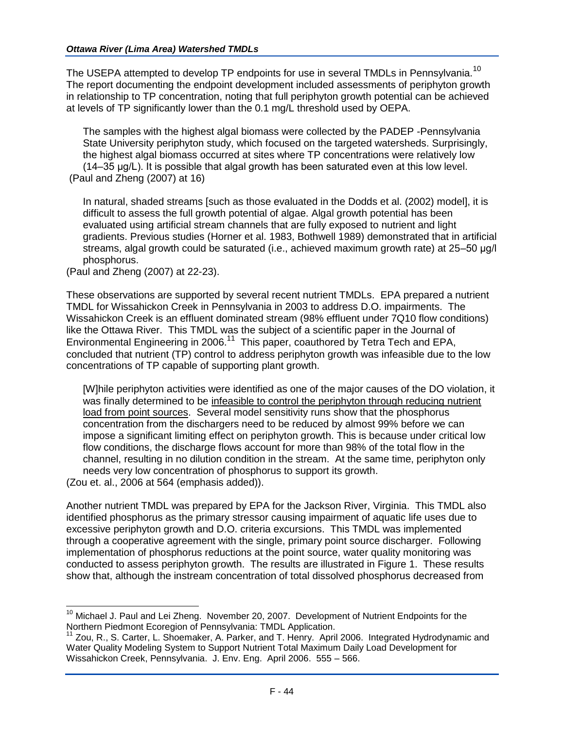The USEPA attempted to develop TP endpoints for use in several TMDLs in Pennsylvania.[10] The report documenting the endpoint development included assessments of periphyton growth in relationship to TP concentration, noting that full periphyton growth potential can be achieved at levels of TP significantly lower than the 0.1 mg/L threshold used by OEPA.

> The samples with the highest algal biomass were collected by the PADEP -Pennsylvania State University periphyton study, which focused on the targeted watersheds. Surprisingly, the highest algal biomass occurred at sites where TP concentrations were relatively low (14–35 µg/L). It is possible that algal growth has been saturated even at this low level.

(Paul and Zheng (2007) at 16)

> In natural, shaded streams [such as those evaluated in the Dodds et al. (2002) model], it is difficult to assess the full growth potential of algae. Algal growth potential has been evaluated using artificial stream channels that are fully exposed to nutrient and light gradients. Previous studies (Horner et al. 1983, Bothwell 1989) demonstrated that in artificial streams, algal growth could be saturated (i.e., achieved maximum growth rate) at 25–50 µg/l phosphorus.

(Paul and Zheng (2007) at 22-23).

These observations are supported by several recent nutrient TMDLs. EPA prepared a nutrient TMDL for Wissahickon Creek in Pennsylvania in 2003 to address D.O. impairments. The Wissahickon Creek is an effluent dominated stream (98% effluent under 7Q10 flow conditions) like the Ottawa River. This TMDL was the subject of a scientific paper in the Journal of Environmental Engineering in 2006.[11] This paper, coauthored by Tetra Tech and EPA, concluded that nutrient (TP) control to address periphyton growth was infeasible due to the low concentrations of TP capable of supporting plant growth.

> [W]hile periphyton activities were identified as one of the major causes of the DO violation, it was finally determined to be <u>infeasible to control the periphyton through reducing nutrient load from point sources</u>. Several model sensitivity runs show that the phosphorus concentration from the dischargers need to be reduced by almost 99% before we can impose a significant limiting effect on periphyton growth. This is because under critical low flow conditions, the discharge flows account for more than 98% of the total flow in the channel, resulting in no dilution condition in the stream. At the same time, periphyton only needs very low concentration of phosphorus to support its growth.

(Zou et. al., 2006 at 564 (emphasis added)).

Another nutrient TMDL was prepared by EPA for the Jackson River, Virginia. This TMDL also identified phosphorus as the primary stressor causing impairment of aquatic life uses due to excessive periphyton growth and D.O. criteria excursions. This TMDL was implemented through a cooperative agreement with the single, primary point source discharger. Following implementation of phosphorus reductions at the point source, water quality monitoring was conducted to assess periphyton growth. The results are illustrated in Figure 1. These results show that, although the instream concentration of total dissolved phosphorus decreased from

---

[10] Michael J. Paul and Lei Zheng. November 20, 2007. Development of Nutrient Endpoints for the Northern Piedmont Ecoregion of Pennsylvania: TMDL Application.

[11] Zou, R., S. Carter, L. Shoemaker, A. Parker, and T. Henry. April 2006. Integrated Hydrodynamic and Water Quality Modeling System to Support Nutrient Total Maximum Daily Load Development for Wissahickon Creek, Pennsylvania. J. Env. Eng. April 2006. 555 – 566.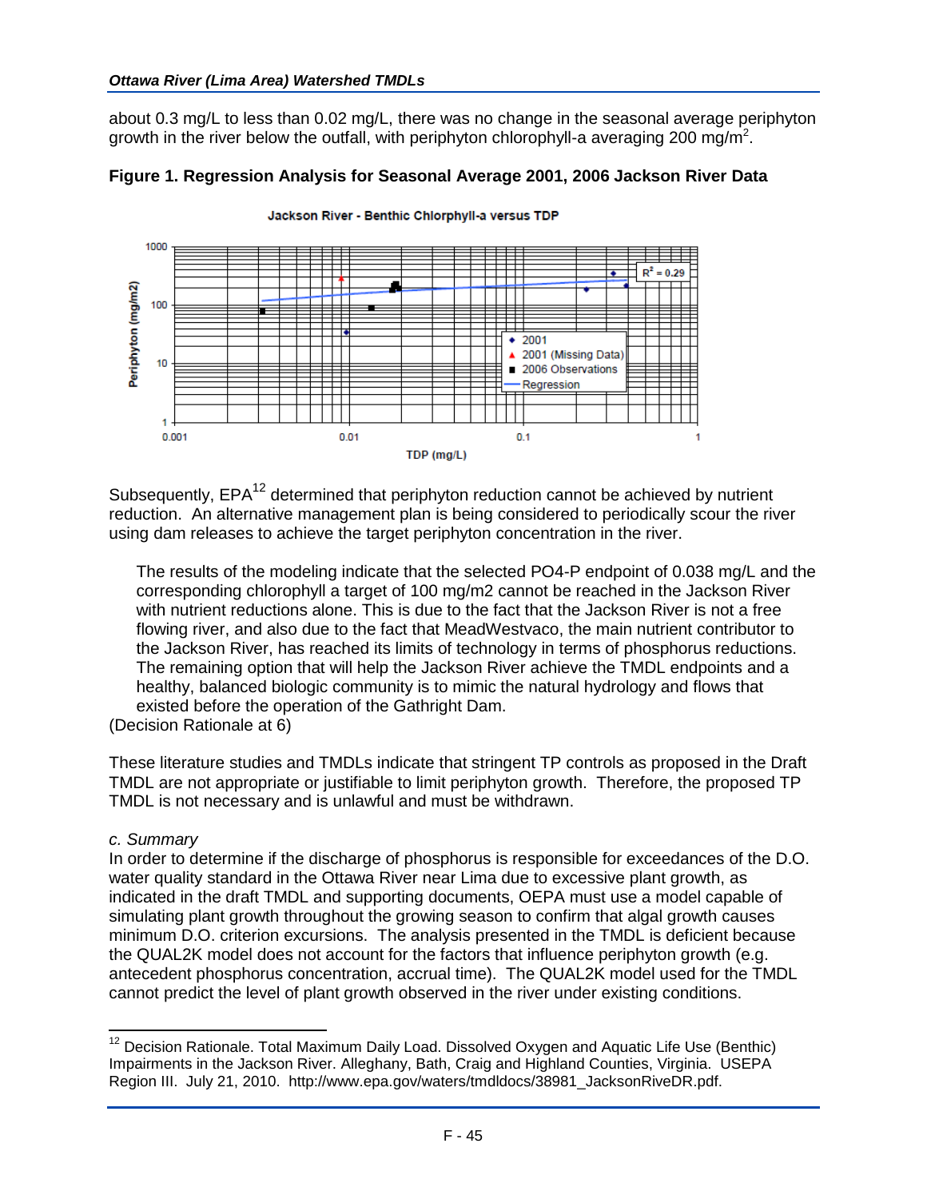about 0.3 mg/L to less than 0.02 mg/L, there was no change in the seasonal average periphyton growth in the river below the outfall, with periphyton chlorophyll-a averaging 200 mg/m$^2$.

**Figure 1. Regression Analysis for Seasonal Average 2001, 2006 Jackson River Data**

Subsequently, EPA[12] determined that periphyton reduction cannot be achieved by nutrient reduction. An alternative management plan is being considered to periodically scour the river using dam releases to achieve the target periphyton concentration in the river.

> The results of the modeling indicate that the selected PO4-P endpoint of 0.038 mg/L and the corresponding chlorophyll a target of 100 mg/m2 cannot be reached in the Jackson River with nutrient reductions alone. This is due to the fact that the Jackson River is not a free flowing river, and also due to the fact that MeadWestvaco, the main nutrient contributor to the Jackson River, has reached its limits of technology in terms of phosphorus reductions. The remaining option that will help the Jackson River achieve the TMDL endpoints and a healthy, balanced biologic community is to mimic the natural hydrology and flows that existed before the operation of the Gathright Dam.

(Decision Rationale at 6)

These literature studies and TMDLs indicate that stringent TP controls as proposed in the Draft TMDL are not appropriate or justifiable to limit periphyton growth. Therefore, the proposed TP TMDL is not necessary and is unlawful and must be withdrawn.

*c. Summary*

In order to determine if the discharge of phosphorus is responsible for exceedances of the D.O. water quality standard in the Ottawa River near Lima due to excessive plant growth, as indicated in the draft TMDL and supporting documents, OEPA must use a model capable of simulating plant growth throughout the growing season to confirm that algal growth causes minimum D.O. criterion excursions. The analysis presented in the TMDL is deficient because the QUAL2K model does not account for the factors that influence periphyton growth (e.g. antecedent phosphorus concentration, accrual time). The QUAL2K model used for the TMDL cannot predict the level of plant growth observed in the river under existing conditions.

---

[12] Decision Rationale. Total Maximum Daily Load. Dissolved Oxygen and Aquatic Life Use (Benthic) Impairments in the Jackson River. Alleghany, Bath, Craig and Highland Counties, Virginia. USEPA Region III. July 21, 2010. http://www.epa.gov/waters/tmdldocs/38981_JacksonRiveDR.pdf.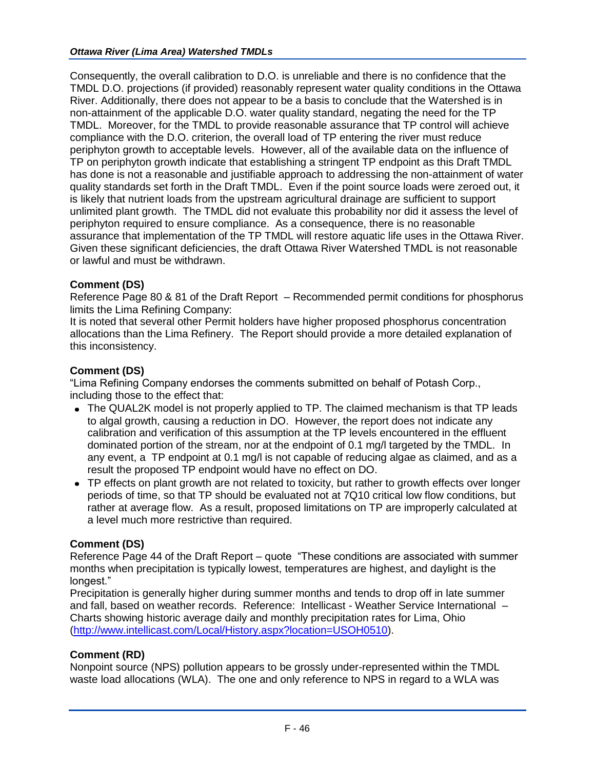Consequently, the overall calibration to D.O. is unreliable and there is no confidence that the TMDL D.O. projections (if provided) reasonably represent water quality conditions in the Ottawa River. Additionally, there does not appear to be a basis to conclude that the Watershed is in non-attainment of the applicable D.O. water quality standard, negating the need for the TP TMDL. Moreover, for the TMDL to provide reasonable assurance that TP control will achieve compliance with the D.O. criterion, the overall load of TP entering the river must reduce periphyton growth to acceptable levels. However, all of the available data on the influence of TP on periphyton growth indicate that establishing a stringent TP endpoint as this Draft TMDL has done is not a reasonable and justifiable approach to addressing the non-attainment of water quality standards set forth in the Draft TMDL. Even if the point source loads were zeroed out, it is likely that nutrient loads from the upstream agricultural drainage are sufficient to support unlimited plant growth. The TMDL did not evaluate this probability nor did it assess the level of periphyton required to ensure compliance. As a consequence, there is no reasonable assurance that implementation of the TP TMDL will restore aquatic life uses in the Ottawa River. Given these significant deficiencies, the draft Ottawa River Watershed TMDL is not reasonable or lawful and must be withdrawn.

**Comment (DS)**
Reference Page 80 & 81 of the Draft Report – Recommended permit conditions for phosphorus limits the Lima Refining Company:
It is noted that several other Permit holders have higher proposed phosphorus concentration allocations than the Lima Refinery. The Report should provide a more detailed explanation of this inconsistency.

**Comment (DS)**
"Lima Refining Company endorses the comments submitted on behalf of Potash Corp., including those to the effect that:

- The QUAL2K model is not properly applied to TP. The claimed mechanism is that TP leads to algal growth, causing a reduction in DO. However, the report does not indicate any calibration and verification of this assumption at the TP levels encountered in the effluent dominated portion of the stream, nor at the endpoint of 0.1 mg/l targeted by the TMDL. In any event, a TP endpoint at 0.1 mg/l is not capable of reducing algae as claimed, and as a result the proposed TP endpoint would have no effect on DO.
- TP effects on plant growth are not related to toxicity, but rather to growth effects over longer periods of time, so that TP should be evaluated not at 7Q10 critical low flow conditions, but rather at average flow. As a result, proposed limitations on TP are improperly calculated at a level much more restrictive than required.

**Comment (DS)**
Reference Page 44 of the Draft Report – quote "These conditions are associated with summer months when precipitation is typically lowest, temperatures are highest, and daylight is the longest."
Precipitation is generally higher during summer months and tends to drop off in late summer and fall, based on weather records. Reference: Intellicast - Weather Service International – Charts showing historic average daily and monthly precipitation rates for Lima, Ohio (http://www.intellicast.com/Local/History.aspx?location=USOH0510).

**Comment (RD)**
Nonpoint source (NPS) pollution appears to be grossly under-represented within the TMDL waste load allocations (WLA). The one and only reference to NPS in regard to a WLA was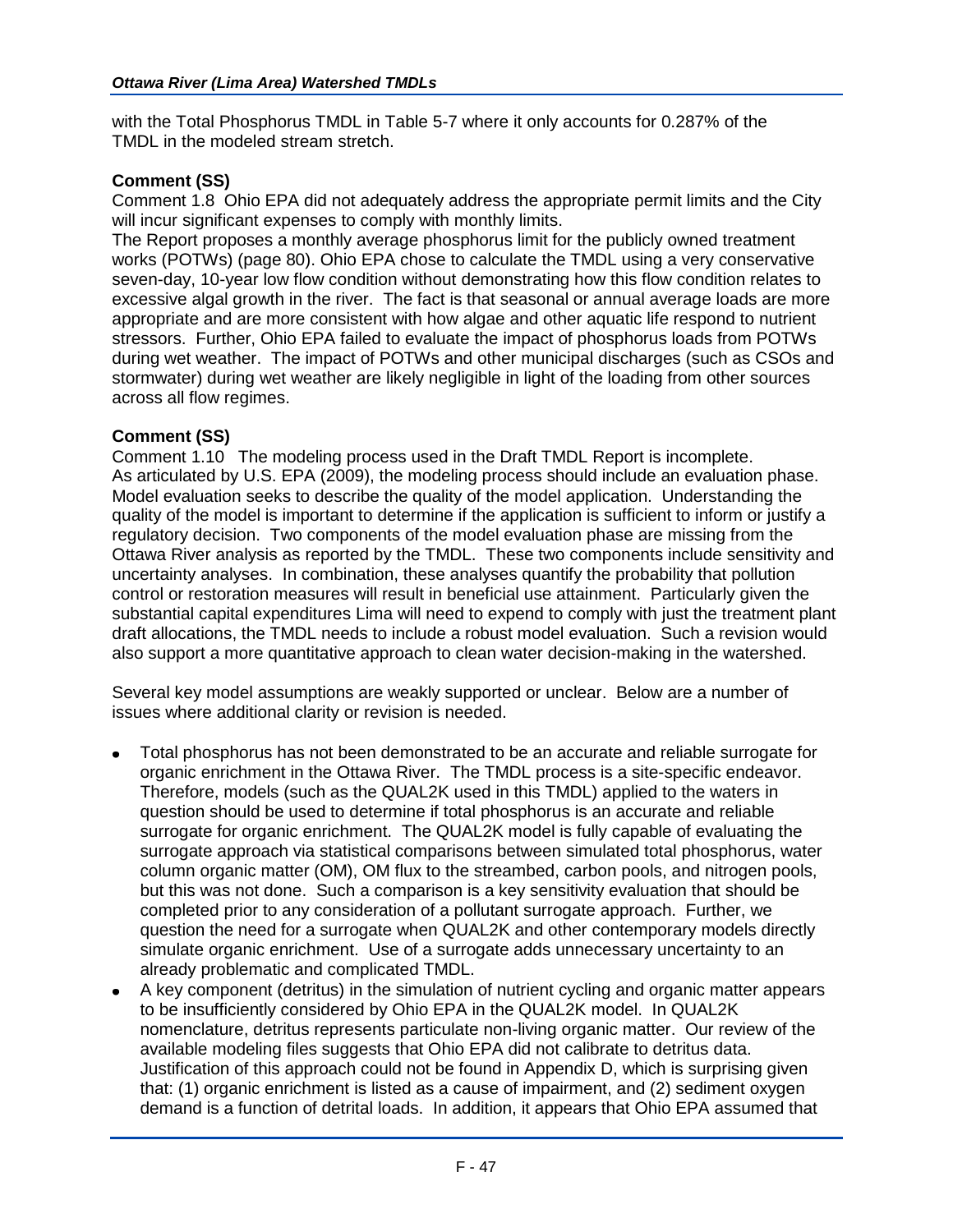with the Total Phosphorus TMDL in Table 5-7 where it only accounts for 0.287% of the TMDL in the modeled stream stretch.

**Comment (SS)**

Comment 1.8 Ohio EPA did not adequately address the appropriate permit limits and the City will incur significant expenses to comply with monthly limits.

The Report proposes a monthly average phosphorus limit for the publicly owned treatment works (POTWs) (page 80). Ohio EPA chose to calculate the TMDL using a very conservative seven-day, 10-year low flow condition without demonstrating how this flow condition relates to excessive algal growth in the river. The fact is that seasonal or annual average loads are more appropriate and are more consistent with how algae and other aquatic life respond to nutrient stressors. Further, Ohio EPA failed to evaluate the impact of phosphorus loads from POTWs during wet weather. The impact of POTWs and other municipal discharges (such as CSOs and stormwater) during wet weather are likely negligible in light of the loading from other sources across all flow regimes.

**Comment (SS)**

Comment 1.10 The modeling process used in the Draft TMDL Report is incomplete.

As articulated by U.S. EPA (2009), the modeling process should include an evaluation phase. Model evaluation seeks to describe the quality of the model application. Understanding the quality of the model is important to determine if the application is sufficient to inform or justify a regulatory decision. Two components of the model evaluation phase are missing from the Ottawa River analysis as reported by the TMDL. These two components include sensitivity and uncertainty analyses. In combination, these analyses quantify the probability that pollution control or restoration measures will result in beneficial use attainment. Particularly given the substantial capital expenditures Lima will need to expend to comply with just the treatment plant draft allocations, the TMDL needs to include a robust model evaluation. Such a revision would also support a more quantitative approach to clean water decision-making in the watershed.

Several key model assumptions are weakly supported or unclear. Below are a number of issues where additional clarity or revision is needed.

- Total phosphorus has not been demonstrated to be an accurate and reliable surrogate for organic enrichment in the Ottawa River. The TMDL process is a site-specific endeavor. Therefore, models (such as the QUAL2K used in this TMDL) applied to the waters in question should be used to determine if total phosphorus is an accurate and reliable surrogate for organic enrichment. The QUAL2K model is fully capable of evaluating the surrogate approach via statistical comparisons between simulated total phosphorus, water column organic matter (OM), OM flux to the streambed, carbon pools, and nitrogen pools, but this was not done. Such a comparison is a key sensitivity evaluation that should be completed prior to any consideration of a pollutant surrogate approach. Further, we question the need for a surrogate when QUAL2K and other contemporary models directly simulate organic enrichment. Use of a surrogate adds unnecessary uncertainty to an already problematic and complicated TMDL.
- A key component (detritus) in the simulation of nutrient cycling and organic matter appears to be insufficiently considered by Ohio EPA in the QUAL2K model. In QUAL2K nomenclature, detritus represents particulate non-living organic matter. Our review of the available modeling files suggests that Ohio EPA did not calibrate to detritus data. Justification of this approach could not be found in Appendix D, which is surprising given that: (1) organic enrichment is listed as a cause of impairment, and (2) sediment oxygen demand is a function of detrital loads. In addition, it appears that Ohio EPA assumed that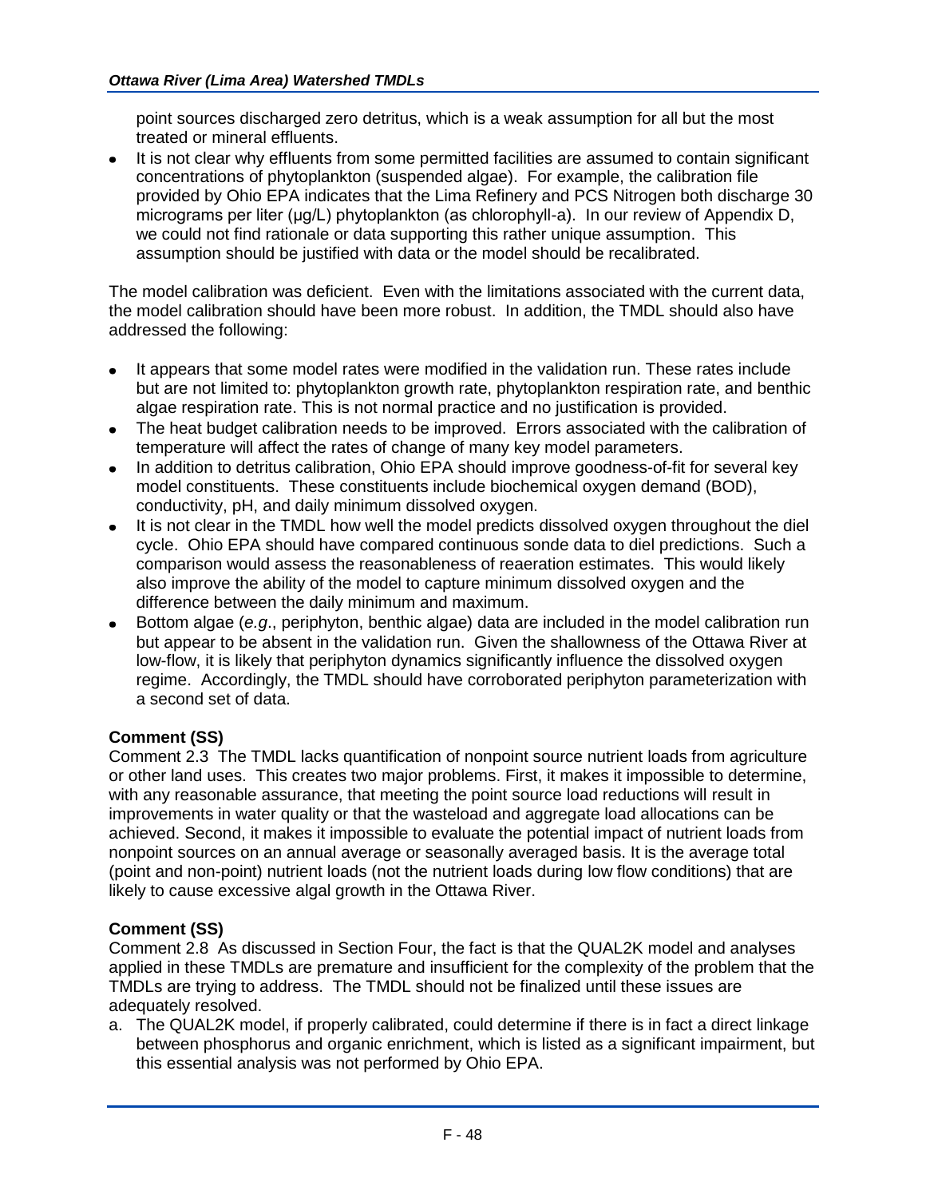point sources discharged zero detritus, which is a weak assumption for all but the most treated or mineral effluents.

- It is not clear why effluents from some permitted facilities are assumed to contain significant concentrations of phytoplankton (suspended algae). For example, the calibration file provided by Ohio EPA indicates that the Lima Refinery and PCS Nitrogen both discharge 30 micrograms per liter (µg/L) phytoplankton (as chlorophyll-a). In our review of Appendix D, we could not find rationale or data supporting this rather unique assumption. This assumption should be justified with data or the model should be recalibrated.

The model calibration was deficient. Even with the limitations associated with the current data, the model calibration should have been more robust. In addition, the TMDL should also have addressed the following:

- It appears that some model rates were modified in the validation run. These rates include but are not limited to: phytoplankton growth rate, phytoplankton respiration rate, and benthic algae respiration rate. This is not normal practice and no justification is provided.
- The heat budget calibration needs to be improved. Errors associated with the calibration of temperature will affect the rates of change of many key model parameters.
- In addition to detritus calibration, Ohio EPA should improve goodness-of-fit for several key model constituents. These constituents include biochemical oxygen demand (BOD), conductivity, pH, and daily minimum dissolved oxygen.
- It is not clear in the TMDL how well the model predicts dissolved oxygen throughout the diel cycle. Ohio EPA should have compared continuous sonde data to diel predictions. Such a comparison would assess the reasonableness of reaeration estimates. This would likely also improve the ability of the model to capture minimum dissolved oxygen and the difference between the daily minimum and maximum.
- Bottom algae (*e.g*., periphyton, benthic algae) data are included in the model calibration run but appear to be absent in the validation run. Given the shallowness of the Ottawa River at low-flow, it is likely that periphyton dynamics significantly influence the dissolved oxygen regime. Accordingly, the TMDL should have corroborated periphyton parameterization with a second set of data.

**Comment (SS)**

Comment 2.3 The TMDL lacks quantification of nonpoint source nutrient loads from agriculture or other land uses. This creates two major problems. First, it makes it impossible to determine, with any reasonable assurance, that meeting the point source load reductions will result in improvements in water quality or that the wasteload and aggregate load allocations can be achieved. Second, it makes it impossible to evaluate the potential impact of nutrient loads from nonpoint sources on an annual average or seasonally averaged basis. It is the average total (point and non-point) nutrient loads (not the nutrient loads during low flow conditions) that are likely to cause excessive algal growth in the Ottawa River.

**Comment (SS)**

Comment 2.8 As discussed in Section Four, the fact is that the QUAL2K model and analyses applied in these TMDLs are premature and insufficient for the complexity of the problem that the TMDLs are trying to address. The TMDL should not be finalized until these issues are adequately resolved.

a. The QUAL2K model, if properly calibrated, could determine if there is in fact a direct linkage between phosphorus and organic enrichment, which is listed as a significant impairment, but this essential analysis was not performed by Ohio EPA.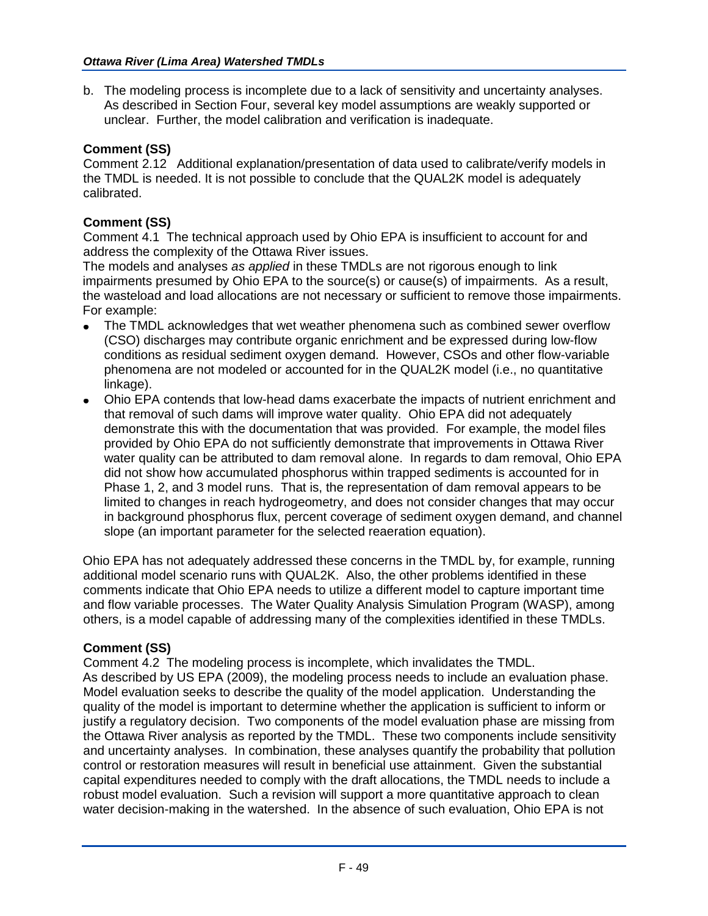b. The modeling process is incomplete due to a lack of sensitivity and uncertainty analyses. As described in Section Four, several key model assumptions are weakly supported or unclear. Further, the model calibration and verification is inadequate.

**Comment (SS)**
Comment 2.12 Additional explanation/presentation of data used to calibrate/verify models in the TMDL is needed. It is not possible to conclude that the QUAL2K model is adequately calibrated.

**Comment (SS)**
Comment 4.1 The technical approach used by Ohio EPA is insufficient to account for and address the complexity of the Ottawa River issues.
The models and analyses *as applied* in these TMDLs are not rigorous enough to link impairments presumed by Ohio EPA to the source(s) or cause(s) of impairments. As a result, the wasteload and load allocations are not necessary or sufficient to remove those impairments. For example:

- The TMDL acknowledges that wet weather phenomena such as combined sewer overflow (CSO) discharges may contribute organic enrichment and be expressed during low-flow conditions as residual sediment oxygen demand. However, CSOs and other flow-variable phenomena are not modeled or accounted for in the QUAL2K model (i.e., no quantitative linkage).
- Ohio EPA contends that low-head dams exacerbate the impacts of nutrient enrichment and that removal of such dams will improve water quality. Ohio EPA did not adequately demonstrate this with the documentation that was provided. For example, the model files provided by Ohio EPA do not sufficiently demonstrate that improvements in Ottawa River water quality can be attributed to dam removal alone. In regards to dam removal, Ohio EPA did not show how accumulated phosphorus within trapped sediments is accounted for in Phase 1, 2, and 3 model runs. That is, the representation of dam removal appears to be limited to changes in reach hydrogeometry, and does not consider changes that may occur in background phosphorus flux, percent coverage of sediment oxygen demand, and channel slope (an important parameter for the selected reaeration equation).

Ohio EPA has not adequately addressed these concerns in the TMDL by, for example, running additional model scenario runs with QUAL2K. Also, the other problems identified in these comments indicate that Ohio EPA needs to utilize a different model to capture important time and flow variable processes. The Water Quality Analysis Simulation Program (WASP), among others, is a model capable of addressing many of the complexities identified in these TMDLs.

**Comment (SS)**
Comment 4.2 The modeling process is incomplete, which invalidates the TMDL.
As described by US EPA (2009), the modeling process needs to include an evaluation phase. Model evaluation seeks to describe the quality of the model application. Understanding the quality of the model is important to determine whether the application is sufficient to inform or justify a regulatory decision. Two components of the model evaluation phase are missing from the Ottawa River analysis as reported by the TMDL. These two components include sensitivity and uncertainty analyses. In combination, these analyses quantify the probability that pollution control or restoration measures will result in beneficial use attainment. Given the substantial capital expenditures needed to comply with the draft allocations, the TMDL needs to include a robust model evaluation. Such a revision will support a more quantitative approach to clean water decision-making in the watershed. In the absence of such evaluation, Ohio EPA is not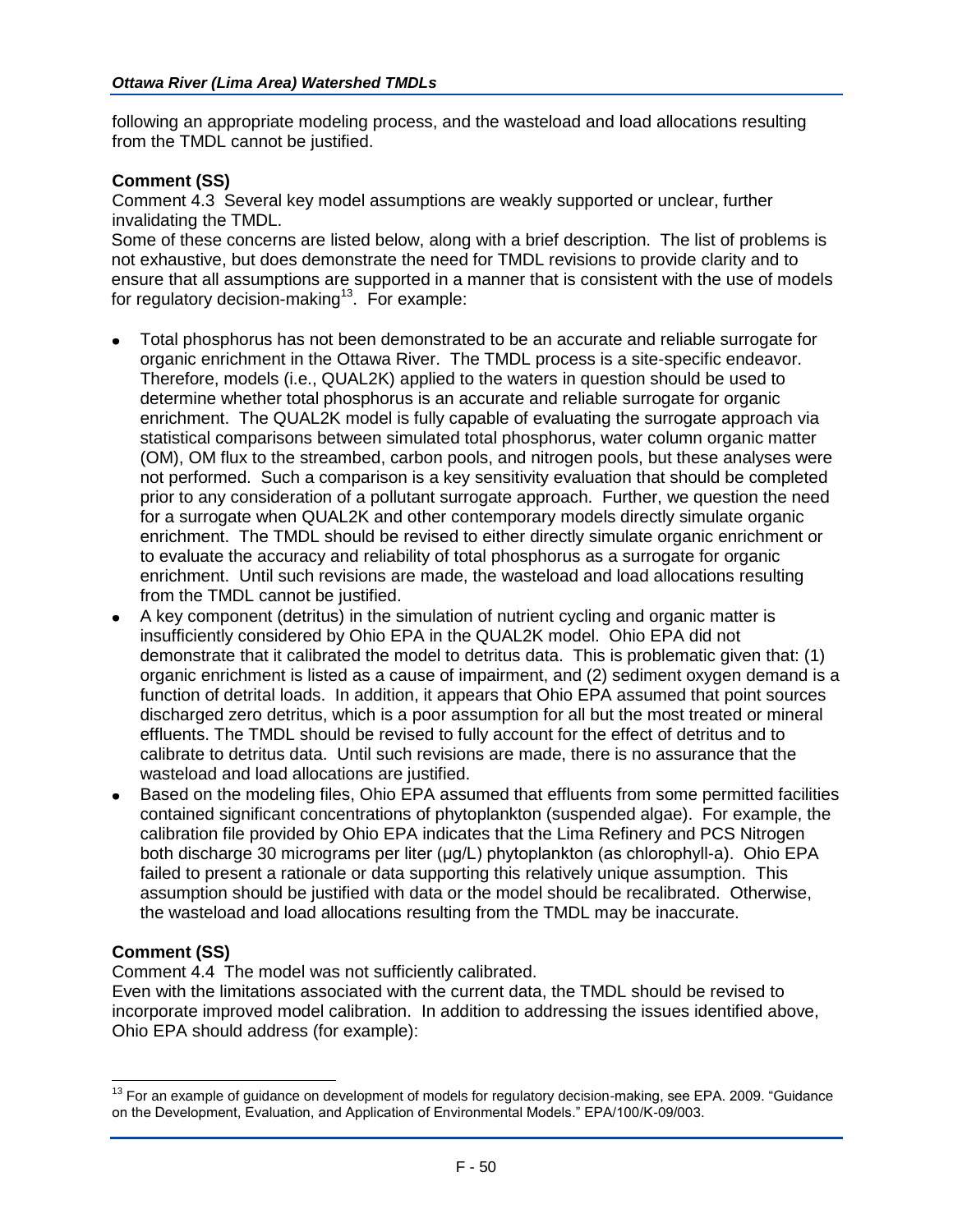following an appropriate modeling process, and the wasteload and load allocations resulting from the TMDL cannot be justified.

**Comment (SS)**

Comment 4.3 Several key model assumptions are weakly supported or unclear, further invalidating the TMDL.

Some of these concerns are listed below, along with a brief description. The list of problems is not exhaustive, but does demonstrate the need for TMDL revisions to provide clarity and to ensure that all assumptions are supported in a manner that is consistent with the use of models for regulatory decision-making[13]. For example:

- Total phosphorus has not been demonstrated to be an accurate and reliable surrogate for organic enrichment in the Ottawa River. The TMDL process is a site-specific endeavor. Therefore, models (i.e., QUAL2K) applied to the waters in question should be used to determine whether total phosphorus is an accurate and reliable surrogate for organic enrichment. The QUAL2K model is fully capable of evaluating the surrogate approach via statistical comparisons between simulated total phosphorus, water column organic matter (OM), OM flux to the streambed, carbon pools, and nitrogen pools, but these analyses were not performed. Such a comparison is a key sensitivity evaluation that should be completed prior to any consideration of a pollutant surrogate approach. Further, we question the need for a surrogate when QUAL2K and other contemporary models directly simulate organic enrichment. The TMDL should be revised to either directly simulate organic enrichment or to evaluate the accuracy and reliability of total phosphorus as a surrogate for organic enrichment. Until such revisions are made, the wasteload and load allocations resulting from the TMDL cannot be justified.
- A key component (detritus) in the simulation of nutrient cycling and organic matter is insufficiently considered by Ohio EPA in the QUAL2K model. Ohio EPA did not demonstrate that it calibrated the model to detritus data. This is problematic given that: (1) organic enrichment is listed as a cause of impairment, and (2) sediment oxygen demand is a function of detrital loads. In addition, it appears that Ohio EPA assumed that point sources discharged zero detritus, which is a poor assumption for all but the most treated or mineral effluents. The TMDL should be revised to fully account for the effect of detritus and to calibrate to detritus data. Until such revisions are made, there is no assurance that the wasteload and load allocations are justified.
- Based on the modeling files, Ohio EPA assumed that effluents from some permitted facilities contained significant concentrations of phytoplankton (suspended algae). For example, the calibration file provided by Ohio EPA indicates that the Lima Refinery and PCS Nitrogen both discharge 30 micrograms per liter (µg/L) phytoplankton (as chlorophyll-a). Ohio EPA failed to present a rationale or data supporting this relatively unique assumption. This assumption should be justified with data or the model should be recalibrated. Otherwise, the wasteload and load allocations resulting from the TMDL may be inaccurate.

**Comment (SS)**

Comment 4.4 The model was not sufficiently calibrated.

Even with the limitations associated with the current data, the TMDL should be revised to incorporate improved model calibration. In addition to addressing the issues identified above, Ohio EPA should address (for example):

[13] For an example of guidance on development of models for regulatory decision-making, see EPA. 2009. "Guidance on the Development, Evaluation, and Application of Environmental Models." EPA/100/K-09/003.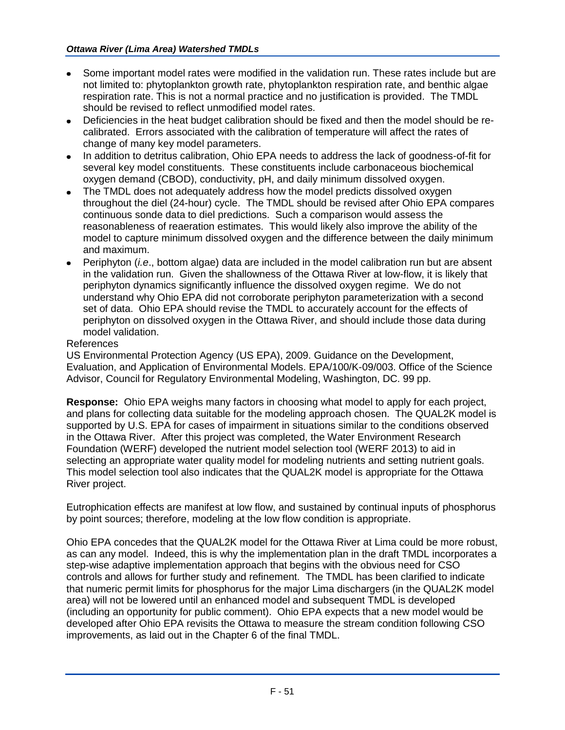- Some important model rates were modified in the validation run. These rates include but are not limited to: phytoplankton growth rate, phytoplankton respiration rate, and benthic algae respiration rate. This is not a normal practice and no justification is provided. The TMDL should be revised to reflect unmodified model rates.
- Deficiencies in the heat budget calibration should be fixed and then the model should be re-calibrated. Errors associated with the calibration of temperature will affect the rates of change of many key model parameters.
- In addition to detritus calibration, Ohio EPA needs to address the lack of goodness-of-fit for several key model constituents. These constituents include carbonaceous biochemical oxygen demand (CBOD), conductivity, pH, and daily minimum dissolved oxygen.
- The TMDL does not adequately address how the model predicts dissolved oxygen throughout the diel (24-hour) cycle. The TMDL should be revised after Ohio EPA compares continuous sonde data to diel predictions. Such a comparison would assess the reasonableness of reaeration estimates. This would likely also improve the ability of the model to capture minimum dissolved oxygen and the difference between the daily minimum and maximum.
- Periphyton (*i.e*., bottom algae) data are included in the model calibration run but are absent in the validation run. Given the shallowness of the Ottawa River at low-flow, it is likely that periphyton dynamics significantly influence the dissolved oxygen regime. We do not understand why Ohio EPA did not corroborate periphyton parameterization with a second set of data. Ohio EPA should revise the TMDL to accurately account for the effects of periphyton on dissolved oxygen in the Ottawa River, and should include those data during model validation.

References

US Environmental Protection Agency (US EPA), 2009. Guidance on the Development, Evaluation, and Application of Environmental Models. EPA/100/K-09/003. Office of the Science Advisor, Council for Regulatory Environmental Modeling, Washington, DC. 99 pp.

**Response:** Ohio EPA weighs many factors in choosing what model to apply for each project, and plans for collecting data suitable for the modeling approach chosen. The QUAL2K model is supported by U.S. EPA for cases of impairment in situations similar to the conditions observed in the Ottawa River. After this project was completed, the Water Environment Research Foundation (WERF) developed the nutrient model selection tool (WERF 2013) to aid in selecting an appropriate water quality model for modeling nutrients and setting nutrient goals. This model selection tool also indicates that the QUAL2K model is appropriate for the Ottawa River project.

Eutrophication effects are manifest at low flow, and sustained by continual inputs of phosphorus by point sources; therefore, modeling at the low flow condition is appropriate.

Ohio EPA concedes that the QUAL2K model for the Ottawa River at Lima could be more robust, as can any model. Indeed, this is why the implementation plan in the draft TMDL incorporates a step-wise adaptive implementation approach that begins with the obvious need for CSO controls and allows for further study and refinement. The TMDL has been clarified to indicate that numeric permit limits for phosphorus for the major Lima dischargers (in the QUAL2K model area) will not be lowered until an enhanced model and subsequent TMDL is developed (including an opportunity for public comment). Ohio EPA expects that a new model would be developed after Ohio EPA revisits the Ottawa to measure the stream condition following CSO improvements, as laid out in the Chapter 6 of the final TMDL.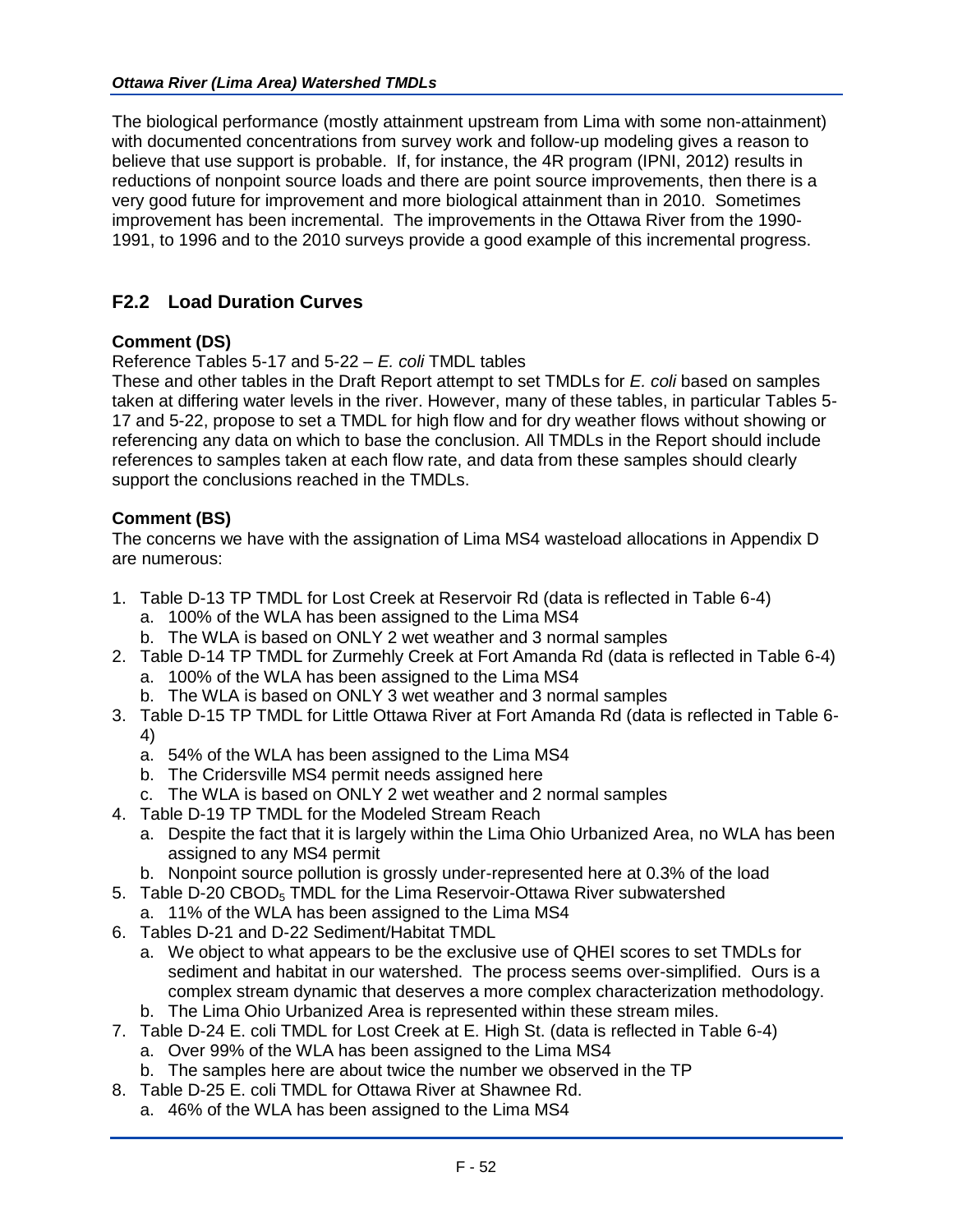The biological performance (mostly attainment upstream from Lima with some non-attainment) with documented concentrations from survey work and follow-up modeling gives a reason to believe that use support is probable. If, for instance, the 4R program (IPNI, 2012) results in reductions of nonpoint source loads and there are point source improvements, then there is a very good future for improvement and more biological attainment than in 2010. Sometimes improvement has been incremental. The improvements in the Ottawa River from the 1990-1991, to 1996 and to the 2010 surveys provide a good example of this incremental progress.

## F2.2 Load Duration Curves

**Comment (DS)**

Reference Tables 5-17 and 5-22 – *E. coli* TMDL tables

These and other tables in the Draft Report attempt to set TMDLs for *E. coli* based on samples taken at differing water levels in the river. However, many of these tables, in particular Tables 5-17 and 5-22, propose to set a TMDL for high flow and for dry weather flows without showing or referencing any data on which to base the conclusion. All TMDLs in the Report should include references to samples taken at each flow rate, and data from these samples should clearly support the conclusions reached in the TMDLs.

**Comment (BS)**

The concerns we have with the assignation of Lima MS4 wasteload allocations in Appendix D are numerous:

1. Table D-13 TP TMDL for Lost Creek at Reservoir Rd (data is reflected in Table 6-4)
   a. 100% of the WLA has been assigned to the Lima MS4
   b. The WLA is based on ONLY 2 wet weather and 3 normal samples
2. Table D-14 TP TMDL for Zurmehly Creek at Fort Amanda Rd (data is reflected in Table 6-4)
   a. 100% of the WLA has been assigned to the Lima MS4
   b. The WLA is based on ONLY 3 wet weather and 3 normal samples
3. Table D-15 TP TMDL for Little Ottawa River at Fort Amanda Rd (data is reflected in Table 6-4)
   a. 54% of the WLA has been assigned to the Lima MS4
   b. The Cridersville MS4 permit needs assigned here
   c. The WLA is based on ONLY 2 wet weather and 2 normal samples
4. Table D-19 TP TMDL for the Modeled Stream Reach
   a. Despite the fact that it is largely within the Lima Ohio Urbanized Area, no WLA has been assigned to any MS4 permit
   b. Nonpoint source pollution is grossly under-represented here at 0.3% of the load
5. Table D-20 $CBOD_5$ TMDL for the Lima Reservoir-Ottawa River subwatershed
   a. 11% of the WLA has been assigned to the Lima MS4
6. Tables D-21 and D-22 Sediment/Habitat TMDL
   a. We object to what appears to be the exclusive use of QHEI scores to set TMDLs for sediment and habitat in our watershed. The process seems over-simplified. Ours is a complex stream dynamic that deserves a more complex characterization methodology.
   b. The Lima Ohio Urbanized Area is represented within these stream miles.
7. Table D-24 E. coli TMDL for Lost Creek at E. High St. (data is reflected in Table 6-4)
   a. Over 99% of the WLA has been assigned to the Lima MS4
   b. The samples here are about twice the number we observed in the TP
8. Table D-25 E. coli TMDL for Ottawa River at Shawnee Rd.
   a. 46% of the WLA has been assigned to the Lima MS4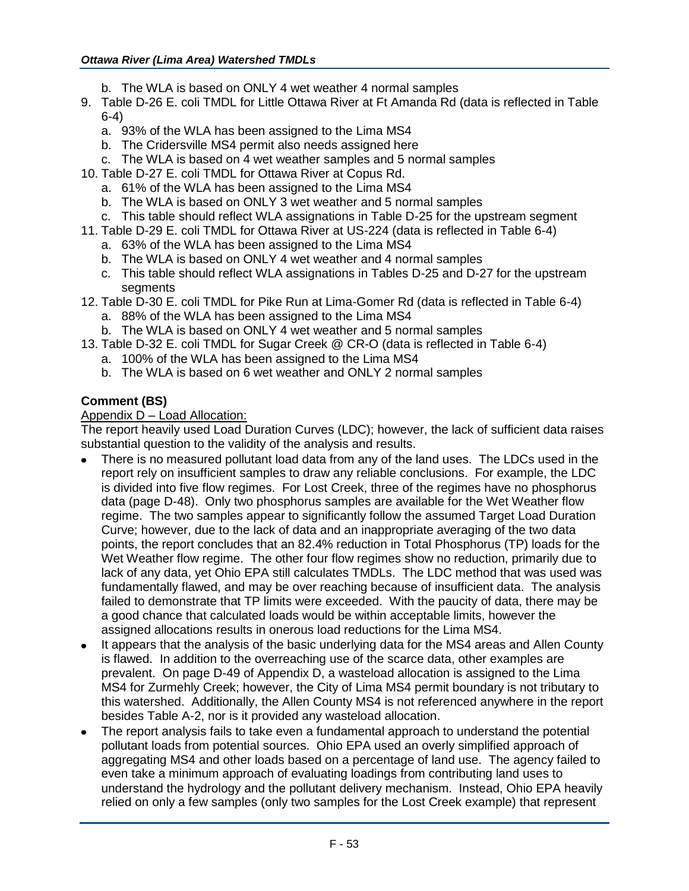b. The WLA is based on ONLY 4 wet weather 4 normal samples
9. Table D-26 E. coli TMDL for Little Ottawa River at Ft Amanda Rd (data is reflected in Table 6-4)
   a. 93% of the WLA has been assigned to the Lima MS4
   b. The Cridersville MS4 permit also needs assigned here
   c. The WLA is based on 4 wet weather samples and 5 normal samples
10. Table D-27 E. coli TMDL for Ottawa River at Copus Rd.
    a. 61% of the WLA has been assigned to the Lima MS4
    b. The WLA is based on ONLY 3 wet weather and 5 normal samples
    c. This table should reflect WLA assignations in Table D-25 for the upstream segment
11. Table D-29 E. coli TMDL for Ottawa River at US-224 (data is reflected in Table 6-4)
    a. 63% of the WLA has been assigned to the Lima MS4
    b. The WLA is based on ONLY 4 wet weather and 4 normal samples
    c. This table should reflect WLA assignations in Tables D-25 and D-27 for the upstream segments
12. Table D-30 E. coli TMDL for Pike Run at Lima-Gomer Rd (data is reflected in Table 6-4)
    a. 88% of the WLA has been assigned to the Lima MS4
    b. The WLA is based on ONLY 4 wet weather and 5 normal samples
13. Table D-32 E. coli TMDL for Sugar Creek @ CR-O (data is reflected in Table 6-4)
    a. 100% of the WLA has been assigned to the Lima MS4
    b. The WLA is based on 6 wet weather and ONLY 2 normal samples

**Comment (BS)**

Appendix D – Load Allocation:

The report heavily used Load Duration Curves (LDC); however, the lack of sufficient data raises substantial question to the validity of the analysis and results.

- There is no measured pollutant load data from any of the land uses. The LDCs used in the report rely on insufficient samples to draw any reliable conclusions. For example, the LDC is divided into five flow regimes. For Lost Creek, three of the regimes have no phosphorus data (page D-48). Only two phosphorus samples are available for the Wet Weather flow regime. The two samples appear to significantly follow the assumed Target Load Duration Curve; however, due to the lack of data and an inappropriate averaging of the two data points, the report concludes that an 82.4% reduction in Total Phosphorus (TP) loads for the Wet Weather flow regime. The other four flow regimes show no reduction, primarily due to lack of any data, yet Ohio EPA still calculates TMDLs. The LDC method that was used was fundamentally flawed, and may be over reaching because of insufficient data. The analysis failed to demonstrate that TP limits were exceeded. With the paucity of data, there may be a good chance that calculated loads would be within acceptable limits, however the assigned allocations results in onerous load reductions for the Lima MS4.
- It appears that the analysis of the basic underlying data for the MS4 areas and Allen County is flawed. In addition to the overreaching use of the scarce data, other examples are prevalent. On page D-49 of Appendix D, a wasteload allocation is assigned to the Lima MS4 for Zurmehly Creek; however, the City of Lima MS4 permit boundary is not tributary to this watershed. Additionally, the Allen County MS4 is not referenced anywhere in the report besides Table A-2, nor is it provided any wasteload allocation.
- The report analysis fails to take even a fundamental approach to understand the potential pollutant loads from potential sources. Ohio EPA used an overly simplified approach of aggregating MS4 and other loads based on a percentage of land use. The agency failed to even take a minimum approach of evaluating loadings from contributing land uses to understand the hydrology and the pollutant delivery mechanism. Instead, Ohio EPA heavily relied on only a few samples (only two samples for the Lost Creek example) that represent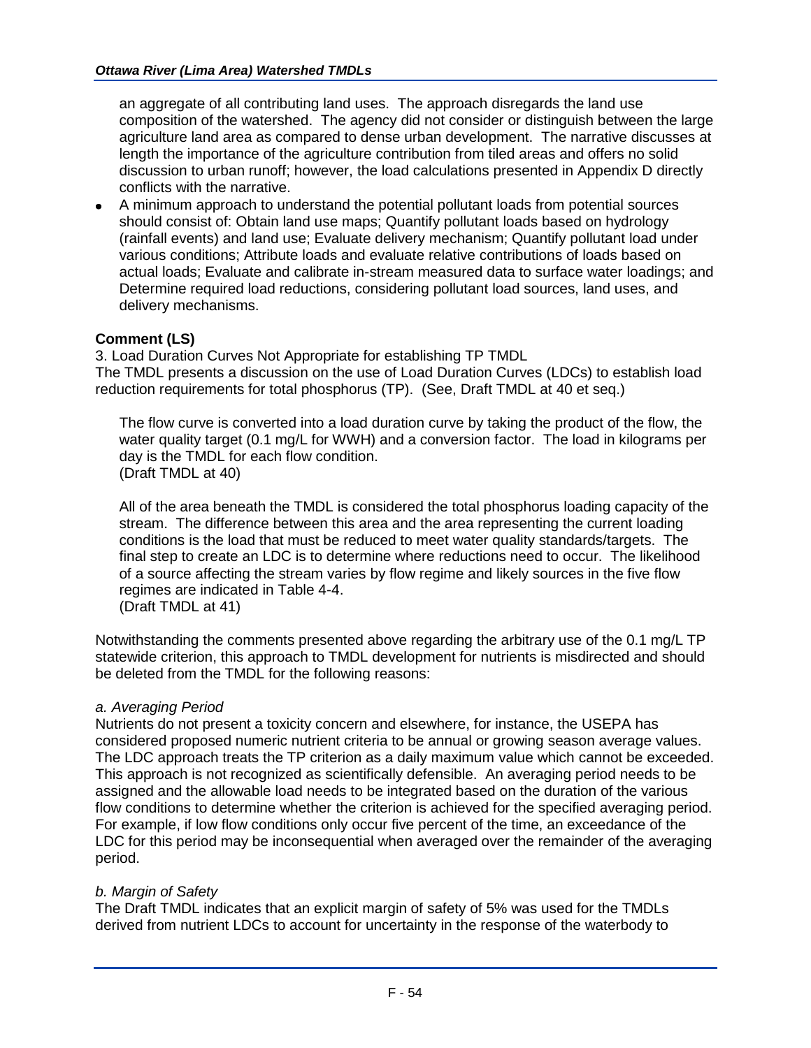an aggregate of all contributing land uses. The approach disregards the land use composition of the watershed. The agency did not consider or distinguish between the large agriculture land area as compared to dense urban development. The narrative discusses at length the importance of the agriculture contribution from tiled areas and offers no solid discussion to urban runoff; however, the load calculations presented in Appendix D directly conflicts with the narrative.

- A minimum approach to understand the potential pollutant loads from potential sources should consist of: Obtain land use maps; Quantify pollutant loads based on hydrology (rainfall events) and land use; Evaluate delivery mechanism; Quantify pollutant load under various conditions; Attribute loads and evaluate relative contributions of loads based on actual loads; Evaluate and calibrate in-stream measured data to surface water loadings; and Determine required load reductions, considering pollutant load sources, land uses, and delivery mechanisms.

**Comment (LS)**

3. Load Duration Curves Not Appropriate for establishing TP TMDL

The TMDL presents a discussion on the use of Load Duration Curves (LDCs) to establish load reduction requirements for total phosphorus (TP). (See, Draft TMDL at 40 et seq.)

> The flow curve is converted into a load duration curve by taking the product of the flow, the water quality target (0.1 mg/L for WWH) and a conversion factor. The load in kilograms per day is the TMDL for each flow condition.
> (Draft TMDL at 40)

> All of the area beneath the TMDL is considered the total phosphorus loading capacity of the stream. The difference between this area and the area representing the current loading conditions is the load that must be reduced to meet water quality standards/targets. The final step to create an LDC is to determine where reductions need to occur. The likelihood of a source affecting the stream varies by flow regime and likely sources in the five flow regimes are indicated in Table 4-4.
> (Draft TMDL at 41)

Notwithstanding the comments presented above regarding the arbitrary use of the 0.1 mg/L TP statewide criterion, this approach to TMDL development for nutrients is misdirected and should be deleted from the TMDL for the following reasons:

*a. Averaging Period*

Nutrients do not present a toxicity concern and elsewhere, for instance, the USEPA has considered proposed numeric nutrient criteria to be annual or growing season average values. The LDC approach treats the TP criterion as a daily maximum value which cannot be exceeded. This approach is not recognized as scientifically defensible. An averaging period needs to be assigned and the allowable load needs to be integrated based on the duration of the various flow conditions to determine whether the criterion is achieved for the specified averaging period. For example, if low flow conditions only occur five percent of the time, an exceedance of the LDC for this period may be inconsequential when averaged over the remainder of the averaging period.

*b. Margin of Safety*

The Draft TMDL indicates that an explicit margin of safety of 5% was used for the TMDLs derived from nutrient LDCs to account for uncertainty in the response of the waterbody to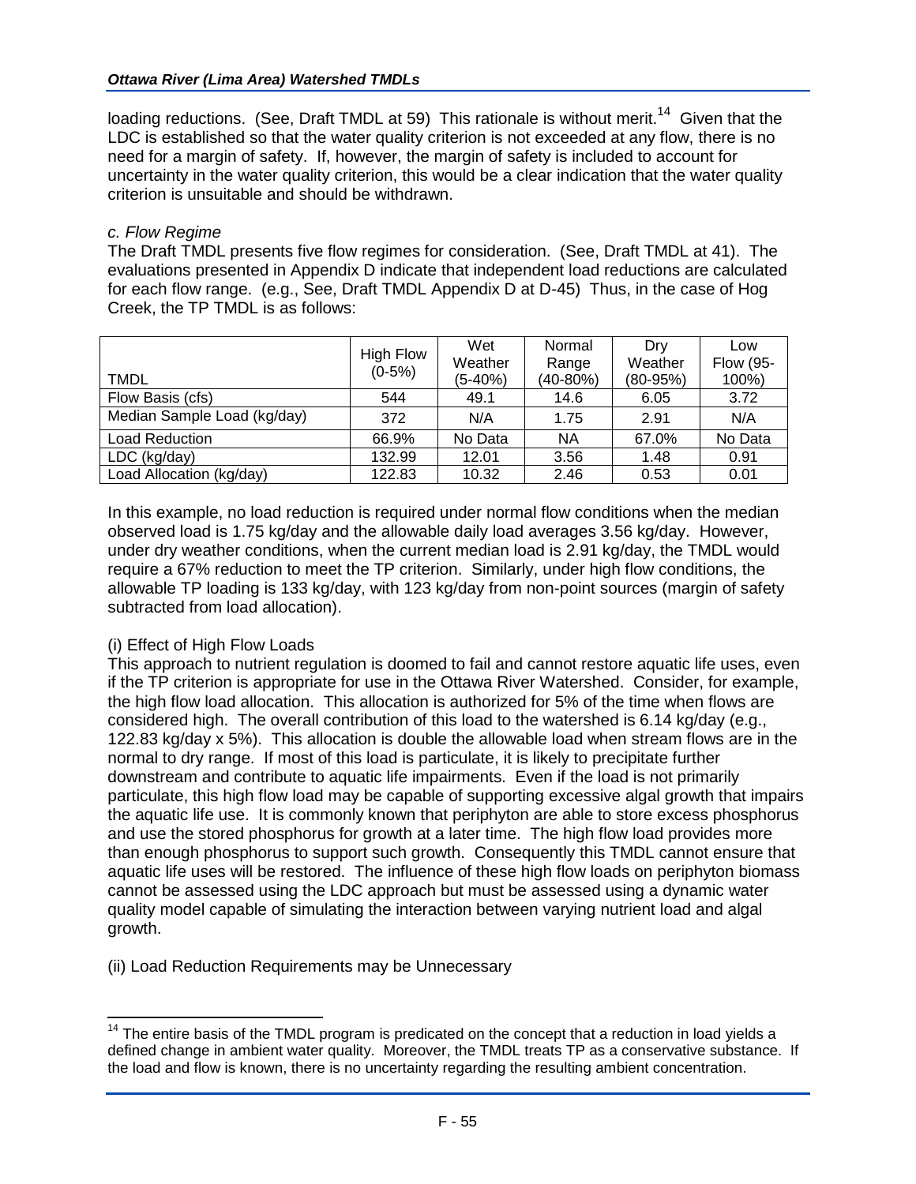loading reductions. (See, Draft TMDL at 59) This rationale is without merit.[14] Given that the LDC is established so that the water quality criterion is not exceeded at any flow, there is no need for a margin of safety. If, however, the margin of safety is included to account for uncertainty in the water quality criterion, this would be a clear indication that the water quality criterion is unsuitable and should be withdrawn.

*c. Flow Regime*

The Draft TMDL presents five flow regimes for consideration. (See, Draft TMDL at 41). The evaluations presented in Appendix D indicate that independent load reductions are calculated for each flow range. (e.g., See, Draft TMDL Appendix D at D-45) Thus, in the case of Hog Creek, the TP TMDL is as follows:

| TMDL | High Flow (0-5%) | Wet Weather (5-40%) | Normal Range (40-80%) | Dry Weather (80-95%) | Low Flow (95-100%) |
|---|---|---|---|---|---|
| Flow Basis (cfs) | 544 | 49.1 | 14.6 | 6.05 | 3.72 |
| Median Sample Load (kg/day) | 372 | N/A | 1.75 | 2.91 | N/A |
| Load Reduction | 66.9% | No Data | NA | 67.0% | No Data |
| LDC (kg/day) | 132.99 | 12.01 | 3.56 | 1.48 | 0.91 |
| Load Allocation (kg/day) | 122.83 | 10.32 | 2.46 | 0.53 | 0.01 |

In this example, no load reduction is required under normal flow conditions when the median observed load is 1.75 kg/day and the allowable daily load averages 3.56 kg/day. However, under dry weather conditions, when the current median load is 2.91 kg/day, the TMDL would require a 67% reduction to meet the TP criterion. Similarly, under high flow conditions, the allowable TP loading is 133 kg/day, with 123 kg/day from non-point sources (margin of safety subtracted from load allocation).

(i) Effect of High Flow Loads

This approach to nutrient regulation is doomed to fail and cannot restore aquatic life uses, even if the TP criterion is appropriate for use in the Ottawa River Watershed. Consider, for example, the high flow load allocation. This allocation is authorized for 5% of the time when flows are considered high. The overall contribution of this load to the watershed is 6.14 kg/day (e.g., 122.83 kg/day x 5%). This allocation is double the allowable load when stream flows are in the normal to dry range. If most of this load is particulate, it is likely to precipitate further downstream and contribute to aquatic life impairments. Even if the load is not primarily particulate, this high flow load may be capable of supporting excessive algal growth that impairs the aquatic life use. It is commonly known that periphyton are able to store excess phosphorus and use the stored phosphorus for growth at a later time. The high flow load provides more than enough phosphorus to support such growth. Consequently this TMDL cannot ensure that aquatic life uses will be restored. The influence of these high flow loads on periphyton biomass cannot be assessed using the LDC approach but must be assessed using a dynamic water quality model capable of simulating the interaction between varying nutrient load and algal growth.

(ii) Load Reduction Requirements may be Unnecessary

[14] The entire basis of the TMDL program is predicated on the concept that a reduction in load yields a defined change in ambient water quality. Moreover, the TMDL treats TP as a conservative substance. If the load and flow is known, there is no uncertainty regarding the resulting ambient concentration.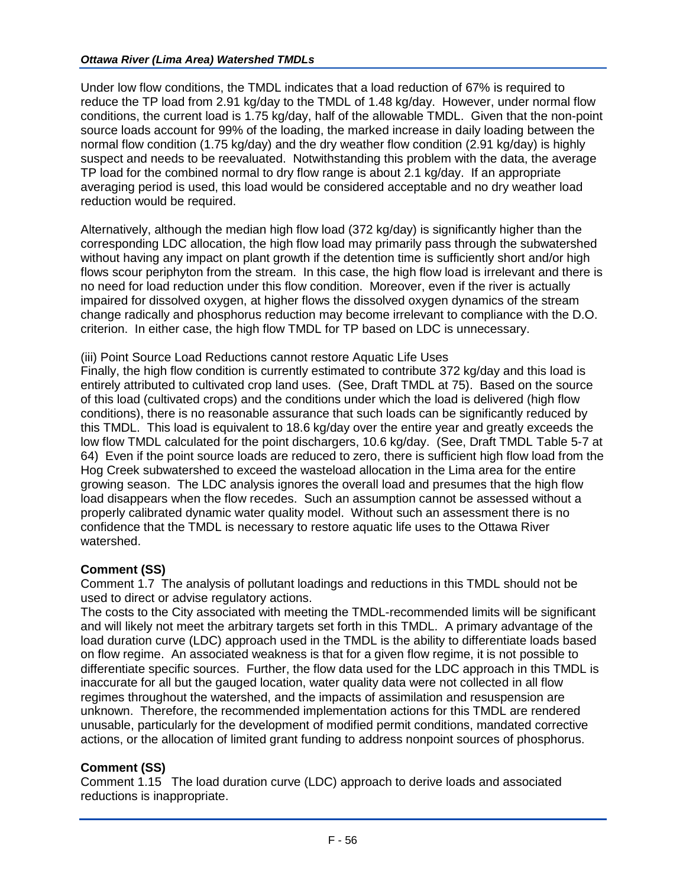Under low flow conditions, the TMDL indicates that a load reduction of 67% is required to reduce the TP load from 2.91 kg/day to the TMDL of 1.48 kg/day. However, under normal flow conditions, the current load is 1.75 kg/day, half of the allowable TMDL. Given that the non-point source loads account for 99% of the loading, the marked increase in daily loading between the normal flow condition (1.75 kg/day) and the dry weather flow condition (2.91 kg/day) is highly suspect and needs to be reevaluated. Notwithstanding this problem with the data, the average TP load for the combined normal to dry flow range is about 2.1 kg/day. If an appropriate averaging period is used, this load would be considered acceptable and no dry weather load reduction would be required.

Alternatively, although the median high flow load (372 kg/day) is significantly higher than the corresponding LDC allocation, the high flow load may primarily pass through the subwatershed without having any impact on plant growth if the detention time is sufficiently short and/or high flows scour periphyton from the stream. In this case, the high flow load is irrelevant and there is no need for load reduction under this flow condition. Moreover, even if the river is actually impaired for dissolved oxygen, at higher flows the dissolved oxygen dynamics of the stream change radically and phosphorus reduction may become irrelevant to compliance with the D.O. criterion. In either case, the high flow TMDL for TP based on LDC is unnecessary.

(iii) Point Source Load Reductions cannot restore Aquatic Life Uses

Finally, the high flow condition is currently estimated to contribute 372 kg/day and this load is entirely attributed to cultivated crop land uses. (See, Draft TMDL at 75). Based on the source of this load (cultivated crops) and the conditions under which the load is delivered (high flow conditions), there is no reasonable assurance that such loads can be significantly reduced by this TMDL. This load is equivalent to 18.6 kg/day over the entire year and greatly exceeds the low flow TMDL calculated for the point dischargers, 10.6 kg/day. (See, Draft TMDL Table 5-7 at 64) Even if the point source loads are reduced to zero, there is sufficient high flow load from the Hog Creek subwatershed to exceed the wasteload allocation in the Lima area for the entire growing season. The LDC analysis ignores the overall load and presumes that the high flow load disappears when the flow recedes. Such an assumption cannot be assessed without a properly calibrated dynamic water quality model. Without such an assessment there is no confidence that the TMDL is necessary to restore aquatic life uses to the Ottawa River watershed.

**Comment (SS)**

Comment 1.7 The analysis of pollutant loadings and reductions in this TMDL should not be used to direct or advise regulatory actions.

The costs to the City associated with meeting the TMDL-recommended limits will be significant and will likely not meet the arbitrary targets set forth in this TMDL. A primary advantage of the load duration curve (LDC) approach used in the TMDL is the ability to differentiate loads based on flow regime. An associated weakness is that for a given flow regime, it is not possible to differentiate specific sources. Further, the flow data used for the LDC approach in this TMDL is inaccurate for all but the gauged location, water quality data were not collected in all flow regimes throughout the watershed, and the impacts of assimilation and resuspension are unknown. Therefore, the recommended implementation actions for this TMDL are rendered unusable, particularly for the development of modified permit conditions, mandated corrective actions, or the allocation of limited grant funding to address nonpoint sources of phosphorus.

**Comment (SS)**

Comment 1.15 The load duration curve (LDC) approach to derive loads and associated reductions is inappropriate.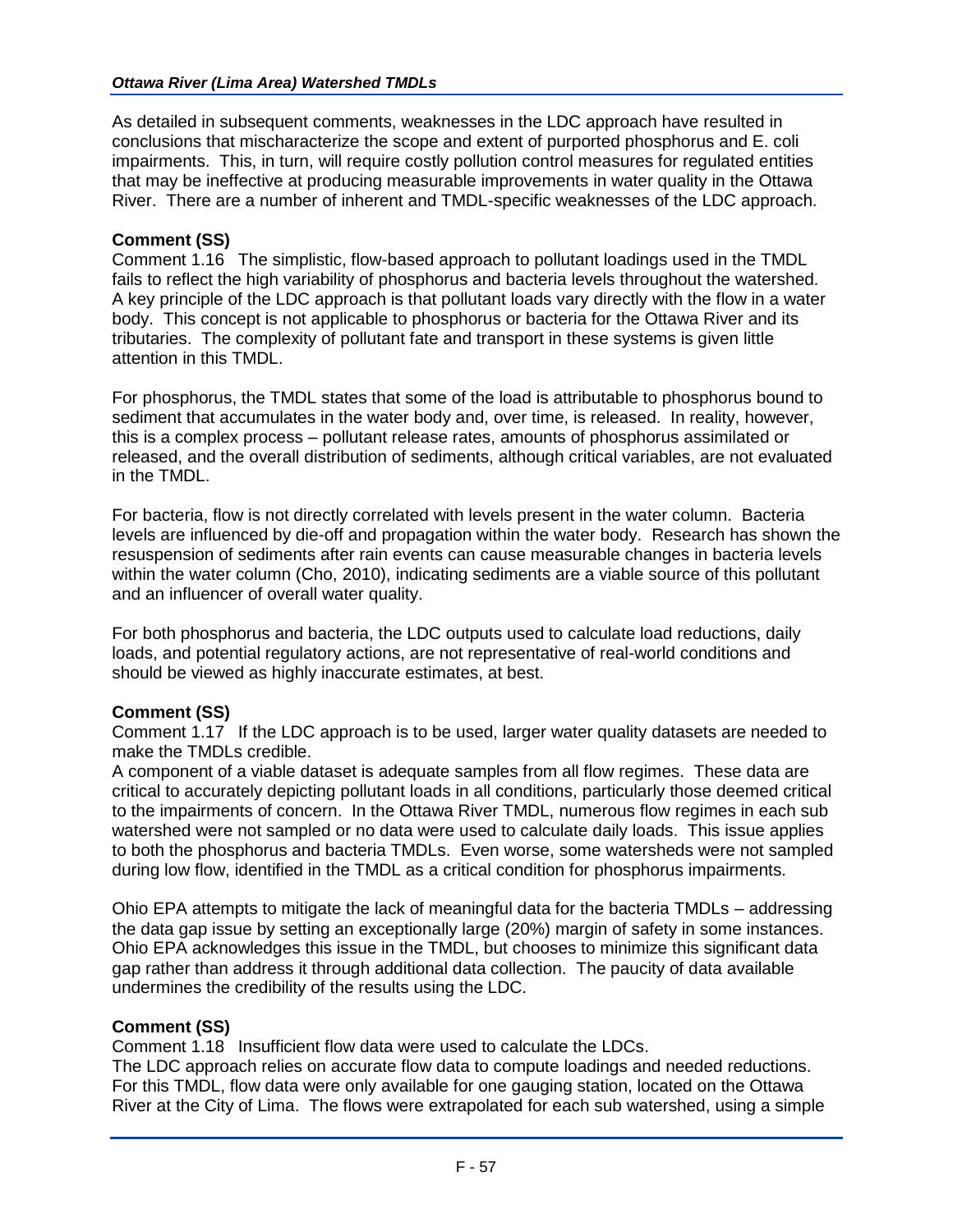As detailed in subsequent comments, weaknesses in the LDC approach have resulted in conclusions that mischaracterize the scope and extent of purported phosphorus and E. coli impairments. This, in turn, will require costly pollution control measures for regulated entities that may be ineffective at producing measurable improvements in water quality in the Ottawa River. There are a number of inherent and TMDL-specific weaknesses of the LDC approach.

**Comment (SS)**

Comment 1.16 The simplistic, flow-based approach to pollutant loadings used in the TMDL fails to reflect the high variability of phosphorus and bacteria levels throughout the watershed. A key principle of the LDC approach is that pollutant loads vary directly with the flow in a water body. This concept is not applicable to phosphorus or bacteria for the Ottawa River and its tributaries. The complexity of pollutant fate and transport in these systems is given little attention in this TMDL.

For phosphorus, the TMDL states that some of the load is attributable to phosphorus bound to sediment that accumulates in the water body and, over time, is released. In reality, however, this is a complex process – pollutant release rates, amounts of phosphorus assimilated or released, and the overall distribution of sediments, although critical variables, are not evaluated in the TMDL.

For bacteria, flow is not directly correlated with levels present in the water column. Bacteria levels are influenced by die-off and propagation within the water body. Research has shown the resuspension of sediments after rain events can cause measurable changes in bacteria levels within the water column (Cho, 2010), indicating sediments are a viable source of this pollutant and an influencer of overall water quality.

For both phosphorus and bacteria, the LDC outputs used to calculate load reductions, daily loads, and potential regulatory actions, are not representative of real-world conditions and should be viewed as highly inaccurate estimates, at best.

**Comment (SS)**

Comment 1.17 If the LDC approach is to be used, larger water quality datasets are needed to make the TMDLs credible.

A component of a viable dataset is adequate samples from all flow regimes. These data are critical to accurately depicting pollutant loads in all conditions, particularly those deemed critical to the impairments of concern. In the Ottawa River TMDL, numerous flow regimes in each sub watershed were not sampled or no data were used to calculate daily loads. This issue applies to both the phosphorus and bacteria TMDLs. Even worse, some watersheds were not sampled during low flow, identified in the TMDL as a critical condition for phosphorus impairments.

Ohio EPA attempts to mitigate the lack of meaningful data for the bacteria TMDLs – addressing the data gap issue by setting an exceptionally large (20%) margin of safety in some instances. Ohio EPA acknowledges this issue in the TMDL, but chooses to minimize this significant data gap rather than address it through additional data collection. The paucity of data available undermines the credibility of the results using the LDC.

**Comment (SS)**

Comment 1.18 Insufficient flow data were used to calculate the LDCs.

The LDC approach relies on accurate flow data to compute loadings and needed reductions. For this TMDL, flow data were only available for one gauging station, located on the Ottawa River at the City of Lima. The flows were extrapolated for each sub watershed, using a simple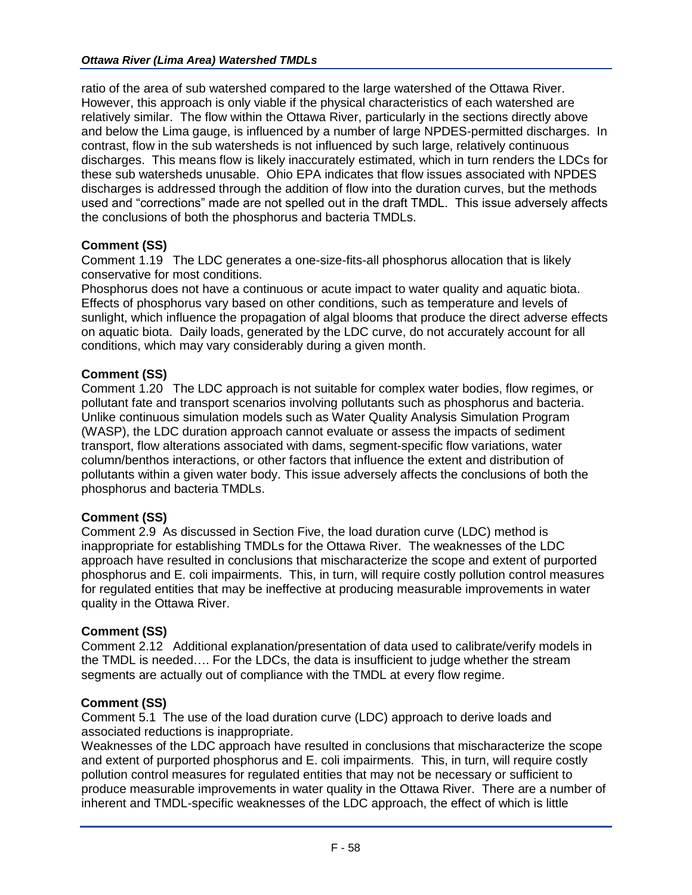ratio of the area of sub watershed compared to the large watershed of the Ottawa River. However, this approach is only viable if the physical characteristics of each watershed are relatively similar. The flow within the Ottawa River, particularly in the sections directly above and below the Lima gauge, is influenced by a number of large NPDES-permitted discharges. In contrast, flow in the sub watersheds is not influenced by such large, relatively continuous discharges. This means flow is likely inaccurately estimated, which in turn renders the LDCs for these sub watersheds unusable. Ohio EPA indicates that flow issues associated with NPDES discharges is addressed through the addition of flow into the duration curves, but the methods used and "corrections" made are not spelled out in the draft TMDL. This issue adversely affects the conclusions of both the phosphorus and bacteria TMDLs.

**Comment (SS)**

Comment 1.19 The LDC generates a one-size-fits-all phosphorus allocation that is likely conservative for most conditions.

Phosphorus does not have a continuous or acute impact to water quality and aquatic biota. Effects of phosphorus vary based on other conditions, such as temperature and levels of sunlight, which influence the propagation of algal blooms that produce the direct adverse effects on aquatic biota. Daily loads, generated by the LDC curve, do not accurately account for all conditions, which may vary considerably during a given month.

**Comment (SS)**

Comment 1.20 The LDC approach is not suitable for complex water bodies, flow regimes, or pollutant fate and transport scenarios involving pollutants such as phosphorus and bacteria. Unlike continuous simulation models such as Water Quality Analysis Simulation Program (WASP), the LDC duration approach cannot evaluate or assess the impacts of sediment transport, flow alterations associated with dams, segment-specific flow variations, water column/benthos interactions, or other factors that influence the extent and distribution of pollutants within a given water body. This issue adversely affects the conclusions of both the phosphorus and bacteria TMDLs.

**Comment (SS)**

Comment 2.9 As discussed in Section Five, the load duration curve (LDC) method is inappropriate for establishing TMDLs for the Ottawa River. The weaknesses of the LDC approach have resulted in conclusions that mischaracterize the scope and extent of purported phosphorus and E. coli impairments. This, in turn, will require costly pollution control measures for regulated entities that may be ineffective at producing measurable improvements in water quality in the Ottawa River.

**Comment (SS)**

Comment 2.12 Additional explanation/presentation of data used to calibrate/verify models in the TMDL is needed…. For the LDCs, the data is insufficient to judge whether the stream segments are actually out of compliance with the TMDL at every flow regime.

**Comment (SS)**

Comment 5.1 The use of the load duration curve (LDC) approach to derive loads and associated reductions is inappropriate.

Weaknesses of the LDC approach have resulted in conclusions that mischaracterize the scope and extent of purported phosphorus and E. coli impairments. This, in turn, will require costly pollution control measures for regulated entities that may not be necessary or sufficient to produce measurable improvements in water quality in the Ottawa River. There are a number of inherent and TMDL-specific weaknesses of the LDC approach, the effect of which is little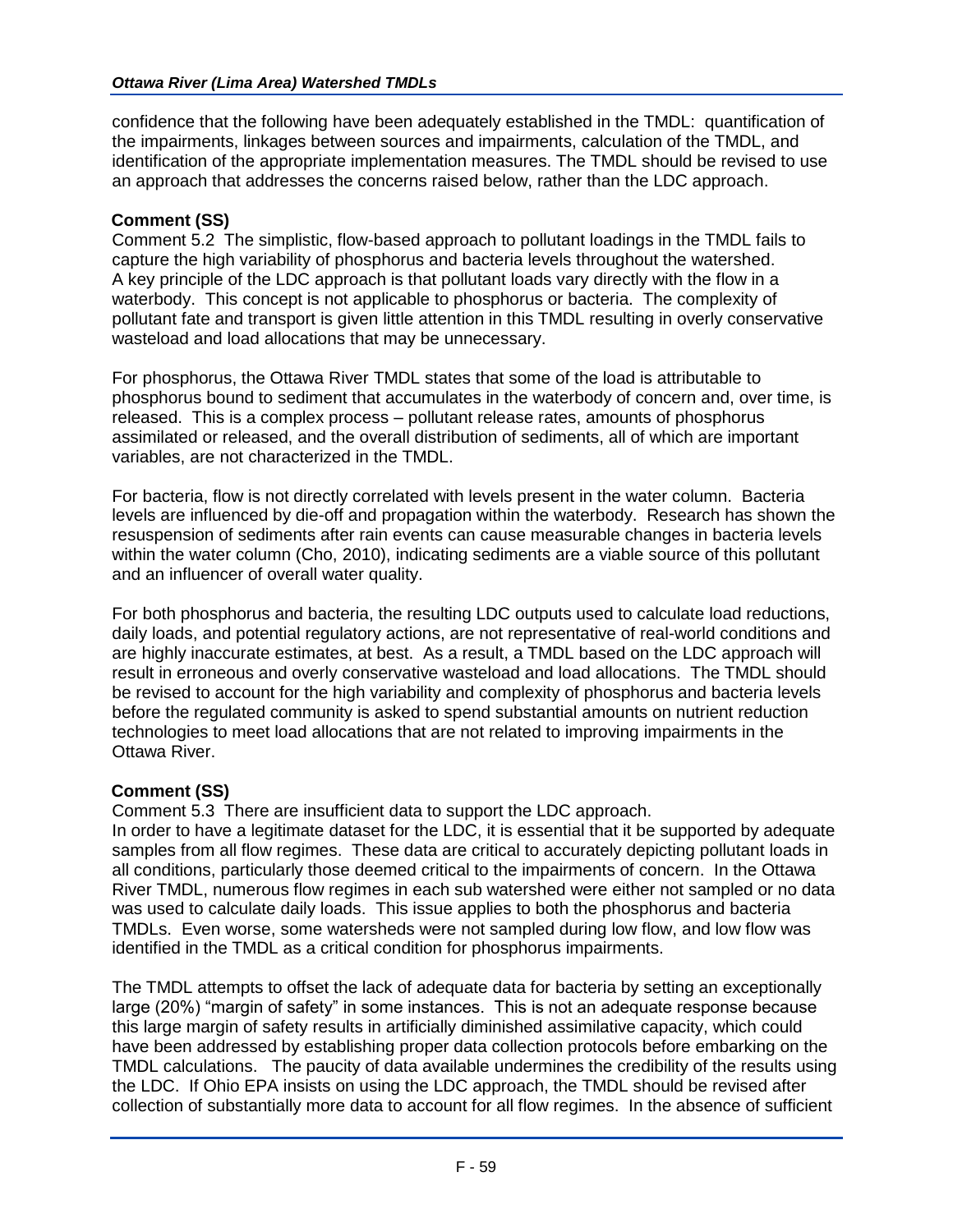confidence that the following have been adequately established in the TMDL: quantification of the impairments, linkages between sources and impairments, calculation of the TMDL, and identification of the appropriate implementation measures. The TMDL should be revised to use an approach that addresses the concerns raised below, rather than the LDC approach.

**Comment (SS)**

Comment 5.2 The simplistic, flow-based approach to pollutant loadings in the TMDL fails to capture the high variability of phosphorus and bacteria levels throughout the watershed. A key principle of the LDC approach is that pollutant loads vary directly with the flow in a waterbody. This concept is not applicable to phosphorus or bacteria. The complexity of pollutant fate and transport is given little attention in this TMDL resulting in overly conservative wasteload and load allocations that may be unnecessary.

For phosphorus, the Ottawa River TMDL states that some of the load is attributable to phosphorus bound to sediment that accumulates in the waterbody of concern and, over time, is released. This is a complex process – pollutant release rates, amounts of phosphorus assimilated or released, and the overall distribution of sediments, all of which are important variables, are not characterized in the TMDL.

For bacteria, flow is not directly correlated with levels present in the water column. Bacteria levels are influenced by die-off and propagation within the waterbody. Research has shown the resuspension of sediments after rain events can cause measurable changes in bacteria levels within the water column (Cho, 2010), indicating sediments are a viable source of this pollutant and an influencer of overall water quality.

For both phosphorus and bacteria, the resulting LDC outputs used to calculate load reductions, daily loads, and potential regulatory actions, are not representative of real-world conditions and are highly inaccurate estimates, at best. As a result, a TMDL based on the LDC approach will result in erroneous and overly conservative wasteload and load allocations. The TMDL should be revised to account for the high variability and complexity of phosphorus and bacteria levels before the regulated community is asked to spend substantial amounts on nutrient reduction technologies to meet load allocations that are not related to improving impairments in the Ottawa River.

**Comment (SS)**

Comment 5.3 There are insufficient data to support the LDC approach.

In order to have a legitimate dataset for the LDC, it is essential that it be supported by adequate samples from all flow regimes. These data are critical to accurately depicting pollutant loads in all conditions, particularly those deemed critical to the impairments of concern. In the Ottawa River TMDL, numerous flow regimes in each sub watershed were either not sampled or no data was used to calculate daily loads. This issue applies to both the phosphorus and bacteria TMDLs. Even worse, some watersheds were not sampled during low flow, and low flow was identified in the TMDL as a critical condition for phosphorus impairments.

The TMDL attempts to offset the lack of adequate data for bacteria by setting an exceptionally large (20%) "margin of safety" in some instances. This is not an adequate response because this large margin of safety results in artificially diminished assimilative capacity, which could have been addressed by establishing proper data collection protocols before embarking on the TMDL calculations. The paucity of data available undermines the credibility of the results using the LDC. If Ohio EPA insists on using the LDC approach, the TMDL should be revised after collection of substantially more data to account for all flow regimes. In the absence of sufficient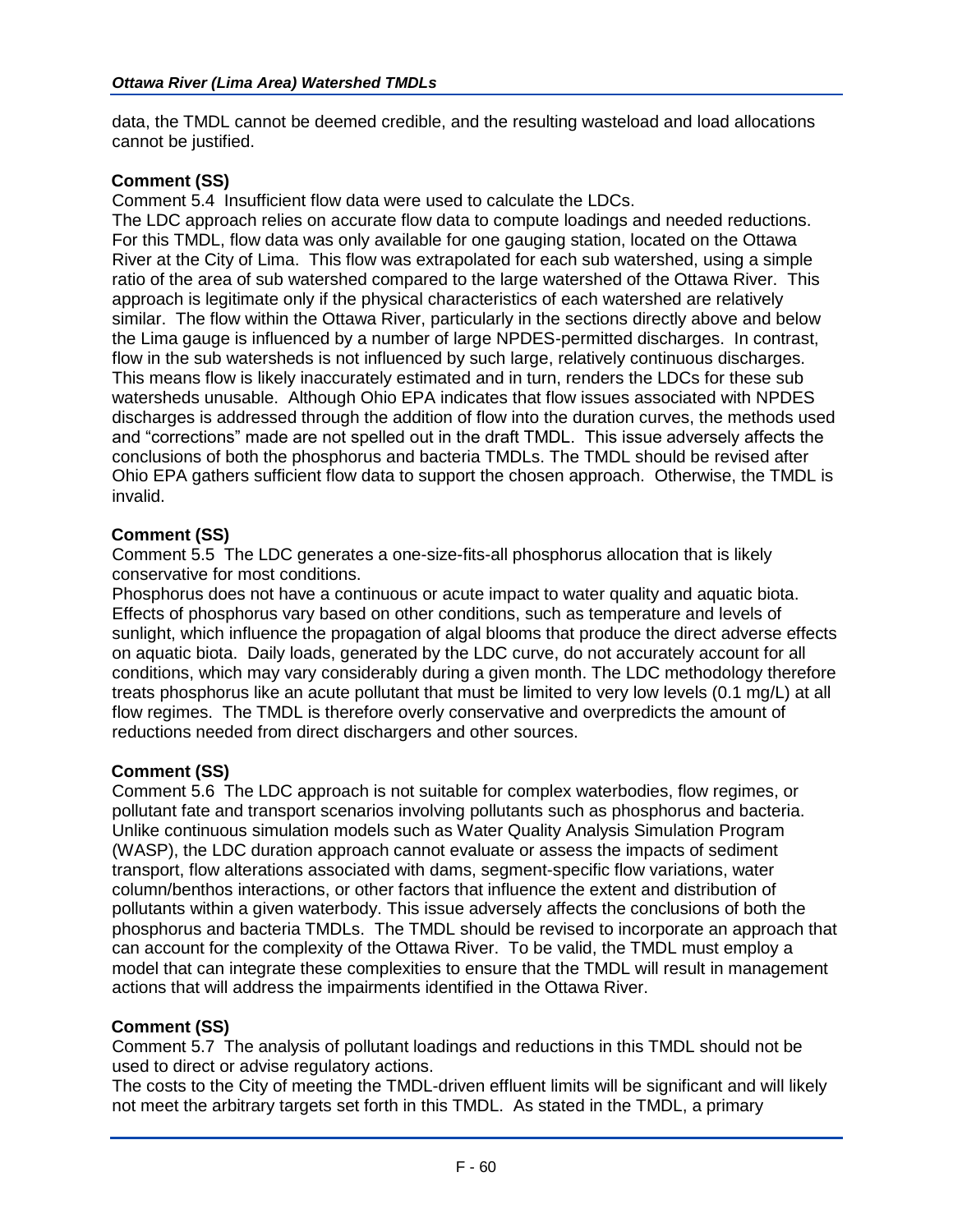data, the TMDL cannot be deemed credible, and the resulting wasteload and load allocations cannot be justified.

**Comment (SS)**

Comment 5.4 Insufficient flow data were used to calculate the LDCs.

The LDC approach relies on accurate flow data to compute loadings and needed reductions. For this TMDL, flow data was only available for one gauging station, located on the Ottawa River at the City of Lima. This flow was extrapolated for each sub watershed, using a simple ratio of the area of sub watershed compared to the large watershed of the Ottawa River. This approach is legitimate only if the physical characteristics of each watershed are relatively similar. The flow within the Ottawa River, particularly in the sections directly above and below the Lima gauge is influenced by a number of large NPDES-permitted discharges. In contrast, flow in the sub watersheds is not influenced by such large, relatively continuous discharges. This means flow is likely inaccurately estimated and in turn, renders the LDCs for these sub watersheds unusable. Although Ohio EPA indicates that flow issues associated with NPDES discharges is addressed through the addition of flow into the duration curves, the methods used and "corrections" made are not spelled out in the draft TMDL. This issue adversely affects the conclusions of both the phosphorus and bacteria TMDLs. The TMDL should be revised after Ohio EPA gathers sufficient flow data to support the chosen approach. Otherwise, the TMDL is invalid.

**Comment (SS)**

Comment 5.5 The LDC generates a one-size-fits-all phosphorus allocation that is likely conservative for most conditions.

Phosphorus does not have a continuous or acute impact to water quality and aquatic biota. Effects of phosphorus vary based on other conditions, such as temperature and levels of sunlight, which influence the propagation of algal blooms that produce the direct adverse effects on aquatic biota. Daily loads, generated by the LDC curve, do not accurately account for all conditions, which may vary considerably during a given month. The LDC methodology therefore treats phosphorus like an acute pollutant that must be limited to very low levels (0.1 mg/L) at all flow regimes. The TMDL is therefore overly conservative and overpredicts the amount of reductions needed from direct dischargers and other sources.

**Comment (SS)**

Comment 5.6 The LDC approach is not suitable for complex waterbodies, flow regimes, or pollutant fate and transport scenarios involving pollutants such as phosphorus and bacteria. Unlike continuous simulation models such as Water Quality Analysis Simulation Program (WASP), the LDC duration approach cannot evaluate or assess the impacts of sediment transport, flow alterations associated with dams, segment-specific flow variations, water column/benthos interactions, or other factors that influence the extent and distribution of pollutants within a given waterbody. This issue adversely affects the conclusions of both the phosphorus and bacteria TMDLs. The TMDL should be revised to incorporate an approach that can account for the complexity of the Ottawa River. To be valid, the TMDL must employ a model that can integrate these complexities to ensure that the TMDL will result in management actions that will address the impairments identified in the Ottawa River.

**Comment (SS)**

Comment 5.7 The analysis of pollutant loadings and reductions in this TMDL should not be used to direct or advise regulatory actions.

The costs to the City of meeting the TMDL-driven effluent limits will be significant and will likely not meet the arbitrary targets set forth in this TMDL. As stated in the TMDL, a primary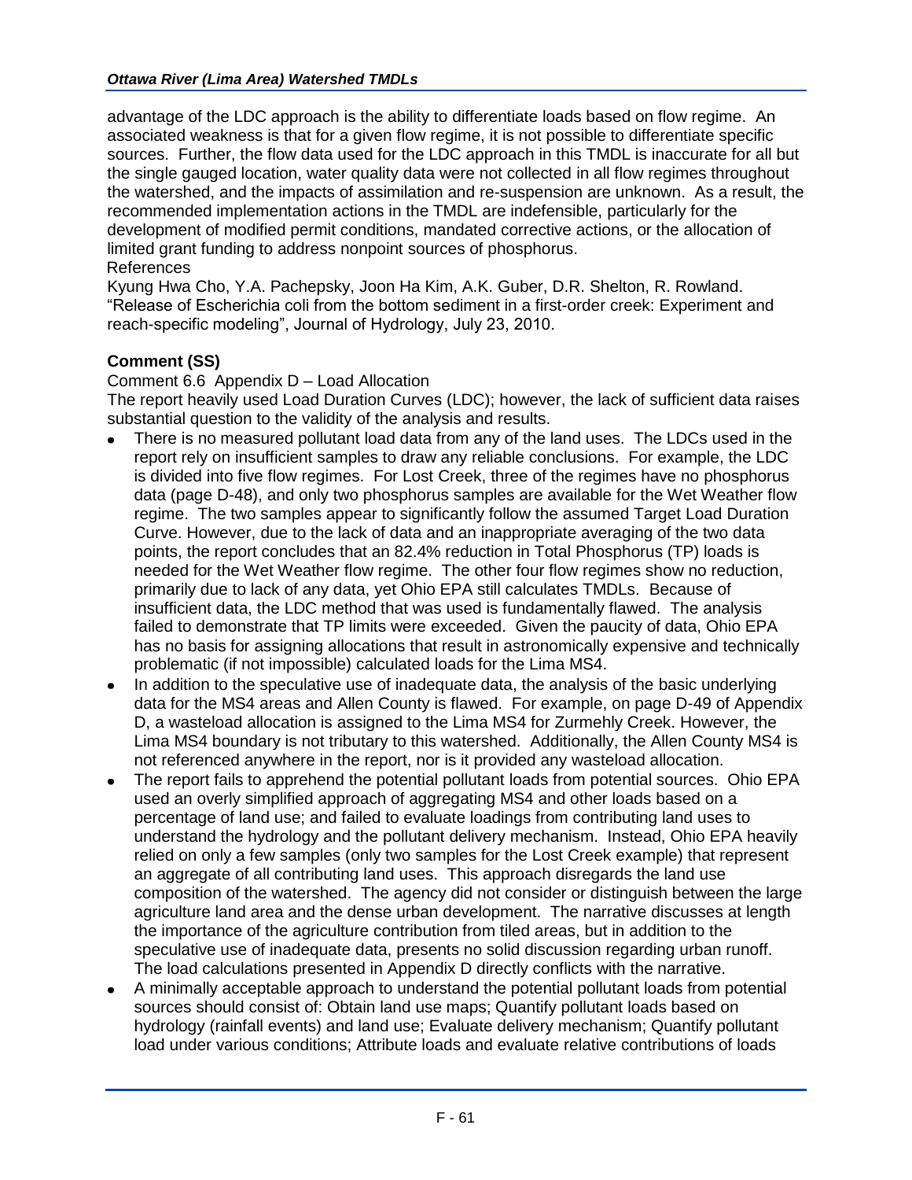advantage of the LDC approach is the ability to differentiate loads based on flow regime. An associated weakness is that for a given flow regime, it is not possible to differentiate specific sources. Further, the flow data used for the LDC approach in this TMDL is inaccurate for all but the single gauged location, water quality data were not collected in all flow regimes throughout the watershed, and the impacts of assimilation and re-suspension are unknown. As a result, the recommended implementation actions in the TMDL are indefensible, particularly for the development of modified permit conditions, mandated corrective actions, or the allocation of limited grant funding to address nonpoint sources of phosphorus.

References

Kyung Hwa Cho, Y.A. Pachepsky, Joon Ha Kim, A.K. Guber, D.R. Shelton, R. Rowland. "Release of Escherichia coli from the bottom sediment in a first-order creek: Experiment and reach-specific modeling", Journal of Hydrology, July 23, 2010.

**Comment (SS)**

Comment 6.6 Appendix D – Load Allocation

The report heavily used Load Duration Curves (LDC); however, the lack of sufficient data raises substantial question to the validity of the analysis and results.

- There is no measured pollutant load data from any of the land uses. The LDCs used in the report rely on insufficient samples to draw any reliable conclusions. For example, the LDC is divided into five flow regimes. For Lost Creek, three of the regimes have no phosphorus data (page D-48), and only two phosphorus samples are available for the Wet Weather flow regime. The two samples appear to significantly follow the assumed Target Load Duration Curve. However, due to the lack of data and an inappropriate averaging of the two data points, the report concludes that an 82.4% reduction in Total Phosphorus (TP) loads is needed for the Wet Weather flow regime. The other four flow regimes show no reduction, primarily due to lack of any data, yet Ohio EPA still calculates TMDLs. Because of insufficient data, the LDC method that was used is fundamentally flawed. The analysis failed to demonstrate that TP limits were exceeded. Given the paucity of data, Ohio EPA has no basis for assigning allocations that result in astronomically expensive and technically problematic (if not impossible) calculated loads for the Lima MS4.
- In addition to the speculative use of inadequate data, the analysis of the basic underlying data for the MS4 areas and Allen County is flawed. For example, on page D-49 of Appendix D, a wasteload allocation is assigned to the Lima MS4 for Zurmehly Creek. However, the Lima MS4 boundary is not tributary to this watershed. Additionally, the Allen County MS4 is not referenced anywhere in the report, nor is it provided any wasteload allocation.
- The report fails to apprehend the potential pollutant loads from potential sources. Ohio EPA used an overly simplified approach of aggregating MS4 and other loads based on a percentage of land use; and failed to evaluate loadings from contributing land uses to understand the hydrology and the pollutant delivery mechanism. Instead, Ohio EPA heavily relied on only a few samples (only two samples for the Lost Creek example) that represent an aggregate of all contributing land uses. This approach disregards the land use composition of the watershed. The agency did not consider or distinguish between the large agriculture land area and the dense urban development. The narrative discusses at length the importance of the agriculture contribution from tiled areas, but in addition to the speculative use of inadequate data, presents no solid discussion regarding urban runoff. The load calculations presented in Appendix D directly conflicts with the narrative.
- A minimally acceptable approach to understand the potential pollutant loads from potential sources should consist of: Obtain land use maps; Quantify pollutant loads based on hydrology (rainfall events) and land use; Evaluate delivery mechanism; Quantify pollutant load under various conditions; Attribute loads and evaluate relative contributions of loads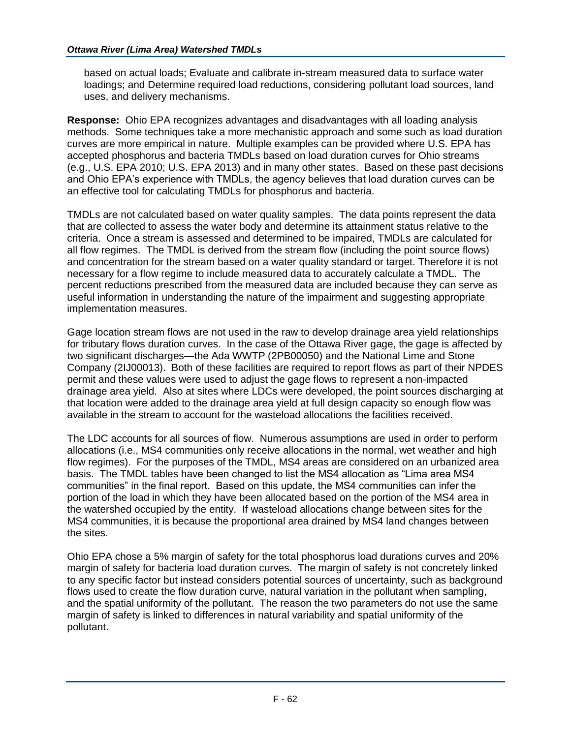based on actual loads; Evaluate and calibrate in-stream measured data to surface water loadings; and Determine required load reductions, considering pollutant load sources, land uses, and delivery mechanisms.

**Response:** Ohio EPA recognizes advantages and disadvantages with all loading analysis methods. Some techniques take a more mechanistic approach and some such as load duration curves are more empirical in nature. Multiple examples can be provided where U.S. EPA has accepted phosphorus and bacteria TMDLs based on load duration curves for Ohio streams (e.g., U.S. EPA 2010; U.S. EPA 2013) and in many other states. Based on these past decisions and Ohio EPA's experience with TMDLs, the agency believes that load duration curves can be an effective tool for calculating TMDLs for phosphorus and bacteria.

TMDLs are not calculated based on water quality samples. The data points represent the data that are collected to assess the water body and determine its attainment status relative to the criteria. Once a stream is assessed and determined to be impaired, TMDLs are calculated for all flow regimes. The TMDL is derived from the stream flow (including the point source flows) and concentration for the stream based on a water quality standard or target. Therefore it is not necessary for a flow regime to include measured data to accurately calculate a TMDL. The percent reductions prescribed from the measured data are included because they can serve as useful information in understanding the nature of the impairment and suggesting appropriate implementation measures.

Gage location stream flows are not used in the raw to develop drainage area yield relationships for tributary flows duration curves. In the case of the Ottawa River gage, the gage is affected by two significant discharges—the Ada WWTP (2PB00050) and the National Lime and Stone Company (2IJ00013). Both of these facilities are required to report flows as part of their NPDES permit and these values were used to adjust the gage flows to represent a non-impacted drainage area yield. Also at sites where LDCs were developed, the point sources discharging at that location were added to the drainage area yield at full design capacity so enough flow was available in the stream to account for the wasteload allocations the facilities received.

The LDC accounts for all sources of flow. Numerous assumptions are used in order to perform allocations (i.e., MS4 communities only receive allocations in the normal, wet weather and high flow regimes). For the purposes of the TMDL, MS4 areas are considered on an urbanized area basis. The TMDL tables have been changed to list the MS4 allocation as "Lima area MS4 communities" in the final report. Based on this update, the MS4 communities can infer the portion of the load in which they have been allocated based on the portion of the MS4 area in the watershed occupied by the entity. If wasteload allocations change between sites for the MS4 communities, it is because the proportional area drained by MS4 land changes between the sites.

Ohio EPA chose a 5% margin of safety for the total phosphorus load durations curves and 20% margin of safety for bacteria load duration curves. The margin of safety is not concretely linked to any specific factor but instead considers potential sources of uncertainty, such as background flows used to create the flow duration curve, natural variation in the pollutant when sampling, and the spatial uniformity of the pollutant. The reason the two parameters do not use the same margin of safety is linked to differences in natural variability and spatial uniformity of the pollutant.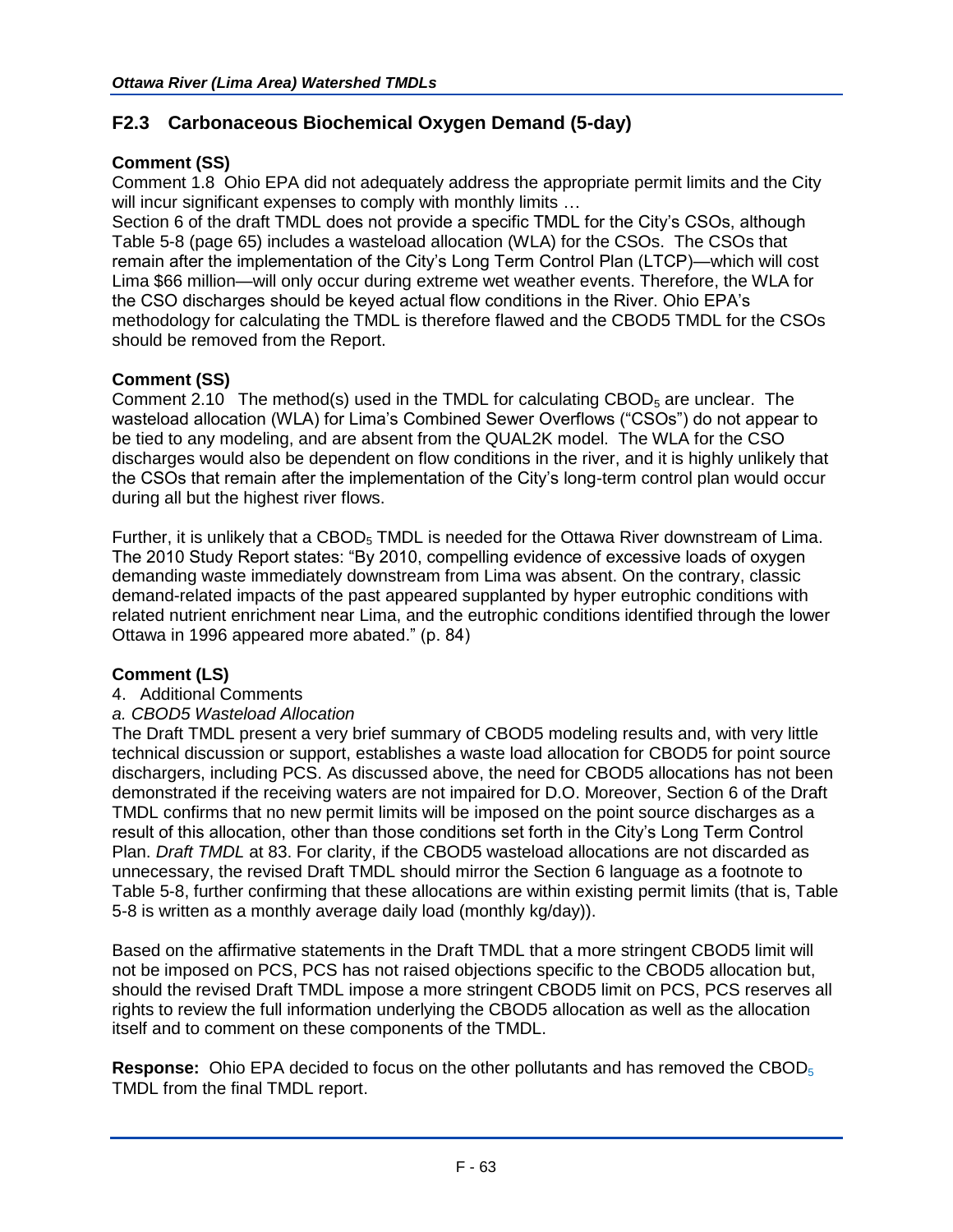## F2.3 Carbonaceous Biochemical Oxygen Demand (5-day)

**Comment (SS)**

Comment 1.8 Ohio EPA did not adequately address the appropriate permit limits and the City will incur significant expenses to comply with monthly limits …

Section 6 of the draft TMDL does not provide a specific TMDL for the City's CSOs, although Table 5-8 (page 65) includes a wasteload allocation (WLA) for the CSOs. The CSOs that remain after the implementation of the City's Long Term Control Plan (LTCP)—which will cost Lima $66 million—will only occur during extreme wet weather events. Therefore, the WLA for the CSO discharges should be keyed actual flow conditions in the River. Ohio EPA's methodology for calculating the TMDL is therefore flawed and the CBOD5 TMDL for the CSOs should be removed from the Report.

**Comment (SS)**

Comment 2.10 The method(s) used in the TMDL for calculating $CBOD_5$ are unclear. The wasteload allocation (WLA) for Lima's Combined Sewer Overflows ("CSOs") do not appear to be tied to any modeling, and are absent from the QUAL2K model. The WLA for the CSO discharges would also be dependent on flow conditions in the river, and it is highly unlikely that the CSOs that remain after the implementation of the City's long-term control plan would occur during all but the highest river flows.

Further, it is unlikely that a $CBOD_5$ TMDL is needed for the Ottawa River downstream of Lima. The 2010 Study Report states: "By 2010, compelling evidence of excessive loads of oxygen demanding waste immediately downstream from Lima was absent. On the contrary, classic demand-related impacts of the past appeared supplanted by hyper eutrophic conditions with related nutrient enrichment near Lima, and the eutrophic conditions identified through the lower Ottawa in 1996 appeared more abated." (p. 84)

**Comment (LS)**

4. Additional Comments

*a. CBOD5 Wasteload Allocation*

The Draft TMDL present a very brief summary of CBOD5 modeling results and, with very little technical discussion or support, establishes a waste load allocation for CBOD5 for point source dischargers, including PCS. As discussed above, the need for CBOD5 allocations has not been demonstrated if the receiving waters are not impaired for D.O. Moreover, Section 6 of the Draft TMDL confirms that no new permit limits will be imposed on the point source discharges as a result of this allocation, other than those conditions set forth in the City's Long Term Control Plan. *Draft TMDL* at 83. For clarity, if the CBOD5 wasteload allocations are not discarded as unnecessary, the revised Draft TMDL should mirror the Section 6 language as a footnote to Table 5-8, further confirming that these allocations are within existing permit limits (that is, Table 5-8 is written as a monthly average daily load (monthly kg/day)).

Based on the affirmative statements in the Draft TMDL that a more stringent CBOD5 limit will not be imposed on PCS, PCS has not raised objections specific to the CBOD5 allocation but, should the revised Draft TMDL impose a more stringent CBOD5 limit on PCS, PCS reserves all rights to review the full information underlying the CBOD5 allocation as well as the allocation itself and to comment on these components of the TMDL.

**Response:** Ohio EPA decided to focus on the other pollutants and has removed the $CBOD_5$ TMDL from the final TMDL report.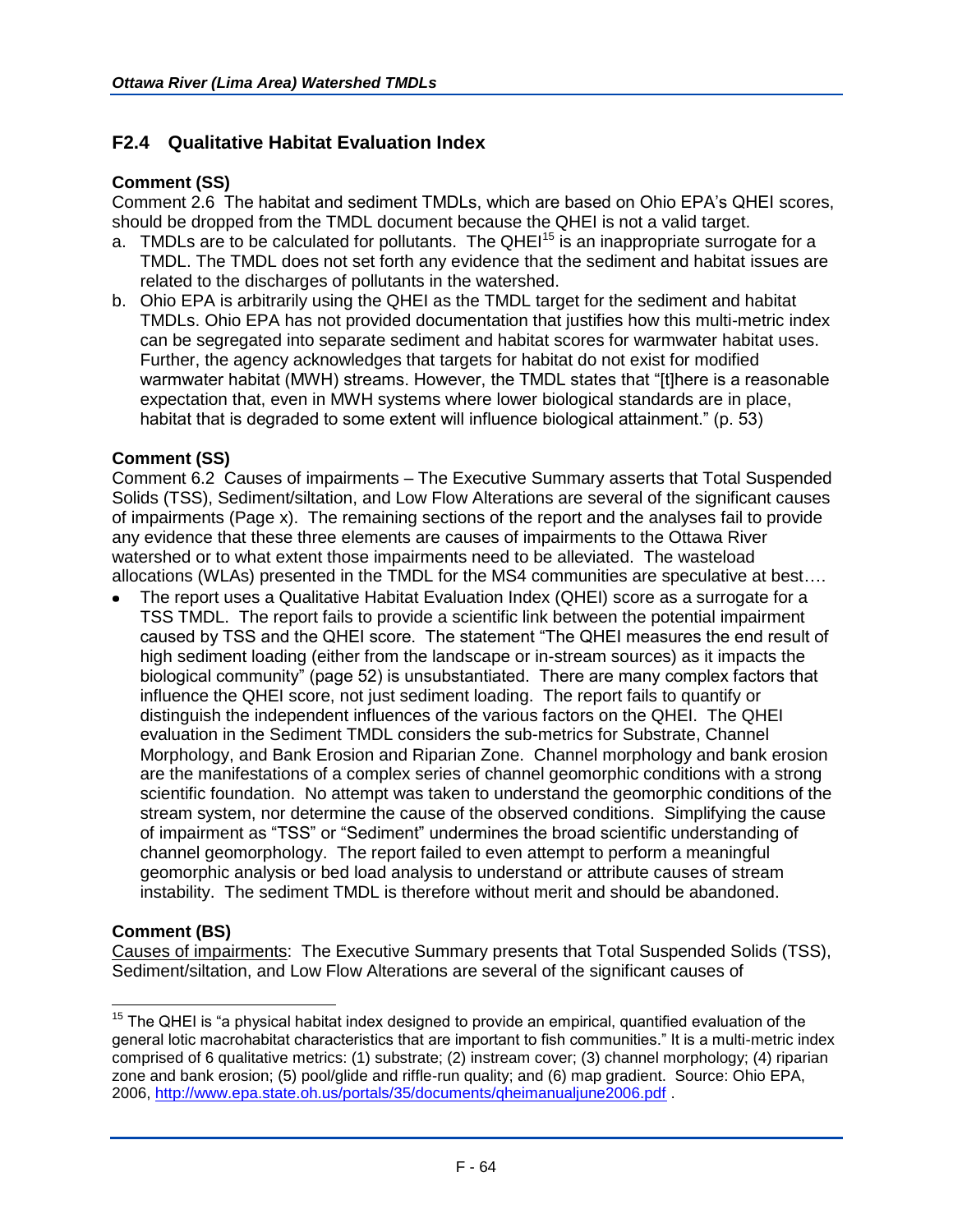## F2.4 Qualitative Habitat Evaluation Index

**Comment (SS)**

Comment 2.6 The habitat and sediment TMDLs, which are based on Ohio EPA's QHEI scores, should be dropped from the TMDL document because the QHEI is not a valid target.

a. TMDLs are to be calculated for pollutants. The QHEI[15] is an inappropriate surrogate for a TMDL. The TMDL does not set forth any evidence that the sediment and habitat issues are related to the discharges of pollutants in the watershed.
b. Ohio EPA is arbitrarily using the QHEI as the TMDL target for the sediment and habitat TMDLs. Ohio EPA has not provided documentation that justifies how this multi-metric index can be segregated into separate sediment and habitat scores for warmwater habitat uses. Further, the agency acknowledges that targets for habitat do not exist for modified warmwater habitat (MWH) streams. However, the TMDL states that "[t]here is a reasonable expectation that, even in MWH systems where lower biological standards are in place, habitat that is degraded to some extent will influence biological attainment." (p. 53)

**Comment (SS)**

Comment 6.2 Causes of impairments – The Executive Summary asserts that Total Suspended Solids (TSS), Sediment/siltation, and Low Flow Alterations are several of the significant causes of impairments (Page x). The remaining sections of the report and the analyses fail to provide any evidence that these three elements are causes of impairments to the Ottawa River watershed or to what extent those impairments need to be alleviated. The wasteload allocations (WLAs) presented in the TMDL for the MS4 communities are speculative at best….

- The report uses a Qualitative Habitat Evaluation Index (QHEI) score as a surrogate for a TSS TMDL. The report fails to provide a scientific link between the potential impairment caused by TSS and the QHEI score. The statement "The QHEI measures the end result of high sediment loading (either from the landscape or in-stream sources) as it impacts the biological community" (page 52) is unsubstantiated. There are many complex factors that influence the QHEI score, not just sediment loading. The report fails to quantify or distinguish the independent influences of the various factors on the QHEI. The QHEI evaluation in the Sediment TMDL considers the sub-metrics for Substrate, Channel Morphology, and Bank Erosion and Riparian Zone. Channel morphology and bank erosion are the manifestations of a complex series of channel geomorphic conditions with a strong scientific foundation. No attempt was taken to understand the geomorphic conditions of the stream system, nor determine the cause of the observed conditions. Simplifying the cause of impairment as "TSS" or "Sediment" undermines the broad scientific understanding of channel geomorphology. The report failed to even attempt to perform a meaningful geomorphic analysis or bed load analysis to understand or attribute causes of stream instability. The sediment TMDL is therefore without merit and should be abandoned.

**Comment (BS)**

Causes of impairments: The Executive Summary presents that Total Suspended Solids (TSS), Sediment/siltation, and Low Flow Alterations are several of the significant causes of

---

[15] The QHEI is "a physical habitat index designed to provide an empirical, quantified evaluation of the general lotic macrohabitat characteristics that are important to fish communities." It is a multi-metric index comprised of 6 qualitative metrics: (1) substrate; (2) instream cover; (3) channel morphology; (4) riparian zone and bank erosion; (5) pool/glide and riffle-run quality; and (6) map gradient. Source: Ohio EPA, 2006, http://www.epa.state.oh.us/portals/35/documents/qheimanualjune2006.pdf .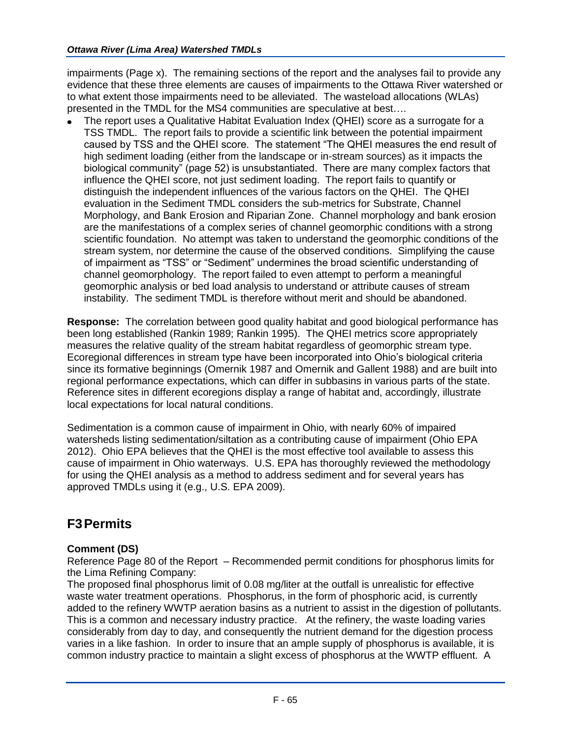impairments (Page x). The remaining sections of the report and the analyses fail to provide any evidence that these three elements are causes of impairments to the Ottawa River watershed or to what extent those impairments need to be alleviated. The wasteload allocations (WLAs) presented in the TMDL for the MS4 communities are speculative at best….

- The report uses a Qualitative Habitat Evaluation Index (QHEI) score as a surrogate for a TSS TMDL. The report fails to provide a scientific link between the potential impairment caused by TSS and the QHEI score. The statement "The QHEI measures the end result of high sediment loading (either from the landscape or in-stream sources) as it impacts the biological community" (page 52) is unsubstantiated. There are many complex factors that influence the QHEI score, not just sediment loading. The report fails to quantify or distinguish the independent influences of the various factors on the QHEI. The QHEI evaluation in the Sediment TMDL considers the sub-metrics for Substrate, Channel Morphology, and Bank Erosion and Riparian Zone. Channel morphology and bank erosion are the manifestations of a complex series of channel geomorphic conditions with a strong scientific foundation. No attempt was taken to understand the geomorphic conditions of the stream system, nor determine the cause of the observed conditions. Simplifying the cause of impairment as "TSS" or "Sediment" undermines the broad scientific understanding of channel geomorphology. The report failed to even attempt to perform a meaningful geomorphic analysis or bed load analysis to understand or attribute causes of stream instability. The sediment TMDL is therefore without merit and should be abandoned.

**Response:** The correlation between good quality habitat and good biological performance has been long established (Rankin 1989; Rankin 1995). The QHEI metrics score appropriately measures the relative quality of the stream habitat regardless of geomorphic stream type. Ecoregional differences in stream type have been incorporated into Ohio's biological criteria since its formative beginnings (Omernik 1987 and Omernik and Gallent 1988) and are built into regional performance expectations, which can differ in subbasins in various parts of the state. Reference sites in different ecoregions display a range of habitat and, accordingly, illustrate local expectations for local natural conditions.

Sedimentation is a common cause of impairment in Ohio, with nearly 60% of impaired watersheds listing sedimentation/siltation as a contributing cause of impairment (Ohio EPA 2012). Ohio EPA believes that the QHEI is the most effective tool available to assess this cause of impairment in Ohio waterways. U.S. EPA has thoroughly reviewed the methodology for using the QHEI analysis as a method to address sediment and for several years has approved TMDLs using it (e.g., U.S. EPA 2009).

## F3 Permits

**Comment (DS)**

Reference Page 80 of the Report – Recommended permit conditions for phosphorus limits for the Lima Refining Company:

The proposed final phosphorus limit of 0.08 mg/liter at the outfall is unrealistic for effective waste water treatment operations. Phosphorus, in the form of phosphoric acid, is currently added to the refinery WWTP aeration basins as a nutrient to assist in the digestion of pollutants. This is a common and necessary industry practice. At the refinery, the waste loading varies considerably from day to day, and consequently the nutrient demand for the digestion process varies in a like fashion. In order to insure that an ample supply of phosphorus is available, it is common industry practice to maintain a slight excess of phosphorus at the WWTP effluent. A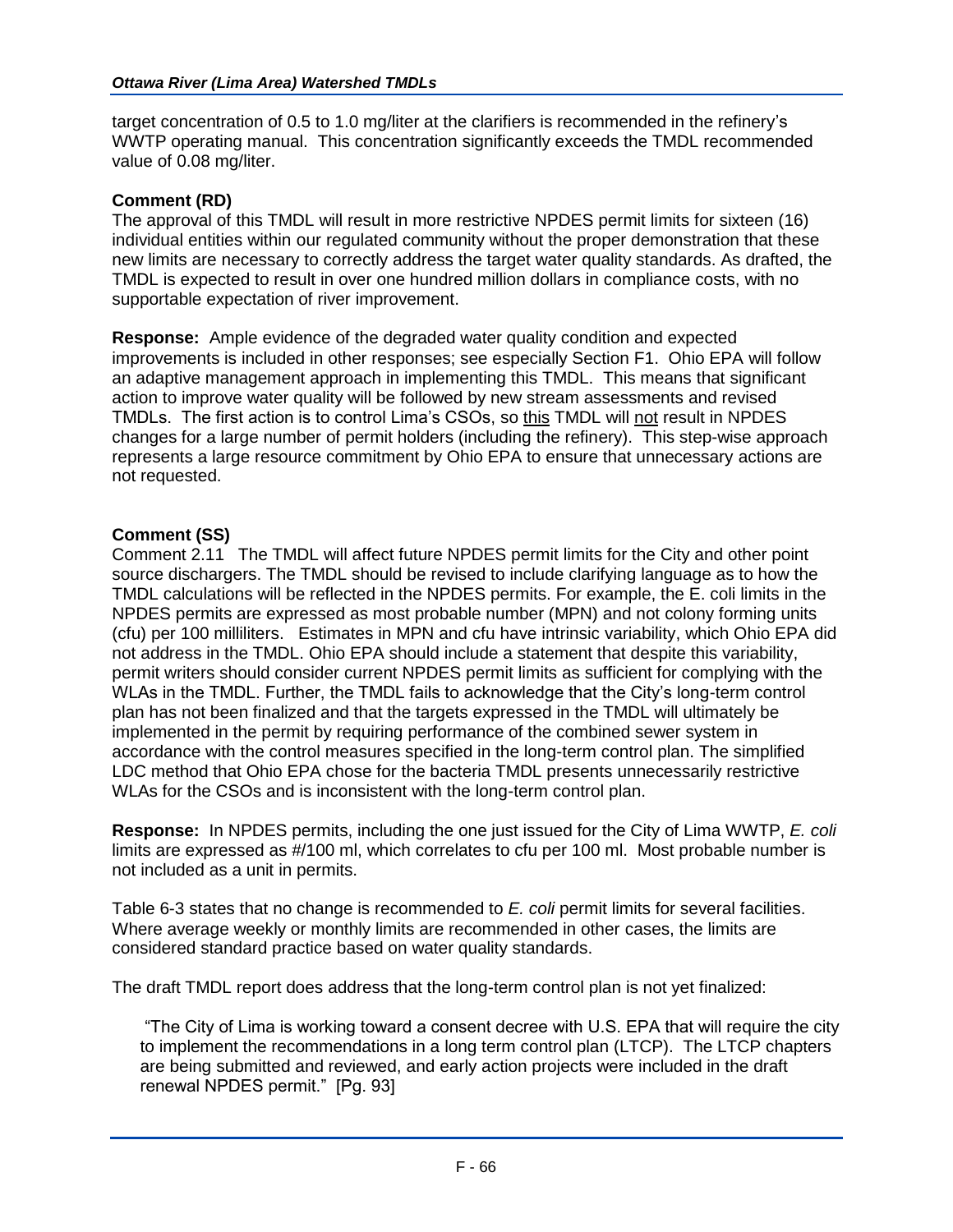target concentration of 0.5 to 1.0 mg/liter at the clarifiers is recommended in the refinery's WWTP operating manual. This concentration significantly exceeds the TMDL recommended value of 0.08 mg/liter.

**Comment (RD)**

The approval of this TMDL will result in more restrictive NPDES permit limits for sixteen (16) individual entities within our regulated community without the proper demonstration that these new limits are necessary to correctly address the target water quality standards. As drafted, the TMDL is expected to result in over one hundred million dollars in compliance costs, with no supportable expectation of river improvement.

**Response:** Ample evidence of the degraded water quality condition and expected improvements is included in other responses; see especially Section F1. Ohio EPA will follow an adaptive management approach in implementing this TMDL. This means that significant action to improve water quality will be followed by new stream assessments and revised TMDLs. The first action is to control Lima's CSOs, so <u>this</u> TMDL will <u>not</u> result in NPDES changes for a large number of permit holders (including the refinery). This step-wise approach represents a large resource commitment by Ohio EPA to ensure that unnecessary actions are not requested.

**Comment (SS)**

Comment 2.11 The TMDL will affect future NPDES permit limits for the City and other point source dischargers. The TMDL should be revised to include clarifying language as to how the TMDL calculations will be reflected in the NPDES permits. For example, the E. coli limits in the NPDES permits are expressed as most probable number (MPN) and not colony forming units (cfu) per 100 milliliters. Estimates in MPN and cfu have intrinsic variability, which Ohio EPA did not address in the TMDL. Ohio EPA should include a statement that despite this variability, permit writers should consider current NPDES permit limits as sufficient for complying with the WLAs in the TMDL. Further, the TMDL fails to acknowledge that the City's long-term control plan has not been finalized and that the targets expressed in the TMDL will ultimately be implemented in the permit by requiring performance of the combined sewer system in accordance with the control measures specified in the long-term control plan. The simplified LDC method that Ohio EPA chose for the bacteria TMDL presents unnecessarily restrictive WLAs for the CSOs and is inconsistent with the long-term control plan.

**Response:** In NPDES permits, including the one just issued for the City of Lima WWTP, *E. coli* limits are expressed as #/100 ml, which correlates to cfu per 100 ml. Most probable number is not included as a unit in permits.

Table 6-3 states that no change is recommended to *E. coli* permit limits for several facilities. Where average weekly or monthly limits are recommended in other cases, the limits are considered standard practice based on water quality standards.

The draft TMDL report does address that the long-term control plan is not yet finalized:

> "The City of Lima is working toward a consent decree with U.S. EPA that will require the city to implement the recommendations in a long term control plan (LTCP). The LTCP chapters are being submitted and reviewed, and early action projects were included in the draft renewal NPDES permit." [Pg. 93]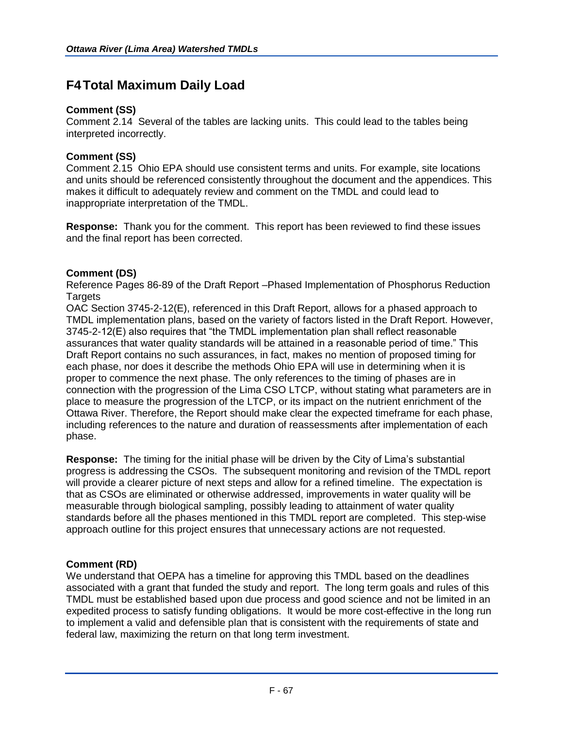# F4 Total Maximum Daily Load

**Comment (SS)**
Comment 2.14 Several of the tables are lacking units. This could lead to the tables being interpreted incorrectly.

**Comment (SS)**
Comment 2.15 Ohio EPA should use consistent terms and units. For example, site locations and units should be referenced consistently throughout the document and the appendices. This makes it difficult to adequately review and comment on the TMDL and could lead to inappropriate interpretation of the TMDL.

**Response:** Thank you for the comment. This report has been reviewed to find these issues and the final report has been corrected.

**Comment (DS)**
Reference Pages 86-89 of the Draft Report –Phased Implementation of Phosphorus Reduction Targets
OAC Section 3745-2-12(E), referenced in this Draft Report, allows for a phased approach to TMDL implementation plans, based on the variety of factors listed in the Draft Report. However, 3745-2-12(E) also requires that "the TMDL implementation plan shall reflect reasonable assurances that water quality standards will be attained in a reasonable period of time." This Draft Report contains no such assurances, in fact, makes no mention of proposed timing for each phase, nor does it describe the methods Ohio EPA will use in determining when it is proper to commence the next phase. The only references to the timing of phases are in connection with the progression of the Lima CSO LTCP, without stating what parameters are in place to measure the progression of the LTCP, or its impact on the nutrient enrichment of the Ottawa River. Therefore, the Report should make clear the expected timeframe for each phase, including references to the nature and duration of reassessments after implementation of each phase.

**Response:** The timing for the initial phase will be driven by the City of Lima's substantial progress is addressing the CSOs. The subsequent monitoring and revision of the TMDL report will provide a clearer picture of next steps and allow for a refined timeline. The expectation is that as CSOs are eliminated or otherwise addressed, improvements in water quality will be measurable through biological sampling, possibly leading to attainment of water quality standards before all the phases mentioned in this TMDL report are completed. This step-wise approach outline for this project ensures that unnecessary actions are not requested.

**Comment (RD)**
We understand that OEPA has a timeline for approving this TMDL based on the deadlines associated with a grant that funded the study and report. The long term goals and rules of this TMDL must be established based upon due process and good science and not be limited in an expedited process to satisfy funding obligations. It would be more cost-effective in the long run to implement a valid and defensible plan that is consistent with the requirements of state and federal law, maximizing the return on that long term investment.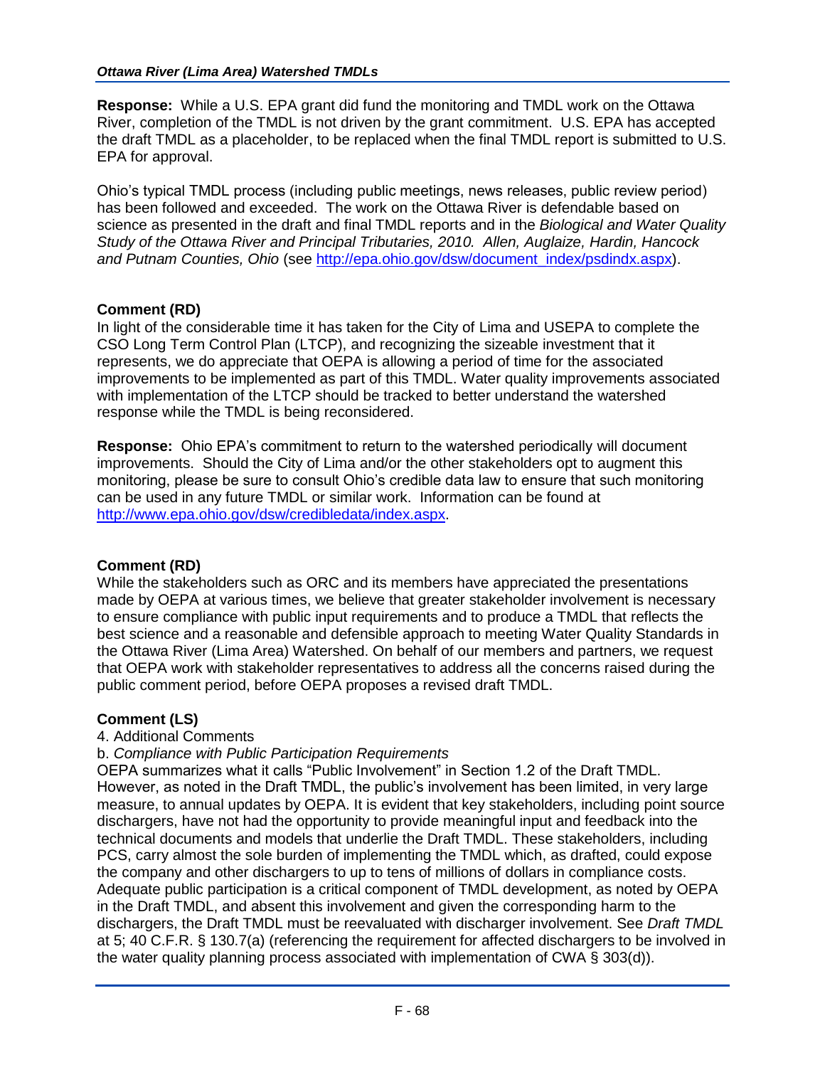**Response:** While a U.S. EPA grant did fund the monitoring and TMDL work on the Ottawa River, completion of the TMDL is not driven by the grant commitment. U.S. EPA has accepted the draft TMDL as a placeholder, to be replaced when the final TMDL report is submitted to U.S. EPA for approval.

Ohio's typical TMDL process (including public meetings, news releases, public review period) has been followed and exceeded. The work on the Ottawa River is defendable based on science as presented in the draft and final TMDL reports and in the *Biological and Water Quality Study of the Ottawa River and Principal Tributaries, 2010. Allen, Auglaize, Hardin, Hancock and Putnam Counties, Ohio* (see http://epa.ohio.gov/dsw/document_index/psdindx.aspx).

**Comment (RD)**

In light of the considerable time it has taken for the City of Lima and USEPA to complete the CSO Long Term Control Plan (LTCP), and recognizing the sizeable investment that it represents, we do appreciate that OEPA is allowing a period of time for the associated improvements to be implemented as part of this TMDL. Water quality improvements associated with implementation of the LTCP should be tracked to better understand the watershed response while the TMDL is being reconsidered.

**Response:** Ohio EPA's commitment to return to the watershed periodically will document improvements. Should the City of Lima and/or the other stakeholders opt to augment this monitoring, please be sure to consult Ohio's credible data law to ensure that such monitoring can be used in any future TMDL or similar work. Information can be found at http://www.epa.ohio.gov/dsw/credibledata/index.aspx.

**Comment (RD)**

While the stakeholders such as ORC and its members have appreciated the presentations made by OEPA at various times, we believe that greater stakeholder involvement is necessary to ensure compliance with public input requirements and to produce a TMDL that reflects the best science and a reasonable and defensible approach to meeting Water Quality Standards in the Ottawa River (Lima Area) Watershed. On behalf of our members and partners, we request that OEPA work with stakeholder representatives to address all the concerns raised during the public comment period, before OEPA proposes a revised draft TMDL.

**Comment (LS)**

4. Additional Comments

b. *Compliance with Public Participation Requirements*

OEPA summarizes what it calls "Public Involvement" in Section 1.2 of the Draft TMDL. However, as noted in the Draft TMDL, the public's involvement has been limited, in very large measure, to annual updates by OEPA. It is evident that key stakeholders, including point source dischargers, have not had the opportunity to provide meaningful input and feedback into the technical documents and models that underlie the Draft TMDL. These stakeholders, including PCS, carry almost the sole burden of implementing the TMDL which, as drafted, could expose the company and other dischargers to up to tens of millions of dollars in compliance costs. Adequate public participation is a critical component of TMDL development, as noted by OEPA in the Draft TMDL, and absent this involvement and given the corresponding harm to the dischargers, the Draft TMDL must be reevaluated with discharger involvement. See *Draft TMDL* at 5; 40 C.F.R. § 130.7(a) (referencing the requirement for affected dischargers to be involved in the water quality planning process associated with implementation of CWA § 303(d)).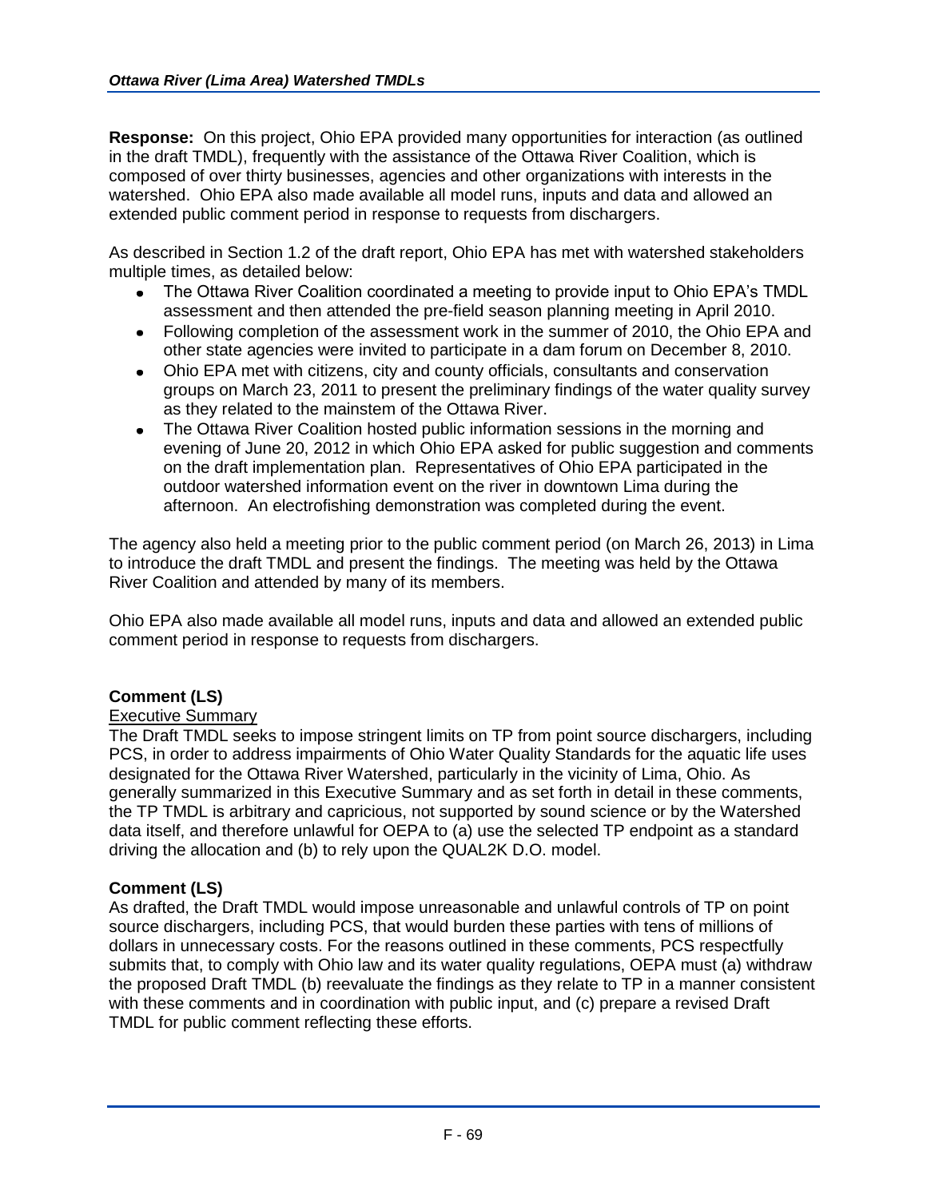**Response:** On this project, Ohio EPA provided many opportunities for interaction (as outlined in the draft TMDL), frequently with the assistance of the Ottawa River Coalition, which is composed of over thirty businesses, agencies and other organizations with interests in the watershed. Ohio EPA also made available all model runs, inputs and data and allowed an extended public comment period in response to requests from dischargers.

As described in Section 1.2 of the draft report, Ohio EPA has met with watershed stakeholders multiple times, as detailed below:

- The Ottawa River Coalition coordinated a meeting to provide input to Ohio EPA's TMDL assessment and then attended the pre-field season planning meeting in April 2010.
- Following completion of the assessment work in the summer of 2010, the Ohio EPA and other state agencies were invited to participate in a dam forum on December 8, 2010.
- Ohio EPA met with citizens, city and county officials, consultants and conservation groups on March 23, 2011 to present the preliminary findings of the water quality survey as they related to the mainstem of the Ottawa River.
- The Ottawa River Coalition hosted public information sessions in the morning and evening of June 20, 2012 in which Ohio EPA asked for public suggestion and comments on the draft implementation plan. Representatives of Ohio EPA participated in the outdoor watershed information event on the river in downtown Lima during the afternoon. An electrofishing demonstration was completed during the event.

The agency also held a meeting prior to the public comment period (on March 26, 2013) in Lima to introduce the draft TMDL and present the findings. The meeting was held by the Ottawa River Coalition and attended by many of its members.

Ohio EPA also made available all model runs, inputs and data and allowed an extended public comment period in response to requests from dischargers.

**Comment (LS)**

Executive Summary

The Draft TMDL seeks to impose stringent limits on TP from point source dischargers, including PCS, in order to address impairments of Ohio Water Quality Standards for the aquatic life uses designated for the Ottawa River Watershed, particularly in the vicinity of Lima, Ohio. As generally summarized in this Executive Summary and as set forth in detail in these comments, the TP TMDL is arbitrary and capricious, not supported by sound science or by the Watershed data itself, and therefore unlawful for OEPA to (a) use the selected TP endpoint as a standard driving the allocation and (b) to rely upon the QUAL2K D.O. model.

**Comment (LS)**

As drafted, the Draft TMDL would impose unreasonable and unlawful controls of TP on point source dischargers, including PCS, that would burden these parties with tens of millions of dollars in unnecessary costs. For the reasons outlined in these comments, PCS respectfully submits that, to comply with Ohio law and its water quality regulations, OEPA must (a) withdraw the proposed Draft TMDL (b) reevaluate the findings as they relate to TP in a manner consistent with these comments and in coordination with public input, and (c) prepare a revised Draft TMDL for public comment reflecting these efforts.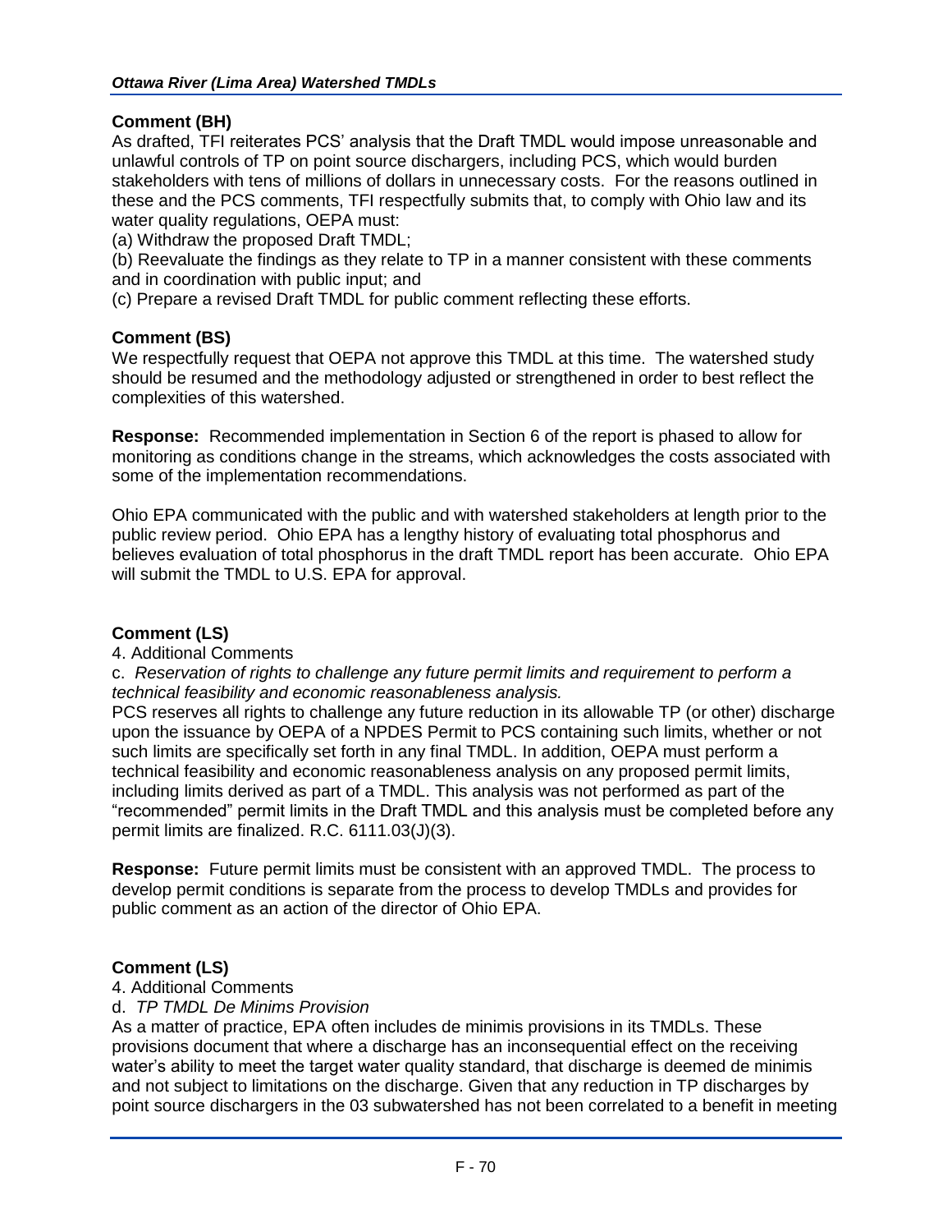**Comment (BH)**

As drafted, TFI reiterates PCS' analysis that the Draft TMDL would impose unreasonable and unlawful controls of TP on point source dischargers, including PCS, which would burden stakeholders with tens of millions of dollars in unnecessary costs. For the reasons outlined in these and the PCS comments, TFI respectfully submits that, to comply with Ohio law and its water quality regulations, OEPA must:

(a) Withdraw the proposed Draft TMDL;

(b) Reevaluate the findings as they relate to TP in a manner consistent with these comments and in coordination with public input; and

(c) Prepare a revised Draft TMDL for public comment reflecting these efforts.

**Comment (BS)**

We respectfully request that OEPA not approve this TMDL at this time. The watershed study should be resumed and the methodology adjusted or strengthened in order to best reflect the complexities of this watershed.

**Response:** Recommended implementation in Section 6 of the report is phased to allow for monitoring as conditions change in the streams, which acknowledges the costs associated with some of the implementation recommendations.

Ohio EPA communicated with the public and with watershed stakeholders at length prior to the public review period. Ohio EPA has a lengthy history of evaluating total phosphorus and believes evaluation of total phosphorus in the draft TMDL report has been accurate. Ohio EPA will submit the TMDL to U.S. EPA for approval.

**Comment (LS)**

4. Additional Comments

c. *Reservation of rights to challenge any future permit limits and requirement to perform a technical feasibility and economic reasonableness analysis.*

PCS reserves all rights to challenge any future reduction in its allowable TP (or other) discharge upon the issuance by OEPA of a NPDES Permit to PCS containing such limits, whether or not such limits are specifically set forth in any final TMDL. In addition, OEPA must perform a technical feasibility and economic reasonableness analysis on any proposed permit limits, including limits derived as part of a TMDL. This analysis was not performed as part of the "recommended" permit limits in the Draft TMDL and this analysis must be completed before any permit limits are finalized. R.C. 6111.03(J)(3).

**Response:** Future permit limits must be consistent with an approved TMDL. The process to develop permit conditions is separate from the process to develop TMDLs and provides for public comment as an action of the director of Ohio EPA.

**Comment (LS)**

4. Additional Comments

d. *TP TMDL De Minims Provision*

As a matter of practice, EPA often includes de minimis provisions in its TMDLs. These provisions document that where a discharge has an inconsequential effect on the receiving water's ability to meet the target water quality standard, that discharge is deemed de minimis and not subject to limitations on the discharge. Given that any reduction in TP discharges by point source dischargers in the 03 subwatershed has not been correlated to a benefit in meeting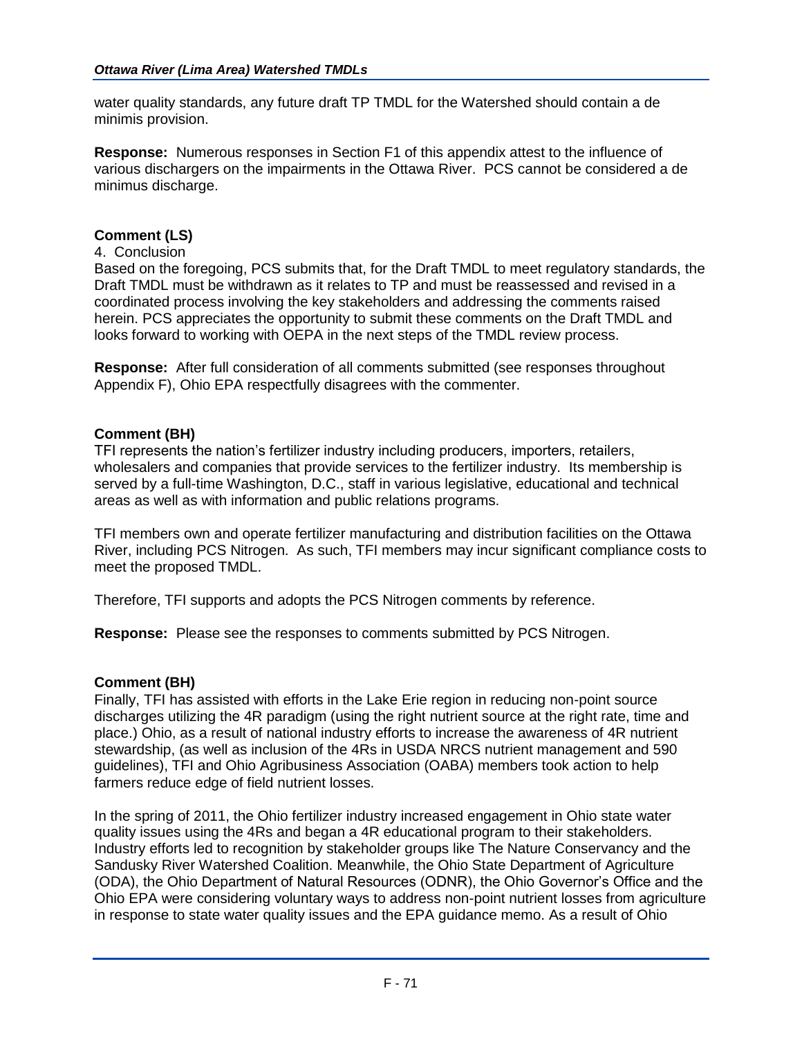water quality standards, any future draft TP TMDL for the Watershed should contain a de minimis provision.

**Response:** Numerous responses in Section F1 of this appendix attest to the influence of various dischargers on the impairments in the Ottawa River. PCS cannot be considered a de minimus discharge.

**Comment (LS)**

4. Conclusion

Based on the foregoing, PCS submits that, for the Draft TMDL to meet regulatory standards, the Draft TMDL must be withdrawn as it relates to TP and must be reassessed and revised in a coordinated process involving the key stakeholders and addressing the comments raised herein. PCS appreciates the opportunity to submit these comments on the Draft TMDL and looks forward to working with OEPA in the next steps of the TMDL review process.

**Response:** After full consideration of all comments submitted (see responses throughout Appendix F), Ohio EPA respectfully disagrees with the commenter.

**Comment (BH)**

TFI represents the nation's fertilizer industry including producers, importers, retailers, wholesalers and companies that provide services to the fertilizer industry. Its membership is served by a full-time Washington, D.C., staff in various legislative, educational and technical areas as well as with information and public relations programs.

TFI members own and operate fertilizer manufacturing and distribution facilities on the Ottawa River, including PCS Nitrogen. As such, TFI members may incur significant compliance costs to meet the proposed TMDL.

Therefore, TFI supports and adopts the PCS Nitrogen comments by reference.

**Response:** Please see the responses to comments submitted by PCS Nitrogen.

**Comment (BH)**

Finally, TFI has assisted with efforts in the Lake Erie region in reducing non-point source discharges utilizing the 4R paradigm (using the right nutrient source at the right rate, time and place.) Ohio, as a result of national industry efforts to increase the awareness of 4R nutrient stewardship, (as well as inclusion of the 4Rs in USDA NRCS nutrient management and 590 guidelines), TFI and Ohio Agribusiness Association (OABA) members took action to help farmers reduce edge of field nutrient losses.

In the spring of 2011, the Ohio fertilizer industry increased engagement in Ohio state water quality issues using the 4Rs and began a 4R educational program to their stakeholders. Industry efforts led to recognition by stakeholder groups like The Nature Conservancy and the Sandusky River Watershed Coalition. Meanwhile, the Ohio State Department of Agriculture (ODA), the Ohio Department of Natural Resources (ODNR), the Ohio Governor's Office and the Ohio EPA were considering voluntary ways to address non-point nutrient losses from agriculture in response to state water quality issues and the EPA guidance memo. As a result of Ohio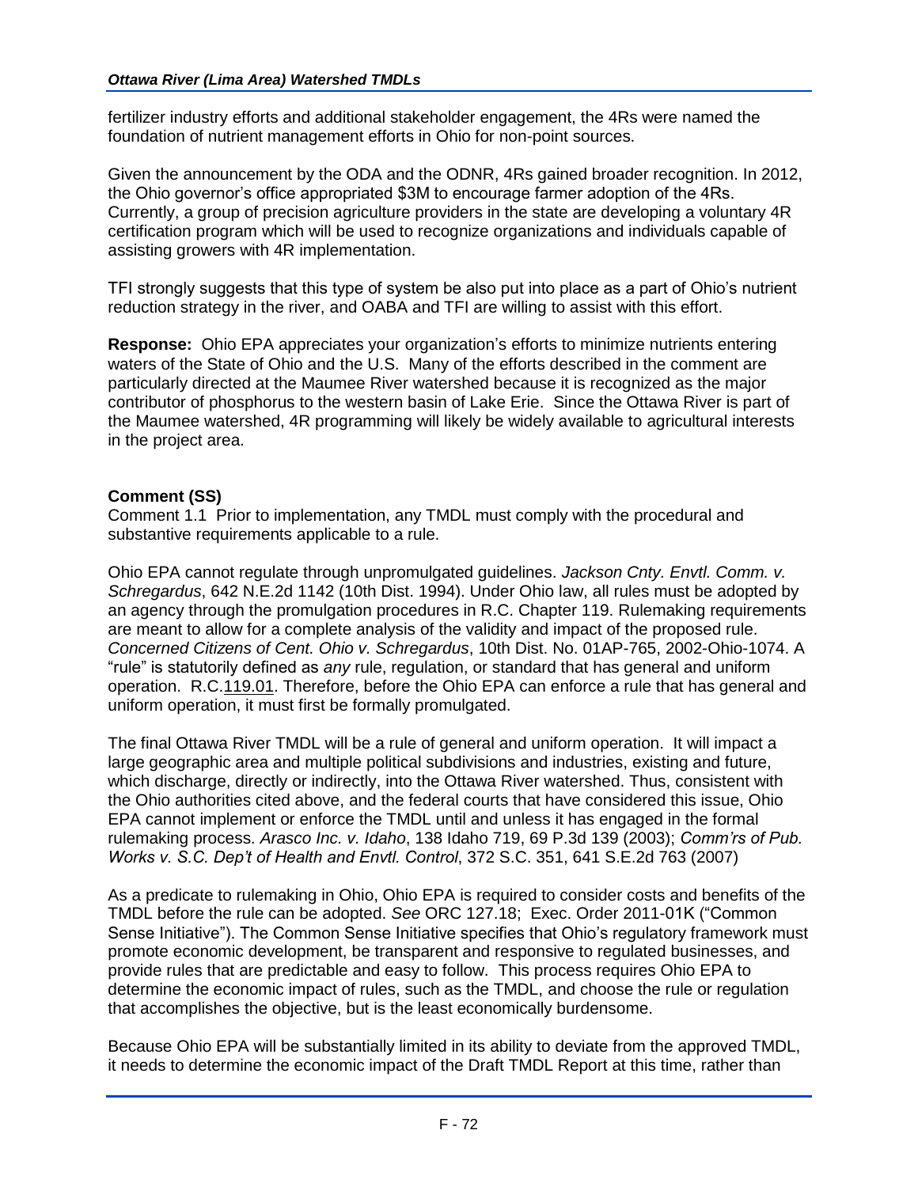fertilizer industry efforts and additional stakeholder engagement, the 4Rs were named the foundation of nutrient management efforts in Ohio for non-point sources.

Given the announcement by the ODA and the ODNR, 4Rs gained broader recognition. In 2012, the Ohio governor's office appropriated $3M to encourage farmer adoption of the 4Rs. Currently, a group of precision agriculture providers in the state are developing a voluntary 4R certification program which will be used to recognize organizations and individuals capable of assisting growers with 4R implementation.

TFI strongly suggests that this type of system be also put into place as a part of Ohio's nutrient reduction strategy in the river, and OABA and TFI are willing to assist with this effort.

**Response:** Ohio EPA appreciates your organization's efforts to minimize nutrients entering waters of the State of Ohio and the U.S. Many of the efforts described in the comment are particularly directed at the Maumee River watershed because it is recognized as the major contributor of phosphorus to the western basin of Lake Erie. Since the Ottawa River is part of the Maumee watershed, 4R programming will likely be widely available to agricultural interests in the project area.

**Comment (SS)**

Comment 1.1 Prior to implementation, any TMDL must comply with the procedural and substantive requirements applicable to a rule.

Ohio EPA cannot regulate through unpromulgated guidelines. *Jackson Cnty. Envtl. Comm. v. Schregardus*, 642 N.E.2d 1142 (10th Dist. 1994). Under Ohio law, all rules must be adopted by an agency through the promulgation procedures in R.C. Chapter 119. Rulemaking requirements are meant to allow for a complete analysis of the validity and impact of the proposed rule. *Concerned Citizens of Cent. Ohio v. Schregardus*, 10th Dist. No. 01AP-765, 2002-Ohio-1074. A "rule" is statutorily defined as *any* rule, regulation, or standard that has general and uniform operation. R.C.119.01. Therefore, before the Ohio EPA can enforce a rule that has general and uniform operation, it must first be formally promulgated.

The final Ottawa River TMDL will be a rule of general and uniform operation. It will impact a large geographic area and multiple political subdivisions and industries, existing and future, which discharge, directly or indirectly, into the Ottawa River watershed. Thus, consistent with the Ohio authorities cited above, and the federal courts that have considered this issue, Ohio EPA cannot implement or enforce the TMDL until and unless it has engaged in the formal rulemaking process. *Arasco Inc. v. Idaho*, 138 Idaho 719, 69 P.3d 139 (2003); *Comm'rs of Pub. Works v. S.C. Dep't of Health and Envtl. Control*, 372 S.C. 351, 641 S.E.2d 763 (2007)

As a predicate to rulemaking in Ohio, Ohio EPA is required to consider costs and benefits of the TMDL before the rule can be adopted. *See* ORC 127.18; Exec. Order 2011-01K ("Common Sense Initiative"). The Common Sense Initiative specifies that Ohio's regulatory framework must promote economic development, be transparent and responsive to regulated businesses, and provide rules that are predictable and easy to follow. This process requires Ohio EPA to determine the economic impact of rules, such as the TMDL, and choose the rule or regulation that accomplishes the objective, but is the least economically burdensome.

Because Ohio EPA will be substantially limited in its ability to deviate from the approved TMDL, it needs to determine the economic impact of the Draft TMDL Report at this time, rather than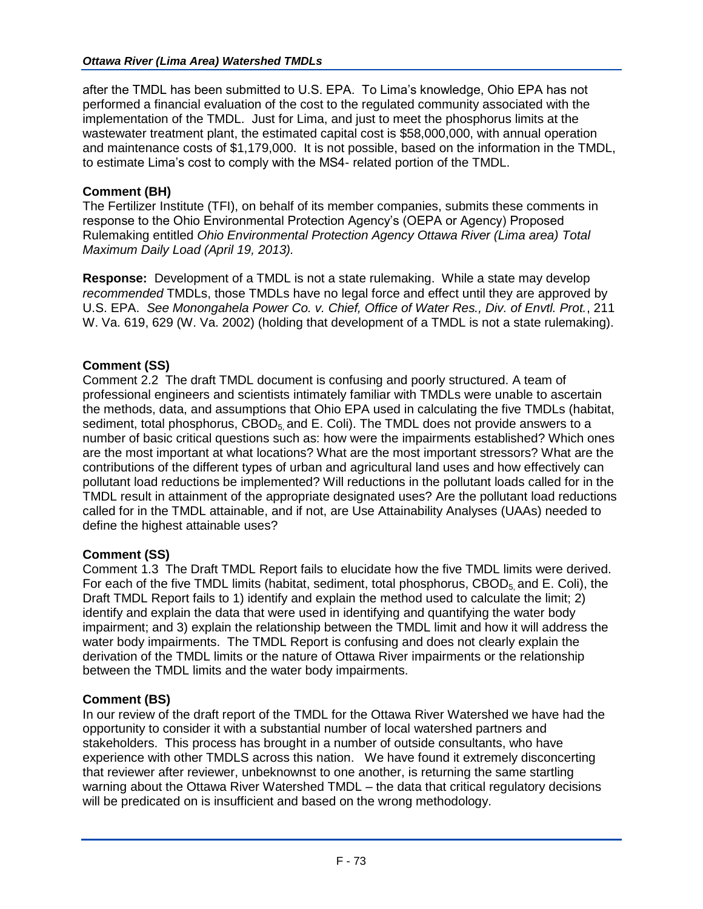after the TMDL has been submitted to U.S. EPA. To Lima's knowledge, Ohio EPA has not performed a financial evaluation of the cost to the regulated community associated with the implementation of the TMDL. Just for Lima, and just to meet the phosphorus limits at the wastewater treatment plant, the estimated capital cost is $58,000,000, with annual operation and maintenance costs of $1,179,000. It is not possible, based on the information in the TMDL, to estimate Lima's cost to comply with the MS4- related portion of the TMDL.

**Comment (BH)**
The Fertilizer Institute (TFI), on behalf of its member companies, submits these comments in response to the Ohio Environmental Protection Agency's (OEPA or Agency) Proposed Rulemaking entitled *Ohio Environmental Protection Agency Ottawa River (Lima area) Total Maximum Daily Load (April 19, 2013).*

**Response:** Development of a TMDL is not a state rulemaking. While a state may develop *recommended* TMDLs, those TMDLs have no legal force and effect until they are approved by U.S. EPA. *See Monongahela Power Co. v. Chief, Office of Water Res., Div. of Envtl. Prot.*, 211 W. Va. 619, 629 (W. Va. 2002) (holding that development of a TMDL is not a state rulemaking).

**Comment (SS)**
Comment 2.2 The draft TMDL document is confusing and poorly structured. A team of professional engineers and scientists intimately familiar with TMDLs were unable to ascertain the methods, data, and assumptions that Ohio EPA used in calculating the five TMDLs (habitat, sediment, total phosphorus, $CBOD_5$, and E. Coli). The TMDL does not provide answers to a number of basic critical questions such as: how were the impairments established? Which ones are the most important at what locations? What are the most important stressors? What are the contributions of the different types of urban and agricultural land uses and how effectively can pollutant load reductions be implemented? Will reductions in the pollutant loads called for in the TMDL result in attainment of the appropriate designated uses? Are the pollutant load reductions called for in the TMDL attainable, and if not, are Use Attainability Analyses (UAAs) needed to define the highest attainable uses?

**Comment (SS)**
Comment 1.3 The Draft TMDL Report fails to elucidate how the five TMDL limits were derived. For each of the five TMDL limits (habitat, sediment, total phosphorus, $CBOD_5$ and E. Coli), the Draft TMDL Report fails to 1) identify and explain the method used to calculate the limit; 2) identify and explain the data that were used in identifying and quantifying the water body impairment; and 3) explain the relationship between the TMDL limit and how it will address the water body impairments. The TMDL Report is confusing and does not clearly explain the derivation of the TMDL limits or the nature of Ottawa River impairments or the relationship between the TMDL limits and the water body impairments.

**Comment (BS)**
In our review of the draft report of the TMDL for the Ottawa River Watershed we have had the opportunity to consider it with a substantial number of local watershed partners and stakeholders. This process has brought in a number of outside consultants, who have experience with other TMDLS across this nation. We have found it extremely disconcerting that reviewer after reviewer, unbeknownst to one another, is returning the same startling warning about the Ottawa River Watershed TMDL – the data that critical regulatory decisions will be predicated on is insufficient and based on the wrong methodology.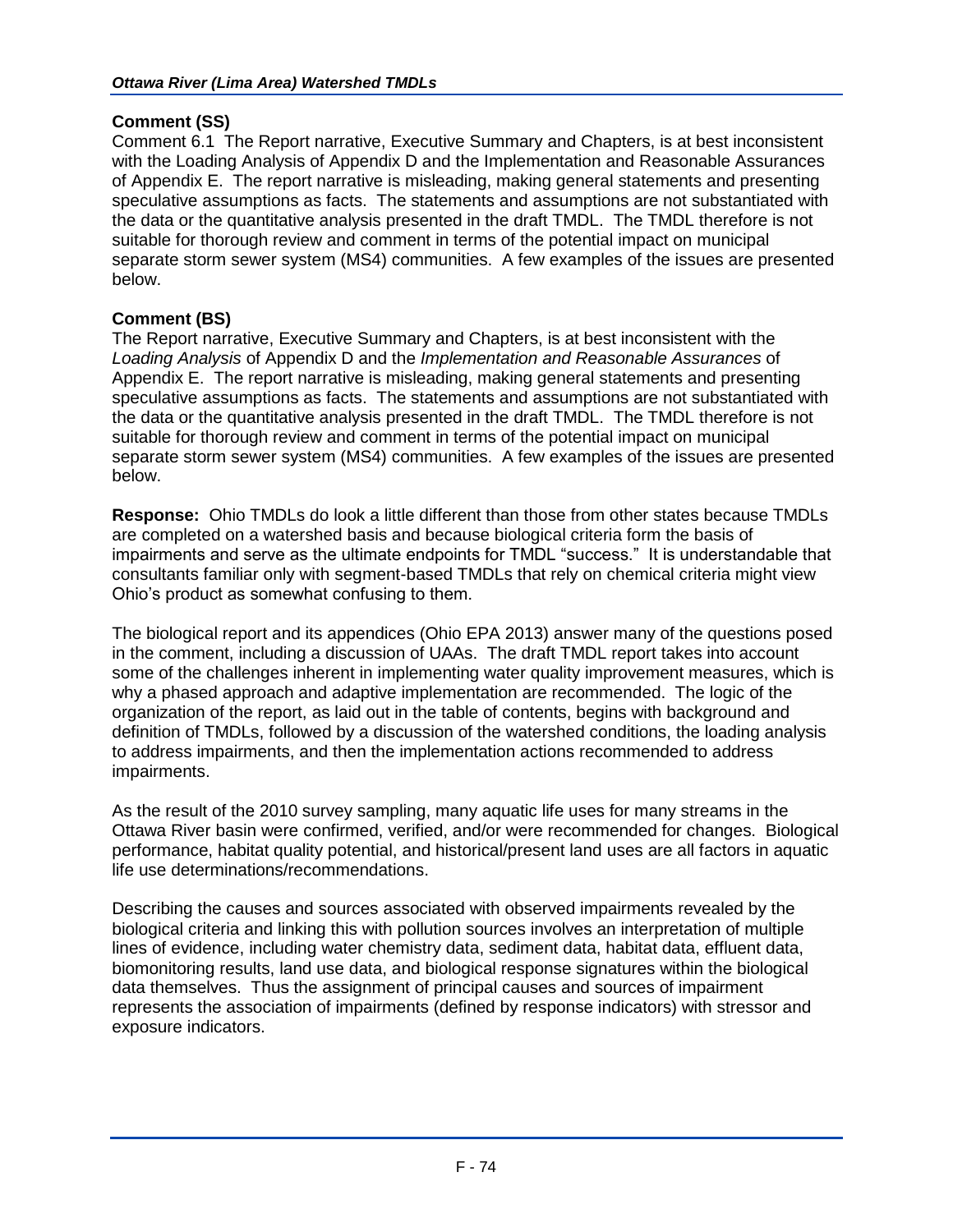**Comment (SS)**

Comment 6.1 The Report narrative, Executive Summary and Chapters, is at best inconsistent with the Loading Analysis of Appendix D and the Implementation and Reasonable Assurances of Appendix E. The report narrative is misleading, making general statements and presenting speculative assumptions as facts. The statements and assumptions are not substantiated with the data or the quantitative analysis presented in the draft TMDL. The TMDL therefore is not suitable for thorough review and comment in terms of the potential impact on municipal separate storm sewer system (MS4) communities. A few examples of the issues are presented below.

**Comment (BS)**

The Report narrative, Executive Summary and Chapters, is at best inconsistent with the *Loading Analysis* of Appendix D and the *Implementation and Reasonable Assurances* of Appendix E. The report narrative is misleading, making general statements and presenting speculative assumptions as facts. The statements and assumptions are not substantiated with the data or the quantitative analysis presented in the draft TMDL. The TMDL therefore is not suitable for thorough review and comment in terms of the potential impact on municipal separate storm sewer system (MS4) communities. A few examples of the issues are presented below.

**Response:** Ohio TMDLs do look a little different than those from other states because TMDLs are completed on a watershed basis and because biological criteria form the basis of impairments and serve as the ultimate endpoints for TMDL "success." It is understandable that consultants familiar only with segment-based TMDLs that rely on chemical criteria might view Ohio's product as somewhat confusing to them.

The biological report and its appendices (Ohio EPA 2013) answer many of the questions posed in the comment, including a discussion of UAAs. The draft TMDL report takes into account some of the challenges inherent in implementing water quality improvement measures, which is why a phased approach and adaptive implementation are recommended. The logic of the organization of the report, as laid out in the table of contents, begins with background and definition of TMDLs, followed by a discussion of the watershed conditions, the loading analysis to address impairments, and then the implementation actions recommended to address impairments.

As the result of the 2010 survey sampling, many aquatic life uses for many streams in the Ottawa River basin were confirmed, verified, and/or were recommended for changes. Biological performance, habitat quality potential, and historical/present land uses are all factors in aquatic life use determinations/recommendations.

Describing the causes and sources associated with observed impairments revealed by the biological criteria and linking this with pollution sources involves an interpretation of multiple lines of evidence, including water chemistry data, sediment data, habitat data, effluent data, biomonitoring results, land use data, and biological response signatures within the biological data themselves. Thus the assignment of principal causes and sources of impairment represents the association of impairments (defined by response indicators) with stressor and exposure indicators.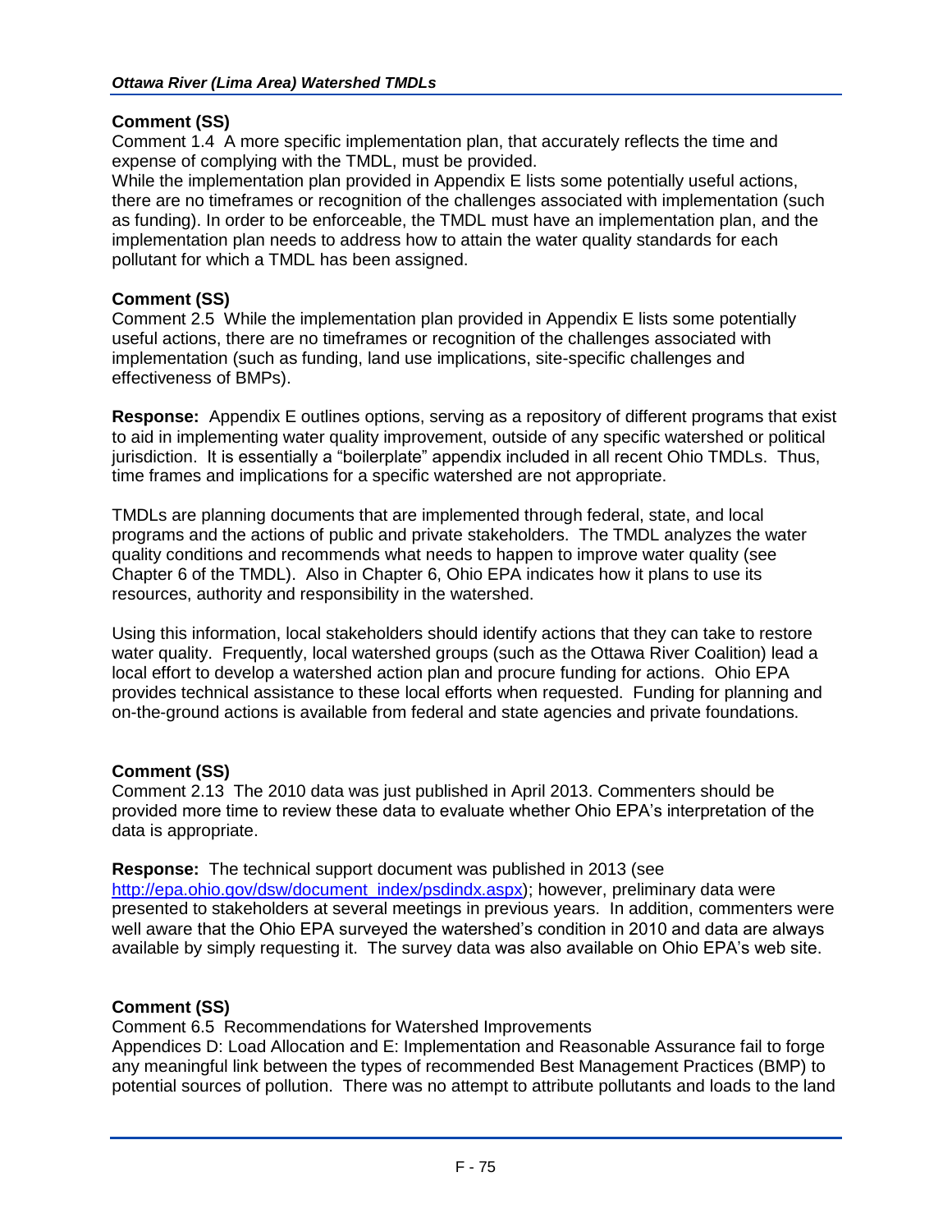**Comment (SS)**
Comment 1.4 A more specific implementation plan, that accurately reflects the time and expense of complying with the TMDL, must be provided.
While the implementation plan provided in Appendix E lists some potentially useful actions, there are no timeframes or recognition of the challenges associated with implementation (such as funding). In order to be enforceable, the TMDL must have an implementation plan, and the implementation plan needs to address how to attain the water quality standards for each pollutant for which a TMDL has been assigned.

**Comment (SS)**
Comment 2.5 While the implementation plan provided in Appendix E lists some potentially useful actions, there are no timeframes or recognition of the challenges associated with implementation (such as funding, land use implications, site-specific challenges and effectiveness of BMPs).

**Response:** Appendix E outlines options, serving as a repository of different programs that exist to aid in implementing water quality improvement, outside of any specific watershed or political jurisdiction. It is essentially a "boilerplate" appendix included in all recent Ohio TMDLs. Thus, time frames and implications for a specific watershed are not appropriate.

TMDLs are planning documents that are implemented through federal, state, and local programs and the actions of public and private stakeholders. The TMDL analyzes the water quality conditions and recommends what needs to happen to improve water quality (see Chapter 6 of the TMDL). Also in Chapter 6, Ohio EPA indicates how it plans to use its resources, authority and responsibility in the watershed.

Using this information, local stakeholders should identify actions that they can take to restore water quality. Frequently, local watershed groups (such as the Ottawa River Coalition) lead a local effort to develop a watershed action plan and procure funding for actions. Ohio EPA provides technical assistance to these local efforts when requested. Funding for planning and on-the-ground actions is available from federal and state agencies and private foundations.

**Comment (SS)**
Comment 2.13 The 2010 data was just published in April 2013. Commenters should be provided more time to review these data to evaluate whether Ohio EPA's interpretation of the data is appropriate.

**Response:** The technical support document was published in 2013 (see http://epa.ohio.gov/dsw/document_index/psdindx.aspx); however, preliminary data were presented to stakeholders at several meetings in previous years. In addition, commenters were well aware that the Ohio EPA surveyed the watershed's condition in 2010 and data are always available by simply requesting it. The survey data was also available on Ohio EPA's web site.

**Comment (SS)**
Comment 6.5 Recommendations for Watershed Improvements
Appendices D: Load Allocation and E: Implementation and Reasonable Assurance fail to forge any meaningful link between the types of recommended Best Management Practices (BMP) to potential sources of pollution. There was no attempt to attribute pollutants and loads to the land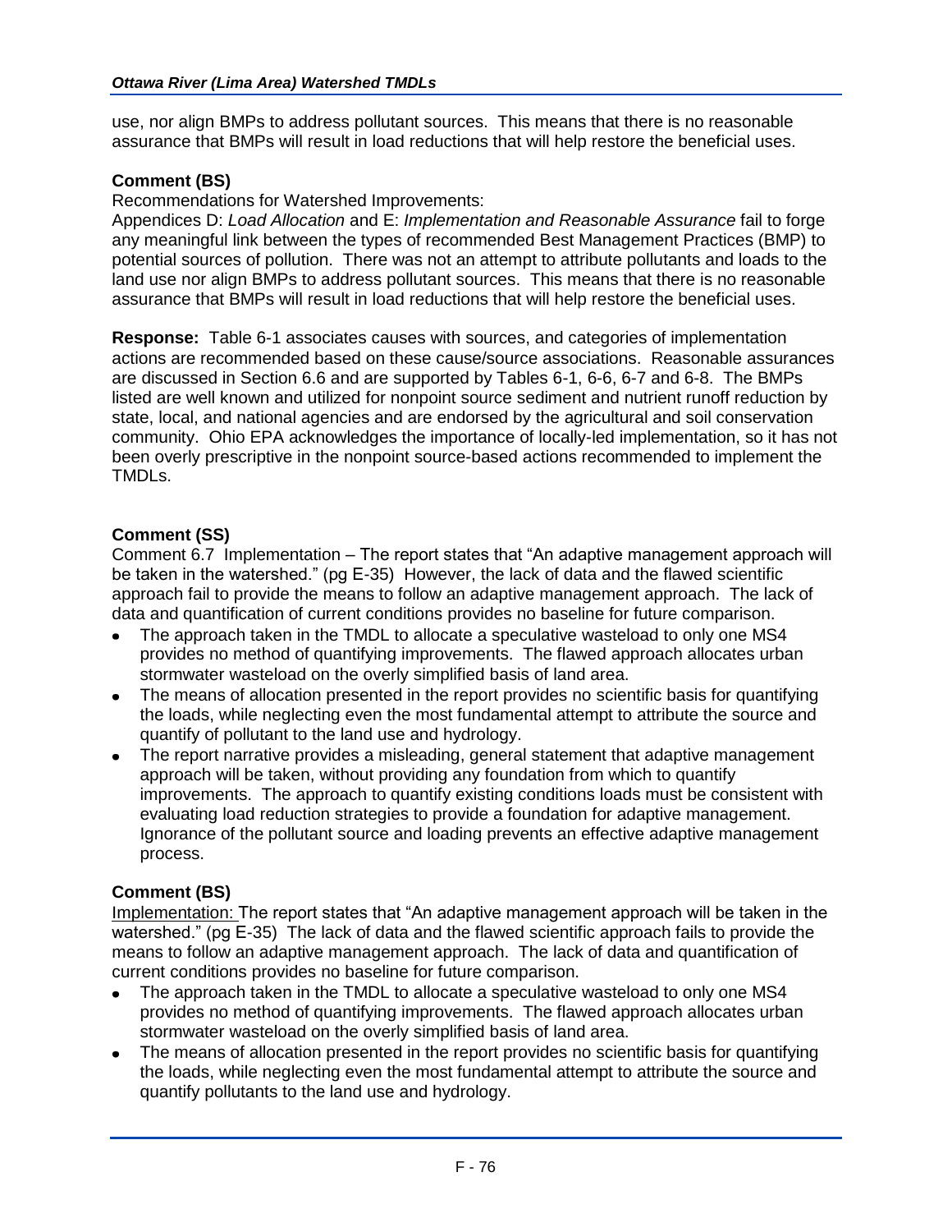use, nor align BMPs to address pollutant sources. This means that there is no reasonable assurance that BMPs will result in load reductions that will help restore the beneficial uses.

**Comment (BS)**

Recommendations for Watershed Improvements:

Appendices D: *Load Allocation* and E: *Implementation and Reasonable Assurance* fail to forge any meaningful link between the types of recommended Best Management Practices (BMP) to potential sources of pollution. There was not an attempt to attribute pollutants and loads to the land use nor align BMPs to address pollutant sources. This means that there is no reasonable assurance that BMPs will result in load reductions that will help restore the beneficial uses.

**Response:** Table 6-1 associates causes with sources, and categories of implementation actions are recommended based on these cause/source associations. Reasonable assurances are discussed in Section 6.6 and are supported by Tables 6-1, 6-6, 6-7 and 6-8. The BMPs listed are well known and utilized for nonpoint source sediment and nutrient runoff reduction by state, local, and national agencies and are endorsed by the agricultural and soil conservation community. Ohio EPA acknowledges the importance of locally-led implementation, so it has not been overly prescriptive in the nonpoint source-based actions recommended to implement the TMDLs.

**Comment (SS)**

Comment 6.7 Implementation – The report states that "An adaptive management approach will be taken in the watershed." (pg E-35) However, the lack of data and the flawed scientific approach fail to provide the means to follow an adaptive management approach. The lack of data and quantification of current conditions provides no baseline for future comparison.

- The approach taken in the TMDL to allocate a speculative wasteload to only one MS4 provides no method of quantifying improvements. The flawed approach allocates urban stormwater wasteload on the overly simplified basis of land area.
- The means of allocation presented in the report provides no scientific basis for quantifying the loads, while neglecting even the most fundamental attempt to attribute the source and quantify of pollutant to the land use and hydrology.
- The report narrative provides a misleading, general statement that adaptive management approach will be taken, without providing any foundation from which to quantify improvements. The approach to quantify existing conditions loads must be consistent with evaluating load reduction strategies to provide a foundation for adaptive management. Ignorance of the pollutant source and loading prevents an effective adaptive management process.

**Comment (BS)**

Implementation: The report states that "An adaptive management approach will be taken in the watershed." (pg E-35) The lack of data and the flawed scientific approach fails to provide the means to follow an adaptive management approach. The lack of data and quantification of current conditions provides no baseline for future comparison.

- The approach taken in the TMDL to allocate a speculative wasteload to only one MS4 provides no method of quantifying improvements. The flawed approach allocates urban stormwater wasteload on the overly simplified basis of land area.
- The means of allocation presented in the report provides no scientific basis for quantifying the loads, while neglecting even the most fundamental attempt to attribute the source and quantify pollutants to the land use and hydrology.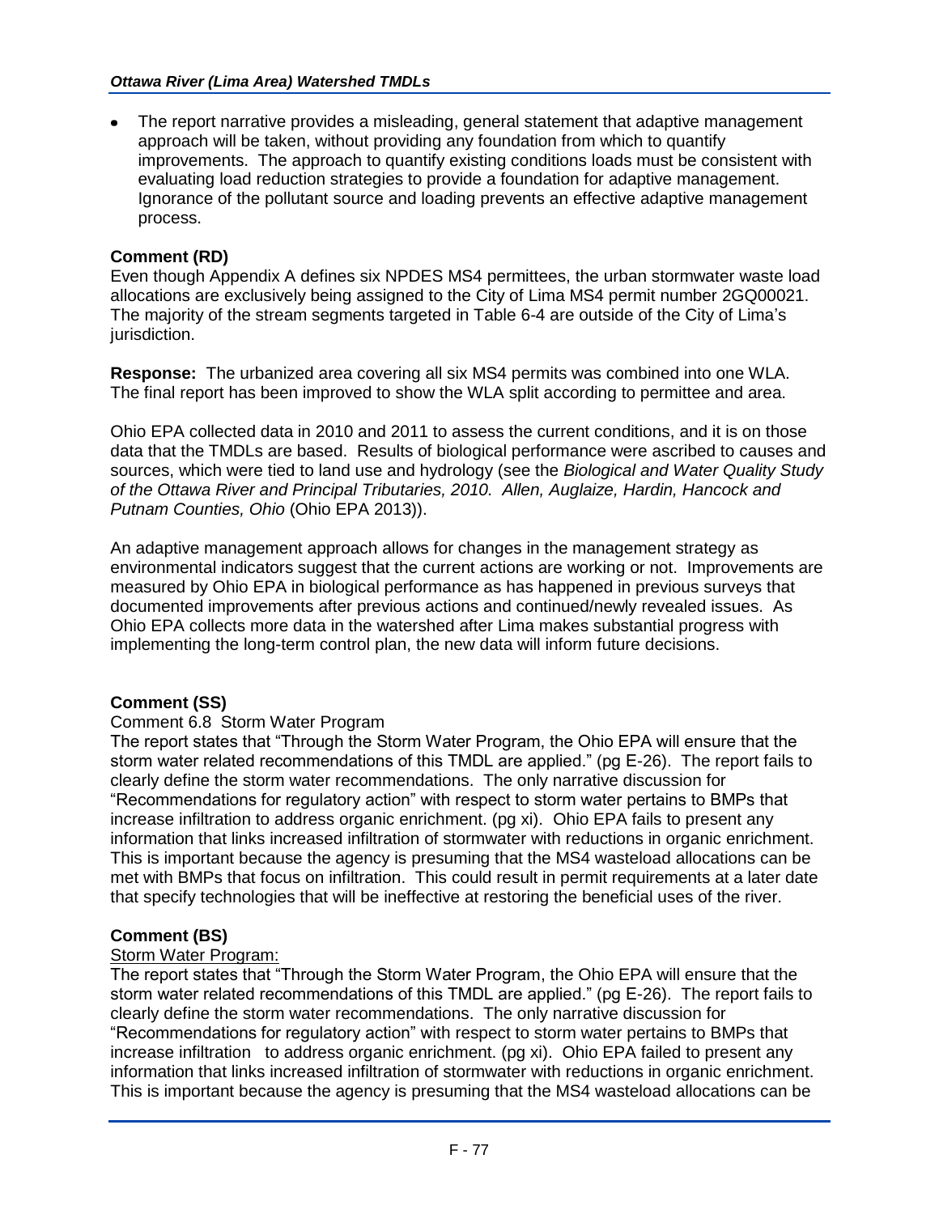- The report narrative provides a misleading, general statement that adaptive management approach will be taken, without providing any foundation from which to quantify improvements. The approach to quantify existing conditions loads must be consistent with evaluating load reduction strategies to provide a foundation for adaptive management. Ignorance of the pollutant source and loading prevents an effective adaptive management process.

**Comment (RD)**
Even though Appendix A defines six NPDES MS4 permittees, the urban stormwater waste load allocations are exclusively being assigned to the City of Lima MS4 permit number 2GQ00021. The majority of the stream segments targeted in Table 6-4 are outside of the City of Lima's jurisdiction.

**Response:** The urbanized area covering all six MS4 permits was combined into one WLA. The final report has been improved to show the WLA split according to permittee and area.

Ohio EPA collected data in 2010 and 2011 to assess the current conditions, and it is on those data that the TMDLs are based. Results of biological performance were ascribed to causes and sources, which were tied to land use and hydrology (see the *Biological and Water Quality Study of the Ottawa River and Principal Tributaries, 2010. Allen, Auglaize, Hardin, Hancock and Putnam Counties, Ohio* (Ohio EPA 2013)).

An adaptive management approach allows for changes in the management strategy as environmental indicators suggest that the current actions are working or not. Improvements are measured by Ohio EPA in biological performance as has happened in previous surveys that documented improvements after previous actions and continued/newly revealed issues. As Ohio EPA collects more data in the watershed after Lima makes substantial progress with implementing the long-term control plan, the new data will inform future decisions.

**Comment (SS)**
Comment 6.8 Storm Water Program
The report states that "Through the Storm Water Program, the Ohio EPA will ensure that the storm water related recommendations of this TMDL are applied." (pg E-26). The report fails to clearly define the storm water recommendations. The only narrative discussion for "Recommendations for regulatory action" with respect to storm water pertains to BMPs that increase infiltration to address organic enrichment. (pg xi). Ohio EPA fails to present any information that links increased infiltration of stormwater with reductions in organic enrichment. This is important because the agency is presuming that the MS4 wasteload allocations can be met with BMPs that focus on infiltration. This could result in permit requirements at a later date that specify technologies that will be ineffective at restoring the beneficial uses of the river.

**Comment (BS)**
Storm Water Program:
The report states that "Through the Storm Water Program, the Ohio EPA will ensure that the storm water related recommendations of this TMDL are applied." (pg E-26). The report fails to clearly define the storm water recommendations. The only narrative discussion for "Recommendations for regulatory action" with respect to storm water pertains to BMPs that increase infiltration to address organic enrichment. (pg xi). Ohio EPA failed to present any information that links increased infiltration of stormwater with reductions in organic enrichment. This is important because the agency is presuming that the MS4 wasteload allocations can be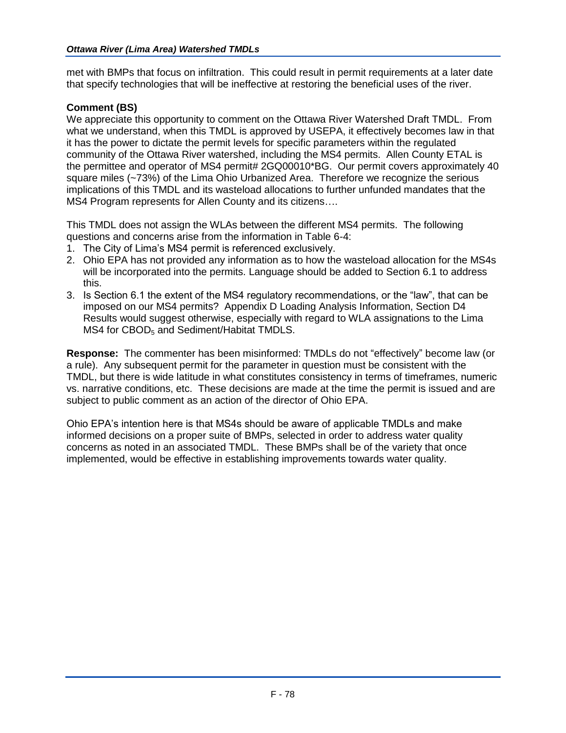met with BMPs that focus on infiltration. This could result in permit requirements at a later date that specify technologies that will be ineffective at restoring the beneficial uses of the river.

**Comment (BS)**

We appreciate this opportunity to comment on the Ottawa River Watershed Draft TMDL. From what we understand, when this TMDL is approved by USEPA, it effectively becomes law in that it has the power to dictate the permit levels for specific parameters within the regulated community of the Ottawa River watershed, including the MS4 permits. Allen County ETAL is the permittee and operator of MS4 permit# 2GQ00010*BG. Our permit covers approximately 40 square miles (~73%) of the Lima Ohio Urbanized Area. Therefore we recognize the serious implications of this TMDL and its wasteload allocations to further unfunded mandates that the MS4 Program represents for Allen County and its citizens….

This TMDL does not assign the WLAs between the different MS4 permits. The following questions and concerns arise from the information in Table 6-4:

1. The City of Lima's MS4 permit is referenced exclusively.
2. Ohio EPA has not provided any information as to how the wasteload allocation for the MS4s will be incorporated into the permits. Language should be added to Section 6.1 to address this.
3. Is Section 6.1 the extent of the MS4 regulatory recommendations, or the "law", that can be imposed on our MS4 permits? Appendix D Loading Analysis Information, Section D4 Results would suggest otherwise, especially with regard to WLA assignations to the Lima MS4 for $CBOD_5$ and Sediment/Habitat TMDLS.

**Response:** The commenter has been misinformed: TMDLs do not "effectively" become law (or a rule). Any subsequent permit for the parameter in question must be consistent with the TMDL, but there is wide latitude in what constitutes consistency in terms of timeframes, numeric vs. narrative conditions, etc. These decisions are made at the time the permit is issued and are subject to public comment as an action of the director of Ohio EPA.

Ohio EPA's intention here is that MS4s should be aware of applicable TMDLs and make informed decisions on a proper suite of BMPs, selected in order to address water quality concerns as noted in an associated TMDL. These BMPs shall be of the variety that once implemented, would be effective in establishing improvements towards water quality.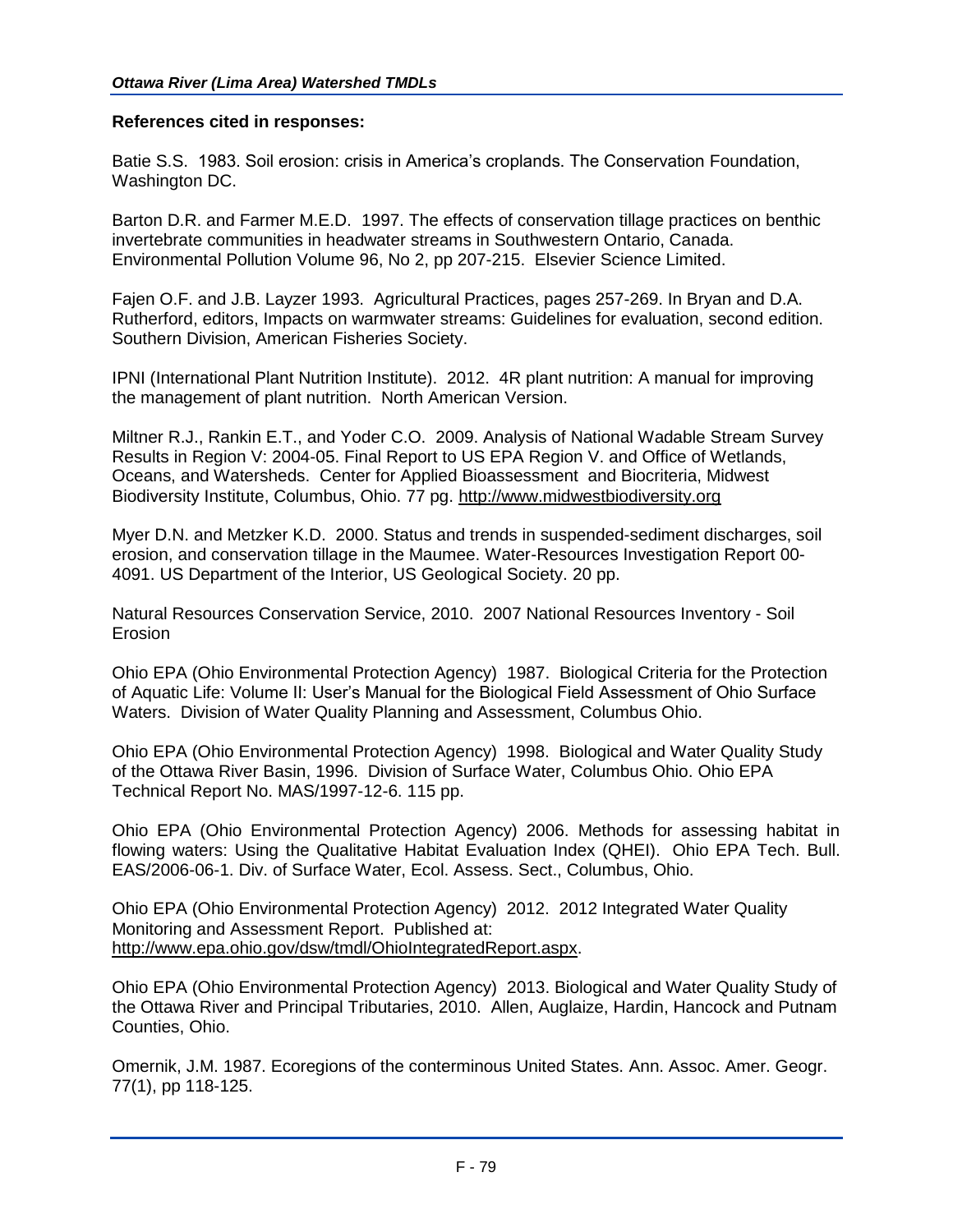**References cited in responses:**

Batie S.S. 1983. Soil erosion: crisis in America's croplands. The Conservation Foundation, Washington DC.

Barton D.R. and Farmer M.E.D. 1997. The effects of conservation tillage practices on benthic invertebrate communities in headwater streams in Southwestern Ontario, Canada. Environmental Pollution Volume 96, No 2, pp 207-215. Elsevier Science Limited.

Fajen O.F. and J.B. Layzer 1993. Agricultural Practices, pages 257-269. In Bryan and D.A. Rutherford, editors, Impacts on warmwater streams: Guidelines for evaluation, second edition. Southern Division, American Fisheries Society.

IPNI (International Plant Nutrition Institute). 2012. 4R plant nutrition: A manual for improving the management of plant nutrition. North American Version.

Miltner R.J., Rankin E.T., and Yoder C.O. 2009. Analysis of National Wadable Stream Survey Results in Region V: 2004-05. Final Report to US EPA Region V. and Office of Wetlands, Oceans, and Watersheds. Center for Applied Bioassessment and Biocriteria, Midwest Biodiversity Institute, Columbus, Ohio. 77 pg. http://www.midwestbiodiversity.org

Myer D.N. and Metzker K.D. 2000. Status and trends in suspended-sediment discharges, soil erosion, and conservation tillage in the Maumee. Water-Resources Investigation Report 00-4091. US Department of the Interior, US Geological Society. 20 pp.

Natural Resources Conservation Service, 2010. 2007 National Resources Inventory - Soil Erosion

Ohio EPA (Ohio Environmental Protection Agency) 1987. Biological Criteria for the Protection of Aquatic Life: Volume II: User's Manual for the Biological Field Assessment of Ohio Surface Waters. Division of Water Quality Planning and Assessment, Columbus Ohio.

Ohio EPA (Ohio Environmental Protection Agency) 1998. Biological and Water Quality Study of the Ottawa River Basin, 1996. Division of Surface Water, Columbus Ohio. Ohio EPA Technical Report No. MAS/1997-12-6. 115 pp.

Ohio EPA (Ohio Environmental Protection Agency) 2006. Methods for assessing habitat in flowing waters: Using the Qualitative Habitat Evaluation Index (QHEI). Ohio EPA Tech. Bull. EAS/2006-06-1. Div. of Surface Water, Ecol. Assess. Sect., Columbus, Ohio.

Ohio EPA (Ohio Environmental Protection Agency) 2012. 2012 Integrated Water Quality Monitoring and Assessment Report. Published at: http://www.epa.ohio.gov/dsw/tmdl/OhioIntegratedReport.aspx.

Ohio EPA (Ohio Environmental Protection Agency) 2013. Biological and Water Quality Study of the Ottawa River and Principal Tributaries, 2010. Allen, Auglaize, Hardin, Hancock and Putnam Counties, Ohio.

Omernik, J.M. 1987. Ecoregions of the conterminous United States. Ann. Assoc. Amer. Geogr. 77(1), pp 118-125.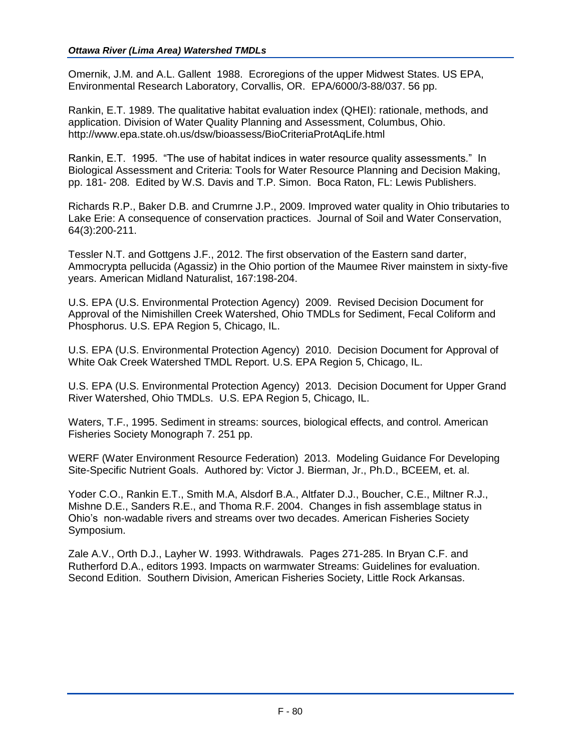Omernik, J.M. and A.L. Gallent 1988. Ecroregions of the upper Midwest States. US EPA, Environmental Research Laboratory, Corvallis, OR. EPA/6000/3-88/037. 56 pp.

Rankin, E.T. 1989. The qualitative habitat evaluation index (QHEI): rationale, methods, and application. Division of Water Quality Planning and Assessment, Columbus, Ohio. http://www.epa.state.oh.us/dsw/bioassess/BioCriteriaProtAqLife.html

Rankin, E.T. 1995. "The use of habitat indices in water resource quality assessments." In Biological Assessment and Criteria: Tools for Water Resource Planning and Decision Making, pp. 181- 208. Edited by W.S. Davis and T.P. Simon. Boca Raton, FL: Lewis Publishers.

Richards R.P., Baker D.B. and Crumrne J.P., 2009. Improved water quality in Ohio tributaries to Lake Erie: A consequence of conservation practices. Journal of Soil and Water Conservation, 64(3):200-211.

Tessler N.T. and Gottgens J.F., 2012. The first observation of the Eastern sand darter, Ammocrypta pellucida (Agassiz) in the Ohio portion of the Maumee River mainstem in sixty-five years. American Midland Naturalist, 167:198-204.

U.S. EPA (U.S. Environmental Protection Agency) 2009. Revised Decision Document for Approval of the Nimishillen Creek Watershed, Ohio TMDLs for Sediment, Fecal Coliform and Phosphorus. U.S. EPA Region 5, Chicago, IL.

U.S. EPA (U.S. Environmental Protection Agency) 2010. Decision Document for Approval of White Oak Creek Watershed TMDL Report. U.S. EPA Region 5, Chicago, IL.

U.S. EPA (U.S. Environmental Protection Agency) 2013. Decision Document for Upper Grand River Watershed, Ohio TMDLs. U.S. EPA Region 5, Chicago, IL.

Waters, T.F., 1995. Sediment in streams: sources, biological effects, and control. American Fisheries Society Monograph 7. 251 pp.

WERF (Water Environment Resource Federation) 2013. Modeling Guidance For Developing Site-Specific Nutrient Goals. Authored by: Victor J. Bierman, Jr., Ph.D., BCEEM, et. al.

Yoder C.O., Rankin E.T., Smith M.A, Alsdorf B.A., Altfater D.J., Boucher, C.E., Miltner R.J., Mishne D.E., Sanders R.E., and Thoma R.F. 2004. Changes in fish assemblage status in Ohio's non-wadable rivers and streams over two decades. American Fisheries Society Symposium.

Zale A.V., Orth D.J., Layher W. 1993. Withdrawals. Pages 271-285. In Bryan C.F. and Rutherford D.A., editors 1993. Impacts on warmwater Streams: Guidelines for evaluation. Second Edition. Southern Division, American Fisheries Society, Little Rock Arkansas.